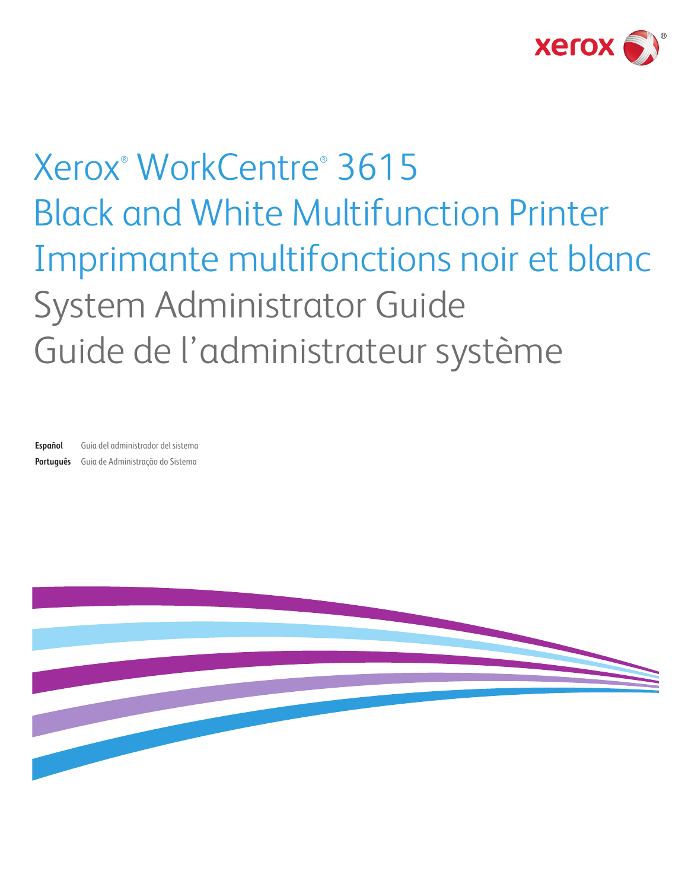xerox®

# Xerox® WorkCentre® 3615
# Black and White Multifunction Printer
# Imprimante multifonctions noir et blanc

## System Administrator Guide
## Guide de l'administrateur système

**Español** Guía del administrador del sistema
**Português** Guia de Administração do Sistema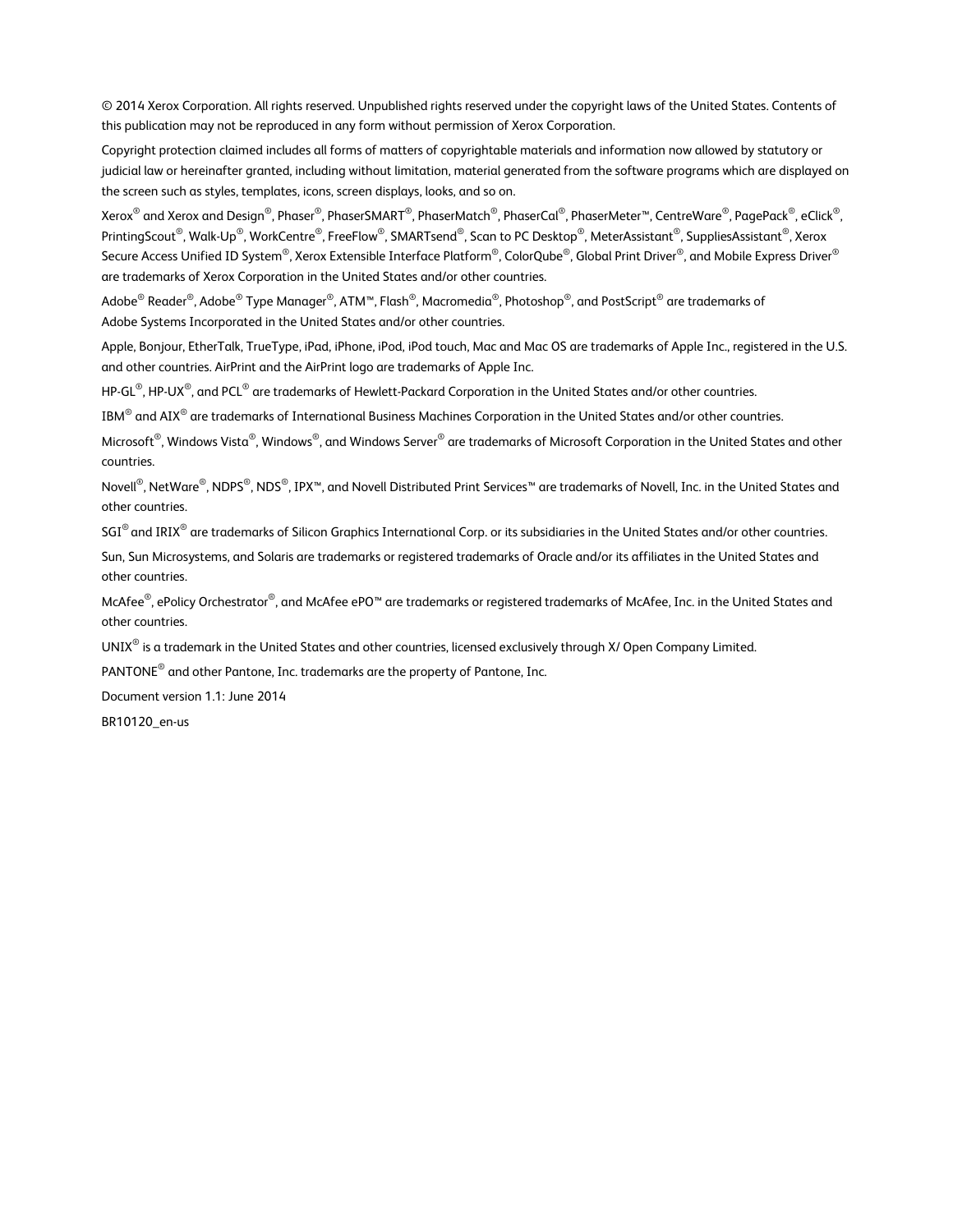© 2014 Xerox Corporation. All rights reserved. Unpublished rights reserved under the copyright laws of the United States. Contents of this publication may not be reproduced in any form without permission of Xerox Corporation.

Copyright protection claimed includes all forms of matters of copyrightable materials and information now allowed by statutory or judicial law or hereinafter granted, including without limitation, material generated from the software programs which are displayed on the screen such as styles, templates, icons, screen displays, looks, and so on.

Xerox® and Xerox and Design®, Phaser®, PhaserSMART®, PhaserMatch®, PhaserCal®, PhaserMeter™, CentreWare®, PagePack®, eClick®, PrintingScout®, Walk-Up®, WorkCentre®, FreeFlow®, SMARTsend®, Scan to PC Desktop®, MeterAssistant®, SuppliesAssistant®, Xerox Secure Access Unified ID System®, Xerox Extensible Interface Platform®, ColorQube®, Global Print Driver®, and Mobile Express Driver® are trademarks of Xerox Corporation in the United States and/or other countries.

Adobe® Reader®, Adobe® Type Manager®, ATM™, Flash®, Macromedia®, Photoshop®, and PostScript® are trademarks of Adobe Systems Incorporated in the United States and/or other countries.

Apple, Bonjour, EtherTalk, TrueType, iPad, iPhone, iPod, iPod touch, Mac and Mac OS are trademarks of Apple Inc., registered in the U.S. and other countries. AirPrint and the AirPrint logo are trademarks of Apple Inc.

HP-GL®, HP-UX®, and PCL® are trademarks of Hewlett-Packard Corporation in the United States and/or other countries.

IBM® and AIX® are trademarks of International Business Machines Corporation in the United States and/or other countries.

Microsoft®, Windows Vista®, Windows®, and Windows Server® are trademarks of Microsoft Corporation in the United States and other countries.

Novell®, NetWare®, NDPS®, NDS®, IPX™, and Novell Distributed Print Services™ are trademarks of Novell, Inc. in the United States and other countries.

SGI® and IRIX® are trademarks of Silicon Graphics International Corp. or its subsidiaries in the United States and/or other countries.

Sun, Sun Microsystems, and Solaris are trademarks or registered trademarks of Oracle and/or its affiliates in the United States and other countries.

McAfee®, ePolicy Orchestrator®, and McAfee ePO™ are trademarks or registered trademarks of McAfee, Inc. in the United States and other countries.

UNIX® is a trademark in the United States and other countries, licensed exclusively through X/ Open Company Limited.

PANTONE® and other Pantone, Inc. trademarks are the property of Pantone, Inc.

Document version 1.1: June 2014

BR10120_en-us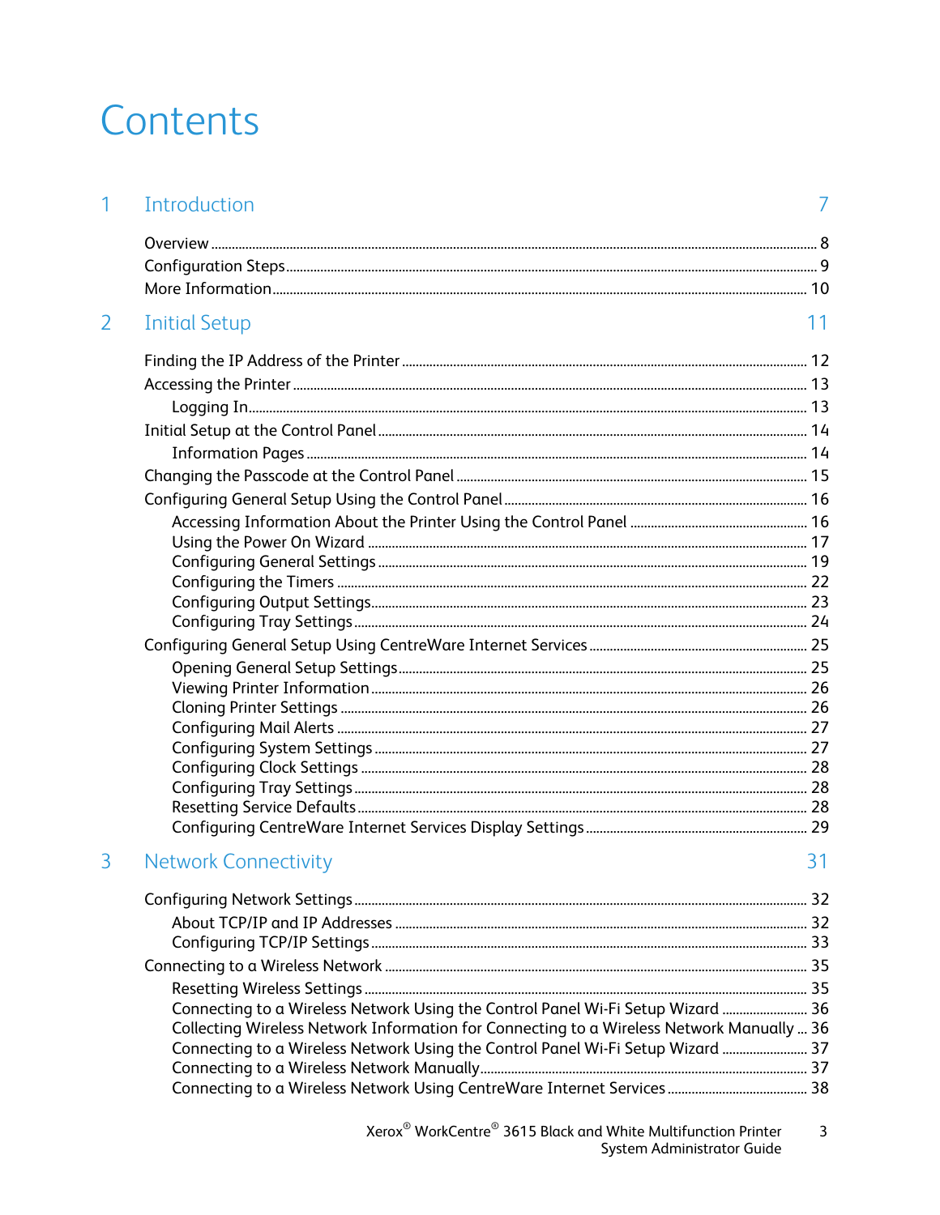# Contents

**1 Introduction 7**

Overview ........ 8
Configuration Steps ........ 9
More Information ........ 10

**2 Initial Setup 11**

Finding the IP Address of the Printer ........ 12
Accessing the Printer ........ 13
- Logging In ........ 13

Initial Setup at the Control Panel ........ 14
- Information Pages ........ 14

Changing the Passcode at the Control Panel ........ 15
Configuring General Setup Using the Control Panel ........ 16
- Accessing Information About the Printer Using the Control Panel ........ 16
- Using the Power On Wizard ........ 17
- Configuring General Settings ........ 19
- Configuring the Timers ........ 22
- Configuring Output Settings ........ 23
- Configuring Tray Settings ........ 24

Configuring General Setup Using CentreWare Internet Services ........ 25
- Opening General Setup Settings ........ 25
- Viewing Printer Information ........ 26
- Cloning Printer Settings ........ 26
- Configuring Mail Alerts ........ 27
- Configuring System Settings ........ 27
- Configuring Clock Settings ........ 28
- Configuring Tray Settings ........ 28
- Resetting Service Defaults ........ 28
- Configuring CentreWare Internet Services Display Settings ........ 29

**3 Network Connectivity 31**

Configuring Network Settings ........ 32
- About TCP/IP and IP Addresses ........ 32
- Configuring TCP/IP Settings ........ 33

Connecting to a Wireless Network ........ 35
- Resetting Wireless Settings ........ 35
- Connecting to a Wireless Network Using the Control Panel Wi-Fi Setup Wizard ........ 36
- Collecting Wireless Network Information for Connecting to a Wireless Network Manually ... 36
- Connecting to a Wireless Network Using the Control Panel Wi-Fi Setup Wizard ........ 37
- Connecting to a Wireless Network Manually ........ 37
- Connecting to a Wireless Network Using CentreWare Internet Services ........ 38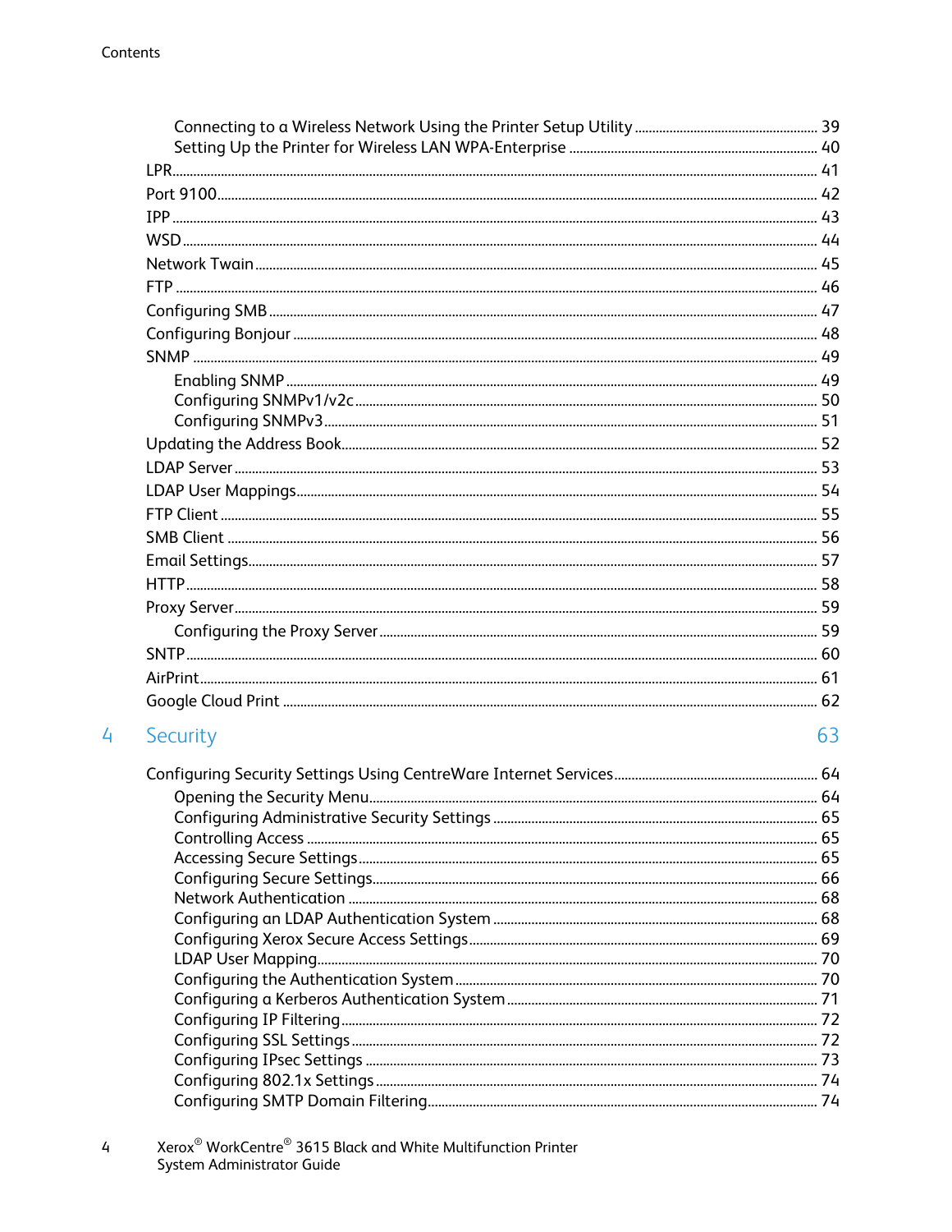- Connecting to a Wireless Network Using the Printer Setup Utility ..... 39
- Setting Up the Printer for Wireless LAN WPA-Enterprise ..... 40

LPR ..... 41
Port 9100 ..... 42
IPP ..... 43
WSD ..... 44
Network Twain ..... 45
FTP ..... 46
Configuring SMB ..... 47
Configuring Bonjour ..... 48
SNMP ..... 49

- Enabling SNMP ..... 49
- Configuring SNMPv1/v2c ..... 50
- Configuring SNMPv3 ..... 51

Updating the Address Book ..... 52
LDAP Server ..... 53
LDAP User Mappings ..... 54
FTP Client ..... 55
SMB Client ..... 56
Email Settings ..... 57
HTTP ..... 58
Proxy Server ..... 59

- Configuring the Proxy Server ..... 59

SNTP ..... 60
AirPrint ..... 61
Google Cloud Print ..... 62

## 4 Security ..... 63

Configuring Security Settings Using CentreWare Internet Services ..... 64

- Opening the Security Menu ..... 64
- Configuring Administrative Security Settings ..... 65
- Controlling Access ..... 65
- Accessing Secure Settings ..... 65
- Configuring Secure Settings ..... 66
- Network Authentication ..... 68
- Configuring an LDAP Authentication System ..... 68
- Configuring Xerox Secure Access Settings ..... 69
- LDAP User Mapping ..... 70
- Configuring the Authentication System ..... 70
- Configuring a Kerberos Authentication System ..... 71
- Configuring IP Filtering ..... 72
- Configuring SSL Settings ..... 72
- Configuring IPsec Settings ..... 73
- Configuring 802.1x Settings ..... 74
- Configuring SMTP Domain Filtering ..... 74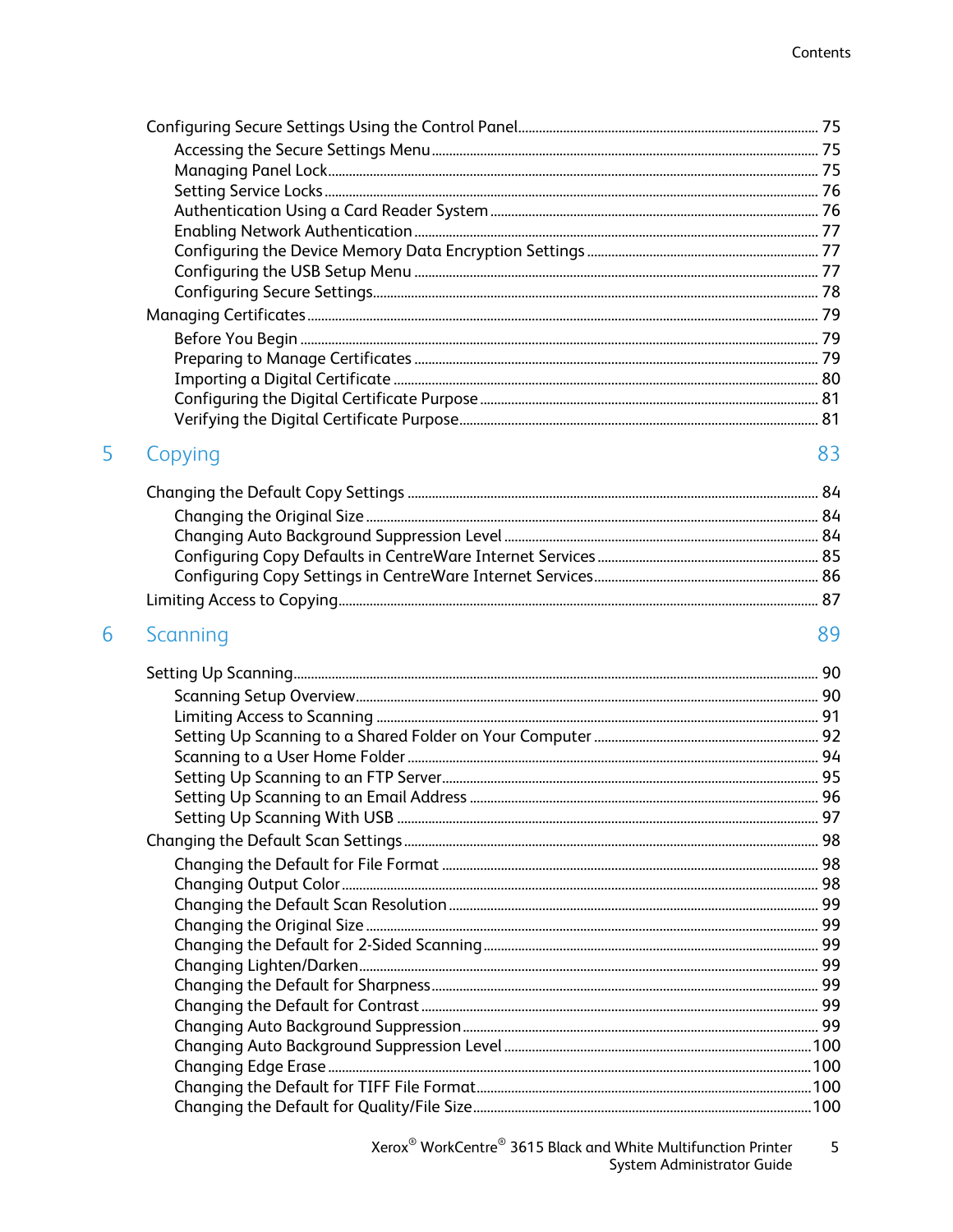Configuring Secure Settings Using the Control Panel ..... 75
- Accessing the Secure Settings Menu ..... 75
- Managing Panel Lock ..... 75
- Setting Service Locks ..... 76
- Authentication Using a Card Reader System ..... 76
- Enabling Network Authentication ..... 77
- Configuring the Device Memory Data Encryption Settings ..... 77
- Configuring the USB Setup Menu ..... 77
- Configuring Secure Settings ..... 78

Managing Certificates ..... 79
- Before You Begin ..... 79
- Preparing to Manage Certificates ..... 79
- Importing a Digital Certificate ..... 80
- Configuring the Digital Certificate Purpose ..... 81
- Verifying the Digital Certificate Purpose ..... 81

## 5 Copying ..... 83

Changing the Default Copy Settings ..... 84
- Changing the Original Size ..... 84
- Changing Auto Background Suppression Level ..... 84
- Configuring Copy Defaults in CentreWare Internet Services ..... 85
- Configuring Copy Settings in CentreWare Internet Services ..... 86

Limiting Access to Copying ..... 87

## 6 Scanning ..... 89

Setting Up Scanning ..... 90
- Scanning Setup Overview ..... 90
- Limiting Access to Scanning ..... 91
- Setting Up Scanning to a Shared Folder on Your Computer ..... 92
- Scanning to a User Home Folder ..... 94
- Setting Up Scanning to an FTP Server ..... 95
- Setting Up Scanning to an Email Address ..... 96
- Setting Up Scanning With USB ..... 97

Changing the Default Scan Settings ..... 98
- Changing the Default for File Format ..... 98
- Changing Output Color ..... 98
- Changing the Default Scan Resolution ..... 99
- Changing the Original Size ..... 99
- Changing the Default for 2-Sided Scanning ..... 99
- Changing Lighten/Darken ..... 99
- Changing the Default for Sharpness ..... 99
- Changing the Default for Contrast ..... 99
- Changing Auto Background Suppression ..... 99
- Changing Auto Background Suppression Level ..... 100
- Changing Edge Erase ..... 100
- Changing the Default for TIFF File Format ..... 100
- Changing the Default for Quality/File Size ..... 100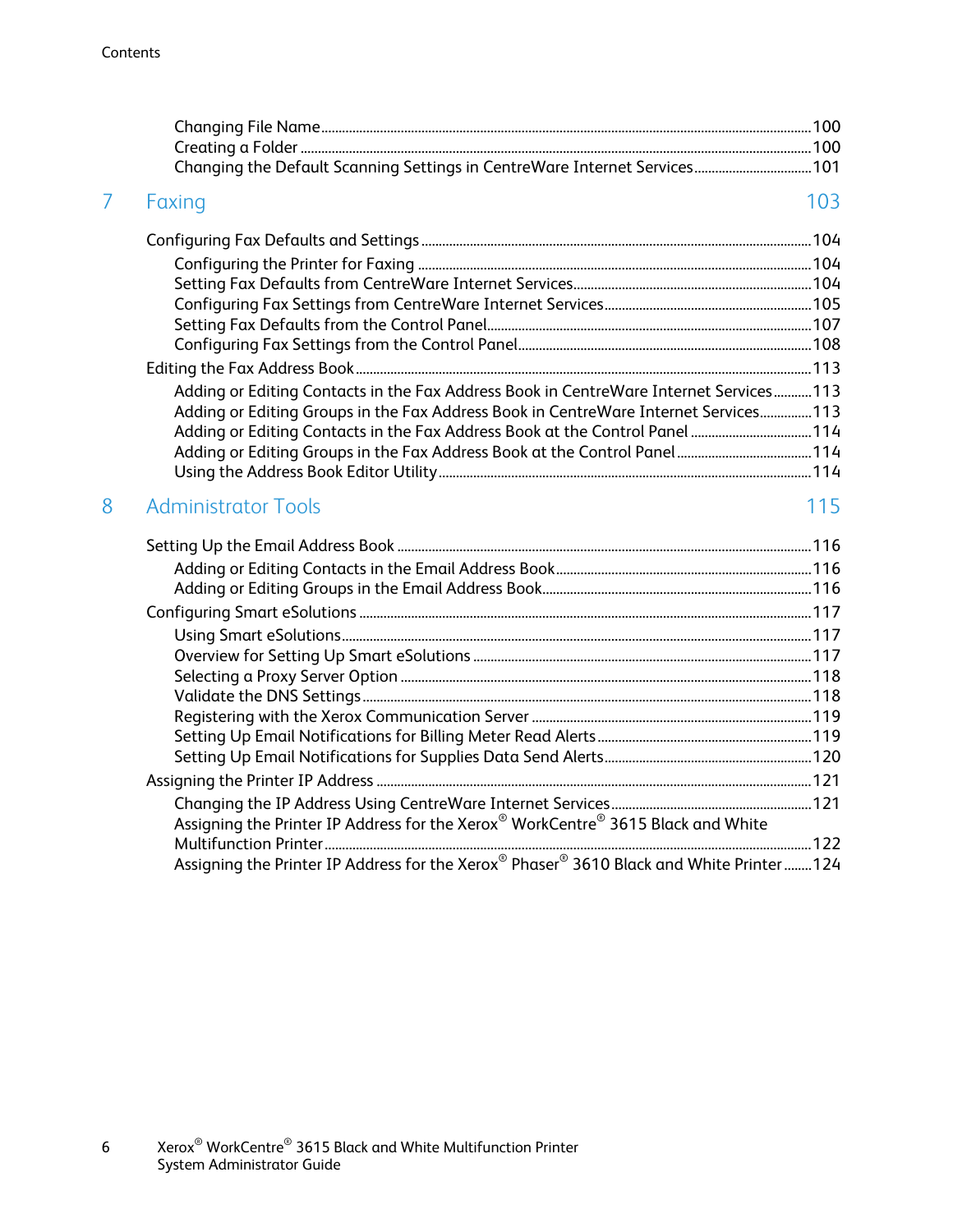- Changing File Name ... 100
- Creating a Folder ... 100
- Changing the Default Scanning Settings in CentreWare Internet Services ... 101

## 7 Faxing 103

- Configuring Fax Defaults and Settings ... 104
  - Configuring the Printer for Faxing ... 104
  - Setting Fax Defaults from CentreWare Internet Services ... 104
  - Configuring Fax Settings from CentreWare Internet Services ... 105
  - Setting Fax Defaults from the Control Panel ... 107
  - Configuring Fax Settings from the Control Panel ... 108
- Editing the Fax Address Book ... 113
  - Adding or Editing Contacts in the Fax Address Book in CentreWare Internet Services ... 113
  - Adding or Editing Groups in the Fax Address Book in CentreWare Internet Services ... 113
  - Adding or Editing Contacts in the Fax Address Book at the Control Panel ... 114
  - Adding or Editing Groups in the Fax Address Book at the Control Panel ... 114
  - Using the Address Book Editor Utility ... 114

## 8 Administrator Tools 115

- Setting Up the Email Address Book ... 116
  - Adding or Editing Contacts in the Email Address Book ... 116
  - Adding or Editing Groups in the Email Address Book ... 116
- Configuring Smart eSolutions ... 117
  - Using Smart eSolutions ... 117
  - Overview for Setting Up Smart eSolutions ... 117
  - Selecting a Proxy Server Option ... 118
  - Validate the DNS Settings ... 118
  - Registering with the Xerox Communication Server ... 119
  - Setting Up Email Notifications for Billing Meter Read Alerts ... 119
  - Setting Up Email Notifications for Supplies Data Send Alerts ... 120
- Assigning the Printer IP Address ... 121
  - Changing the IP Address Using CentreWare Internet Services ... 121
  - Assigning the Printer IP Address for the Xerox® WorkCentre® 3615 Black and White Multifunction Printer ... 122
  - Assigning the Printer IP Address for the Xerox® Phaser® 3610 Black and White Printer ... 124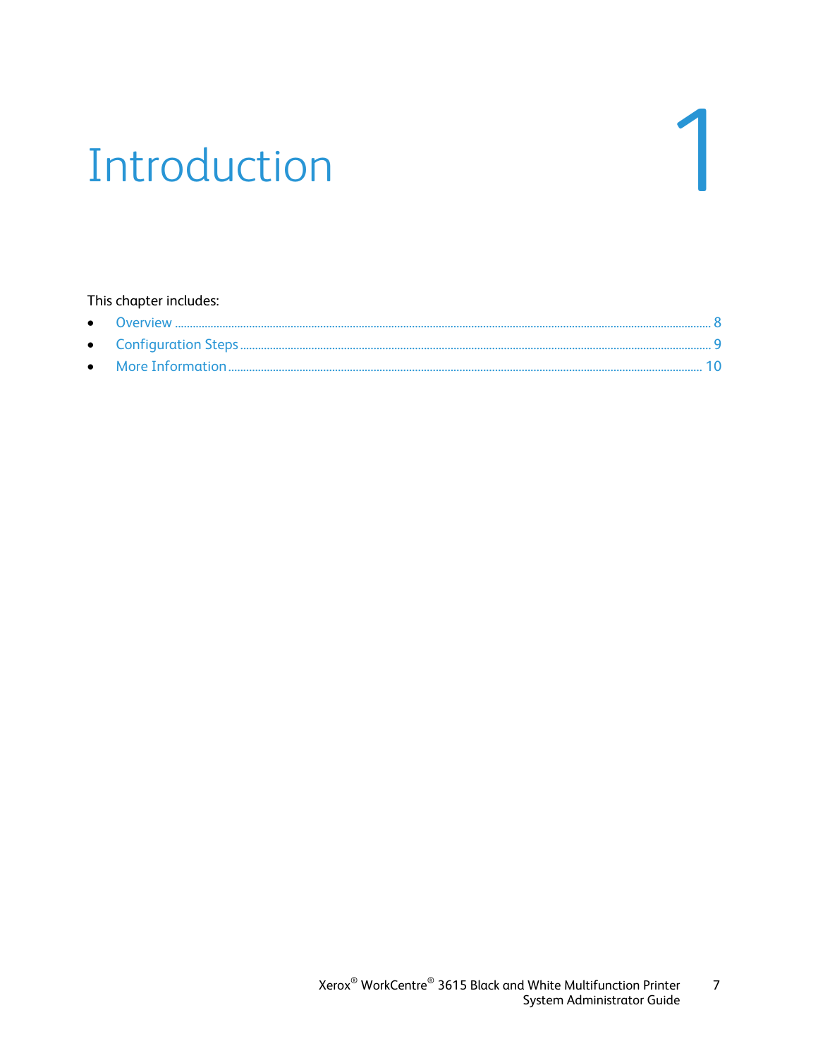# 1 Introduction

This chapter includes:

- Overview ........................................................................................................................................................ 8
- Configuration Steps ......................................................................................................................................... 9
- More Information ......................................................................................................................................... 10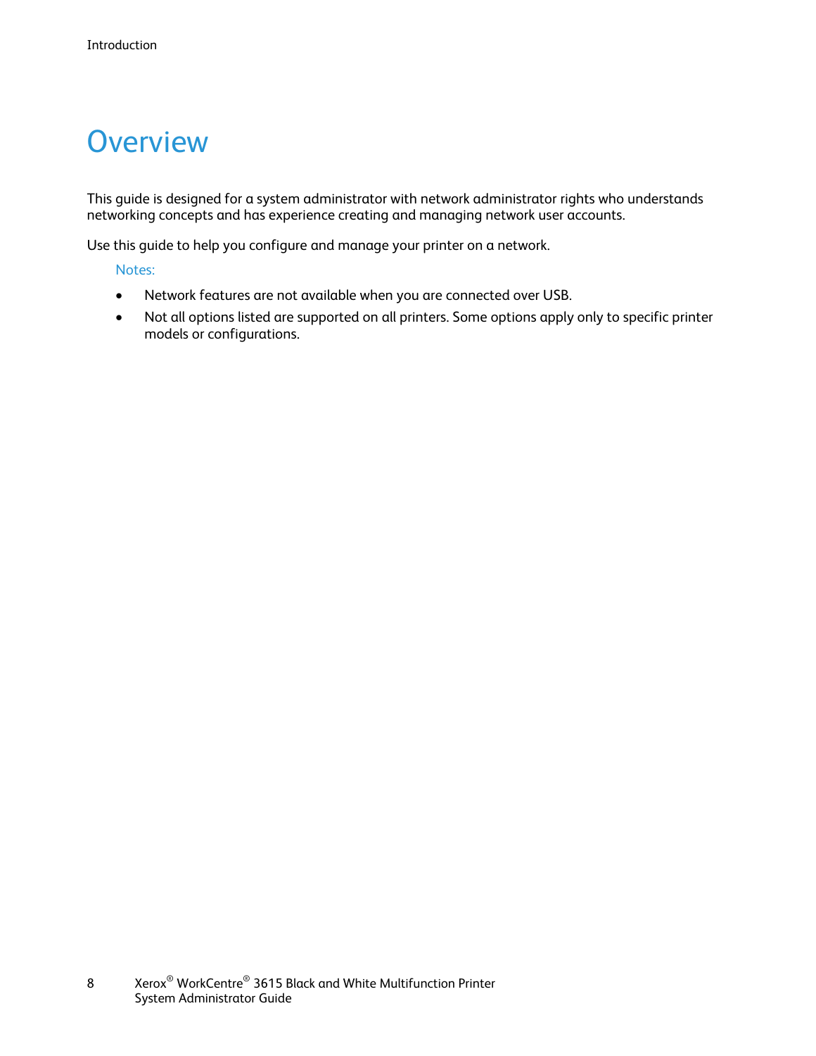# Overview

This guide is designed for a system administrator with network administrator rights who understands networking concepts and has experience creating and managing network user accounts.

Use this guide to help you configure and manage your printer on a network.

Notes:

- Network features are not available when you are connected over USB.
- Not all options listed are supported on all printers. Some options apply only to specific printer models or configurations.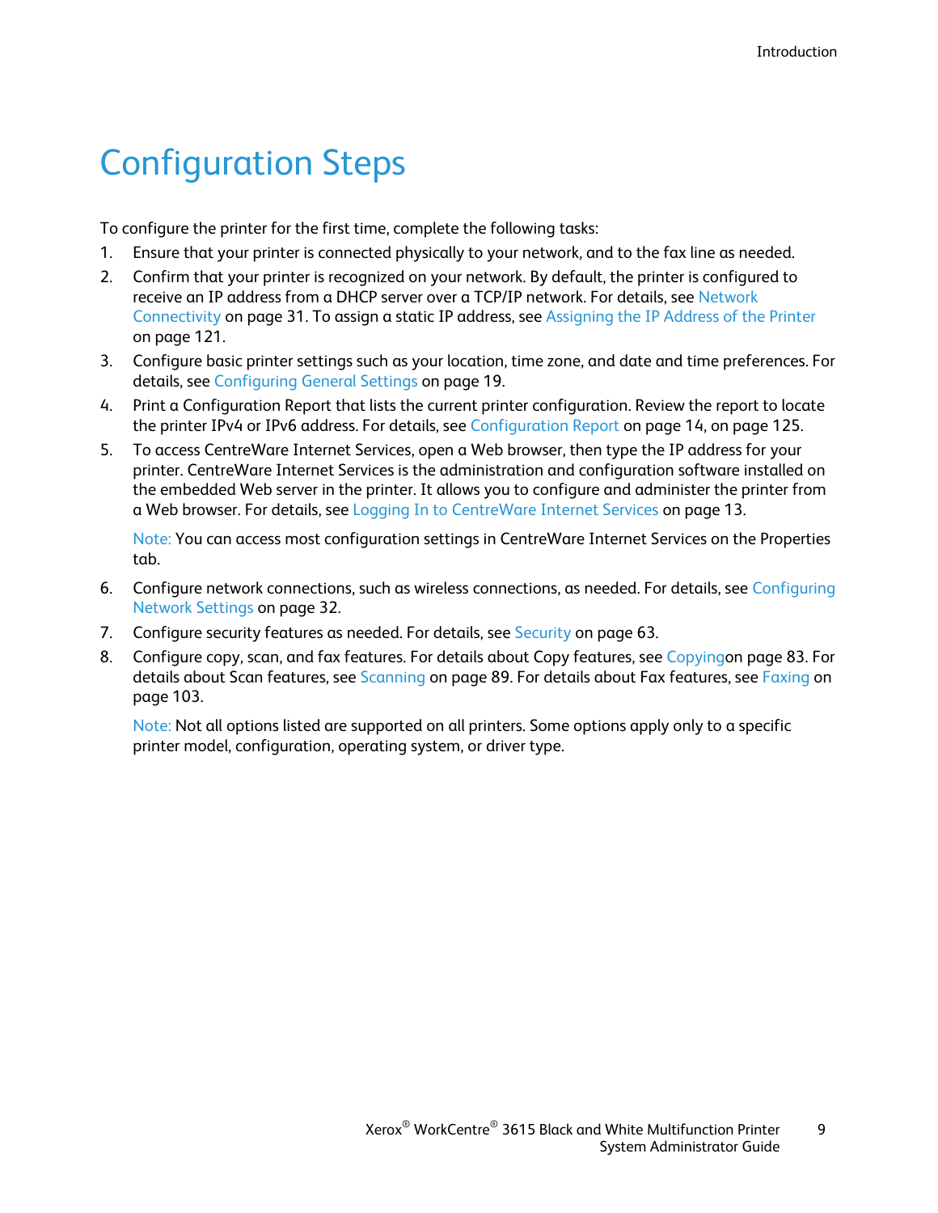# Configuration Steps

To configure the printer for the first time, complete the following tasks:

1. Ensure that your printer is connected physically to your network, and to the fax line as needed.
2. Confirm that your printer is recognized on your network. By default, the printer is configured to receive an IP address from a DHCP server over a TCP/IP network. For details, see Network Connectivity on page 31. To assign a static IP address, see Assigning the IP Address of the Printer on page 121.
3. Configure basic printer settings such as your location, time zone, and date and time preferences. For details, see Configuring General Settings on page 19.
4. Print a Configuration Report that lists the current printer configuration. Review the report to locate the printer IPv4 or IPv6 address. For details, see Configuration Report on page 14, on page 125.
5. To access CentreWare Internet Services, open a Web browser, then type the IP address for your printer. CentreWare Internet Services is the administration and configuration software installed on the embedded Web server in the printer. It allows you to configure and administer the printer from a Web browser. For details, see Logging In to CentreWare Internet Services on page 13.

   Note: You can access most configuration settings in CentreWare Internet Services on the Properties tab.

6. Configure network connections, such as wireless connections, as needed. For details, see Configuring Network Settings on page 32.
7. Configure security features as needed. For details, see Security on page 63.
8. Configure copy, scan, and fax features. For details about Copy features, see Copyingon page 83. For details about Scan features, see Scanning on page 89. For details about Fax features, see Faxing on page 103.

   Note: Not all options listed are supported on all printers. Some options apply only to a specific printer model, configuration, operating system, or driver type.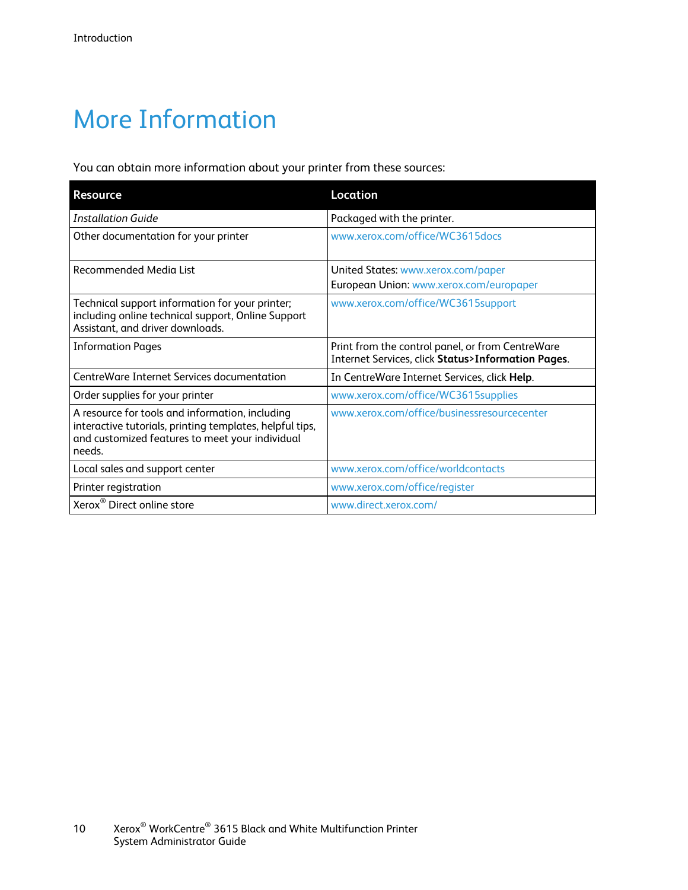# More Information

You can obtain more information about your printer from these sources:

| Resource | Location |
|---|---|
| *Installation Guide* | Packaged with the printer. |
| Other documentation for your printer | www.xerox.com/office/WC3615docs |
| Recommended Media List | United States: www.xerox.com/paper<br>European Union: www.xerox.com/europaper |
| Technical support information for your printer; including online technical support, Online Support Assistant, and driver downloads. | www.xerox.com/office/WC3615support |
| Information Pages | Print from the control panel, or from CentreWare Internet Services, click **Status>Information Pages**. |
| CentreWare Internet Services documentation | In CentreWare Internet Services, click **Help**. |
| Order supplies for your printer | www.xerox.com/office/WC3615supplies |
| A resource for tools and information, including interactive tutorials, printing templates, helpful tips, and customized features to meet your individual needs. | www.xerox.com/office/businessresourcecenter |
| Local sales and support center | www.xerox.com/office/worldcontacts |
| Printer registration | www.xerox.com/office/register |
| Xerox® Direct online store | www.direct.xerox.com/ |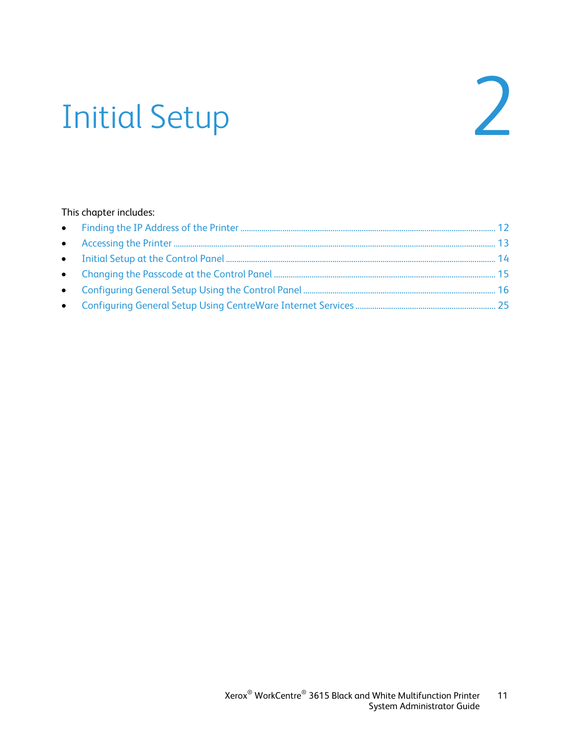# 2 Initial Setup

This chapter includes:

- Finding the IP Address of the Printer ........ 12
- Accessing the Printer ........ 13
- Initial Setup at the Control Panel ........ 14
- Changing the Passcode at the Control Panel ........ 15
- Configuring General Setup Using the Control Panel ........ 16
- Configuring General Setup Using CentreWare Internet Services ........ 25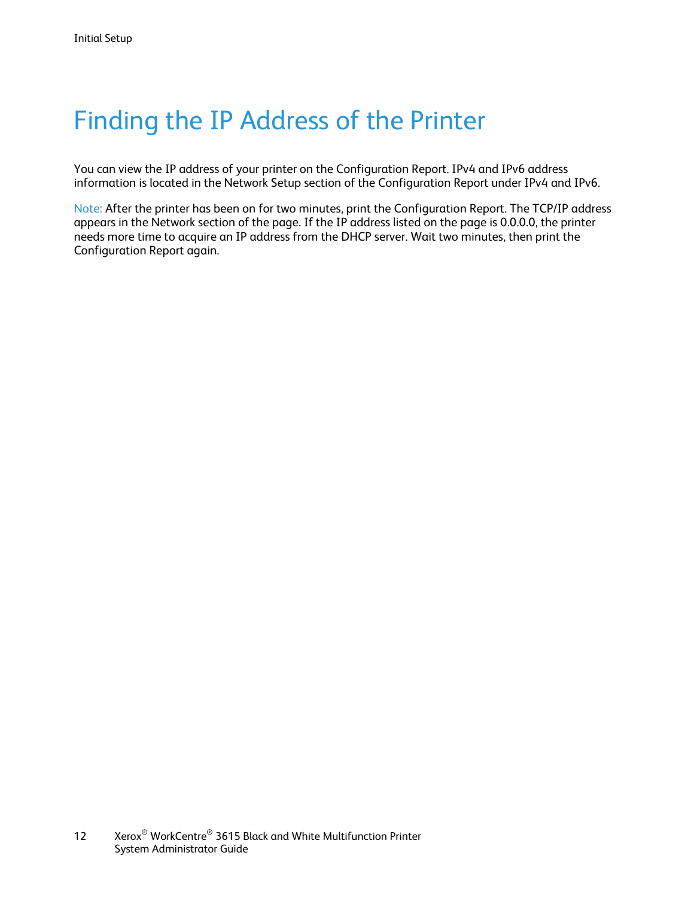# Finding the IP Address of the Printer

You can view the IP address of your printer on the Configuration Report. IPv4 and IPv6 address information is located in the Network Setup section of the Configuration Report under IPv4 and IPv6.

Note: After the printer has been on for two minutes, print the Configuration Report. The TCP/IP address appears in the Network section of the page. If the IP address listed on the page is 0.0.0.0, the printer needs more time to acquire an IP address from the DHCP server. Wait two minutes, then print the Configuration Report again.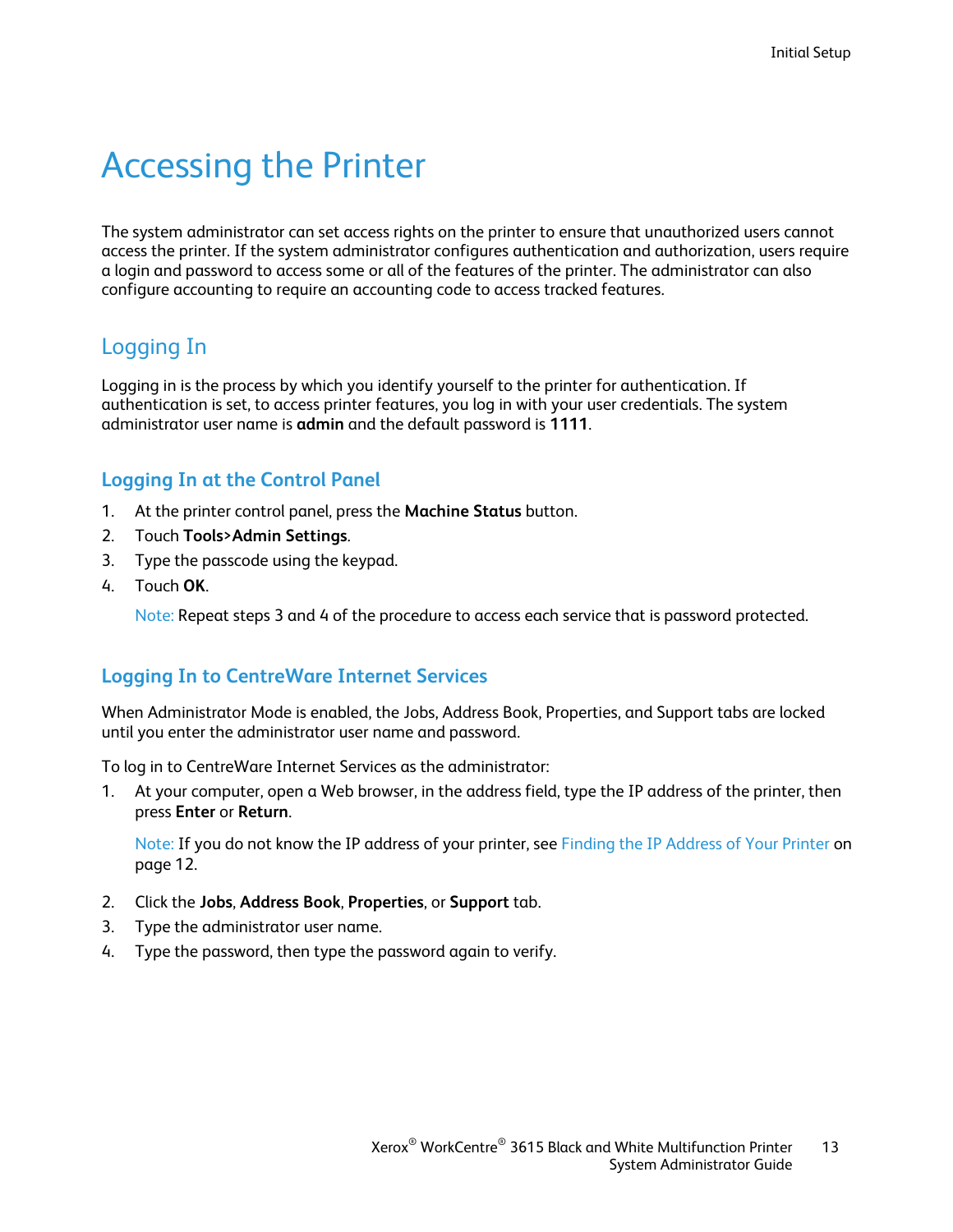# Accessing the Printer

The system administrator can set access rights on the printer to ensure that unauthorized users cannot access the printer. If the system administrator configures authentication and authorization, users require a login and password to access some or all of the features of the printer. The administrator can also configure accounting to require an accounting code to access tracked features.

## Logging In

Logging in is the process by which you identify yourself to the printer for authentication. If authentication is set, to access printer features, you log in with your user credentials. The system administrator user name is **admin** and the default password is **1111**.

### Logging In at the Control Panel

1. At the printer control panel, press the **Machine Status** button.
2. Touch **Tools>Admin Settings**.
3. Type the passcode using the keypad.
4. Touch **OK**.

   Note: Repeat steps 3 and 4 of the procedure to access each service that is password protected.

### Logging In to CentreWare Internet Services

When Administrator Mode is enabled, the Jobs, Address Book, Properties, and Support tabs are locked until you enter the administrator user name and password.

To log in to CentreWare Internet Services as the administrator:

1. At your computer, open a Web browser, in the address field, type the IP address of the printer, then press **Enter** or **Return**.

   Note: If you do not know the IP address of your printer, see Finding the IP Address of Your Printer on page 12.

2. Click the **Jobs**, **Address Book**, **Properties**, or **Support** tab.
3. Type the administrator user name.
4. Type the password, then type the password again to verify.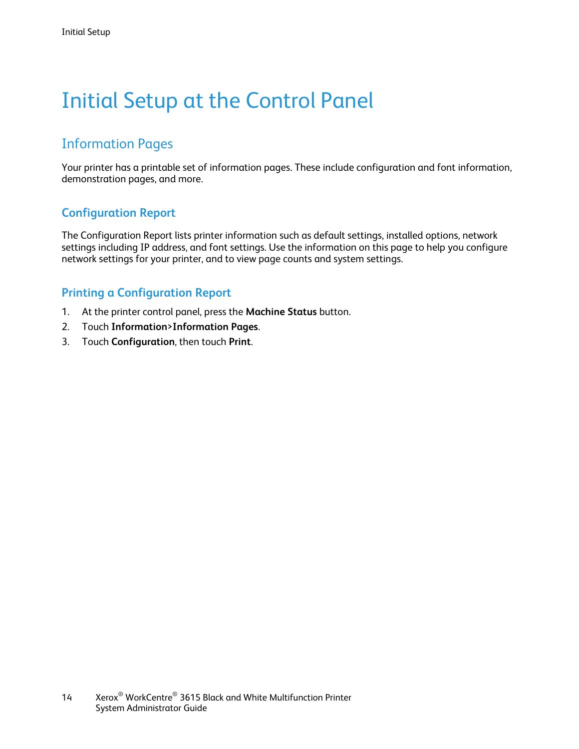# Initial Setup at the Control Panel

## Information Pages

Your printer has a printable set of information pages. These include configuration and font information, demonstration pages, and more.

### Configuration Report

The Configuration Report lists printer information such as default settings, installed options, network settings including IP address, and font settings. Use the information on this page to help you configure network settings for your printer, and to view page counts and system settings.

### Printing a Configuration Report

1. At the printer control panel, press the **Machine Status** button.
2. Touch **Information>Information Pages**.
3. Touch **Configuration**, then touch **Print**.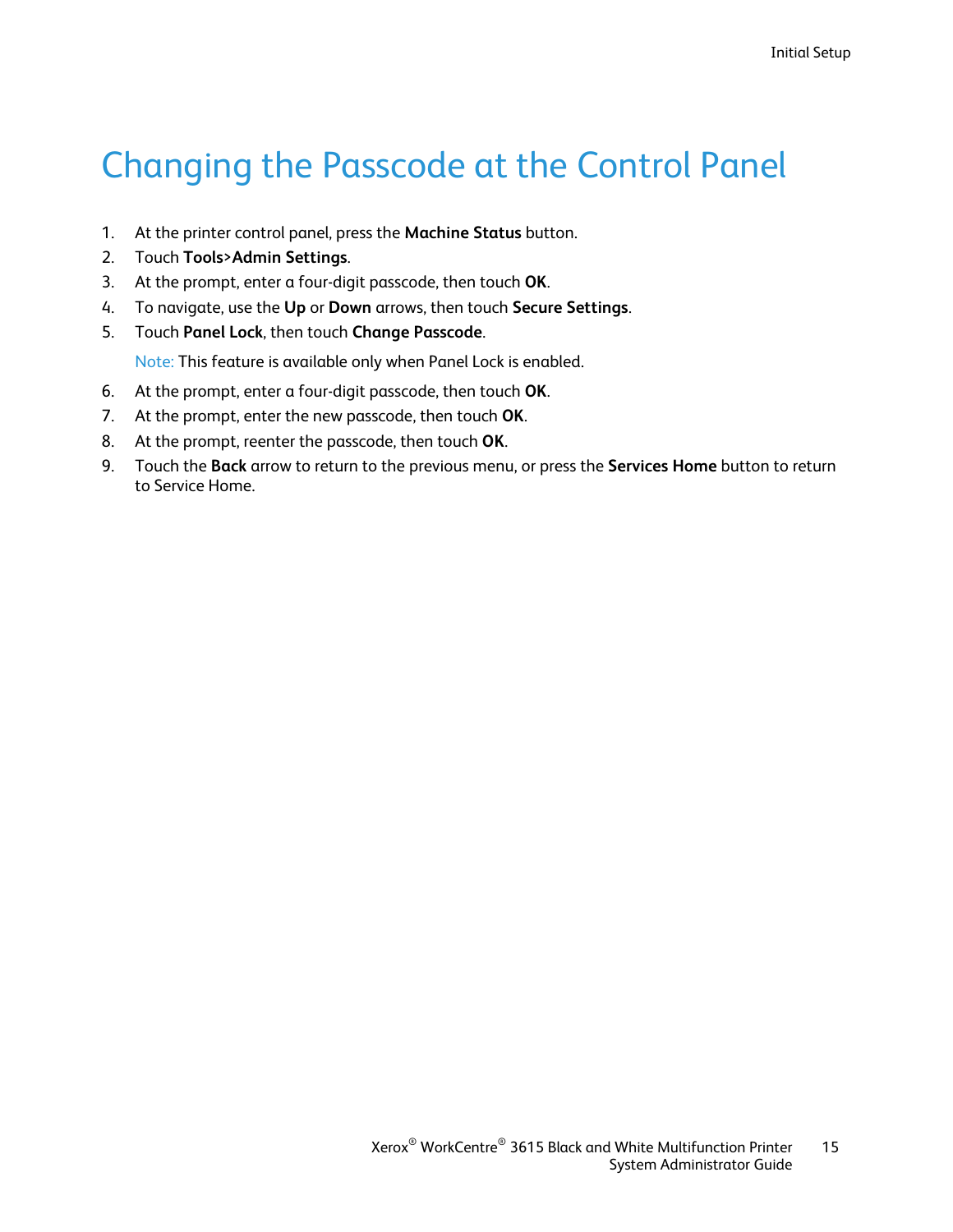# Changing the Passcode at the Control Panel

1. At the printer control panel, press the **Machine Status** button.
2. Touch **Tools>Admin Settings**.
3. At the prompt, enter a four-digit passcode, then touch **OK**.
4. To navigate, use the **Up** or **Down** arrows, then touch **Secure Settings**.
5. Touch **Panel Lock**, then touch **Change Passcode**.

   Note: This feature is available only when Panel Lock is enabled.

6. At the prompt, enter a four-digit passcode, then touch **OK**.
7. At the prompt, enter the new passcode, then touch **OK**.
8. At the prompt, reenter the passcode, then touch **OK**.
9. Touch the **Back** arrow to return to the previous menu, or press the **Services Home** button to return to Service Home.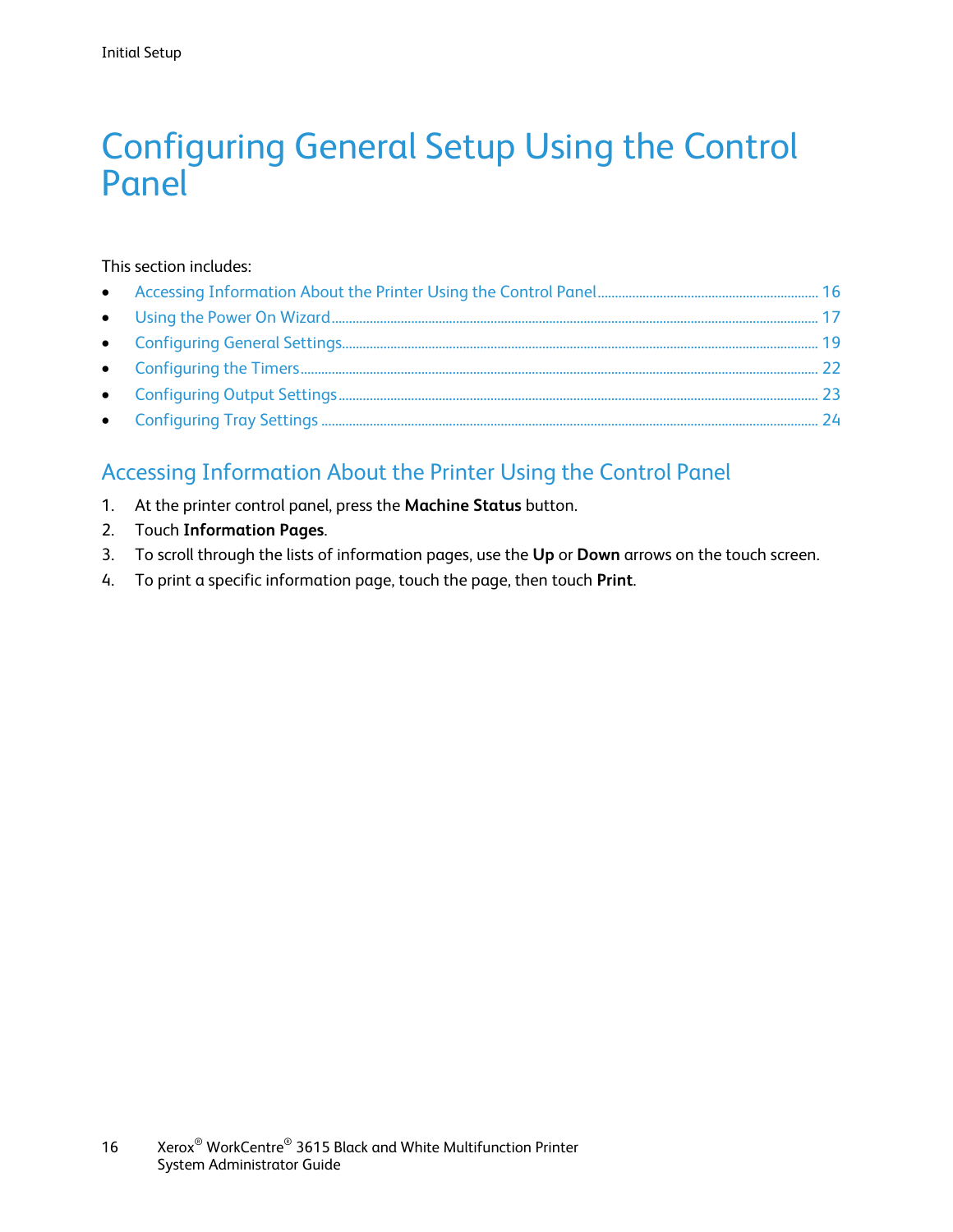# Configuring General Setup Using the Control Panel

This section includes:

- Accessing Information About the Printer Using the Control Panel ... 16
- Using the Power On Wizard ... 17
- Configuring General Settings ... 19
- Configuring the Timers ... 22
- Configuring Output Settings ... 23
- Configuring Tray Settings ... 24

## Accessing Information About the Printer Using the Control Panel

1. At the printer control panel, press the **Machine Status** button.
2. Touch **Information Pages**.
3. To scroll through the lists of information pages, use the **Up** or **Down** arrows on the touch screen.
4. To print a specific information page, touch the page, then touch **Print**.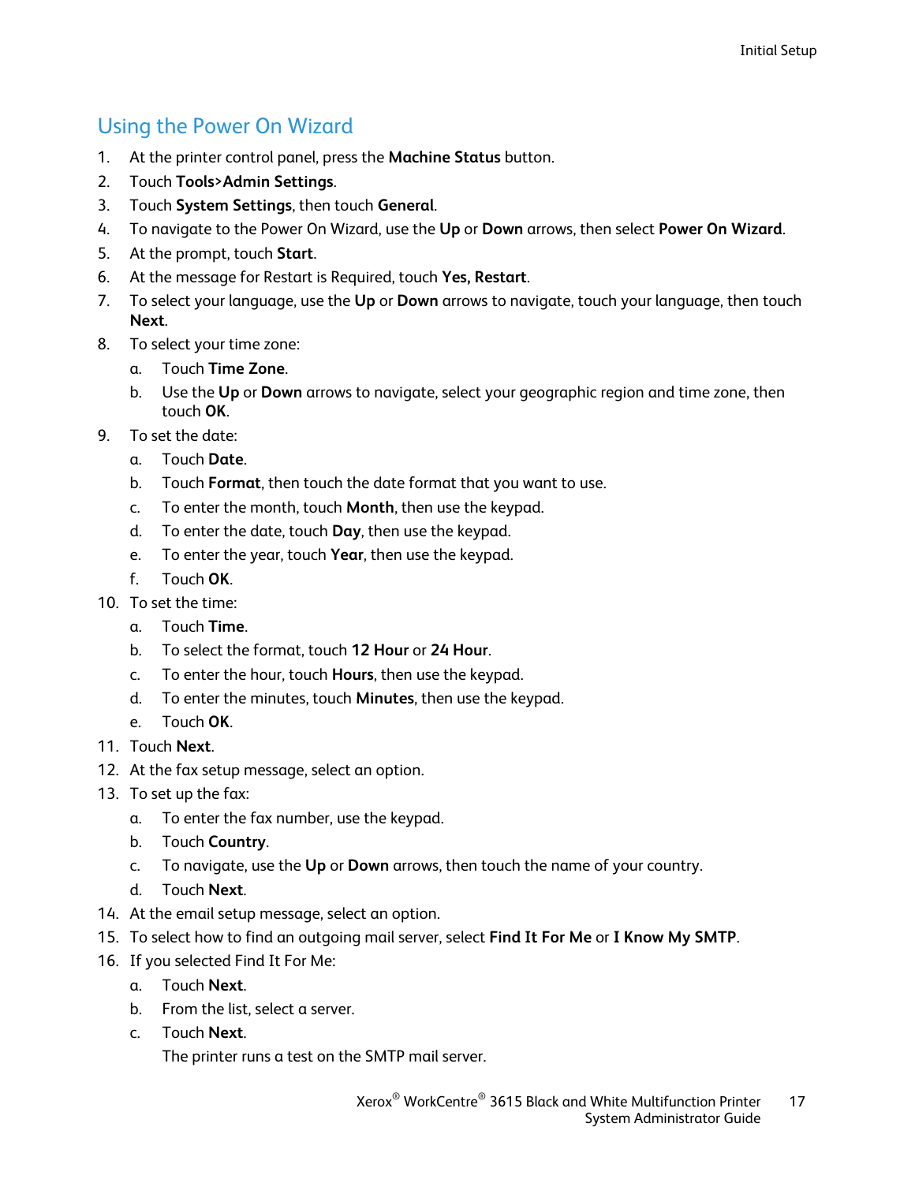## Using the Power On Wizard

1. At the printer control panel, press the **Machine Status** button.
2. Touch **Tools**>**Admin Settings**.
3. Touch **System Settings**, then touch **General**.
4. To navigate to the Power On Wizard, use the **Up** or **Down** arrows, then select **Power On Wizard**.
5. At the prompt, touch **Start**.
6. At the message for Restart is Required, touch **Yes, Restart**.
7. To select your language, use the **Up** or **Down** arrows to navigate, touch your language, then touch **Next**.
8. To select your time zone:
   a. Touch **Time Zone**.
   b. Use the **Up** or **Down** arrows to navigate, select your geographic region and time zone, then touch **OK**.
9. To set the date:
   a. Touch **Date**.
   b. Touch **Format**, then touch the date format that you want to use.
   c. To enter the month, touch **Month**, then use the keypad.
   d. To enter the date, touch **Day**, then use the keypad.
   e. To enter the year, touch **Year**, then use the keypad.
   f. Touch **OK**.
10. To set the time:
    a. Touch **Time**.
    b. To select the format, touch **12 Hour** or **24 Hour**.
    c. To enter the hour, touch **Hours**, then use the keypad.
    d. To enter the minutes, touch **Minutes**, then use the keypad.
    e. Touch **OK**.
11. Touch **Next**.
12. At the fax setup message, select an option.
13. To set up the fax:
    a. To enter the fax number, use the keypad.
    b. Touch **Country**.
    c. To navigate, use the **Up** or **Down** arrows, then touch the name of your country.
    d. Touch **Next**.
14. At the email setup message, select an option.
15. To select how to find an outgoing mail server, select **Find It For Me** or **I Know My SMTP**.
16. If you selected Find It For Me:
    a. Touch **Next**.
    b. From the list, select a server.
    c. Touch **Next**.

       The printer runs a test on the SMTP mail server.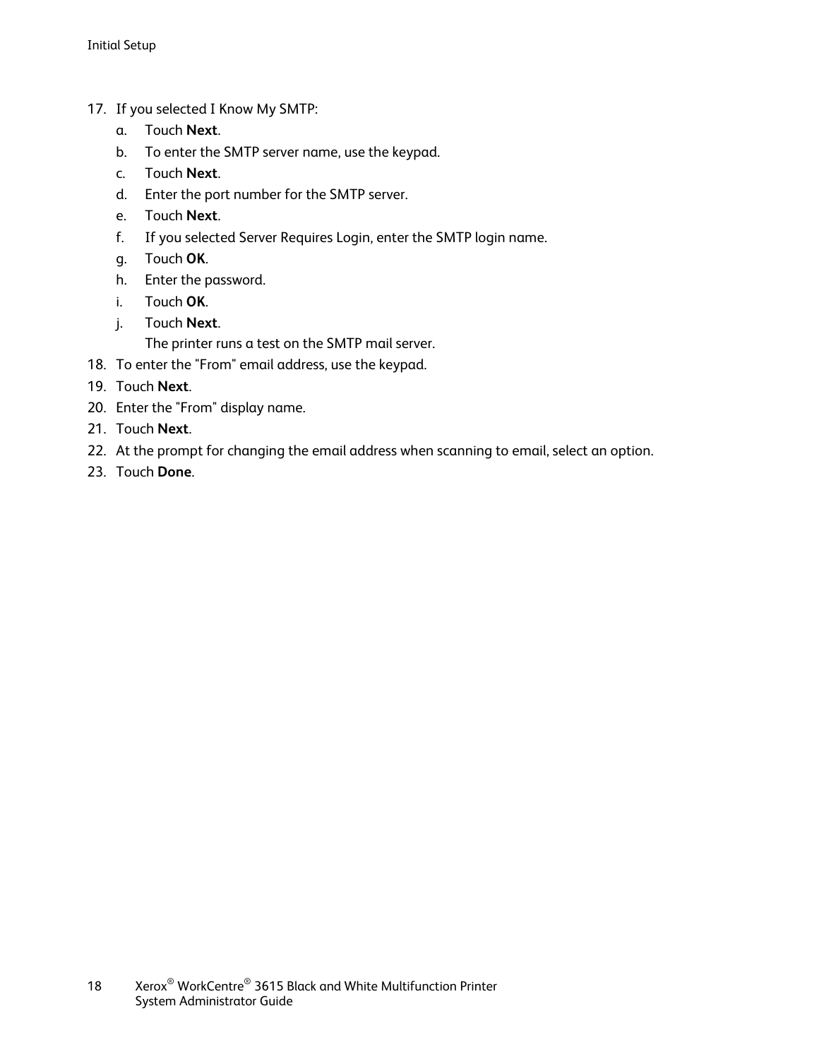17. If you selected I Know My SMTP:
    a. Touch **Next**.
    b. To enter the SMTP server name, use the keypad.
    c. Touch **Next**.
    d. Enter the port number for the SMTP server.
    e. Touch **Next**.
    f. If you selected Server Requires Login, enter the SMTP login name.
    g. Touch **OK**.
    h. Enter the password.
    i. Touch **OK**.
    j. Touch **Next**.
       The printer runs a test on the SMTP mail server.
18. To enter the "From" email address, use the keypad.
19. Touch **Next**.
20. Enter the "From" display name.
21. Touch **Next**.
22. At the prompt for changing the email address when scanning to email, select an option.
23. Touch **Done**.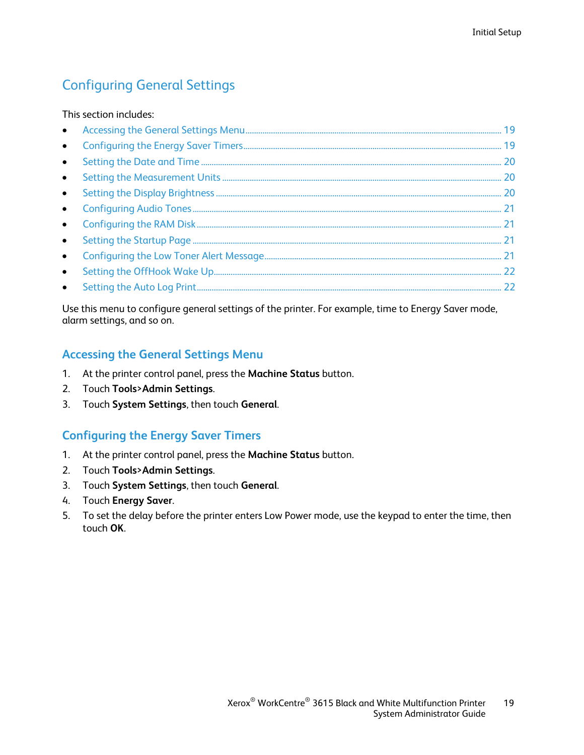# Configuring General Settings

This section includes:

- Accessing the General Settings Menu ... 19
- Configuring the Energy Saver Timers ... 19
- Setting the Date and Time ... 20
- Setting the Measurement Units ... 20
- Setting the Display Brightness ... 20
- Configuring Audio Tones ... 21
- Configuring the RAM Disk ... 21
- Setting the Startup Page ... 21
- Configuring the Low Toner Alert Message ... 21
- Setting the OffHook Wake Up ... 22
- Setting the Auto Log Print ... 22

Use this menu to configure general settings of the printer. For example, time to Energy Saver mode, alarm settings, and so on.

## Accessing the General Settings Menu

1. At the printer control panel, press the **Machine Status** button.
2. Touch **Tools**>**Admin Settings**.
3. Touch **System Settings**, then touch **General**.

## Configuring the Energy Saver Timers

1. At the printer control panel, press the **Machine Status** button.
2. Touch **Tools**>**Admin Settings**.
3. Touch **System Settings**, then touch **General**.
4. Touch **Energy Saver**.
5. To set the delay before the printer enters Low Power mode, use the keypad to enter the time, then touch **OK**.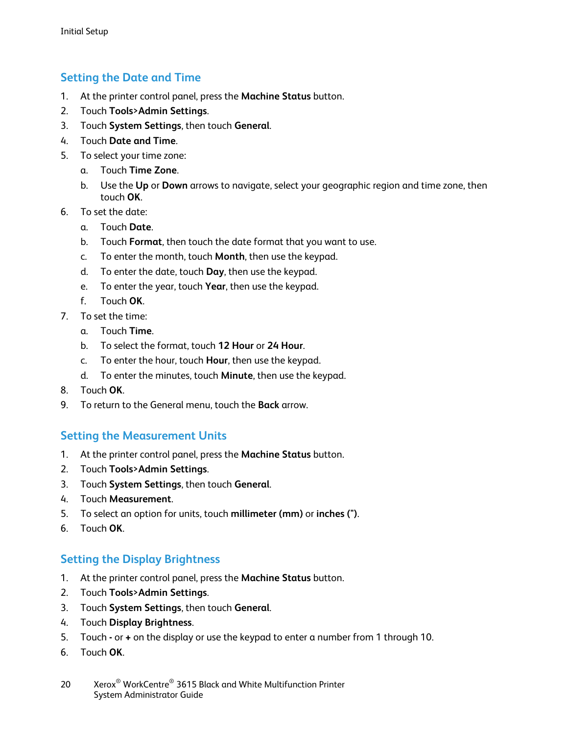## Setting the Date and Time

1. At the printer control panel, press the **Machine Status** button.
2. Touch **Tools>Admin Settings**.
3. Touch **System Settings**, then touch **General**.
4. Touch **Date and Time**.
5. To select your time zone:
   a. Touch **Time Zone**.
   b. Use the **Up** or **Down** arrows to navigate, select your geographic region and time zone, then touch **OK**.
6. To set the date:
   a. Touch **Date**.
   b. Touch **Format**, then touch the date format that you want to use.
   c. To enter the month, touch **Month**, then use the keypad.
   d. To enter the date, touch **Day**, then use the keypad.
   e. To enter the year, touch **Year**, then use the keypad.
   f. Touch **OK**.
7. To set the time:
   a. Touch **Time**.
   b. To select the format, touch **12 Hour** or **24 Hour**.
   c. To enter the hour, touch **Hour**, then use the keypad.
   d. To enter the minutes, touch **Minute**, then use the keypad.
8. Touch **OK**.
9. To return to the General menu, touch the **Back** arrow.

## Setting the Measurement Units

1. At the printer control panel, press the **Machine Status** button.
2. Touch **Tools>Admin Settings**.
3. Touch **System Settings**, then touch **General**.
4. Touch **Measurement**.
5. To select an option for units, touch **millimeter (mm)** or **inches (")**.
6. Touch **OK**.

## Setting the Display Brightness

1. At the printer control panel, press the **Machine Status** button.
2. Touch **Tools>Admin Settings**.
3. Touch **System Settings**, then touch **General**.
4. Touch **Display Brightness**.
5. Touch **-** or **+** on the display or use the keypad to enter a number from 1 through 10.
6. Touch **OK**.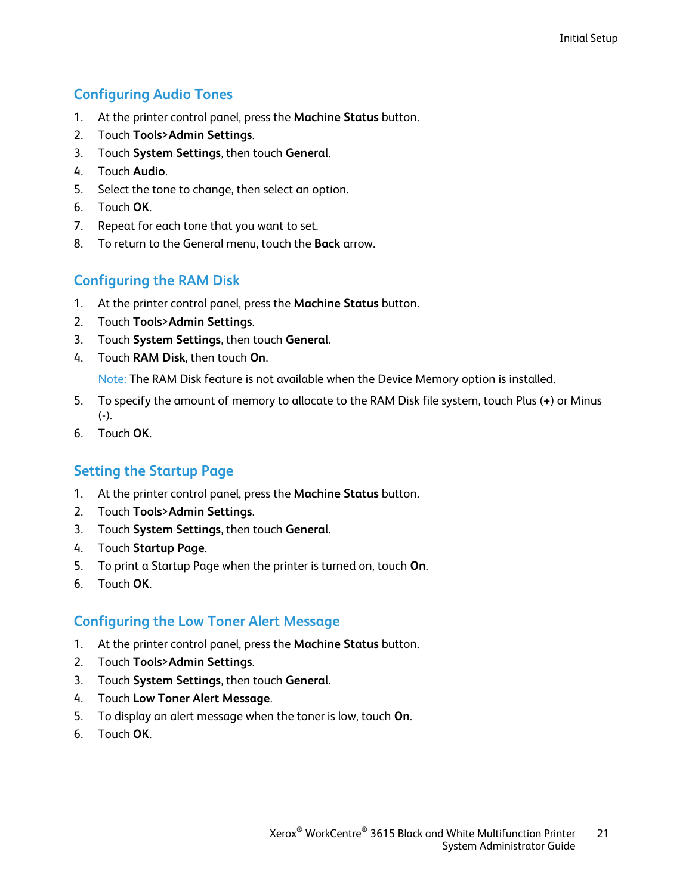## Configuring Audio Tones

1. At the printer control panel, press the **Machine Status** button.
2. Touch **Tools**>**Admin Settings**.
3. Touch **System Settings**, then touch **General**.
4. Touch **Audio**.
5. Select the tone to change, then select an option.
6. Touch **OK**.
7. Repeat for each tone that you want to set.
8. To return to the General menu, touch the **Back** arrow.

## Configuring the RAM Disk

1. At the printer control panel, press the **Machine Status** button.
2. Touch **Tools**>**Admin Settings**.
3. Touch **System Settings**, then touch **General**.
4. Touch **RAM Disk**, then touch **On**.

   Note: The RAM Disk feature is not available when the Device Memory option is installed.

5. To specify the amount of memory to allocate to the RAM Disk file system, touch Plus (**+**) or Minus (**-**).
6. Touch **OK**.

## Setting the Startup Page

1. At the printer control panel, press the **Machine Status** button.
2. Touch **Tools**>**Admin Settings**.
3. Touch **System Settings**, then touch **General**.
4. Touch **Startup Page**.
5. To print a Startup Page when the printer is turned on, touch **On**.
6. Touch **OK**.

## Configuring the Low Toner Alert Message

1. At the printer control panel, press the **Machine Status** button.
2. Touch **Tools**>**Admin Settings**.
3. Touch **System Settings**, then touch **General**.
4. Touch **Low Toner Alert Message**.
5. To display an alert message when the toner is low, touch **On**.
6. Touch **OK**.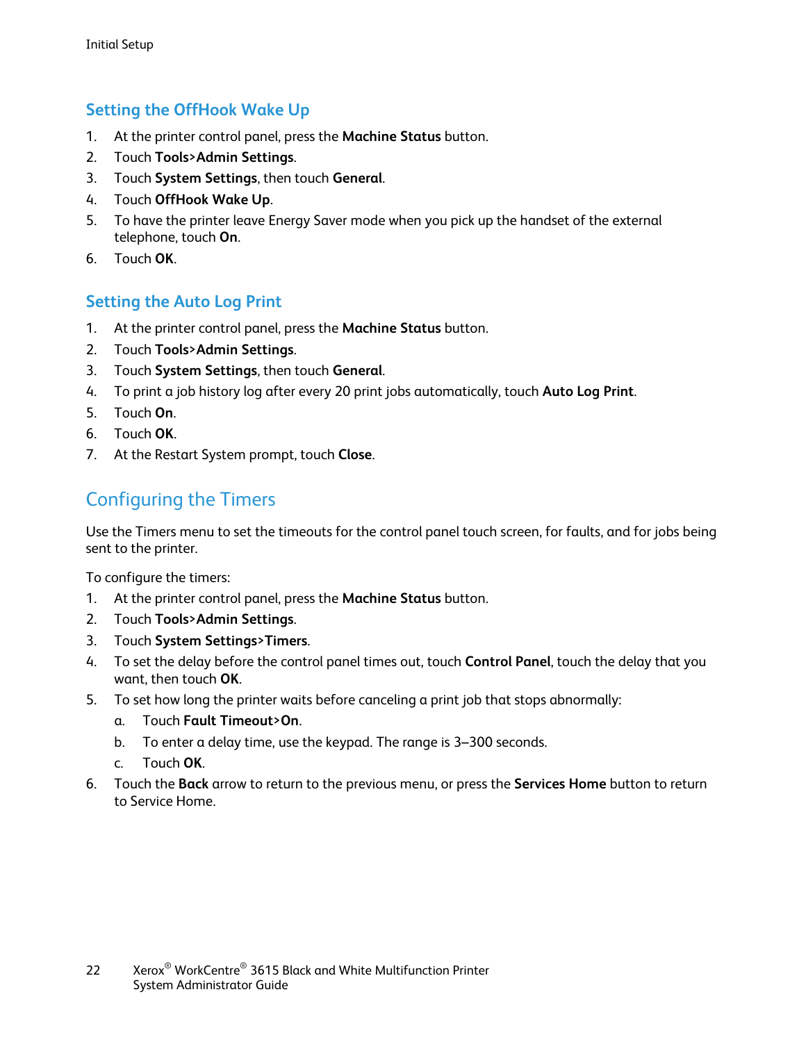### Setting the OffHook Wake Up

1. At the printer control panel, press the **Machine Status** button.
2. Touch **Tools**>**Admin Settings**.
3. Touch **System Settings**, then touch **General**.
4. Touch **OffHook Wake Up**.
5. To have the printer leave Energy Saver mode when you pick up the handset of the external telephone, touch **On**.
6. Touch **OK**.

### Setting the Auto Log Print

1. At the printer control panel, press the **Machine Status** button.
2. Touch **Tools**>**Admin Settings**.
3. Touch **System Settings**, then touch **General**.
4. To print a job history log after every 20 print jobs automatically, touch **Auto Log Print**.
5. Touch **On**.
6. Touch **OK**.
7. At the Restart System prompt, touch **Close**.

## Configuring the Timers

Use the Timers menu to set the timeouts for the control panel touch screen, for faults, and for jobs being sent to the printer.

To configure the timers:

1. At the printer control panel, press the **Machine Status** button.
2. Touch **Tools**>**Admin Settings**.
3. Touch **System Settings**>**Timers**.
4. To set the delay before the control panel times out, touch **Control Panel**, touch the delay that you want, then touch **OK**.
5. To set how long the printer waits before canceling a print job that stops abnormally:
   a. Touch **Fault Timeout**>**On**.
   b. To enter a delay time, use the keypad. The range is 3–300 seconds.
   c. Touch **OK**.
6. Touch the **Back** arrow to return to the previous menu, or press the **Services Home** button to return to Service Home.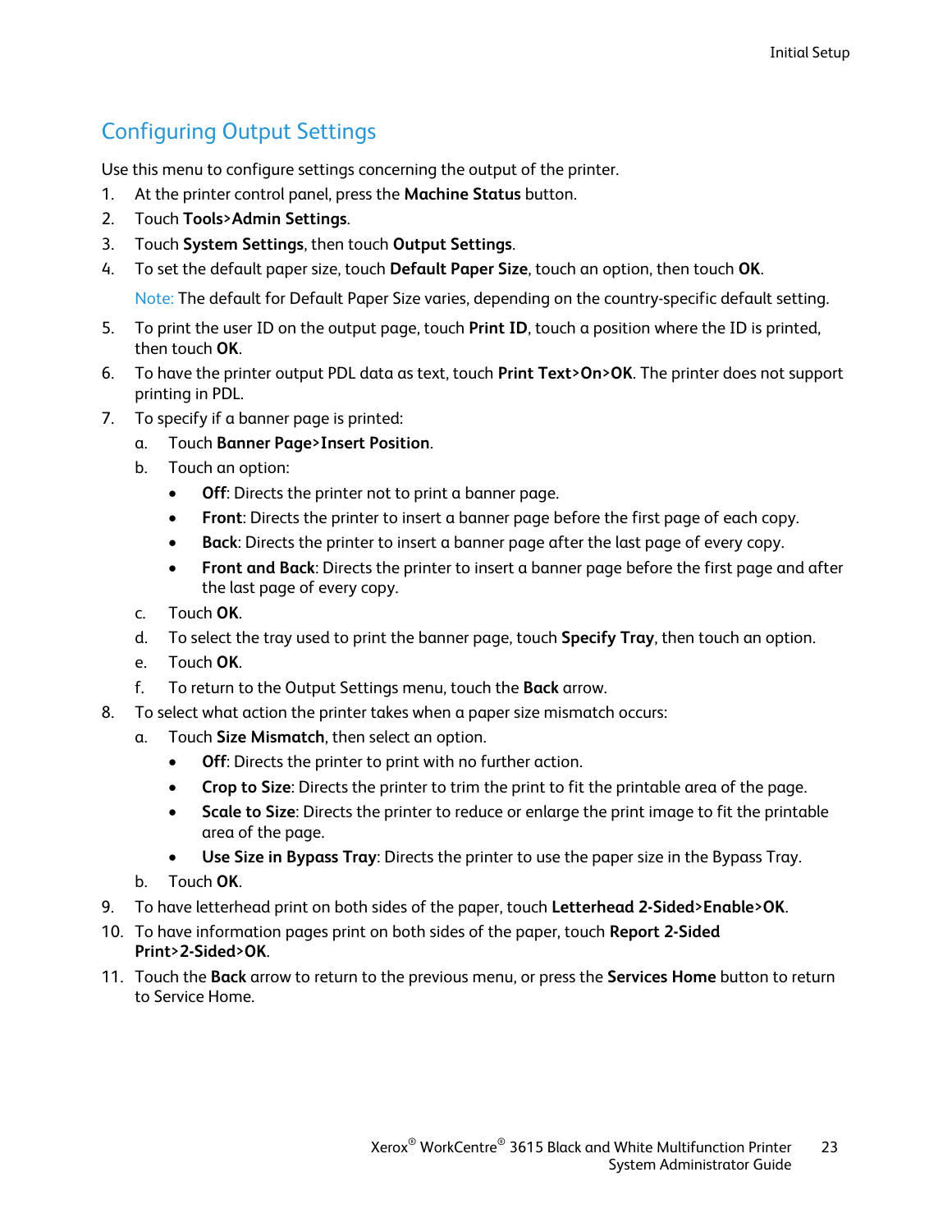## Configuring Output Settings

Use this menu to configure settings concerning the output of the printer.

1. At the printer control panel, press the **Machine Status** button.
2. Touch **Tools**>**Admin Settings**.
3. Touch **System Settings**, then touch **Output Settings**.
4. To set the default paper size, touch **Default Paper Size**, touch an option, then touch **OK**.

   Note: The default for Default Paper Size varies, depending on the country-specific default setting.

5. To print the user ID on the output page, touch **Print ID**, touch a position where the ID is printed, then touch **OK**.
6. To have the printer output PDL data as text, touch **Print Text**>**On**>**OK**. The printer does not support printing in PDL.
7. To specify if a banner page is printed:
   a. Touch **Banner Page**>**Insert Position**.
   b. Touch an option:
      - **Off**: Directs the printer not to print a banner page.
      - **Front**: Directs the printer to insert a banner page before the first page of each copy.
      - **Back**: Directs the printer to insert a banner page after the last page of every copy.
      - **Front and Back**: Directs the printer to insert a banner page before the first page and after the last page of every copy.

   c. Touch **OK**.
   d. To select the tray used to print the banner page, touch **Specify Tray**, then touch an option.
   e. Touch **OK**.
   f. To return to the Output Settings menu, touch the **Back** arrow.
8. To select what action the printer takes when a paper size mismatch occurs:
   a. Touch **Size Mismatch**, then select an option.
      - **Off**: Directs the printer to print with no further action.
      - **Crop to Size**: Directs the printer to trim the print to fit the printable area of the page.
      - **Scale to Size**: Directs the printer to reduce or enlarge the print image to fit the printable area of the page.
      - **Use Size in Bypass Tray**: Directs the printer to use the paper size in the Bypass Tray.

   b. Touch **OK**.
9. To have letterhead print on both sides of the paper, touch **Letterhead 2-Sided**>**Enable**>**OK**.
10. To have information pages print on both sides of the paper, touch **Report 2-Sided Print**>**2-Sided**>**OK**.
11. Touch the **Back** arrow to return to the previous menu, or press the **Services Home** button to return to Service Home.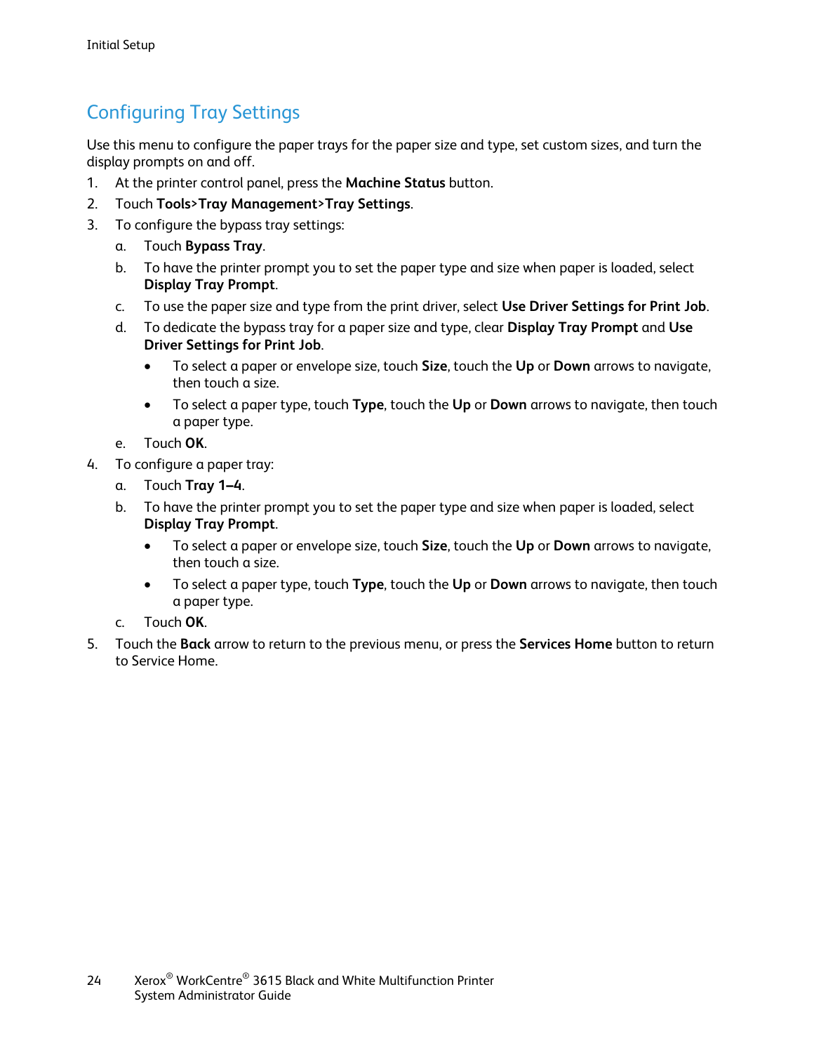## Configuring Tray Settings

Use this menu to configure the paper trays for the paper size and type, set custom sizes, and turn the display prompts on and off.

1. At the printer control panel, press the **Machine Status** button.
2. Touch **Tools>Tray Management>Tray Settings**.
3. To configure the bypass tray settings:
   a. Touch **Bypass Tray**.
   b. To have the printer prompt you to set the paper type and size when paper is loaded, select **Display Tray Prompt**.
   c. To use the paper size and type from the print driver, select **Use Driver Settings for Print Job**.
   d. To dedicate the bypass tray for a paper size and type, clear **Display Tray Prompt** and **Use Driver Settings for Print Job**.
      - To select a paper or envelope size, touch **Size**, touch the **Up** or **Down** arrows to navigate, then touch a size.
      - To select a paper type, touch **Type**, touch the **Up** or **Down** arrows to navigate, then touch a paper type.
   e. Touch **OK**.
4. To configure a paper tray:
   a. Touch **Tray 1–4**.
   b. To have the printer prompt you to set the paper type and size when paper is loaded, select **Display Tray Prompt**.
      - To select a paper or envelope size, touch **Size**, touch the **Up** or **Down** arrows to navigate, then touch a size.
      - To select a paper type, touch **Type**, touch the **Up** or **Down** arrows to navigate, then touch a paper type.
   c. Touch **OK**.
5. Touch the **Back** arrow to return to the previous menu, or press the **Services Home** button to return to Service Home.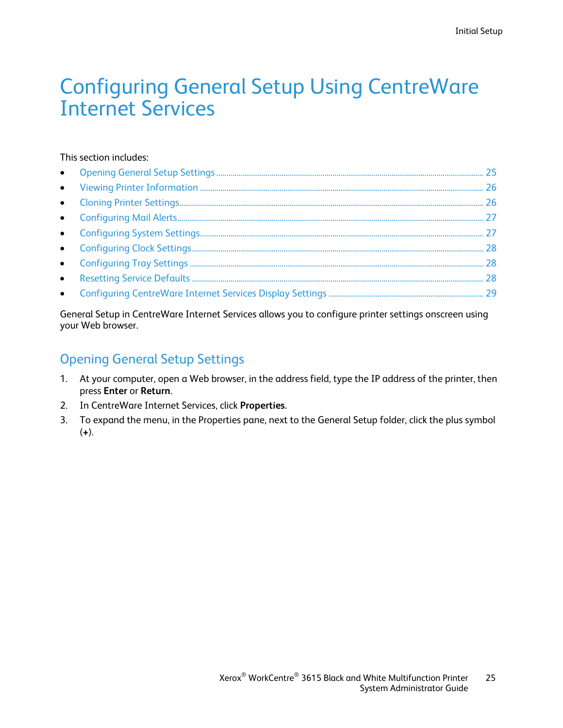# Configuring General Setup Using CentreWare Internet Services

This section includes:

- Opening General Setup Settings ........ 25
- Viewing Printer Information ........ 26
- Cloning Printer Settings ........ 26
- Configuring Mail Alerts ........ 27
- Configuring System Settings ........ 27
- Configuring Clock Settings ........ 28
- Configuring Tray Settings ........ 28
- Resetting Service Defaults ........ 28
- Configuring CentreWare Internet Services Display Settings ........ 29

General Setup in CentreWare Internet Services allows you to configure printer settings onscreen using your Web browser.

## Opening General Setup Settings

1. At your computer, open a Web browser, in the address field, type the IP address of the printer, then press **Enter** or **Return**.
2. In CentreWare Internet Services, click **Properties**.
3. To expand the menu, in the Properties pane, next to the General Setup folder, click the plus symbol (**+**).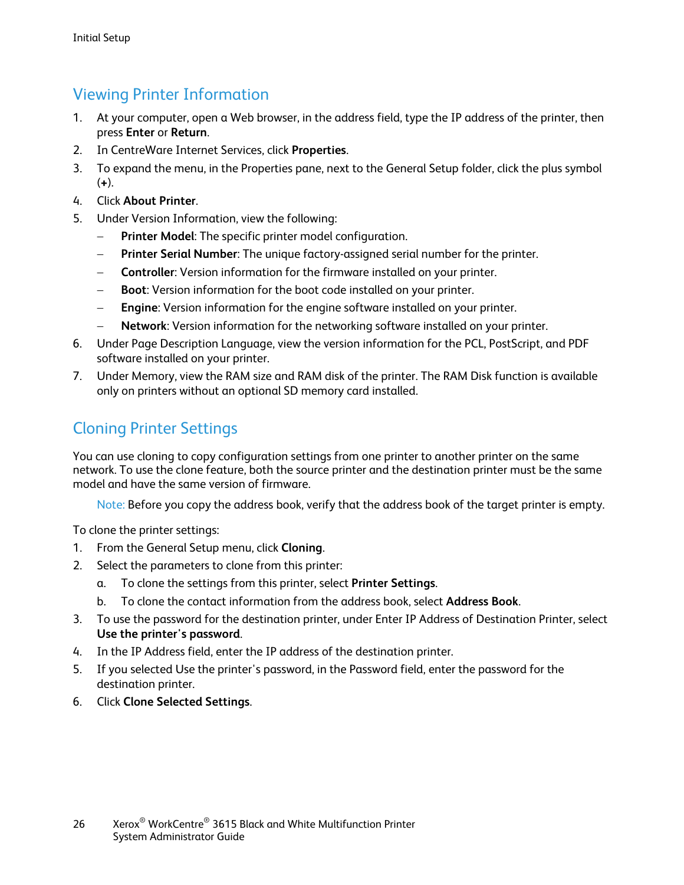## Viewing Printer Information

1. At your computer, open a Web browser, in the address field, type the IP address of the printer, then press **Enter** or **Return**.
2. In CentreWare Internet Services, click **Properties**.
3. To expand the menu, in the Properties pane, next to the General Setup folder, click the plus symbol (**+**).
4. Click **About Printer**.
5. Under Version Information, view the following:
   - **Printer Model**: The specific printer model configuration.
   - **Printer Serial Number**: The unique factory-assigned serial number for the printer.
   - **Controller**: Version information for the firmware installed on your printer.
   - **Boot**: Version information for the boot code installed on your printer.
   - **Engine**: Version information for the engine software installed on your printer.
   - **Network**: Version information for the networking software installed on your printer.
6. Under Page Description Language, view the version information for the PCL, PostScript, and PDF software installed on your printer.
7. Under Memory, view the RAM size and RAM disk of the printer. The RAM Disk function is available only on printers without an optional SD memory card installed.

## Cloning Printer Settings

You can use cloning to copy configuration settings from one printer to another printer on the same network. To use the clone feature, both the source printer and the destination printer must be the same model and have the same version of firmware.

Note: Before you copy the address book, verify that the address book of the target printer is empty.

To clone the printer settings:

1. From the General Setup menu, click **Cloning**.
2. Select the parameters to clone from this printer:
   a. To clone the settings from this printer, select **Printer Settings**.
   b. To clone the contact information from the address book, select **Address Book**.
3. To use the password for the destination printer, under Enter IP Address of Destination Printer, select **Use the printer's password**.
4. In the IP Address field, enter the IP address of the destination printer.
5. If you selected Use the printer's password, in the Password field, enter the password for the destination printer.
6. Click **Clone Selected Settings**.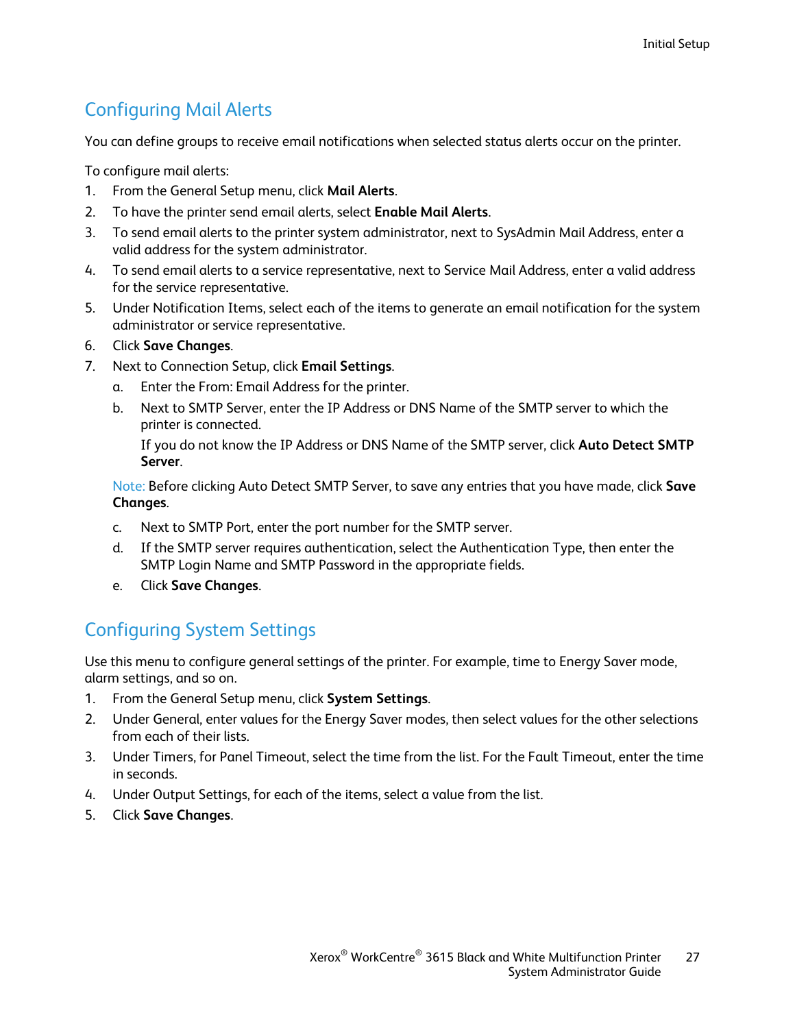## Configuring Mail Alerts

You can define groups to receive email notifications when selected status alerts occur on the printer.

To configure mail alerts:

1. From the General Setup menu, click **Mail Alerts**.
2. To have the printer send email alerts, select **Enable Mail Alerts**.
3. To send email alerts to the printer system administrator, next to SysAdmin Mail Address, enter a valid address for the system administrator.
4. To send email alerts to a service representative, next to Service Mail Address, enter a valid address for the service representative.
5. Under Notification Items, select each of the items to generate an email notification for the system administrator or service representative.
6. Click **Save Changes**.
7. Next to Connection Setup, click **Email Settings**.
   a. Enter the From: Email Address for the printer.
   b. Next to SMTP Server, enter the IP Address or DNS Name of the SMTP server to which the printer is connected.
      If you do not know the IP Address or DNS Name of the SMTP server, click **Auto Detect SMTP Server**.

   Note: Before clicking Auto Detect SMTP Server, to save any entries that you have made, click **Save Changes**.

   c. Next to SMTP Port, enter the port number for the SMTP server.
   d. If the SMTP server requires authentication, select the Authentication Type, then enter the SMTP Login Name and SMTP Password in the appropriate fields.
   e. Click **Save Changes**.

## Configuring System Settings

Use this menu to configure general settings of the printer. For example, time to Energy Saver mode, alarm settings, and so on.

1. From the General Setup menu, click **System Settings**.
2. Under General, enter values for the Energy Saver modes, then select values for the other selections from each of their lists.
3. Under Timers, for Panel Timeout, select the time from the list. For the Fault Timeout, enter the time in seconds.
4. Under Output Settings, for each of the items, select a value from the list.
5. Click **Save Changes**.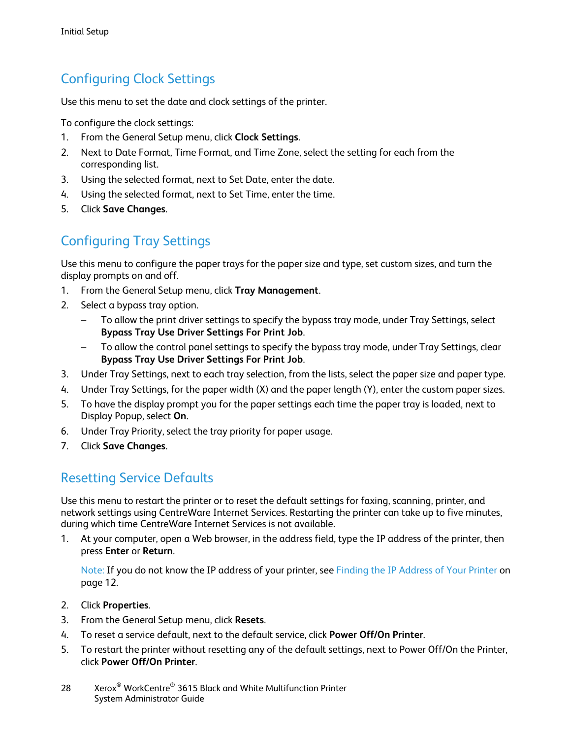## Configuring Clock Settings

Use this menu to set the date and clock settings of the printer.

To configure the clock settings:

1. From the General Setup menu, click **Clock Settings**.
2. Next to Date Format, Time Format, and Time Zone, select the setting for each from the corresponding list.
3. Using the selected format, next to Set Date, enter the date.
4. Using the selected format, next to Set Time, enter the time.
5. Click **Save Changes**.

## Configuring Tray Settings

Use this menu to configure the paper trays for the paper size and type, set custom sizes, and turn the display prompts on and off.

1. From the General Setup menu, click **Tray Management**.
2. Select a bypass tray option.
   - To allow the print driver settings to specify the bypass tray mode, under Tray Settings, select **Bypass Tray Use Driver Settings For Print Job**.
   - To allow the control panel settings to specify the bypass tray mode, under Tray Settings, clear **Bypass Tray Use Driver Settings For Print Job**.
3. Under Tray Settings, next to each tray selection, from the lists, select the paper size and paper type.
4. Under Tray Settings, for the paper width (X) and the paper length (Y), enter the custom paper sizes.
5. To have the display prompt you for the paper settings each time the paper tray is loaded, next to Display Popup, select **On**.
6. Under Tray Priority, select the tray priority for paper usage.
7. Click **Save Changes**.

## Resetting Service Defaults

Use this menu to restart the printer or to reset the default settings for faxing, scanning, printer, and network settings using CentreWare Internet Services. Restarting the printer can take up to five minutes, during which time CentreWare Internet Services is not available.

1. At your computer, open a Web browser, in the address field, type the IP address of the printer, then press **Enter** or **Return**.

   Note: If you do not know the IP address of your printer, see Finding the IP Address of Your Printer on page 12.

2. Click **Properties**.
3. From the General Setup menu, click **Resets**.
4. To reset a service default, next to the default service, click **Power Off/On Printer**.
5. To restart the printer without resetting any of the default settings, next to Power Off/On the Printer, click **Power Off/On Printer**.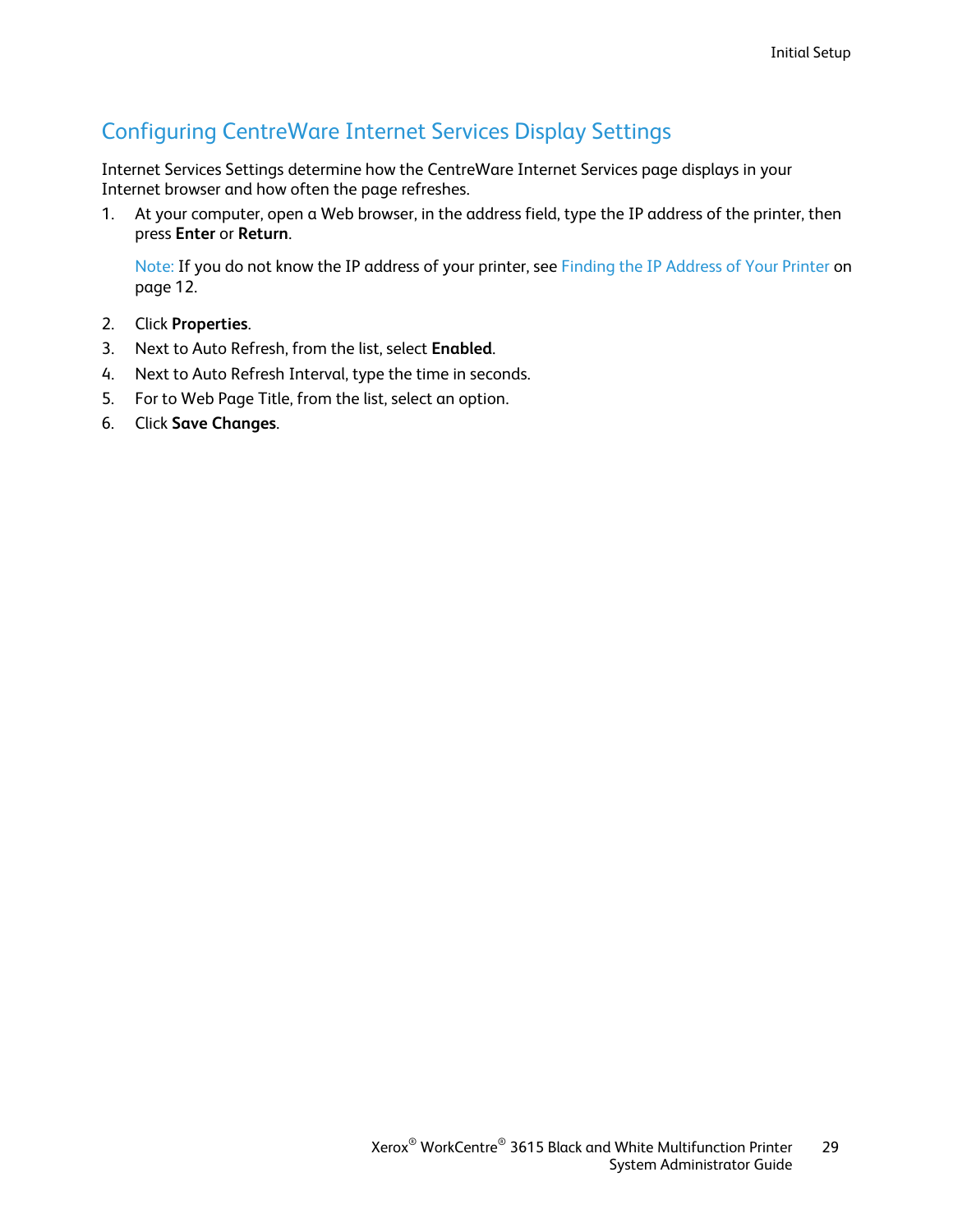## Configuring CentreWare Internet Services Display Settings

Internet Services Settings determine how the CentreWare Internet Services page displays in your Internet browser and how often the page refreshes.

1. At your computer, open a Web browser, in the address field, type the IP address of the printer, then press **Enter** or **Return**.

   Note: If you do not know the IP address of your printer, see Finding the IP Address of Your Printer on page 12.

2. Click **Properties**.
3. Next to Auto Refresh, from the list, select **Enabled**.
4. Next to Auto Refresh Interval, type the time in seconds.
5. For to Web Page Title, from the list, select an option.
6. Click **Save Changes**.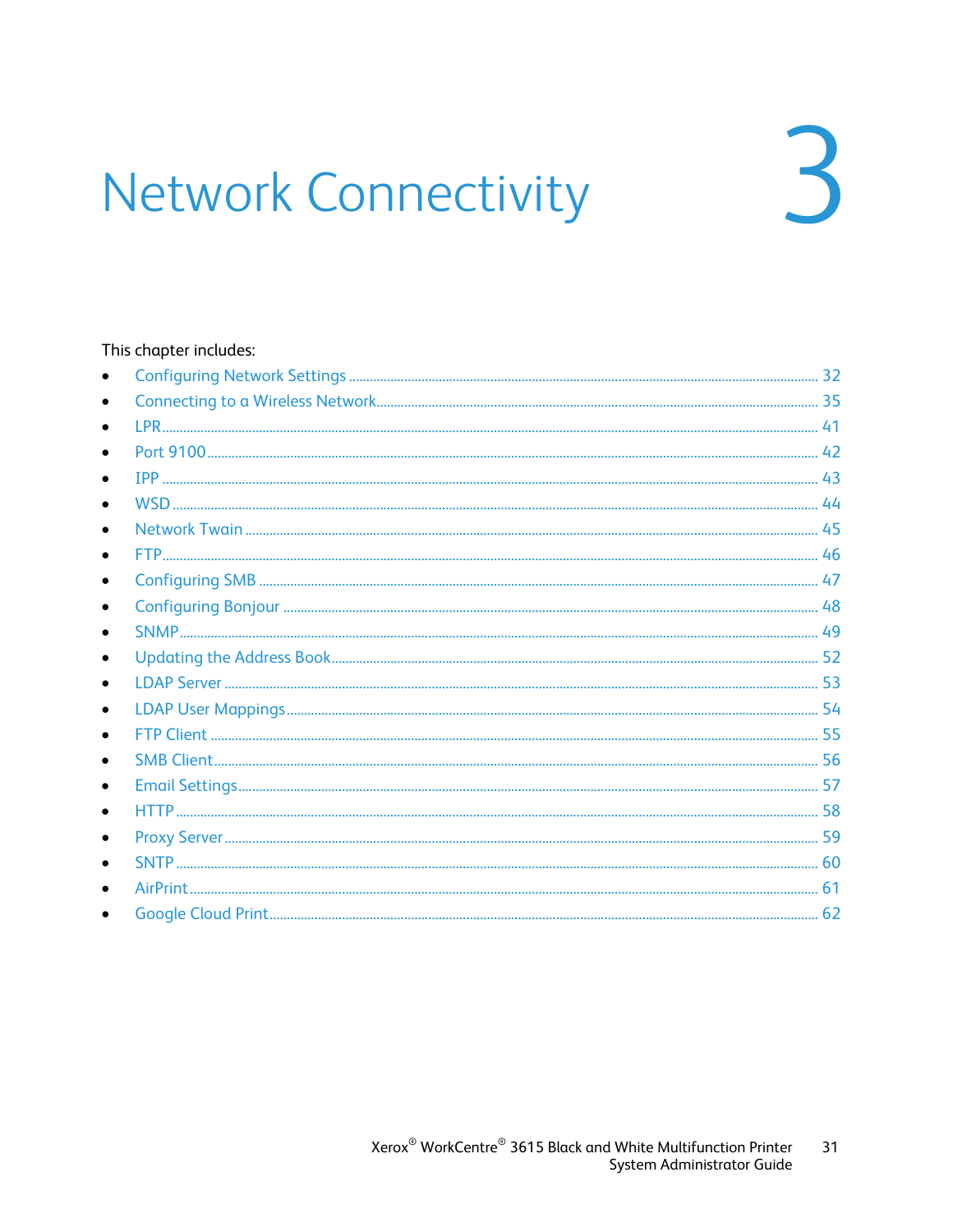# 3 Network Connectivity

This chapter includes:

- Configuring Network Settings ... 32
- Connecting to a Wireless Network ... 35
- LPR ... 41
- Port 9100 ... 42
- IPP ... 43
- WSD ... 44
- Network Twain ... 45
- FTP ... 46
- Configuring SMB ... 47
- Configuring Bonjour ... 48
- SNMP ... 49
- Updating the Address Book ... 52
- LDAP Server ... 53
- LDAP User Mappings ... 54
- FTP Client ... 55
- SMB Client ... 56
- Email Settings ... 57
- HTTP ... 58
- Proxy Server ... 59
- SNTP ... 60
- AirPrint ... 61
- Google Cloud Print ... 62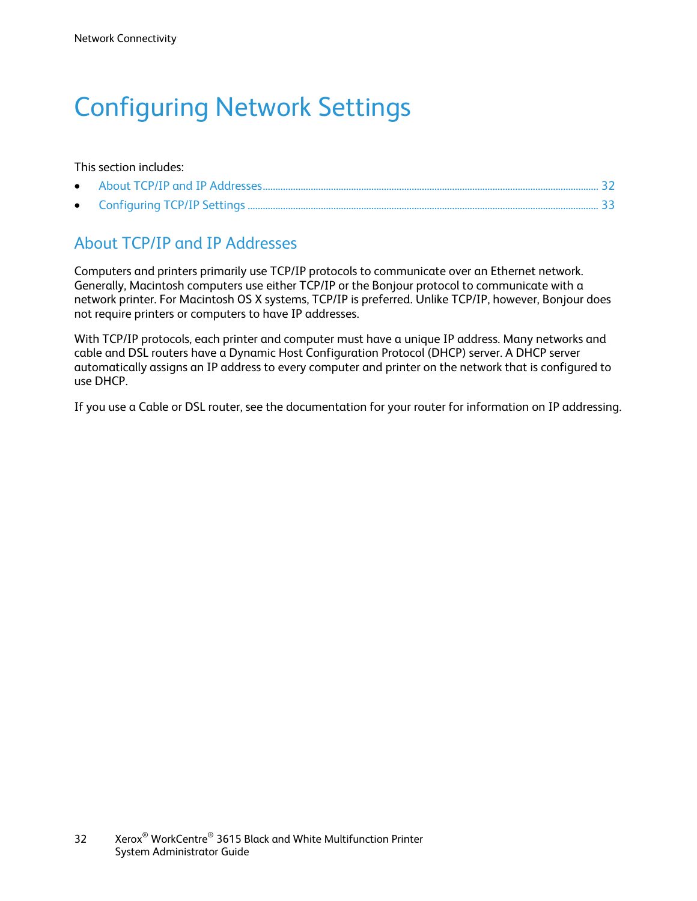# Configuring Network Settings

This section includes:

- About TCP/IP and IP Addresses ........ 32
- Configuring TCP/IP Settings ........ 33

## About TCP/IP and IP Addresses

Computers and printers primarily use TCP/IP protocols to communicate over an Ethernet network. Generally, Macintosh computers use either TCP/IP or the Bonjour protocol to communicate with a network printer. For Macintosh OS X systems, TCP/IP is preferred. Unlike TCP/IP, however, Bonjour does not require printers or computers to have IP addresses.

With TCP/IP protocols, each printer and computer must have a unique IP address. Many networks and cable and DSL routers have a Dynamic Host Configuration Protocol (DHCP) server. A DHCP server automatically assigns an IP address to every computer and printer on the network that is configured to use DHCP.

If you use a Cable or DSL router, see the documentation for your router for information on IP addressing.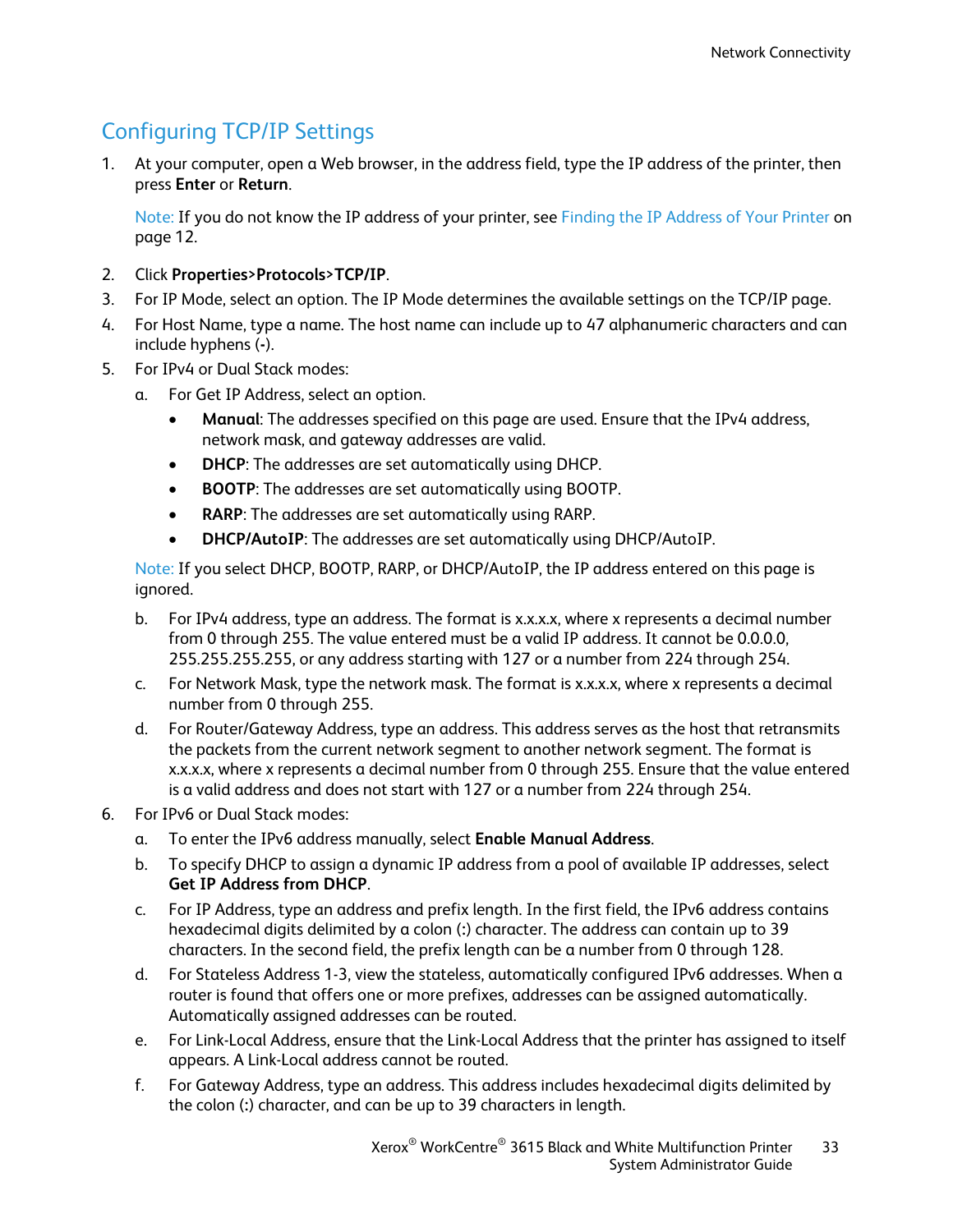## Configuring TCP/IP Settings

1. At your computer, open a Web browser, in the address field, type the IP address of the printer, then press **Enter** or **Return**.

   Note: If you do not know the IP address of your printer, see Finding the IP Address of Your Printer on page 12.

2. Click **Properties>Protocols>TCP/IP**.
3. For IP Mode, select an option. The IP Mode determines the available settings on the TCP/IP page.
4. For Host Name, type a name. The host name can include up to 47 alphanumeric characters and can include hyphens (**-**).
5. For IPv4 or Dual Stack modes:
   a. For Get IP Address, select an option.
      - **Manual**: The addresses specified on this page are used. Ensure that the IPv4 address, network mask, and gateway addresses are valid.
      - **DHCP**: The addresses are set automatically using DHCP.
      - **BOOTP**: The addresses are set automatically using BOOTP.
      - **RARP**: The addresses are set automatically using RARP.
      - **DHCP/AutoIP**: The addresses are set automatically using DHCP/AutoIP.

   Note: If you select DHCP, BOOTP, RARP, or DHCP/AutoIP, the IP address entered on this page is ignored.

   b. For IPv4 address, type an address. The format is x.x.x.x, where x represents a decimal number from 0 through 255. The value entered must be a valid IP address. It cannot be 0.0.0.0, 255.255.255.255, or any address starting with 127 or a number from 224 through 254.
   c. For Network Mask, type the network mask. The format is x.x.x.x, where x represents a decimal number from 0 through 255.
   d. For Router/Gateway Address, type an address. This address serves as the host that retransmits the packets from the current network segment to another network segment. The format is x.x.x.x, where x represents a decimal number from 0 through 255. Ensure that the value entered is a valid address and does not start with 127 or a number from 224 through 254.
6. For IPv6 or Dual Stack modes:
   a. To enter the IPv6 address manually, select **Enable Manual Address**.
   b. To specify DHCP to assign a dynamic IP address from a pool of available IP addresses, select **Get IP Address from DHCP**.
   c. For IP Address, type an address and prefix length. In the first field, the IPv6 address contains hexadecimal digits delimited by a colon (:) character. The address can contain up to 39 characters. In the second field, the prefix length can be a number from 0 through 128.
   d. For Stateless Address 1-3, view the stateless, automatically configured IPv6 addresses. When a router is found that offers one or more prefixes, addresses can be assigned automatically. Automatically assigned addresses can be routed.
   e. For Link-Local Address, ensure that the Link-Local Address that the printer has assigned to itself appears. A Link-Local address cannot be routed.
   f. For Gateway Address, type an address. This address includes hexadecimal digits delimited by the colon (:) character, and can be up to 39 characters in length.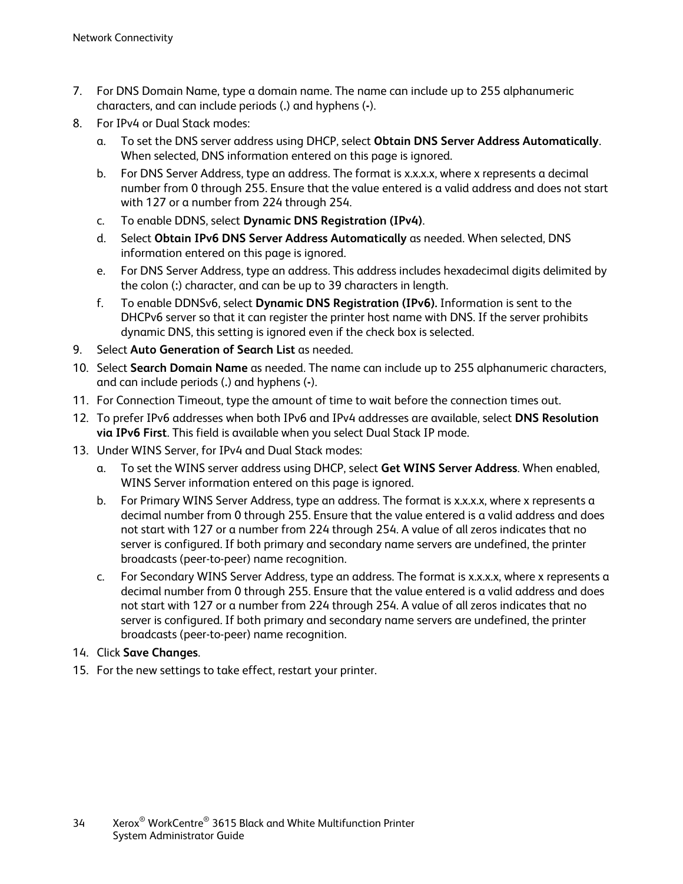7. For DNS Domain Name, type a domain name. The name can include up to 255 alphanumeric characters, and can include periods (**.**) and hyphens (**-**).
8. For IPv4 or Dual Stack modes:
   a. To set the DNS server address using DHCP, select **Obtain DNS Server Address Automatically**. When selected, DNS information entered on this page is ignored.
   b. For DNS Server Address, type an address. The format is x.x.x.x, where x represents a decimal number from 0 through 255. Ensure that the value entered is a valid address and does not start with 127 or a number from 224 through 254.
   c. To enable DDNS, select **Dynamic DNS Registration (IPv4)**.
   d. Select **Obtain IPv6 DNS Server Address Automatically** as needed. When selected, DNS information entered on this page is ignored.
   e. For DNS Server Address, type an address. This address includes hexadecimal digits delimited by the colon (**:**) character, and can be up to 39 characters in length.
   f. To enable DDNSv6, select **Dynamic DNS Registration (IPv6).** Information is sent to the DHCPv6 server so that it can register the printer host name with DNS. If the server prohibits dynamic DNS, this setting is ignored even if the check box is selected.
9. Select **Auto Generation of Search List** as needed.
10. Select **Search Domain Name** as needed. The name can include up to 255 alphanumeric characters, and can include periods (**.**) and hyphens (**-**).
11. For Connection Timeout, type the amount of time to wait before the connection times out.
12. To prefer IPv6 addresses when both IPv6 and IPv4 addresses are available, select **DNS Resolution via IPv6 First**. This field is available when you select Dual Stack IP mode.
13. Under WINS Server, for IPv4 and Dual Stack modes:
   a. To set the WINS server address using DHCP, select **Get WINS Server Address**. When enabled, WINS Server information entered on this page is ignored.
   b. For Primary WINS Server Address, type an address. The format is x.x.x.x, where x represents a decimal number from 0 through 255. Ensure that the value entered is a valid address and does not start with 127 or a number from 224 through 254. A value of all zeros indicates that no server is configured. If both primary and secondary name servers are undefined, the printer broadcasts (peer-to-peer) name recognition.
   c. For Secondary WINS Server Address, type an address. The format is x.x.x.x, where x represents a decimal number from 0 through 255. Ensure that the value entered is a valid address and does not start with 127 or a number from 224 through 254. A value of all zeros indicates that no server is configured. If both primary and secondary name servers are undefined, the printer broadcasts (peer-to-peer) name recognition.
14. Click **Save Changes**.
15. For the new settings to take effect, restart your printer.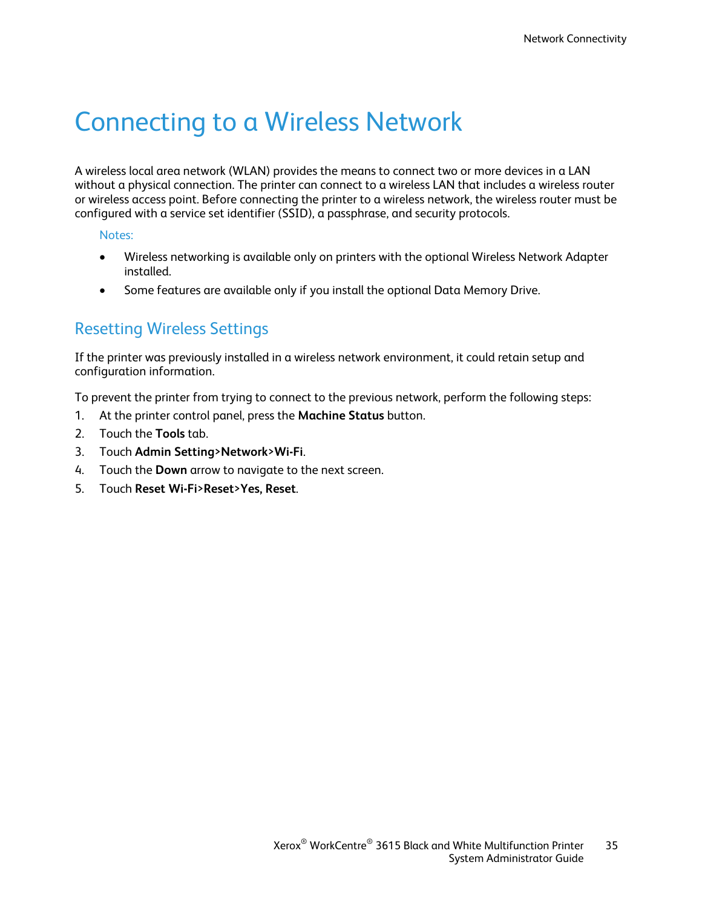# Connecting to a Wireless Network

A wireless local area network (WLAN) provides the means to connect two or more devices in a LAN without a physical connection. The printer can connect to a wireless LAN that includes a wireless router or wireless access point. Before connecting the printer to a wireless network, the wireless router must be configured with a service set identifier (SSID), a passphrase, and security protocols.

Notes:

- Wireless networking is available only on printers with the optional Wireless Network Adapter installed.
- Some features are available only if you install the optional Data Memory Drive.

## Resetting Wireless Settings

If the printer was previously installed in a wireless network environment, it could retain setup and configuration information.

To prevent the printer from trying to connect to the previous network, perform the following steps:

1. At the printer control panel, press the **Machine Status** button.
2. Touch the **Tools** tab.
3. Touch **Admin Setting>Network>Wi-Fi**.
4. Touch the **Down** arrow to navigate to the next screen.
5. Touch **Reset Wi-Fi>Reset>Yes, Reset**.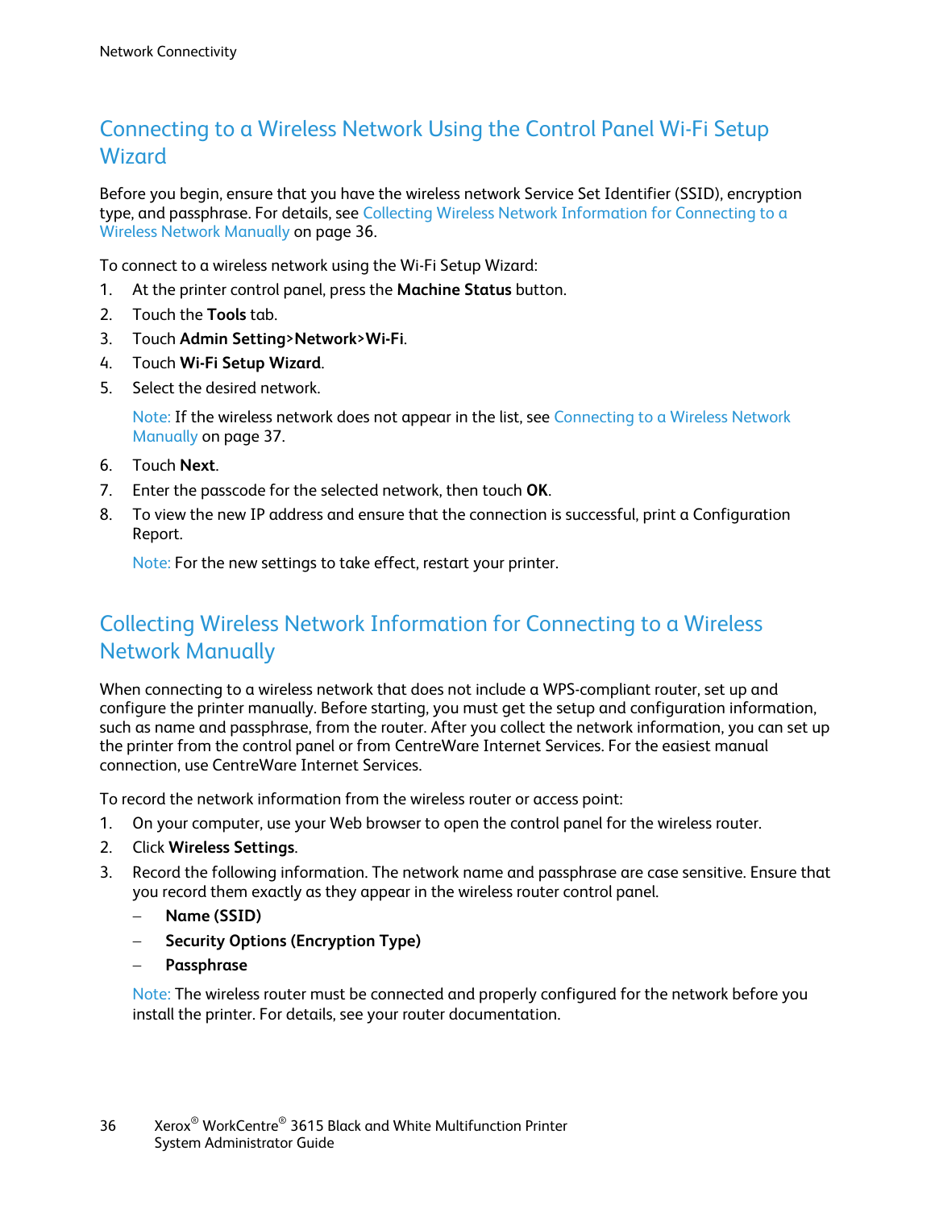## Connecting to a Wireless Network Using the Control Panel Wi-Fi Setup Wizard

Before you begin, ensure that you have the wireless network Service Set Identifier (SSID), encryption type, and passphrase. For details, see Collecting Wireless Network Information for Connecting to a Wireless Network Manually on page 36.

To connect to a wireless network using the Wi-Fi Setup Wizard:

1. At the printer control panel, press the **Machine Status** button.
2. Touch the **Tools** tab.
3. Touch **Admin Setting>Network>Wi-Fi**.
4. Touch **Wi-Fi Setup Wizard**.
5. Select the desired network.

   Note: If the wireless network does not appear in the list, see Connecting to a Wireless Network Manually on page 37.

6. Touch **Next**.
7. Enter the passcode for the selected network, then touch **OK**.
8. To view the new IP address and ensure that the connection is successful, print a Configuration Report.

   Note: For the new settings to take effect, restart your printer.

## Collecting Wireless Network Information for Connecting to a Wireless Network Manually

When connecting to a wireless network that does not include a WPS-compliant router, set up and configure the printer manually. Before starting, you must get the setup and configuration information, such as name and passphrase, from the router. After you collect the network information, you can set up the printer from the control panel or from CentreWare Internet Services. For the easiest manual connection, use CentreWare Internet Services.

To record the network information from the wireless router or access point:

1. On your computer, use your Web browser to open the control panel for the wireless router.
2. Click **Wireless Settings**.
3. Record the following information. The network name and passphrase are case sensitive. Ensure that you record them exactly as they appear in the wireless router control panel.
   - **Name (SSID)**
   - **Security Options (Encryption Type)**
   - **Passphrase**

   Note: The wireless router must be connected and properly configured for the network before you install the printer. For details, see your router documentation.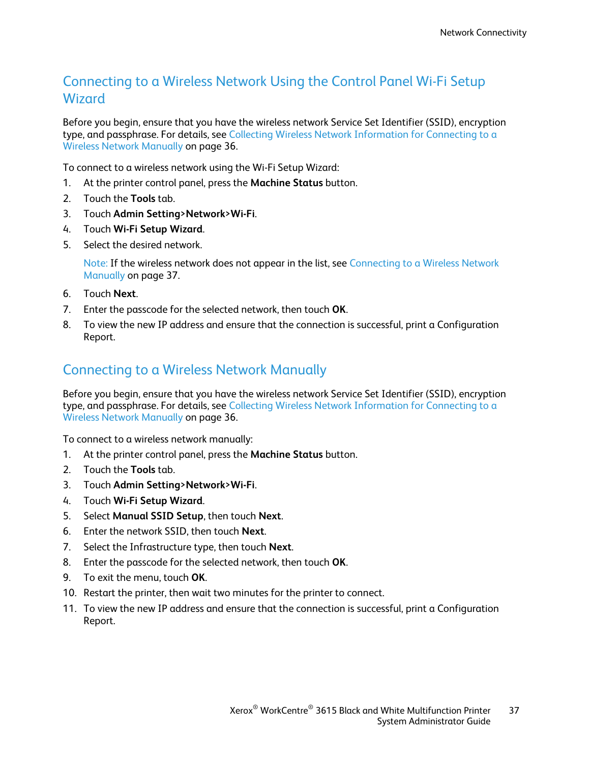## Connecting to a Wireless Network Using the Control Panel Wi-Fi Setup Wizard

Before you begin, ensure that you have the wireless network Service Set Identifier (SSID), encryption type, and passphrase. For details, see Collecting Wireless Network Information for Connecting to a Wireless Network Manually on page 36.

To connect to a wireless network using the Wi-Fi Setup Wizard:

1. At the printer control panel, press the **Machine Status** button.
2. Touch the **Tools** tab.
3. Touch **Admin Setting>Network>Wi-Fi**.
4. Touch **Wi-Fi Setup Wizard**.
5. Select the desired network.

   Note: If the wireless network does not appear in the list, see Connecting to a Wireless Network Manually on page 37.

6. Touch **Next**.
7. Enter the passcode for the selected network, then touch **OK**.
8. To view the new IP address and ensure that the connection is successful, print a Configuration Report.

## Connecting to a Wireless Network Manually

Before you begin, ensure that you have the wireless network Service Set Identifier (SSID), encryption type, and passphrase. For details, see Collecting Wireless Network Information for Connecting to a Wireless Network Manually on page 36.

To connect to a wireless network manually:

1. At the printer control panel, press the **Machine Status** button.
2. Touch the **Tools** tab.
3. Touch **Admin Setting>Network>Wi-Fi**.
4. Touch **Wi-Fi Setup Wizard**.
5. Select **Manual SSID Setup**, then touch **Next**.
6. Enter the network SSID, then touch **Next**.
7. Select the Infrastructure type, then touch **Next**.
8. Enter the passcode for the selected network, then touch **OK**.
9. To exit the menu, touch **OK**.
10. Restart the printer, then wait two minutes for the printer to connect.
11. To view the new IP address and ensure that the connection is successful, print a Configuration Report.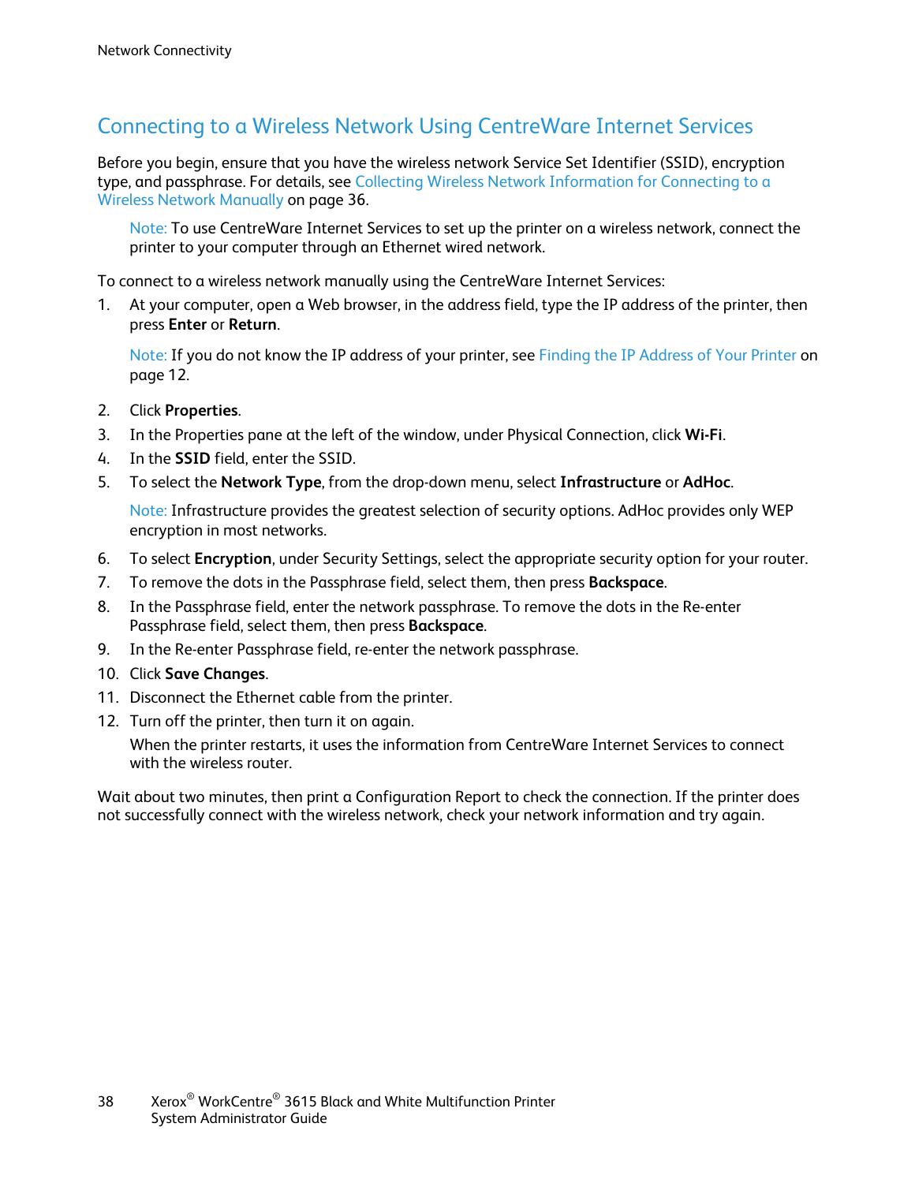## Connecting to a Wireless Network Using CentreWare Internet Services

Before you begin, ensure that you have the wireless network Service Set Identifier (SSID), encryption type, and passphrase. For details, see Collecting Wireless Network Information for Connecting to a Wireless Network Manually on page 36.

> Note: To use CentreWare Internet Services to set up the printer on a wireless network, connect the printer to your computer through an Ethernet wired network.

To connect to a wireless network manually using the CentreWare Internet Services:

1. At your computer, open a Web browser, in the address field, type the IP address of the printer, then press **Enter** or **Return**.

   Note: If you do not know the IP address of your printer, see Finding the IP Address of Your Printer on page 12.

2. Click **Properties**.
3. In the Properties pane at the left of the window, under Physical Connection, click **Wi-Fi**.
4. In the **SSID** field, enter the SSID.
5. To select the **Network Type**, from the drop-down menu, select **Infrastructure** or **AdHoc**.

   Note: Infrastructure provides the greatest selection of security options. AdHoc provides only WEP encryption in most networks.

6. To select **Encryption**, under Security Settings, select the appropriate security option for your router.
7. To remove the dots in the Passphrase field, select them, then press **Backspace**.
8. In the Passphrase field, enter the network passphrase. To remove the dots in the Re-enter Passphrase field, select them, then press **Backspace**.
9. In the Re-enter Passphrase field, re-enter the network passphrase.
10. Click **Save Changes**.
11. Disconnect the Ethernet cable from the printer.
12. Turn off the printer, then turn it on again.

    When the printer restarts, it uses the information from CentreWare Internet Services to connect with the wireless router.

Wait about two minutes, then print a Configuration Report to check the connection. If the printer does not successfully connect with the wireless network, check your network information and try again.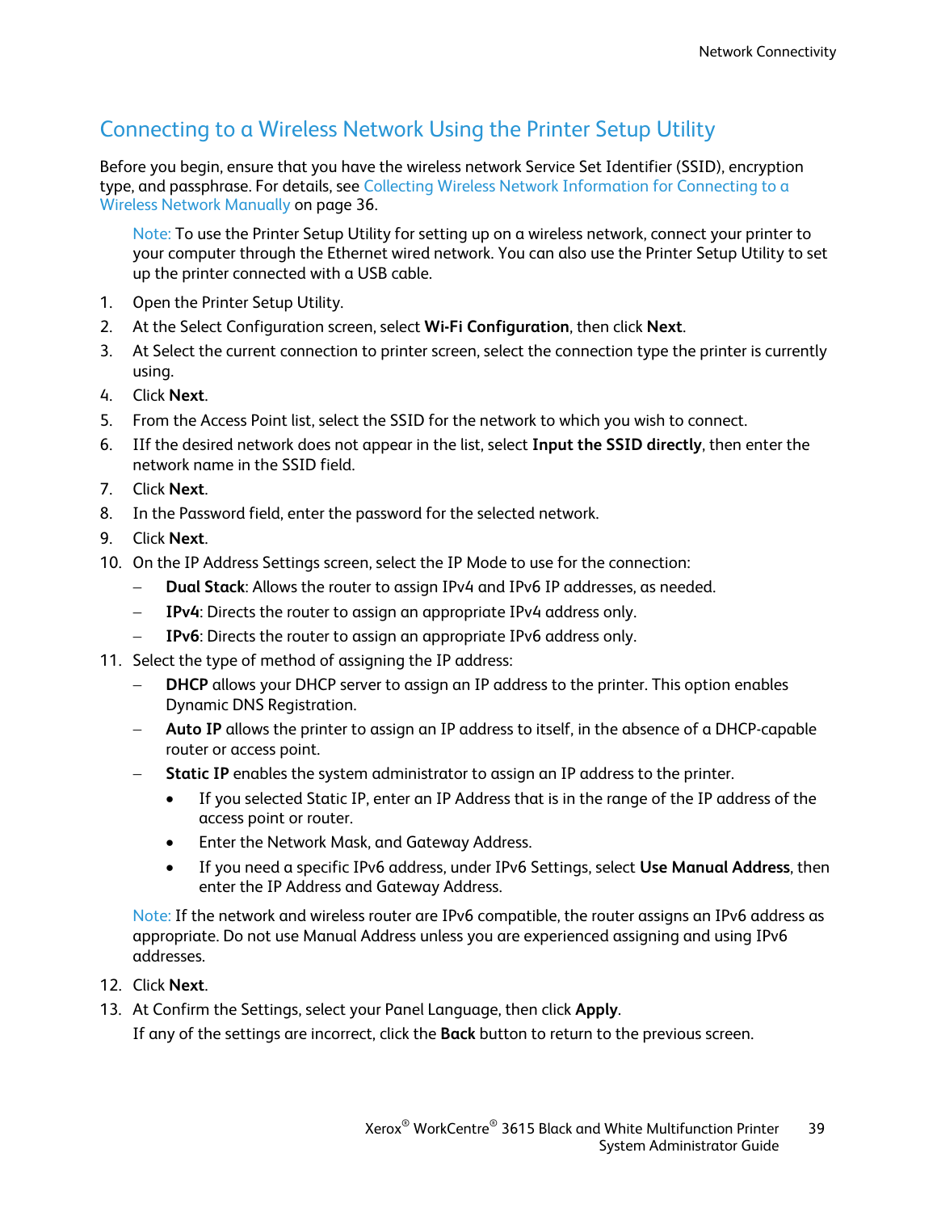## Connecting to a Wireless Network Using the Printer Setup Utility

Before you begin, ensure that you have the wireless network Service Set Identifier (SSID), encryption type, and passphrase. For details, see Collecting Wireless Network Information for Connecting to a Wireless Network Manually on page 36.

> Note: To use the Printer Setup Utility for setting up on a wireless network, connect your printer to your computer through the Ethernet wired network. You can also use the Printer Setup Utility to set up the printer connected with a USB cable.

1. Open the Printer Setup Utility.
2. At the Select Configuration screen, select **Wi-Fi Configuration**, then click **Next**.
3. At Select the current connection to printer screen, select the connection type the printer is currently using.
4. Click **Next**.
5. From the Access Point list, select the SSID for the network to which you wish to connect.
6. IIf the desired network does not appear in the list, select **Input the SSID directly**, then enter the network name in the SSID field.
7. Click **Next**.
8. In the Password field, enter the password for the selected network.
9. Click **Next**.
10. On the IP Address Settings screen, select the IP Mode to use for the connection:
    - **Dual Stack**: Allows the router to assign IPv4 and IPv6 IP addresses, as needed.
    - **IPv4**: Directs the router to assign an appropriate IPv4 address only.
    - **IPv6**: Directs the router to assign an appropriate IPv6 address only.
11. Select the type of method of assigning the IP address:
    - **DHCP** allows your DHCP server to assign an IP address to the printer. This option enables Dynamic DNS Registration.
    - **Auto IP** allows the printer to assign an IP address to itself, in the absence of a DHCP-capable router or access point.
    - **Static IP** enables the system administrator to assign an IP address to the printer.
        - If you selected Static IP, enter an IP Address that is in the range of the IP address of the access point or router.
        - Enter the Network Mask, and Gateway Address.
        - If you need a specific IPv6 address, under IPv6 Settings, select **Use Manual Address**, then enter the IP Address and Gateway Address.

    Note: If the network and wireless router are IPv6 compatible, the router assigns an IPv6 address as appropriate. Do not use Manual Address unless you are experienced assigning and using IPv6 addresses.
12. Click **Next**.
13. At Confirm the Settings, select your Panel Language, then click **Apply**.

    If any of the settings are incorrect, click the **Back** button to return to the previous screen.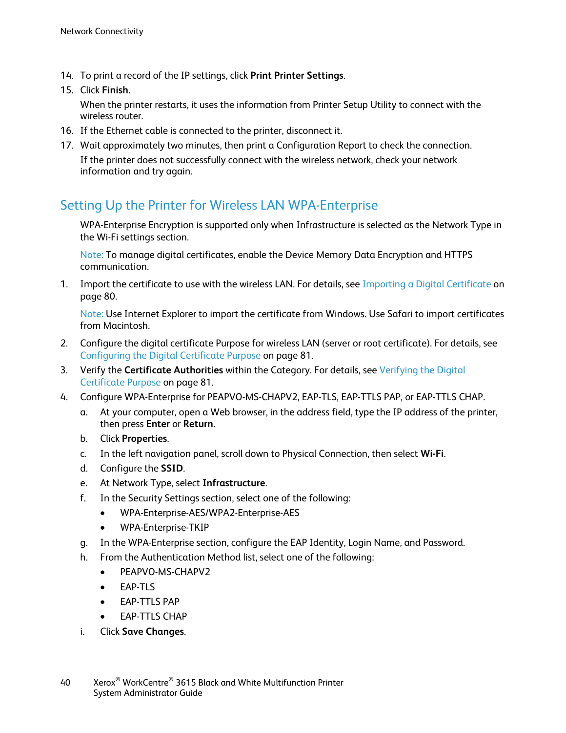14. To print a record of the IP settings, click **Print Printer Settings**.
15. Click **Finish**.

    When the printer restarts, it uses the information from Printer Setup Utility to connect with the wireless router.
16. If the Ethernet cable is connected to the printer, disconnect it.
17. Wait approximately two minutes, then print a Configuration Report to check the connection.

    If the printer does not successfully connect with the wireless network, check your network information and try again.

## Setting Up the Printer for Wireless LAN WPA-Enterprise

WPA-Enterprise Encryption is supported only when Infrastructure is selected as the Network Type in the Wi-Fi settings section.

Note: To manage digital certificates, enable the Device Memory Data Encryption and HTTPS communication.

1. Import the certificate to use with the wireless LAN. For details, see Importing a Digital Certificate on page 80.

   Note: Use Internet Explorer to import the certificate from Windows. Use Safari to import certificates from Macintosh.
2. Configure the digital certificate Purpose for wireless LAN (server or root certificate). For details, see Configuring the Digital Certificate Purpose on page 81.
3. Verify the **Certificate Authorities** within the Category. For details, see Verifying the Digital Certificate Purpose on page 81.
4. Configure WPA-Enterprise for PEAPVO-MS-CHAPV2, EAP-TLS, EAP-TTLS PAP, or EAP-TTLS CHAP.
   a. At your computer, open a Web browser, in the address field, type the IP address of the printer, then press **Enter** or **Return**.
   b. Click **Properties**.
   c. In the left navigation panel, scroll down to Physical Connection, then select **Wi-Fi**.
   d. Configure the **SSID**.
   e. At Network Type, select **Infrastructure**.
   f. In the Security Settings section, select one of the following:
      - WPA-Enterprise-AES/WPA2-Enterprise-AES
      - WPA-Enterprise-TKIP
   g. In the WPA-Enterprise section, configure the EAP Identity, Login Name, and Password.
   h. From the Authentication Method list, select one of the following:
      - PEAPVO-MS-CHAPV2
      - EAP-TLS
      - EAP-TTLS PAP
      - EAP-TTLS CHAP
   i. Click **Save Changes**.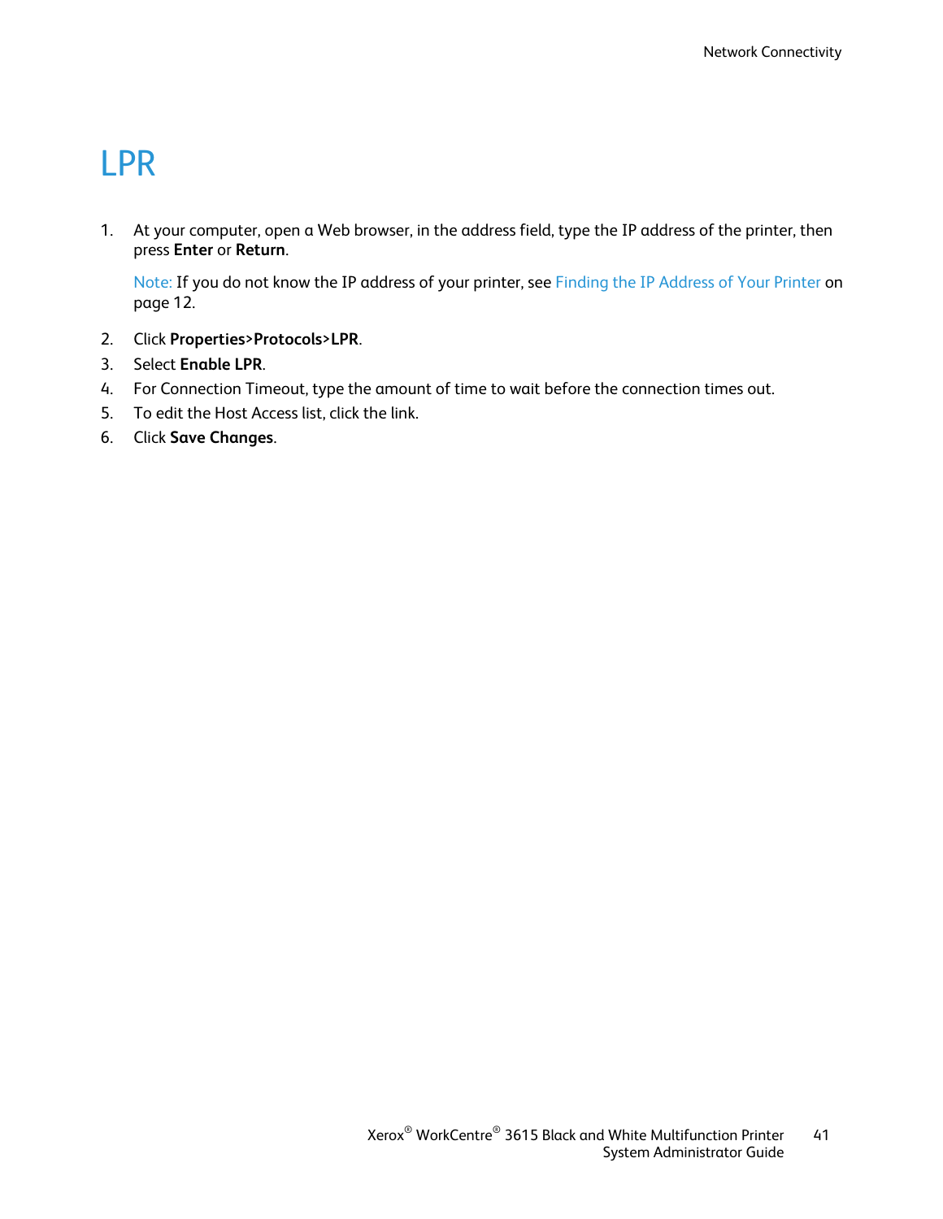# LPR

1. At your computer, open a Web browser, in the address field, type the IP address of the printer, then press **Enter** or **Return**.

   Note: If you do not know the IP address of your printer, see Finding the IP Address of Your Printer on page 12.

2. Click **Properties>Protocols>LPR**.
3. Select **Enable LPR**.
4. For Connection Timeout, type the amount of time to wait before the connection times out.
5. To edit the Host Access list, click the link.
6. Click **Save Changes**.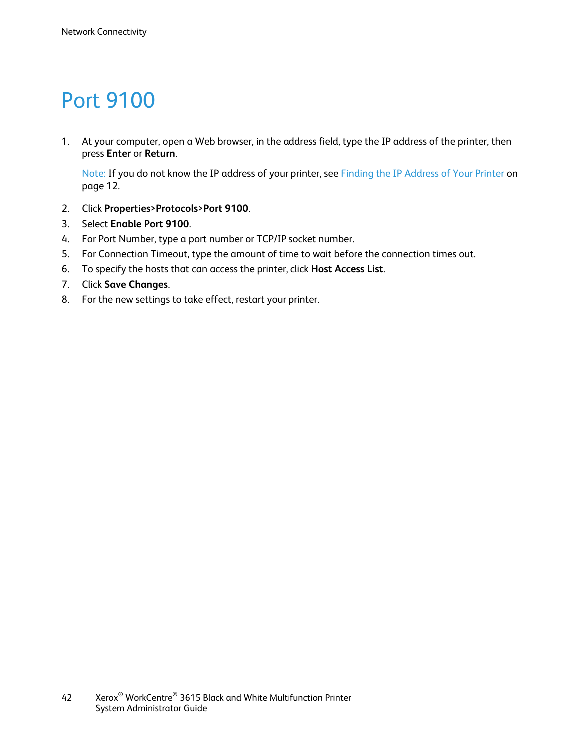# Port 9100

1. At your computer, open a Web browser, in the address field, type the IP address of the printer, then press **Enter** or **Return**.

   Note: If you do not know the IP address of your printer, see Finding the IP Address of Your Printer on page 12.

2. Click **Properties>Protocols>Port 9100**.
3. Select **Enable Port 9100**.
4. For Port Number, type a port number or TCP/IP socket number.
5. For Connection Timeout, type the amount of time to wait before the connection times out.
6. To specify the hosts that can access the printer, click **Host Access List**.
7. Click **Save Changes**.
8. For the new settings to take effect, restart your printer.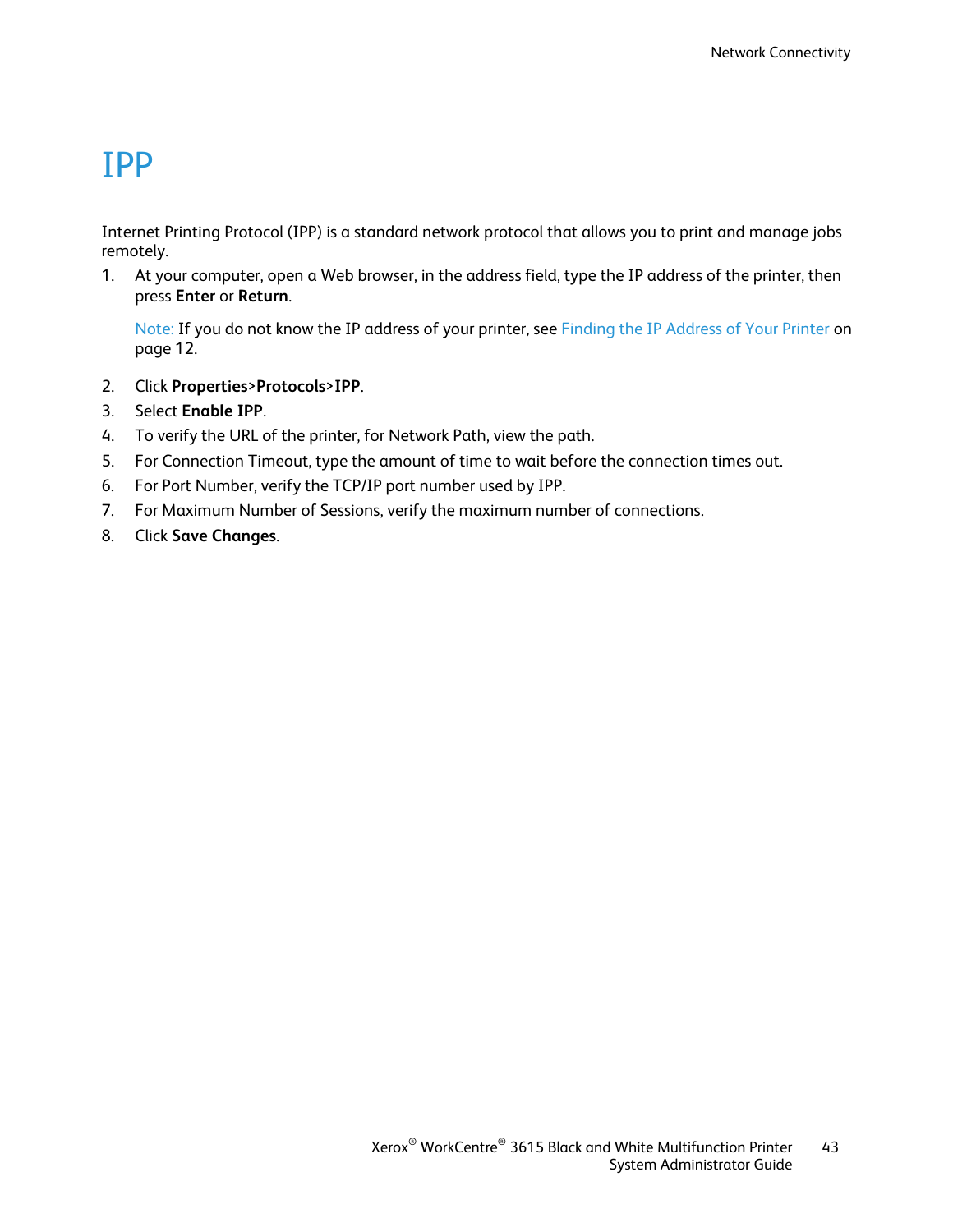# IPP

Internet Printing Protocol (IPP) is a standard network protocol that allows you to print and manage jobs remotely.

1. At your computer, open a Web browser, in the address field, type the IP address of the printer, then press **Enter** or **Return**.

   Note: If you do not know the IP address of your printer, see Finding the IP Address of Your Printer on page 12.

2. Click **Properties>Protocols>IPP**.
3. Select **Enable IPP**.
4. To verify the URL of the printer, for Network Path, view the path.
5. For Connection Timeout, type the amount of time to wait before the connection times out.
6. For Port Number, verify the TCP/IP port number used by IPP.
7. For Maximum Number of Sessions, verify the maximum number of connections.
8. Click **Save Changes**.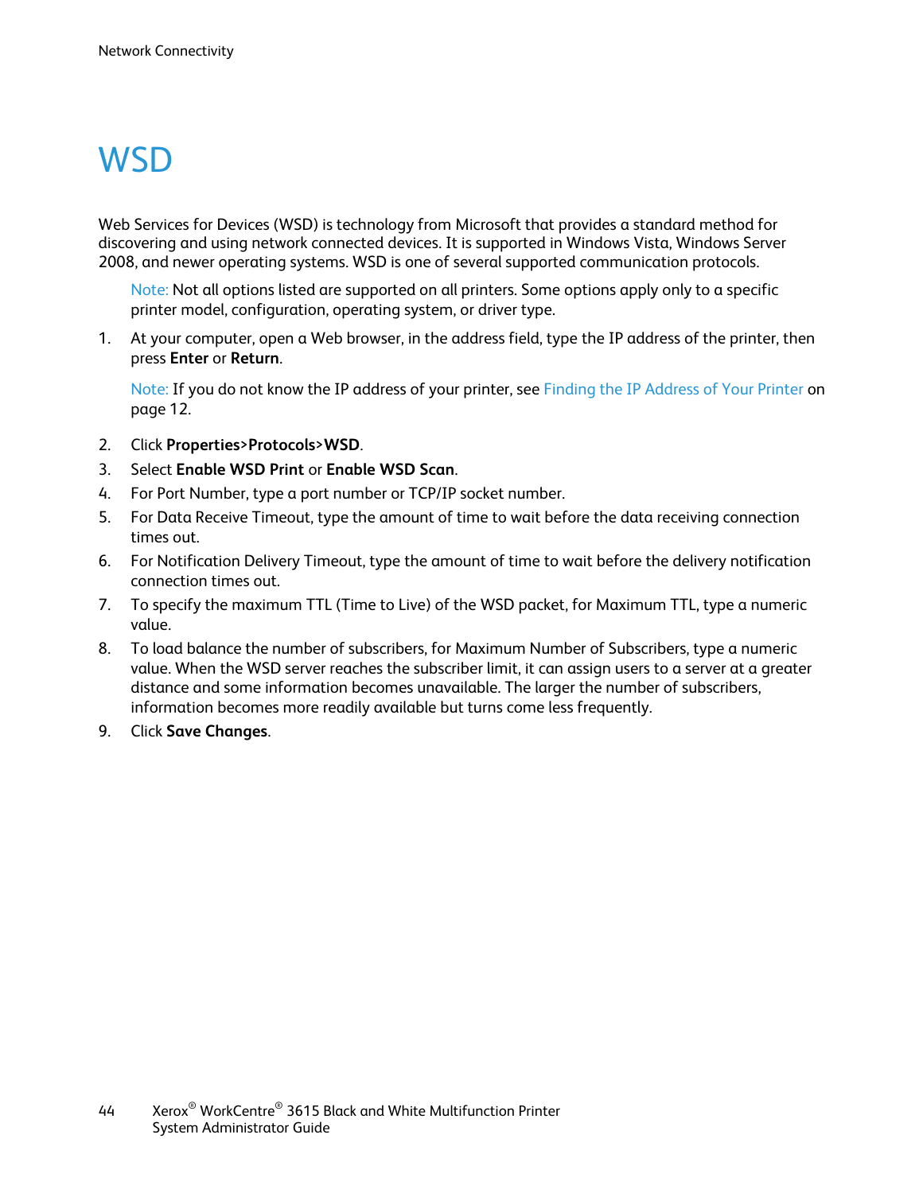# WSD

Web Services for Devices (WSD) is technology from Microsoft that provides a standard method for discovering and using network connected devices. It is supported in Windows Vista, Windows Server 2008, and newer operating systems. WSD is one of several supported communication protocols.

Note: Not all options listed are supported on all printers. Some options apply only to a specific printer model, configuration, operating system, or driver type.

1. At your computer, open a Web browser, in the address field, type the IP address of the printer, then press **Enter** or **Return**.

   Note: If you do not know the IP address of your printer, see Finding the IP Address of Your Printer on page 12.

2. Click **Properties>Protocols>WSD**.
3. Select **Enable WSD Print** or **Enable WSD Scan**.
4. For Port Number, type a port number or TCP/IP socket number.
5. For Data Receive Timeout, type the amount of time to wait before the data receiving connection times out.
6. For Notification Delivery Timeout, type the amount of time to wait before the delivery notification connection times out.
7. To specify the maximum TTL (Time to Live) of the WSD packet, for Maximum TTL, type a numeric value.
8. To load balance the number of subscribers, for Maximum Number of Subscribers, type a numeric value. When the WSD server reaches the subscriber limit, it can assign users to a server at a greater distance and some information becomes unavailable. The larger the number of subscribers, information becomes more readily available but turns come less frequently.
9. Click **Save Changes**.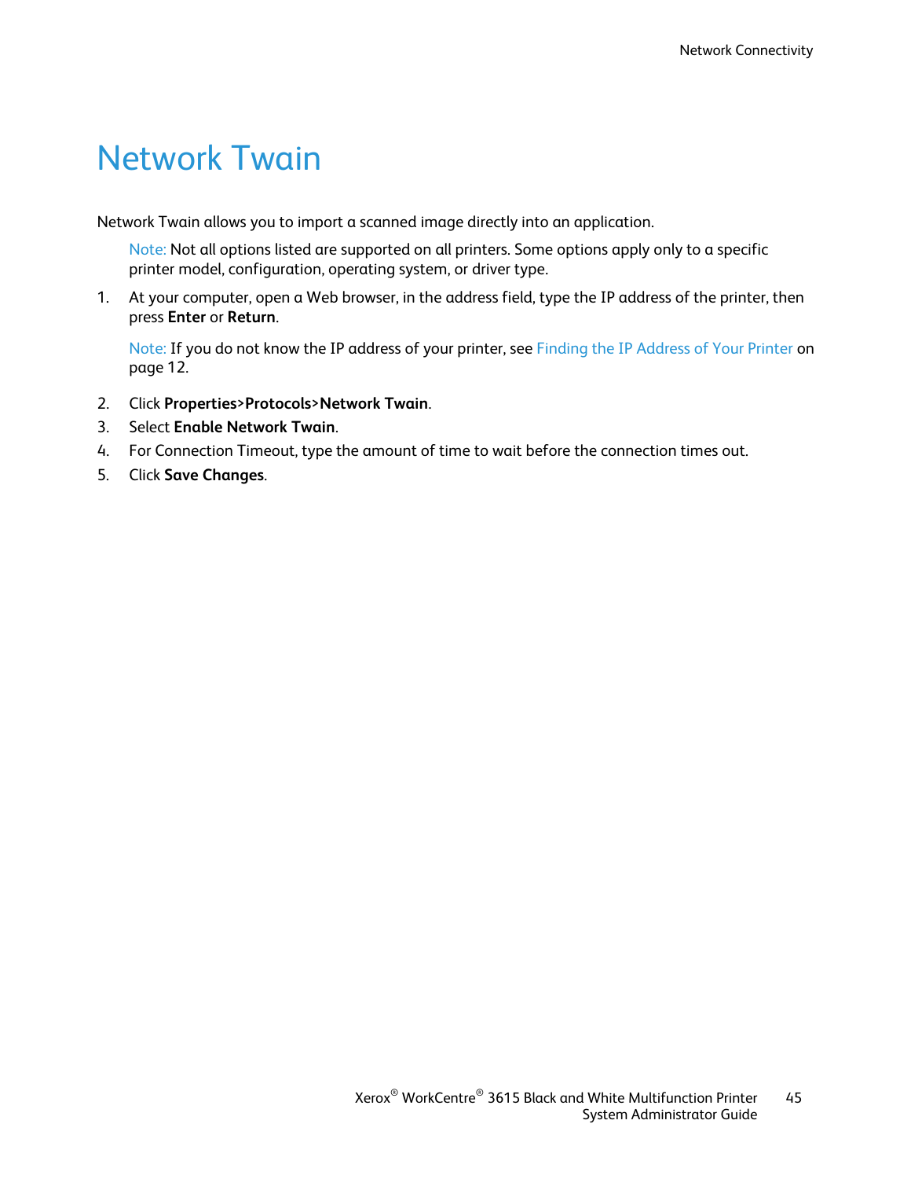# Network Twain

Network Twain allows you to import a scanned image directly into an application.

> Note: Not all options listed are supported on all printers. Some options apply only to a specific printer model, configuration, operating system, or driver type.

1. At your computer, open a Web browser, in the address field, type the IP address of the printer, then press **Enter** or **Return**.

   Note: If you do not know the IP address of your printer, see Finding the IP Address of Your Printer on page 12.

2. Click **Properties>Protocols>Network Twain**.
3. Select **Enable Network Twain**.
4. For Connection Timeout, type the amount of time to wait before the connection times out.
5. Click **Save Changes**.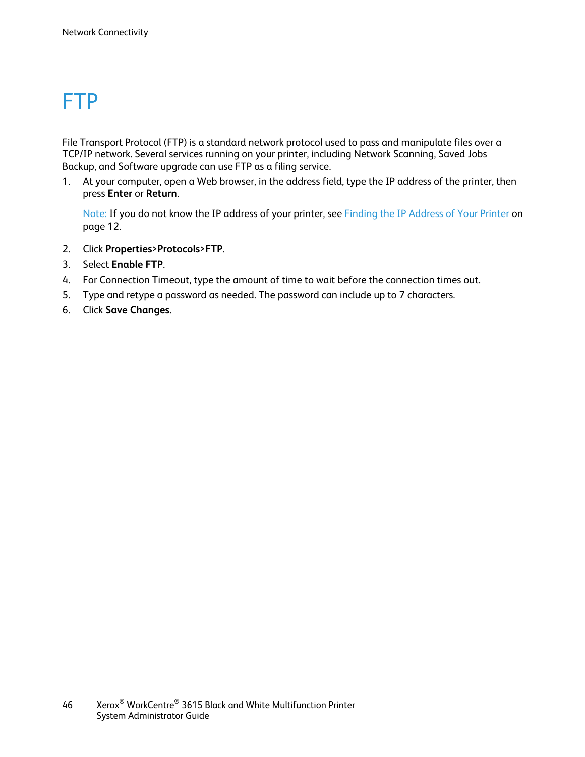# FTP

File Transport Protocol (FTP) is a standard network protocol used to pass and manipulate files over a TCP/IP network. Several services running on your printer, including Network Scanning, Saved Jobs Backup, and Software upgrade can use FTP as a filing service.

1. At your computer, open a Web browser, in the address field, type the IP address of the printer, then press **Enter** or **Return**.

   Note: If you do not know the IP address of your printer, see Finding the IP Address of Your Printer on page 12.

2. Click **Properties>Protocols>FTP**.
3. Select **Enable FTP**.
4. For Connection Timeout, type the amount of time to wait before the connection times out.
5. Type and retype a password as needed. The password can include up to 7 characters.
6. Click **Save Changes**.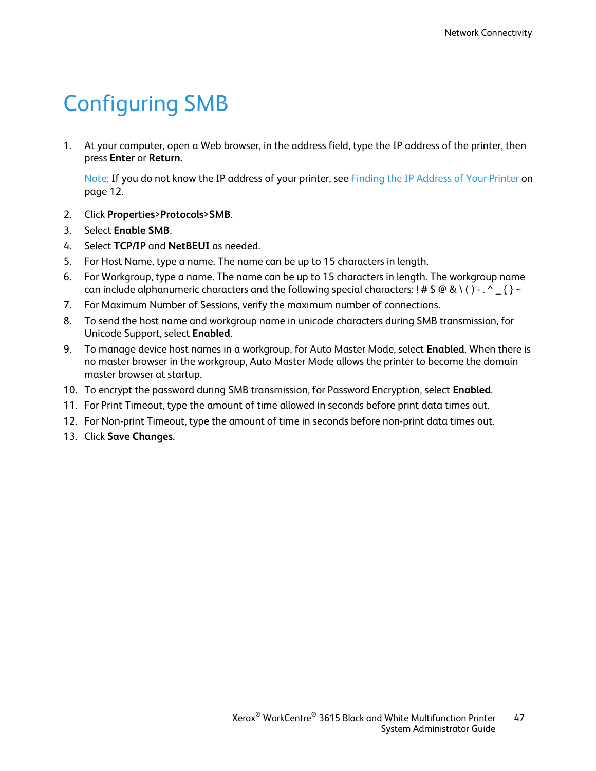# Configuring SMB

1. At your computer, open a Web browser, in the address field, type the IP address of the printer, then press **Enter** or **Return**.

   Note: If you do not know the IP address of your printer, see Finding the IP Address of Your Printer on page 12.

2. Click **Properties>Protocols>SMB**.
3. Select **Enable SMB**.
4. Select **TCP/IP** and **NetBEUI** as needed.
5. For Host Name, type a name. The name can be up to 15 characters in length.
6. For Workgroup, type a name. The name can be up to 15 characters in length. The workgroup name can include alphanumeric characters and the following special characters: ! # $ @ & \ ( ) - . ^ _ { } ~
7. For Maximum Number of Sessions, verify the maximum number of connections.
8. To send the host name and workgroup name in unicode characters during SMB transmission, for Unicode Support, select **Enabled**.
9. To manage device host names in a workgroup, for Auto Master Mode, select **Enabled**. When there is no master browser in the workgroup, Auto Master Mode allows the printer to become the domain master browser at startup.
10. To encrypt the password during SMB transmission, for Password Encryption, select **Enabled**.
11. For Print Timeout, type the amount of time allowed in seconds before print data times out.
12. For Non-print Timeout, type the amount of time in seconds before non-print data times out.
13. Click **Save Changes**.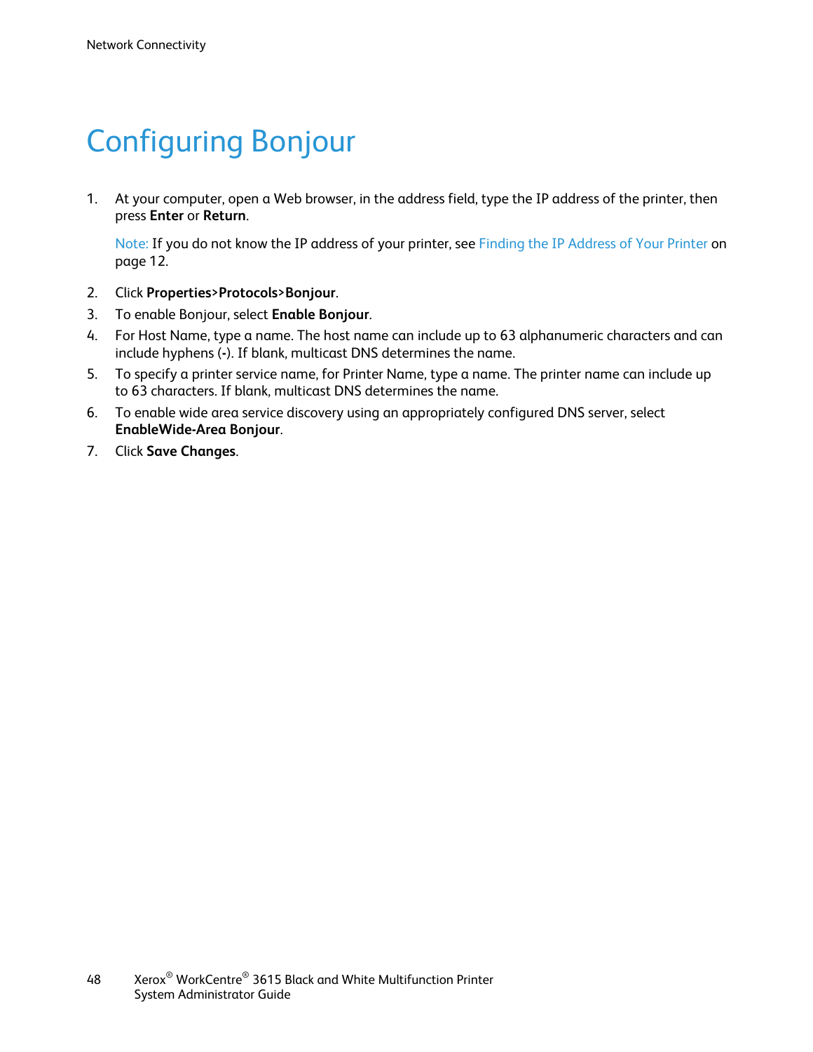# Configuring Bonjour

1. At your computer, open a Web browser, in the address field, type the IP address of the printer, then press **Enter** or **Return**.

   Note: If you do not know the IP address of your printer, see Finding the IP Address of Your Printer on page 12.

2. Click **Properties>Protocols>Bonjour**.
3. To enable Bonjour, select **Enable Bonjour**.
4. For Host Name, type a name. The host name can include up to 63 alphanumeric characters and can include hyphens (**-**). If blank, multicast DNS determines the name.
5. To specify a printer service name, for Printer Name, type a name. The printer name can include up to 63 characters. If blank, multicast DNS determines the name.
6. To enable wide area service discovery using an appropriately configured DNS server, select **EnableWide-Area Bonjour**.
7. Click **Save Changes**.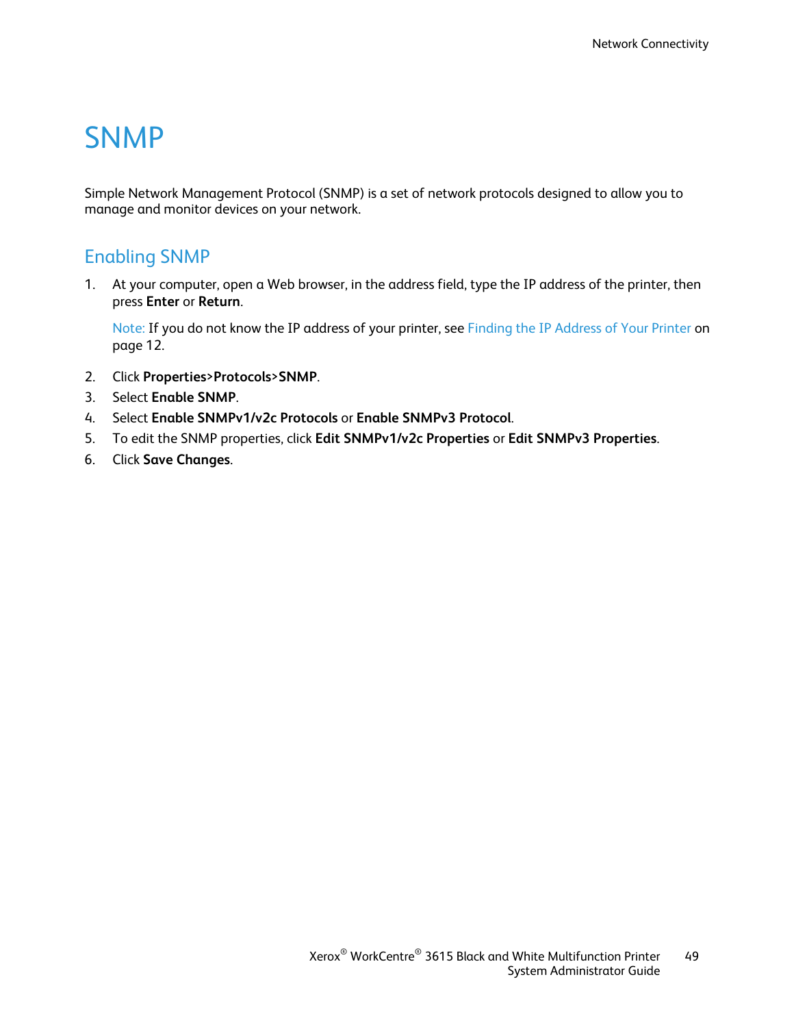# SNMP

Simple Network Management Protocol (SNMP) is a set of network protocols designed to allow you to manage and monitor devices on your network.

## Enabling SNMP

1. At your computer, open a Web browser, in the address field, type the IP address of the printer, then press **Enter** or **Return**.

   Note: If you do not know the IP address of your printer, see Finding the IP Address of Your Printer on page 12.

2. Click **Properties>Protocols>SNMP**.
3. Select **Enable SNMP**.
4. Select **Enable SNMPv1/v2c Protocols** or **Enable SNMPv3 Protocol**.
5. To edit the SNMP properties, click **Edit SNMPv1/v2c Properties** or **Edit SNMPv3 Properties**.
6. Click **Save Changes**.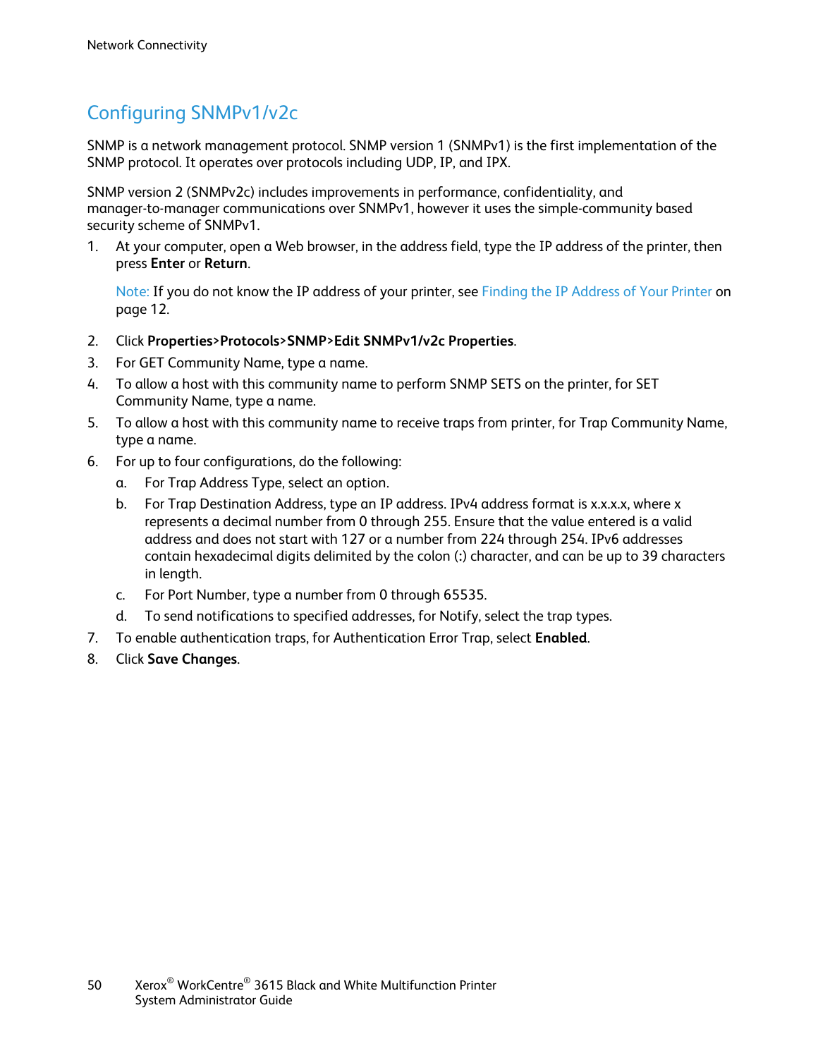## Configuring SNMPv1/v2c

SNMP is a network management protocol. SNMP version 1 (SNMPv1) is the first implementation of the SNMP protocol. It operates over protocols including UDP, IP, and IPX.

SNMP version 2 (SNMPv2c) includes improvements in performance, confidentiality, and manager-to-manager communications over SNMPv1, however it uses the simple-community based security scheme of SNMPv1.

1. At your computer, open a Web browser, in the address field, type the IP address of the printer, then press **Enter** or **Return**.

   Note: If you do not know the IP address of your printer, see Finding the IP Address of Your Printer on page 12.

2. Click **Properties>Protocols>SNMP>Edit SNMPv1/v2c Properties**.
3. For GET Community Name, type a name.
4. To allow a host with this community name to perform SNMP SETS on the printer, for SET Community Name, type a name.
5. To allow a host with this community name to receive traps from printer, for Trap Community Name, type a name.
6. For up to four configurations, do the following:
   a. For Trap Address Type, select an option.
   b. For Trap Destination Address, type an IP address. IPv4 address format is x.x.x.x, where x represents a decimal number from 0 through 255. Ensure that the value entered is a valid address and does not start with 127 or a number from 224 through 254. IPv6 addresses contain hexadecimal digits delimited by the colon (:) character, and can be up to 39 characters in length.
   c. For Port Number, type a number from 0 through 65535.
   d. To send notifications to specified addresses, for Notify, select the trap types.
7. To enable authentication traps, for Authentication Error Trap, select **Enabled**.
8. Click **Save Changes**.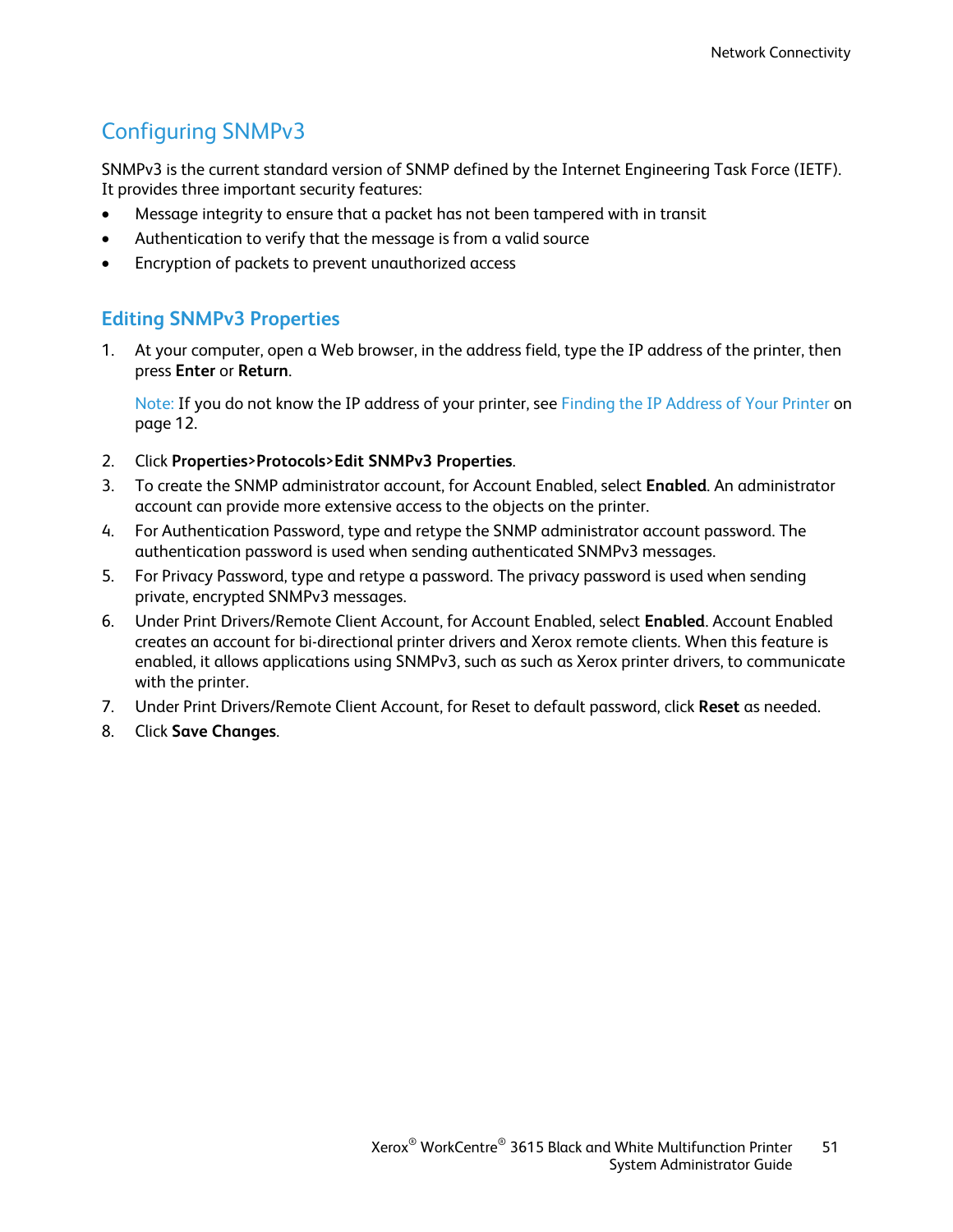## Configuring SNMPv3

SNMPv3 is the current standard version of SNMP defined by the Internet Engineering Task Force (IETF). It provides three important security features:

- Message integrity to ensure that a packet has not been tampered with in transit
- Authentication to verify that the message is from a valid source
- Encryption of packets to prevent unauthorized access

### Editing SNMPv3 Properties

1. At your computer, open a Web browser, in the address field, type the IP address of the printer, then press **Enter** or **Return**.

   Note: If you do not know the IP address of your printer, see Finding the IP Address of Your Printer on page 12.

2. Click **Properties>Protocols>Edit SNMPv3 Properties**.
3. To create the SNMP administrator account, for Account Enabled, select **Enabled**. An administrator account can provide more extensive access to the objects on the printer.
4. For Authentication Password, type and retype the SNMP administrator account password. The authentication password is used when sending authenticated SNMPv3 messages.
5. For Privacy Password, type and retype a password. The privacy password is used when sending private, encrypted SNMPv3 messages.
6. Under Print Drivers/Remote Client Account, for Account Enabled, select **Enabled**. Account Enabled creates an account for bi-directional printer drivers and Xerox remote clients. When this feature is enabled, it allows applications using SNMPv3, such as such as Xerox printer drivers, to communicate with the printer.
7. Under Print Drivers/Remote Client Account, for Reset to default password, click **Reset** as needed.
8. Click **Save Changes**.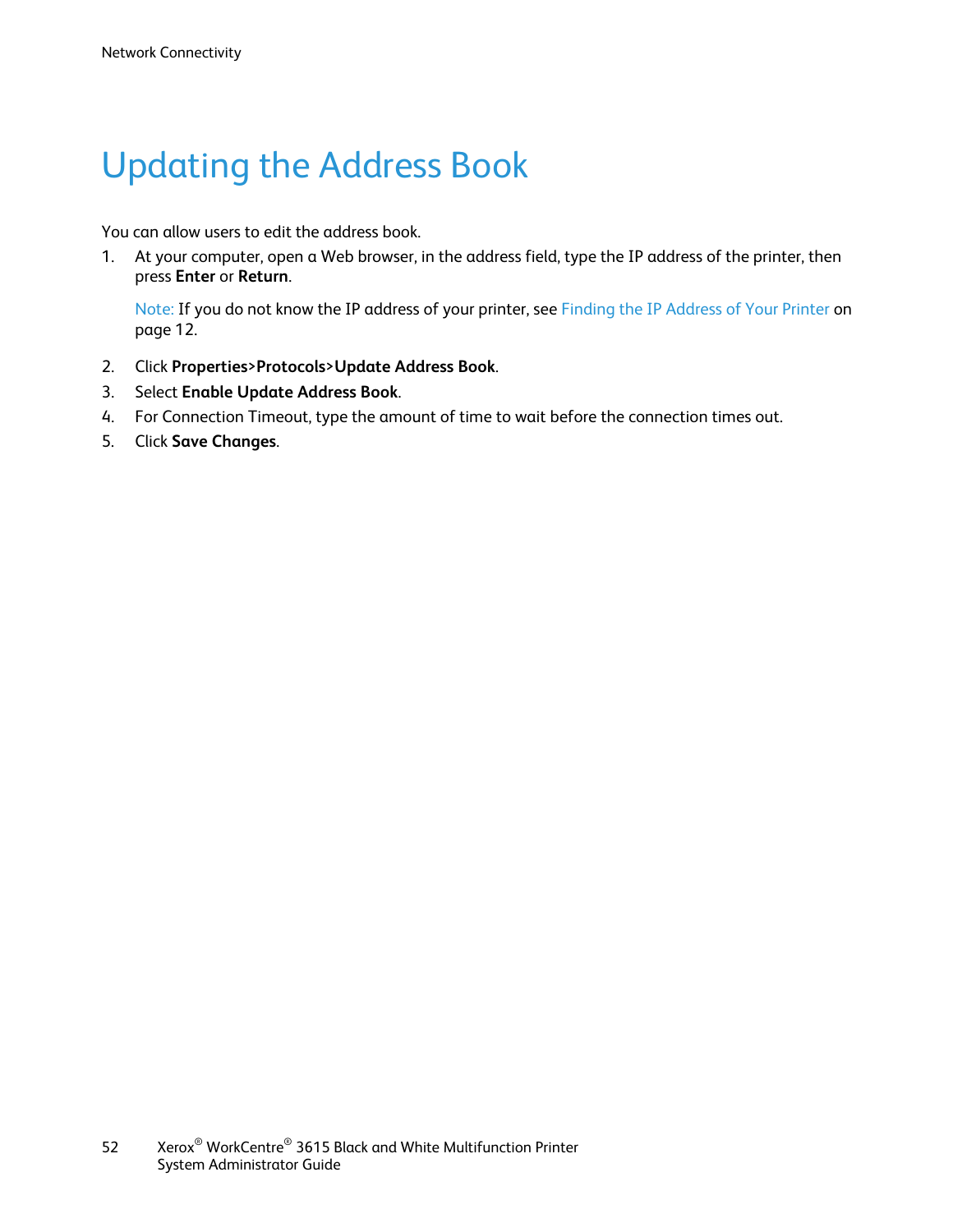# Updating the Address Book

You can allow users to edit the address book.

1. At your computer, open a Web browser, in the address field, type the IP address of the printer, then press **Enter** or **Return**.

   Note: If you do not know the IP address of your printer, see Finding the IP Address of Your Printer on page 12.

2. Click **Properties>Protocols>Update Address Book**.
3. Select **Enable Update Address Book**.
4. For Connection Timeout, type the amount of time to wait before the connection times out.
5. Click **Save Changes**.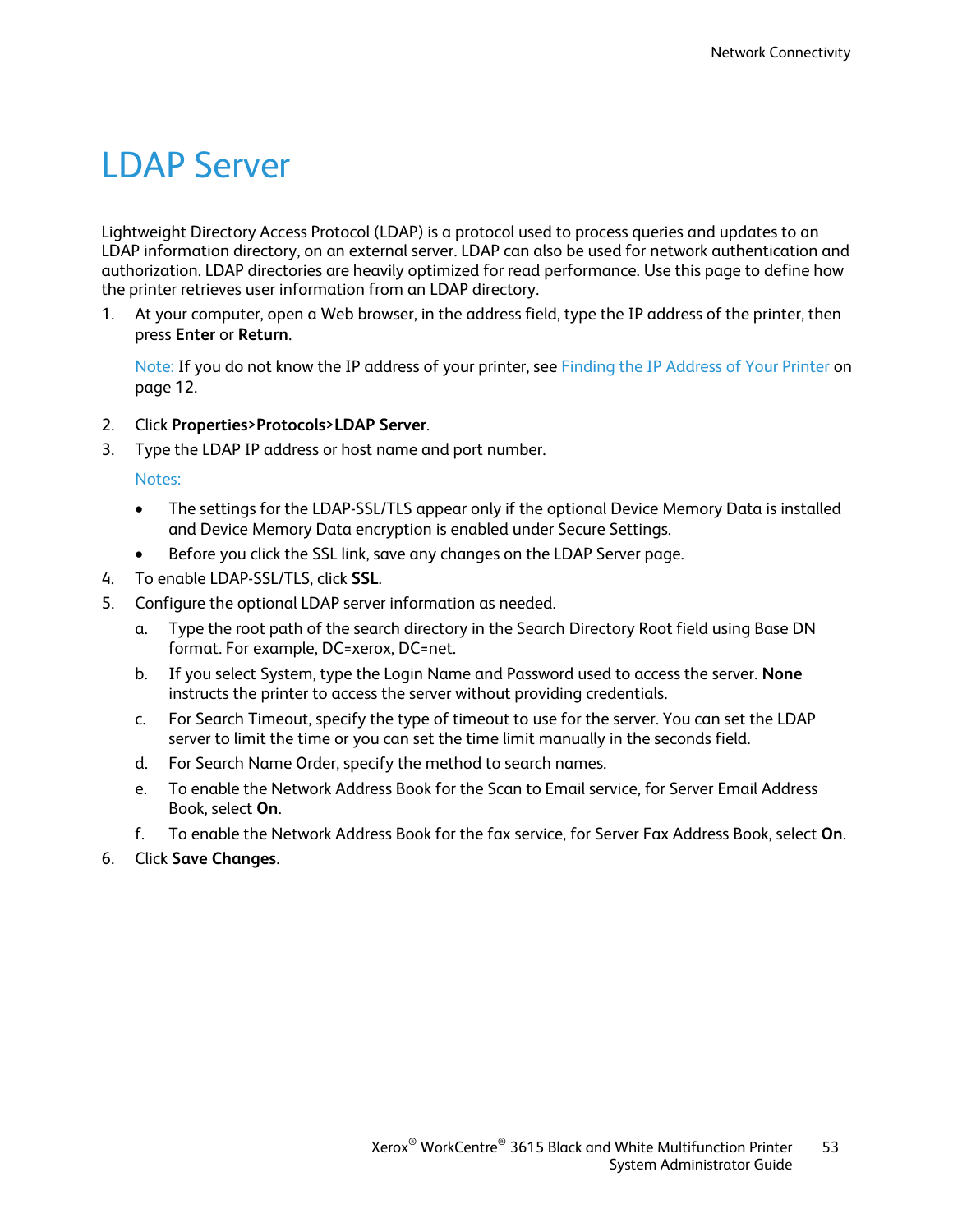# LDAP Server

Lightweight Directory Access Protocol (LDAP) is a protocol used to process queries and updates to an LDAP information directory, on an external server. LDAP can also be used for network authentication and authorization. LDAP directories are heavily optimized for read performance. Use this page to define how the printer retrieves user information from an LDAP directory.

1. At your computer, open a Web browser, in the address field, type the IP address of the printer, then press **Enter** or **Return**.

   Note: If you do not know the IP address of your printer, see Finding the IP Address of Your Printer on page 12.

2. Click **Properties>Protocols>LDAP Server**.
3. Type the LDAP IP address or host name and port number.

   Notes:

   - The settings for the LDAP-SSL/TLS appear only if the optional Device Memory Data is installed and Device Memory Data encryption is enabled under Secure Settings.
   - Before you click the SSL link, save any changes on the LDAP Server page.
4. To enable LDAP-SSL/TLS, click **SSL**.
5. Configure the optional LDAP server information as needed.
   a. Type the root path of the search directory in the Search Directory Root field using Base DN format. For example, DC=xerox, DC=net.
   b. If you select System, type the Login Name and Password used to access the server. **None** instructs the printer to access the server without providing credentials.
   c. For Search Timeout, specify the type of timeout to use for the server. You can set the LDAP server to limit the time or you can set the time limit manually in the seconds field.
   d. For Search Name Order, specify the method to search names.
   e. To enable the Network Address Book for the Scan to Email service, for Server Email Address Book, select **On**.
   f. To enable the Network Address Book for the fax service, for Server Fax Address Book, select **On**.
6. Click **Save Changes**.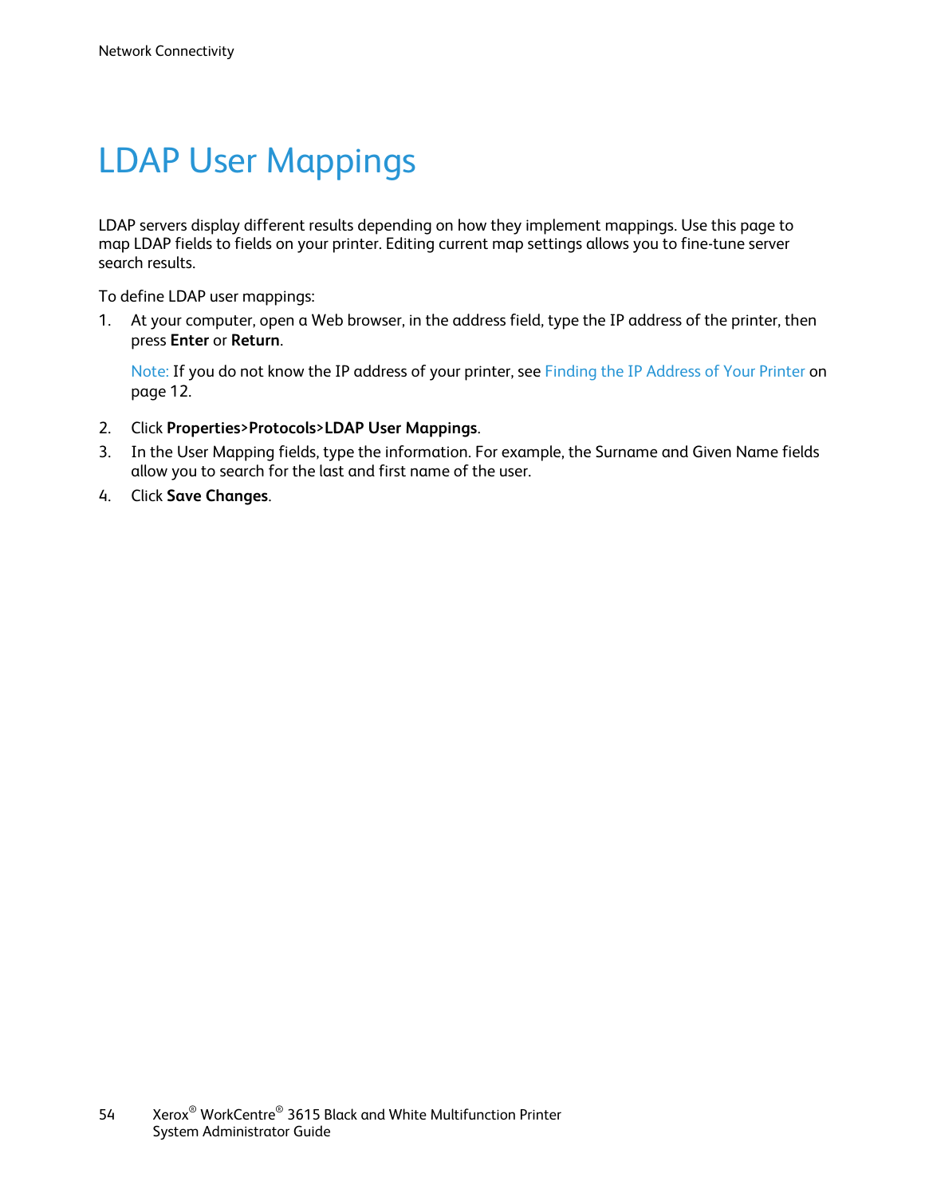# LDAP User Mappings

LDAP servers display different results depending on how they implement mappings. Use this page to map LDAP fields to fields on your printer. Editing current map settings allows you to fine-tune server search results.

To define LDAP user mappings:

1. At your computer, open a Web browser, in the address field, type the IP address of the printer, then press **Enter** or **Return**.

   Note: If you do not know the IP address of your printer, see Finding the IP Address of Your Printer on page 12.

2. Click **Properties>Protocols>LDAP User Mappings**.
3. In the User Mapping fields, type the information. For example, the Surname and Given Name fields allow you to search for the last and first name of the user.
4. Click **Save Changes**.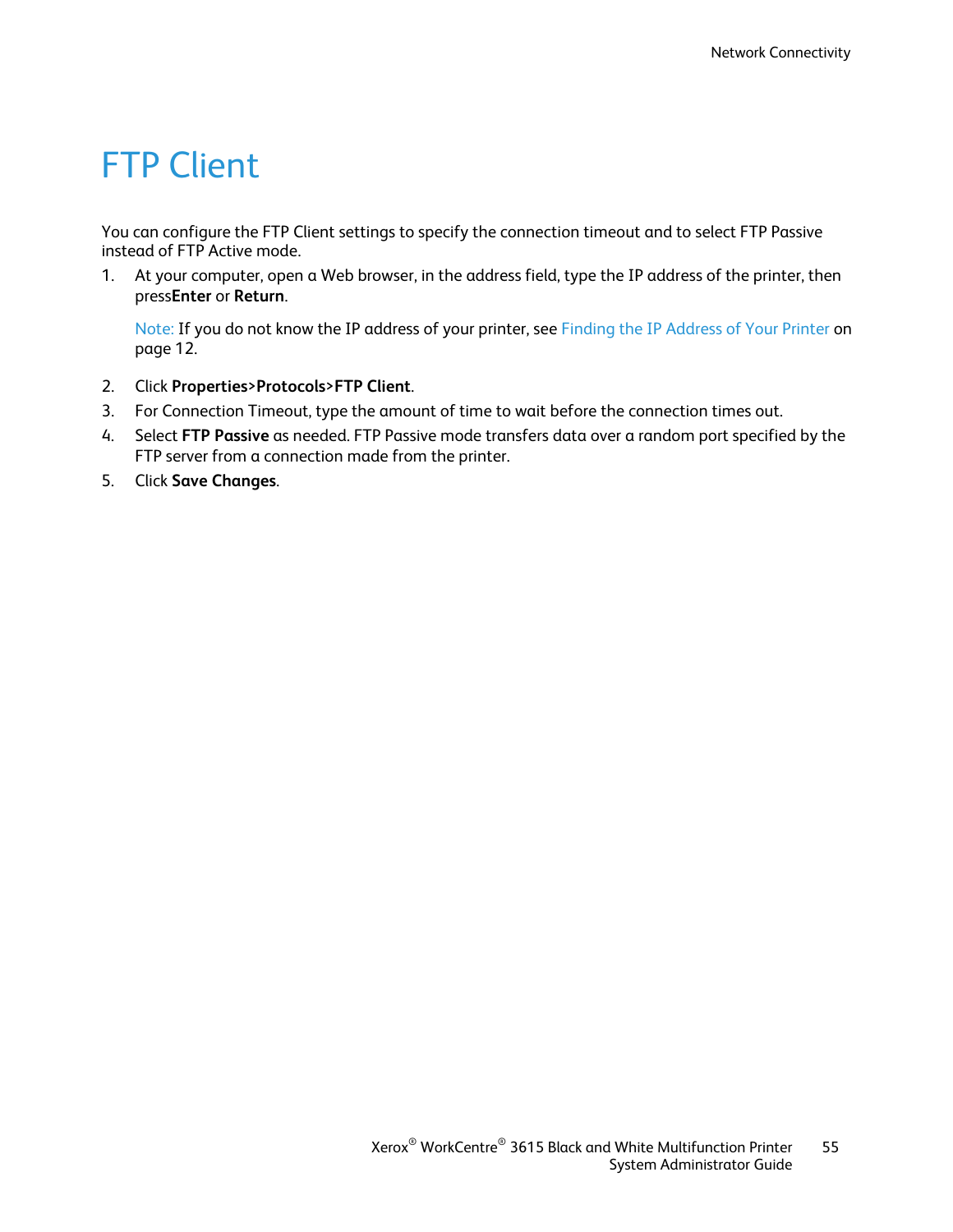# FTP Client

You can configure the FTP Client settings to specify the connection timeout and to select FTP Passive instead of FTP Active mode.

1. At your computer, open a Web browser, in the address field, type the IP address of the printer, then press**Enter** or **Return**.

   Note: If you do not know the IP address of your printer, see Finding the IP Address of Your Printer on page 12.

2. Click **Properties**>**Protocols**>**FTP Client**.
3. For Connection Timeout, type the amount of time to wait before the connection times out.
4. Select **FTP Passive** as needed. FTP Passive mode transfers data over a random port specified by the FTP server from a connection made from the printer.
5. Click **Save Changes**.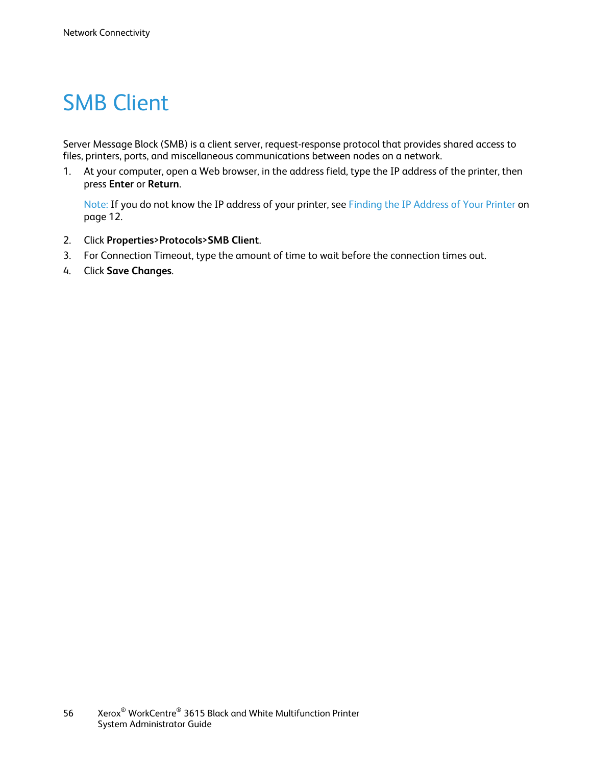# SMB Client

Server Message Block (SMB) is a client server, request-response protocol that provides shared access to files, printers, ports, and miscellaneous communications between nodes on a network.

1. At your computer, open a Web browser, in the address field, type the IP address of the printer, then press **Enter** or **Return**.

   Note: If you do not know the IP address of your printer, see Finding the IP Address of Your Printer on page 12.

2. Click **Properties>Protocols>SMB Client**.
3. For Connection Timeout, type the amount of time to wait before the connection times out.
4. Click **Save Changes**.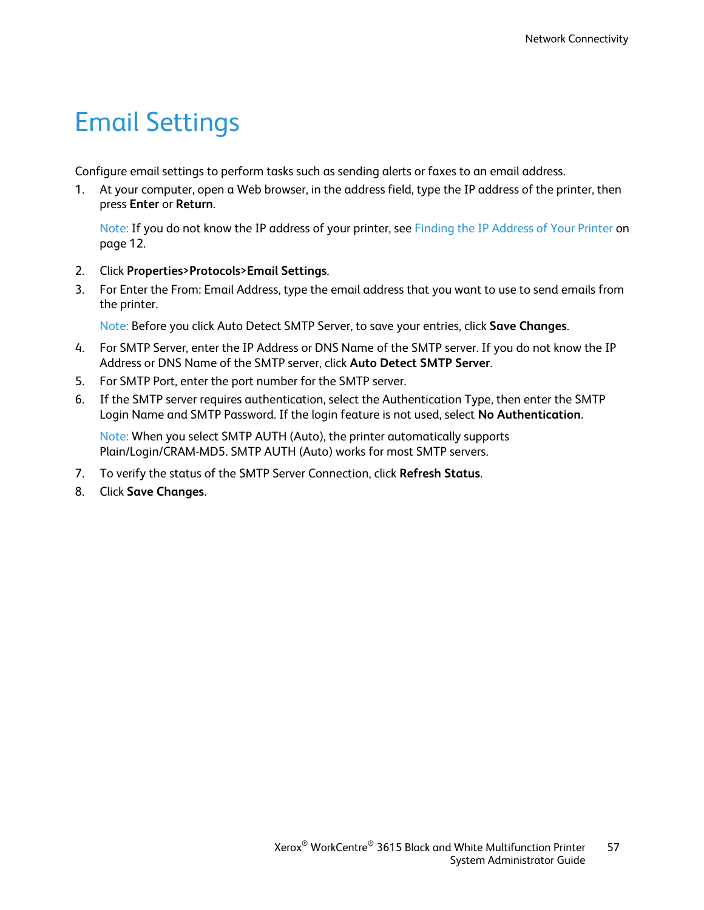# Email Settings

Configure email settings to perform tasks such as sending alerts or faxes to an email address.

1. At your computer, open a Web browser, in the address field, type the IP address of the printer, then press **Enter** or **Return**.

   Note: If you do not know the IP address of your printer, see Finding the IP Address of Your Printer on page 12.

2. Click **Properties>Protocols>Email Settings**.
3. For Enter the From: Email Address, type the email address that you want to use to send emails from the printer.

   Note: Before you click Auto Detect SMTP Server, to save your entries, click **Save Changes**.

4. For SMTP Server, enter the IP Address or DNS Name of the SMTP server. If you do not know the IP Address or DNS Name of the SMTP server, click **Auto Detect SMTP Server**.
5. For SMTP Port, enter the port number for the SMTP server.
6. If the SMTP server requires authentication, select the Authentication Type, then enter the SMTP Login Name and SMTP Password. If the login feature is not used, select **No Authentication**.

   Note: When you select SMTP AUTH (Auto), the printer automatically supports Plain/Login/CRAM-MD5. SMTP AUTH (Auto) works for most SMTP servers.

7. To verify the status of the SMTP Server Connection, click **Refresh Status**.
8. Click **Save Changes**.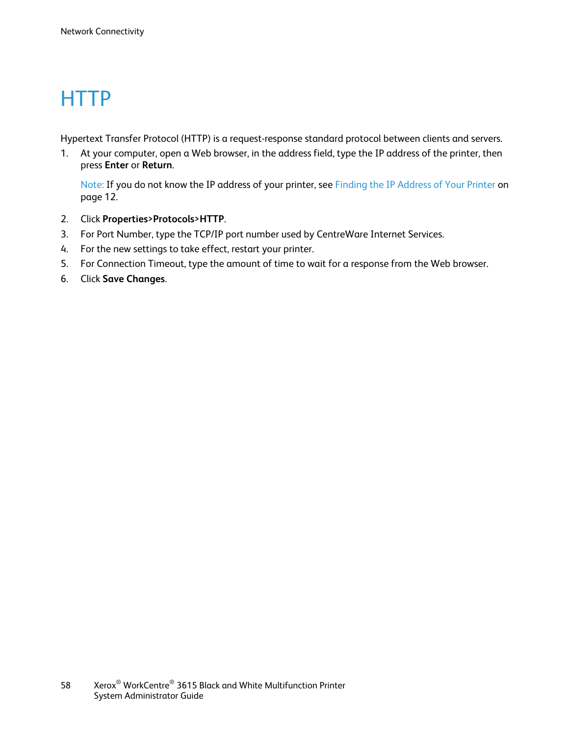# HTTP

Hypertext Transfer Protocol (HTTP) is a request-response standard protocol between clients and servers.

1. At your computer, open a Web browser, in the address field, type the IP address of the printer, then press **Enter** or **Return**.

   Note: If you do not know the IP address of your printer, see Finding the IP Address of Your Printer on page 12.

2. Click **Properties>Protocols>HTTP**.
3. For Port Number, type the TCP/IP port number used by CentreWare Internet Services.
4. For the new settings to take effect, restart your printer.
5. For Connection Timeout, type the amount of time to wait for a response from the Web browser.
6. Click **Save Changes**.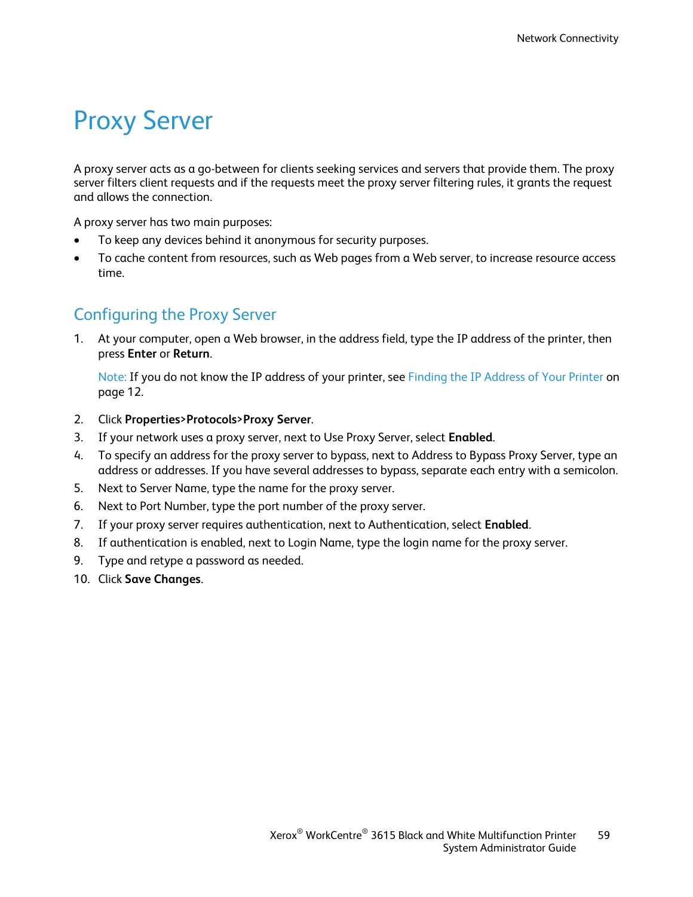# Proxy Server

A proxy server acts as a go-between for clients seeking services and servers that provide them. The proxy server filters client requests and if the requests meet the proxy server filtering rules, it grants the request and allows the connection.

A proxy server has two main purposes:

- To keep any devices behind it anonymous for security purposes.
- To cache content from resources, such as Web pages from a Web server, to increase resource access time.

## Configuring the Proxy Server

1. At your computer, open a Web browser, in the address field, type the IP address of the printer, then press **Enter** or **Return**.

   Note: If you do not know the IP address of your printer, see Finding the IP Address of Your Printer on page 12.

2. Click **Properties>Protocols>Proxy Server**.
3. If your network uses a proxy server, next to Use Proxy Server, select **Enabled**.
4. To specify an address for the proxy server to bypass, next to Address to Bypass Proxy Server, type an address or addresses. If you have several addresses to bypass, separate each entry with a semicolon.
5. Next to Server Name, type the name for the proxy server.
6. Next to Port Number, type the port number of the proxy server.
7. If your proxy server requires authentication, next to Authentication, select **Enabled**.
8. If authentication is enabled, next to Login Name, type the login name for the proxy server.
9. Type and retype a password as needed.
10. Click **Save Changes**.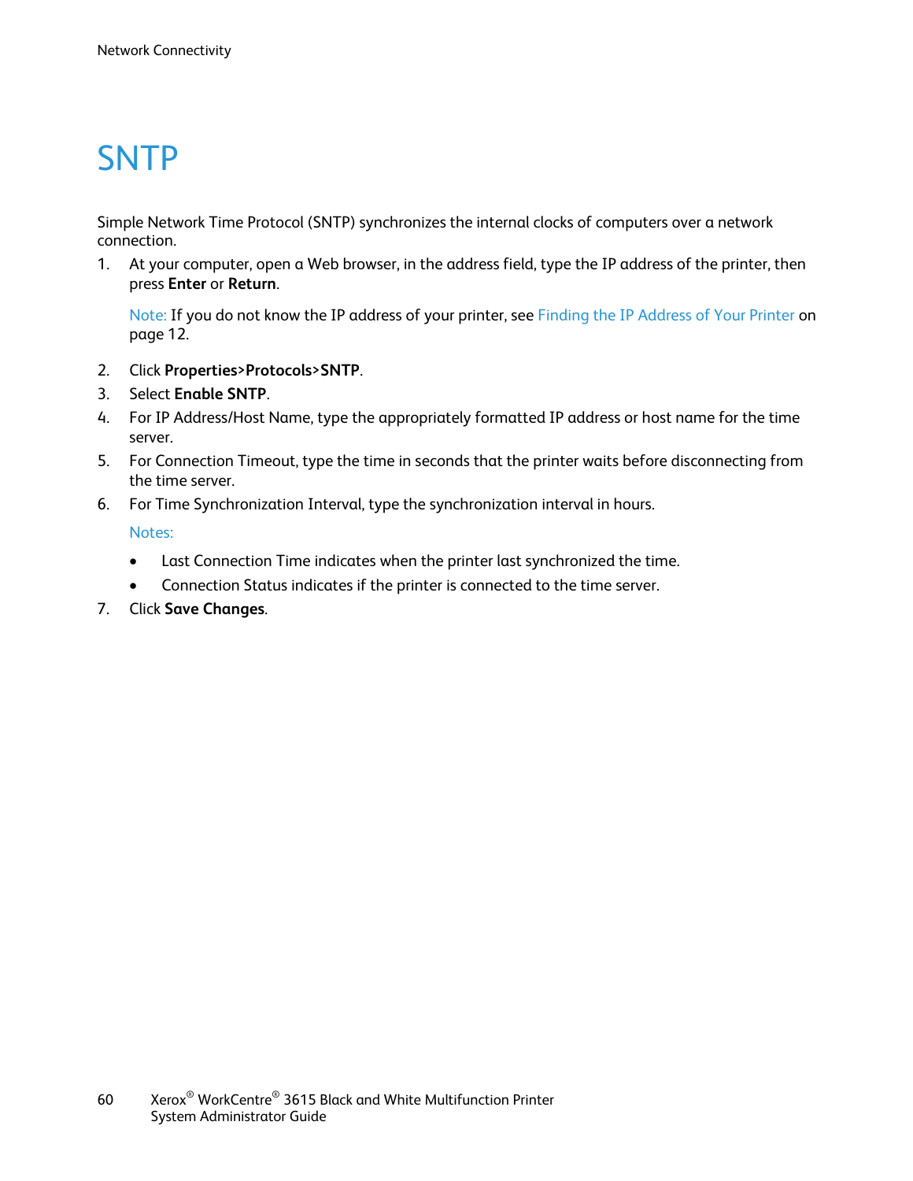# SNTP

Simple Network Time Protocol (SNTP) synchronizes the internal clocks of computers over a network connection.

1. At your computer, open a Web browser, in the address field, type the IP address of the printer, then press **Enter** or **Return**.

   Note: If you do not know the IP address of your printer, see Finding the IP Address of Your Printer on page 12.

2. Click **Properties>Protocols>SNTP**.
3. Select **Enable SNTP**.
4. For IP Address/Host Name, type the appropriately formatted IP address or host name for the time server.
5. For Connection Timeout, type the time in seconds that the printer waits before disconnecting from the time server.
6. For Time Synchronization Interval, type the synchronization interval in hours.

   Notes:

   - Last Connection Time indicates when the printer last synchronized the time.
   - Connection Status indicates if the printer is connected to the time server.

7. Click **Save Changes**.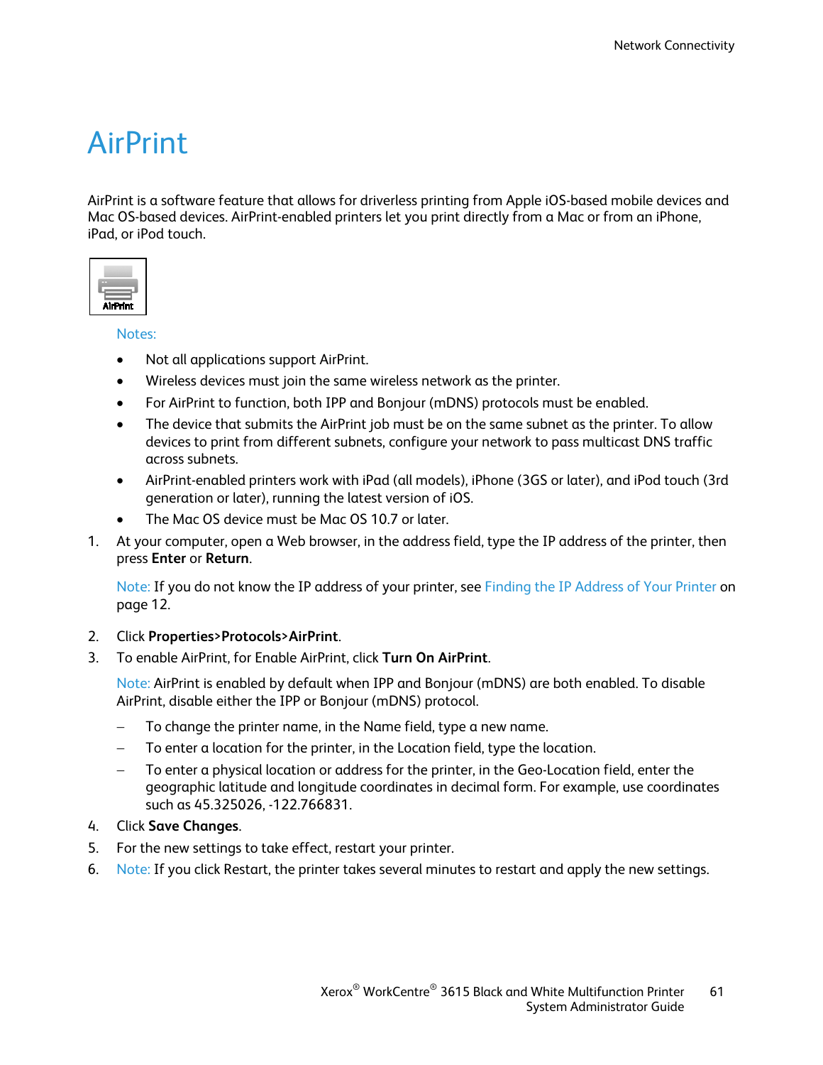# AirPrint

AirPrint is a software feature that allows for driverless printing from Apple iOS-based mobile devices and Mac OS-based devices. AirPrint-enabled printers let you print directly from a Mac or from an iPhone, iPad, or iPod touch.

Notes:

- Not all applications support AirPrint.
- Wireless devices must join the same wireless network as the printer.
- For AirPrint to function, both IPP and Bonjour (mDNS) protocols must be enabled.
- The device that submits the AirPrint job must be on the same subnet as the printer. To allow devices to print from different subnets, configure your network to pass multicast DNS traffic across subnets.
- AirPrint-enabled printers work with iPad (all models), iPhone (3GS or later), and iPod touch (3rd generation or later), running the latest version of iOS.
- The Mac OS device must be Mac OS 10.7 or later.

1. At your computer, open a Web browser, in the address field, type the IP address of the printer, then press **Enter** or **Return**.

   Note: If you do not know the IP address of your printer, see Finding the IP Address of Your Printer on page 12.

2. Click **Properties>Protocols>AirPrint**.
3. To enable AirPrint, for Enable AirPrint, click **Turn On AirPrint**.

   Note: AirPrint is enabled by default when IPP and Bonjour (mDNS) are both enabled. To disable AirPrint, disable either the IPP or Bonjour (mDNS) protocol.

   – To change the printer name, in the Name field, type a new name.
   – To enter a location for the printer, in the Location field, type the location.
   – To enter a physical location or address for the printer, in the Geo-Location field, enter the geographic latitude and longitude coordinates in decimal form. For example, use coordinates such as 45.325026, -122.766831.

4. Click **Save Changes**.
5. For the new settings to take effect, restart your printer.
6. Note: If you click Restart, the printer takes several minutes to restart and apply the new settings.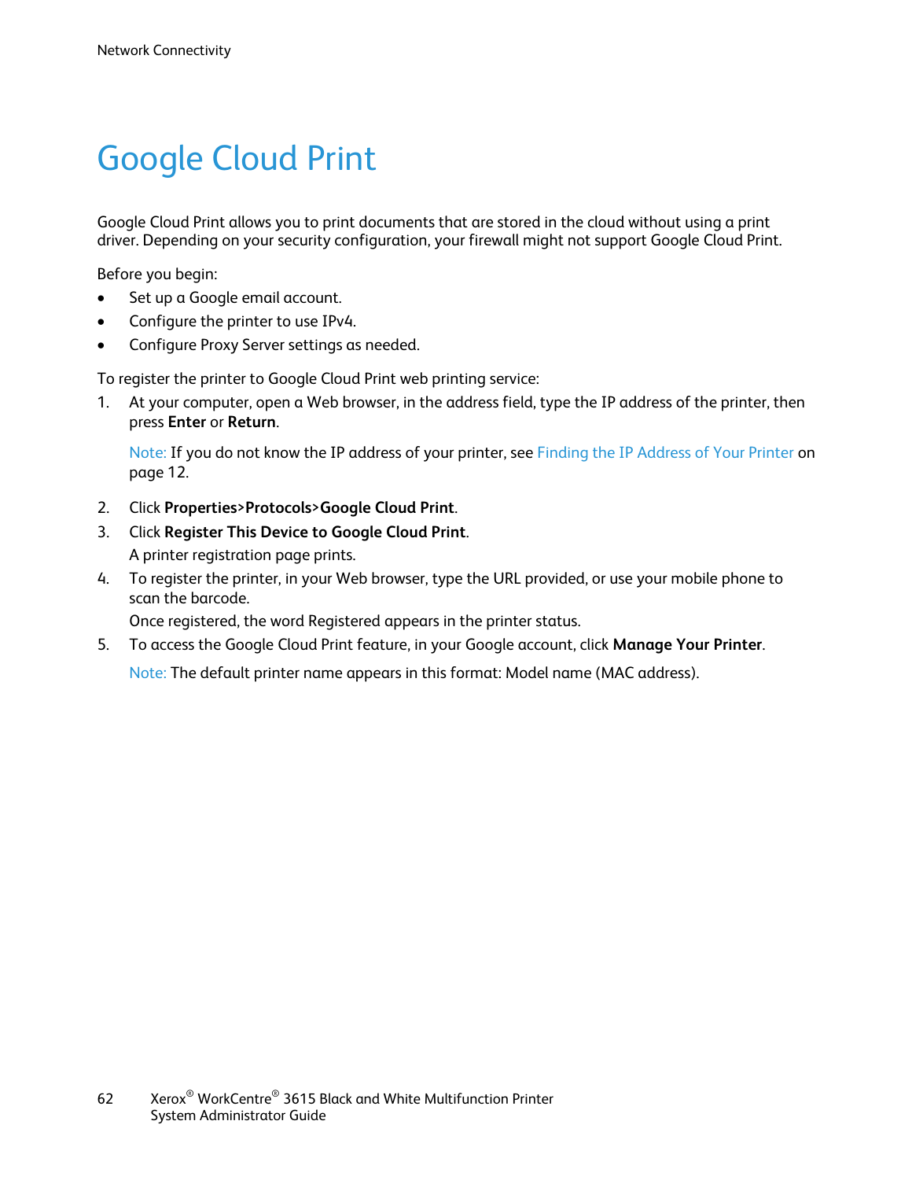# Google Cloud Print

Google Cloud Print allows you to print documents that are stored in the cloud without using a print driver. Depending on your security configuration, your firewall might not support Google Cloud Print.

Before you begin:

- Set up a Google email account.
- Configure the printer to use IPv4.
- Configure Proxy Server settings as needed.

To register the printer to Google Cloud Print web printing service:

1. At your computer, open a Web browser, in the address field, type the IP address of the printer, then press **Enter** or **Return**.

   Note: If you do not know the IP address of your printer, see Finding the IP Address of Your Printer on page 12.

2. Click **Properties>Protocols>Google Cloud Print**.
3. Click **Register This Device to Google Cloud Print**.
   A printer registration page prints.
4. To register the printer, in your Web browser, type the URL provided, or use your mobile phone to scan the barcode.
   Once registered, the word Registered appears in the printer status.
5. To access the Google Cloud Print feature, in your Google account, click **Manage Your Printer**.

   Note: The default printer name appears in this format: Model name (MAC address).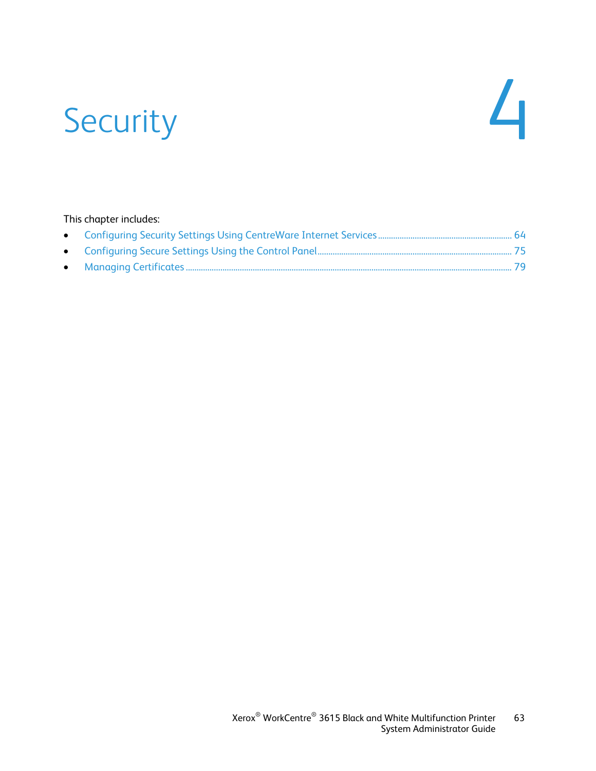# 4 Security

This chapter includes:

- Configuring Security Settings Using CentreWare Internet Services ........ 64
- Configuring Secure Settings Using the Control Panel ........ 75
- Managing Certificates ........ 79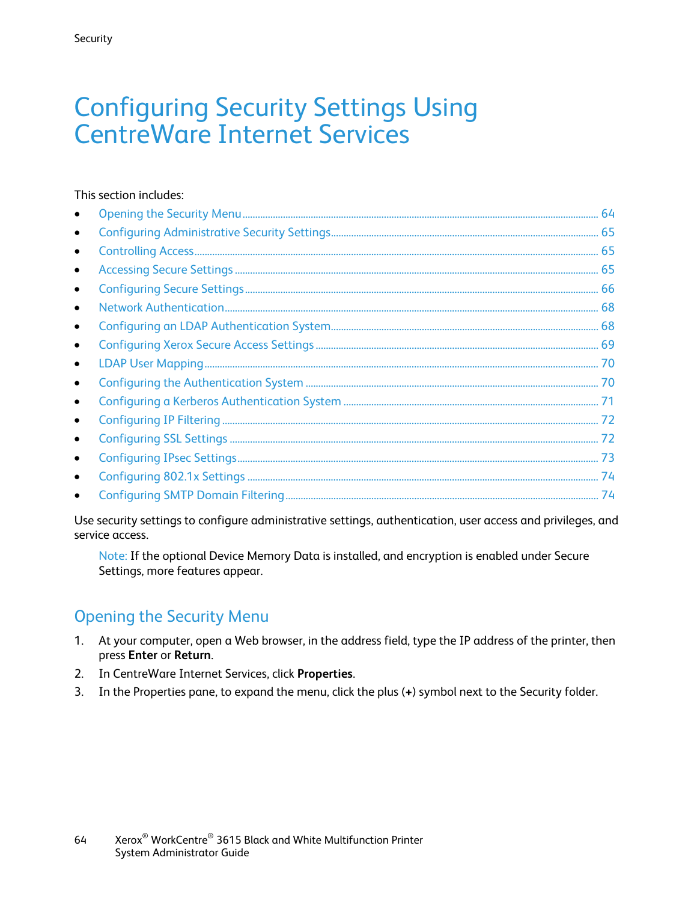# Configuring Security Settings Using CentreWare Internet Services

This section includes:

- Opening the Security Menu ........ 64
- Configuring Administrative Security Settings ........ 65
- Controlling Access ........ 65
- Accessing Secure Settings ........ 65
- Configuring Secure Settings ........ 66
- Network Authentication ........ 68
- Configuring an LDAP Authentication System ........ 68
- Configuring Xerox Secure Access Settings ........ 69
- LDAP User Mapping ........ 70
- Configuring the Authentication System ........ 70
- Configuring a Kerberos Authentication System ........ 71
- Configuring IP Filtering ........ 72
- Configuring SSL Settings ........ 72
- Configuring IPsec Settings ........ 73
- Configuring 802.1x Settings ........ 74
- Configuring SMTP Domain Filtering ........ 74

Use security settings to configure administrative settings, authentication, user access and privileges, and service access.

> Note: If the optional Device Memory Data is installed, and encryption is enabled under Secure Settings, more features appear.

## Opening the Security Menu

1. At your computer, open a Web browser, in the address field, type the IP address of the printer, then press **Enter** or **Return**.
2. In CentreWare Internet Services, click **Properties**.
3. In the Properties pane, to expand the menu, click the plus (**+**) symbol next to the Security folder.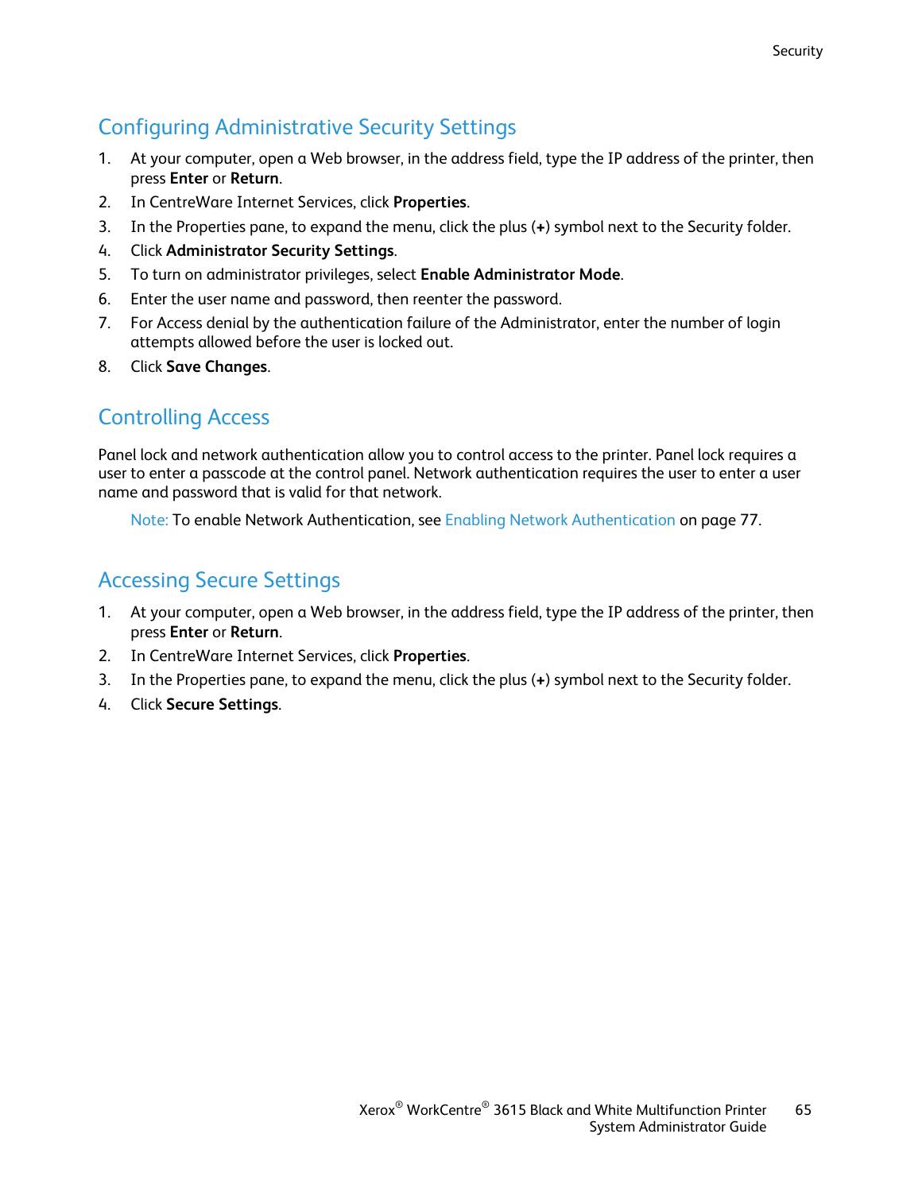## Configuring Administrative Security Settings

1. At your computer, open a Web browser, in the address field, type the IP address of the printer, then press **Enter** or **Return**.
2. In CentreWare Internet Services, click **Properties**.
3. In the Properties pane, to expand the menu, click the plus (**+**) symbol next to the Security folder.
4. Click **Administrator Security Settings**.
5. To turn on administrator privileges, select **Enable Administrator Mode**.
6. Enter the user name and password, then reenter the password.
7. For Access denial by the authentication failure of the Administrator, enter the number of login attempts allowed before the user is locked out.
8. Click **Save Changes**.

## Controlling Access

Panel lock and network authentication allow you to control access to the printer. Panel lock requires a user to enter a passcode at the control panel. Network authentication requires the user to enter a user name and password that is valid for that network.

> Note: To enable Network Authentication, see Enabling Network Authentication on page 77.

## Accessing Secure Settings

1. At your computer, open a Web browser, in the address field, type the IP address of the printer, then press **Enter** or **Return**.
2. In CentreWare Internet Services, click **Properties**.
3. In the Properties pane, to expand the menu, click the plus (**+**) symbol next to the Security folder.
4. Click **Secure Settings**.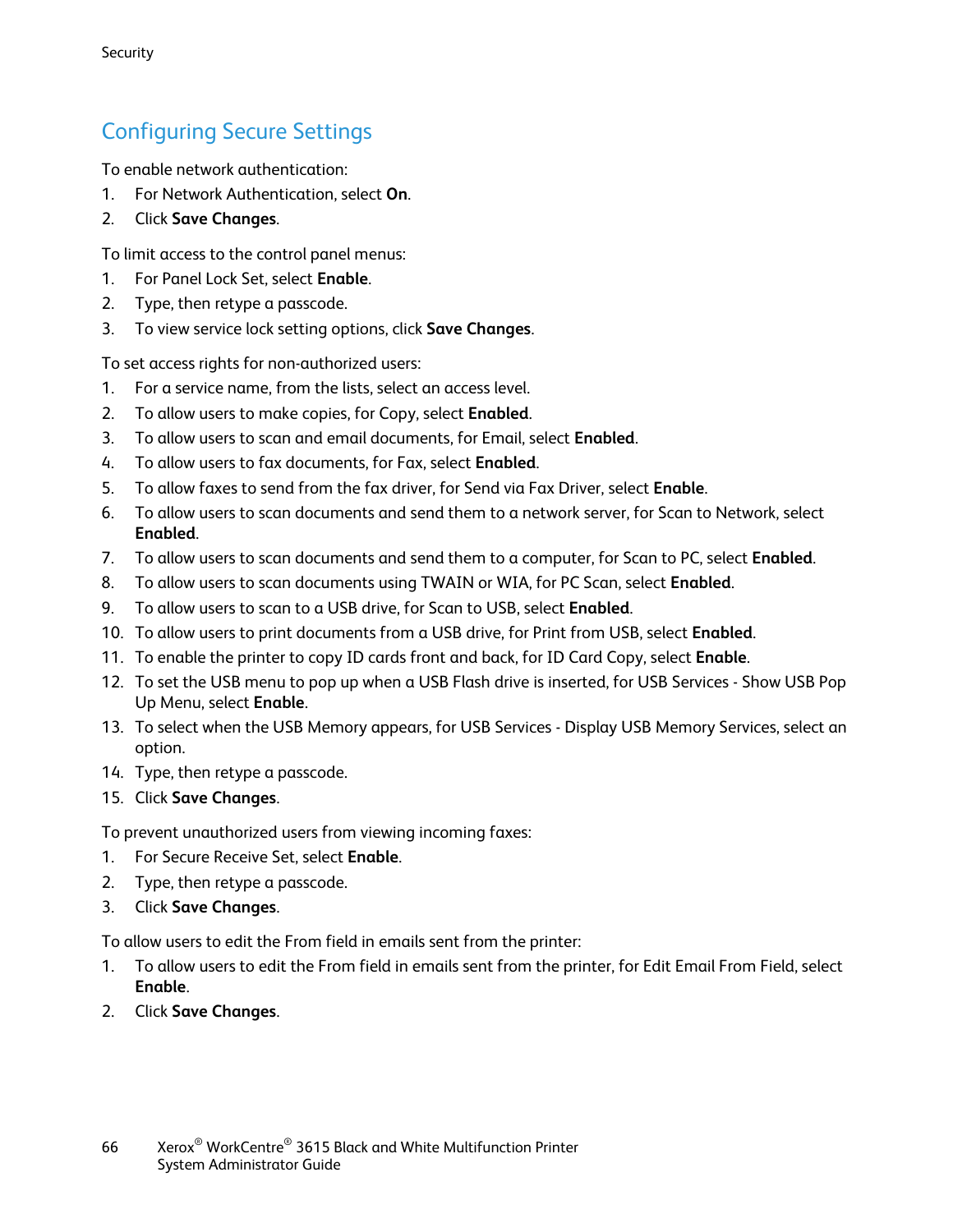## Configuring Secure Settings

To enable network authentication:

1. For Network Authentication, select **On**.
2. Click **Save Changes**.

To limit access to the control panel menus:

1. For Panel Lock Set, select **Enable**.
2. Type, then retype a passcode.
3. To view service lock setting options, click **Save Changes**.

To set access rights for non-authorized users:

1. For a service name, from the lists, select an access level.
2. To allow users to make copies, for Copy, select **Enabled**.
3. To allow users to scan and email documents, for Email, select **Enabled**.
4. To allow users to fax documents, for Fax, select **Enabled**.
5. To allow faxes to send from the fax driver, for Send via Fax Driver, select **Enable**.
6. To allow users to scan documents and send them to a network server, for Scan to Network, select **Enabled**.
7. To allow users to scan documents and send them to a computer, for Scan to PC, select **Enabled**.
8. To allow users to scan documents using TWAIN or WIA, for PC Scan, select **Enabled**.
9. To allow users to scan to a USB drive, for Scan to USB, select **Enabled**.
10. To allow users to print documents from a USB drive, for Print from USB, select **Enabled**.
11. To enable the printer to copy ID cards front and back, for ID Card Copy, select **Enable**.
12. To set the USB menu to pop up when a USB Flash drive is inserted, for USB Services - Show USB Pop Up Menu, select **Enable**.
13. To select when the USB Memory appears, for USB Services - Display USB Memory Services, select an option.
14. Type, then retype a passcode.
15. Click **Save Changes**.

To prevent unauthorized users from viewing incoming faxes:

1. For Secure Receive Set, select **Enable**.
2. Type, then retype a passcode.
3. Click **Save Changes**.

To allow users to edit the From field in emails sent from the printer:

1. To allow users to edit the From field in emails sent from the printer, for Edit Email From Field, select **Enable**.
2. Click **Save Changes**.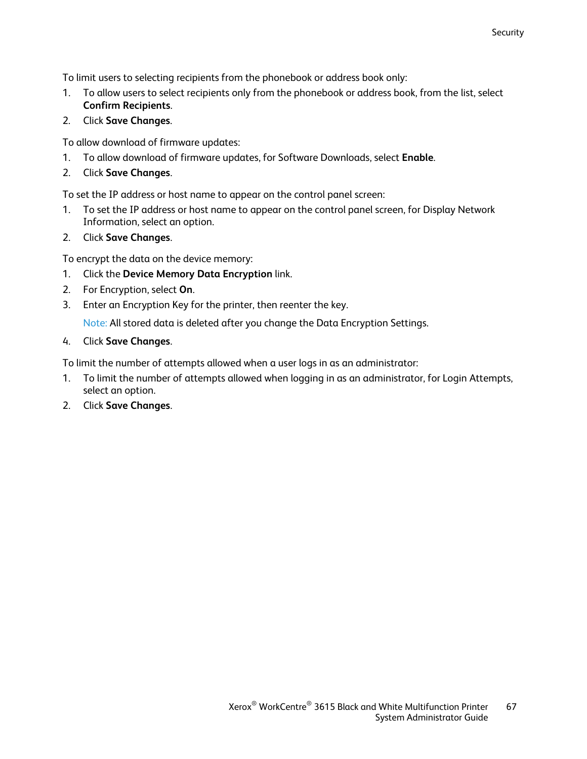To limit users to selecting recipients from the phonebook or address book only:

1. To allow users to select recipients only from the phonebook or address book, from the list, select **Confirm Recipients**.
2. Click **Save Changes**.

To allow download of firmware updates:

1. To allow download of firmware updates, for Software Downloads, select **Enable**.
2. Click **Save Changes**.

To set the IP address or host name to appear on the control panel screen:

1. To set the IP address or host name to appear on the control panel screen, for Display Network Information, select an option.
2. Click **Save Changes**.

To encrypt the data on the device memory:

1. Click the **Device Memory Data Encryption** link.
2. For Encryption, select **On**.
3. Enter an Encryption Key for the printer, then reenter the key.

   Note: All stored data is deleted after you change the Data Encryption Settings.
4. Click **Save Changes**.

To limit the number of attempts allowed when a user logs in as an administrator:

1. To limit the number of attempts allowed when logging in as an administrator, for Login Attempts, select an option.
2. Click **Save Changes**.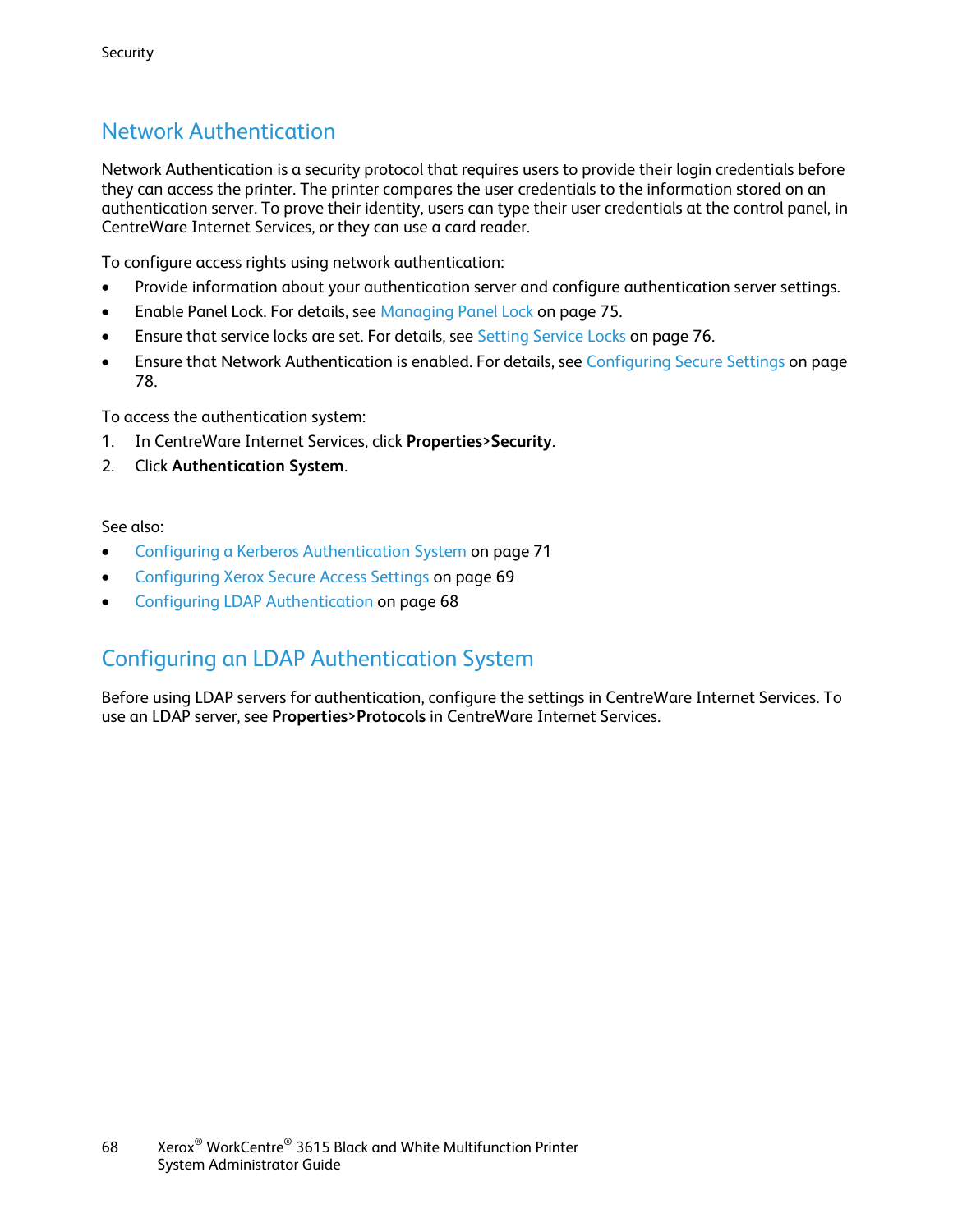## Network Authentication

Network Authentication is a security protocol that requires users to provide their login credentials before they can access the printer. The printer compares the user credentials to the information stored on an authentication server. To prove their identity, users can type their user credentials at the control panel, in CentreWare Internet Services, or they can use a card reader.

To configure access rights using network authentication:

- Provide information about your authentication server and configure authentication server settings.
- Enable Panel Lock. For details, see Managing Panel Lock on page 75.
- Ensure that service locks are set. For details, see Setting Service Locks on page 76.
- Ensure that Network Authentication is enabled. For details, see Configuring Secure Settings on page 78.

To access the authentication system:

1. In CentreWare Internet Services, click **Properties>Security**.
2. Click **Authentication System**.

See also:

- Configuring a Kerberos Authentication System on page 71
- Configuring Xerox Secure Access Settings on page 69
- Configuring LDAP Authentication on page 68

## Configuring an LDAP Authentication System

Before using LDAP servers for authentication, configure the settings in CentreWare Internet Services. To use an LDAP server, see **Properties>Protocols** in CentreWare Internet Services.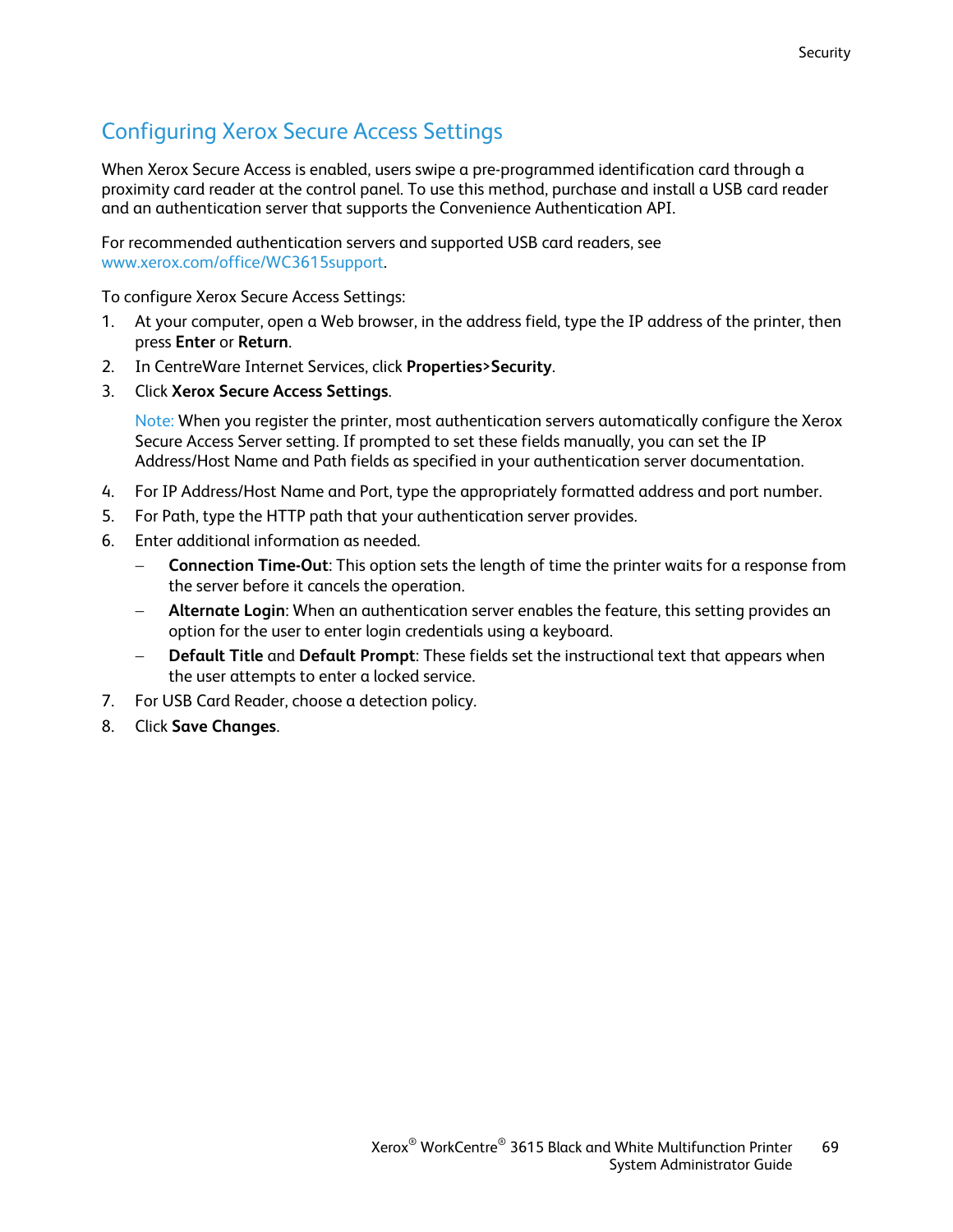## Configuring Xerox Secure Access Settings

When Xerox Secure Access is enabled, users swipe a pre-programmed identification card through a proximity card reader at the control panel. To use this method, purchase and install a USB card reader and an authentication server that supports the Convenience Authentication API.

For recommended authentication servers and supported USB card readers, see www.xerox.com/office/WC3615support.

To configure Xerox Secure Access Settings:

1. At your computer, open a Web browser, in the address field, type the IP address of the printer, then press **Enter** or **Return**.
2. In CentreWare Internet Services, click **Properties>Security**.
3. Click **Xerox Secure Access Settings**.

   Note: When you register the printer, most authentication servers automatically configure the Xerox Secure Access Server setting. If prompted to set these fields manually, you can set the IP Address/Host Name and Path fields as specified in your authentication server documentation.

4. For IP Address/Host Name and Port, type the appropriately formatted address and port number.
5. For Path, type the HTTP path that your authentication server provides.
6. Enter additional information as needed.
   - **Connection Time-Out**: This option sets the length of time the printer waits for a response from the server before it cancels the operation.
   - **Alternate Login**: When an authentication server enables the feature, this setting provides an option for the user to enter login credentials using a keyboard.
   - **Default Title** and **Default Prompt**: These fields set the instructional text that appears when the user attempts to enter a locked service.
7. For USB Card Reader, choose a detection policy.
8. Click **Save Changes**.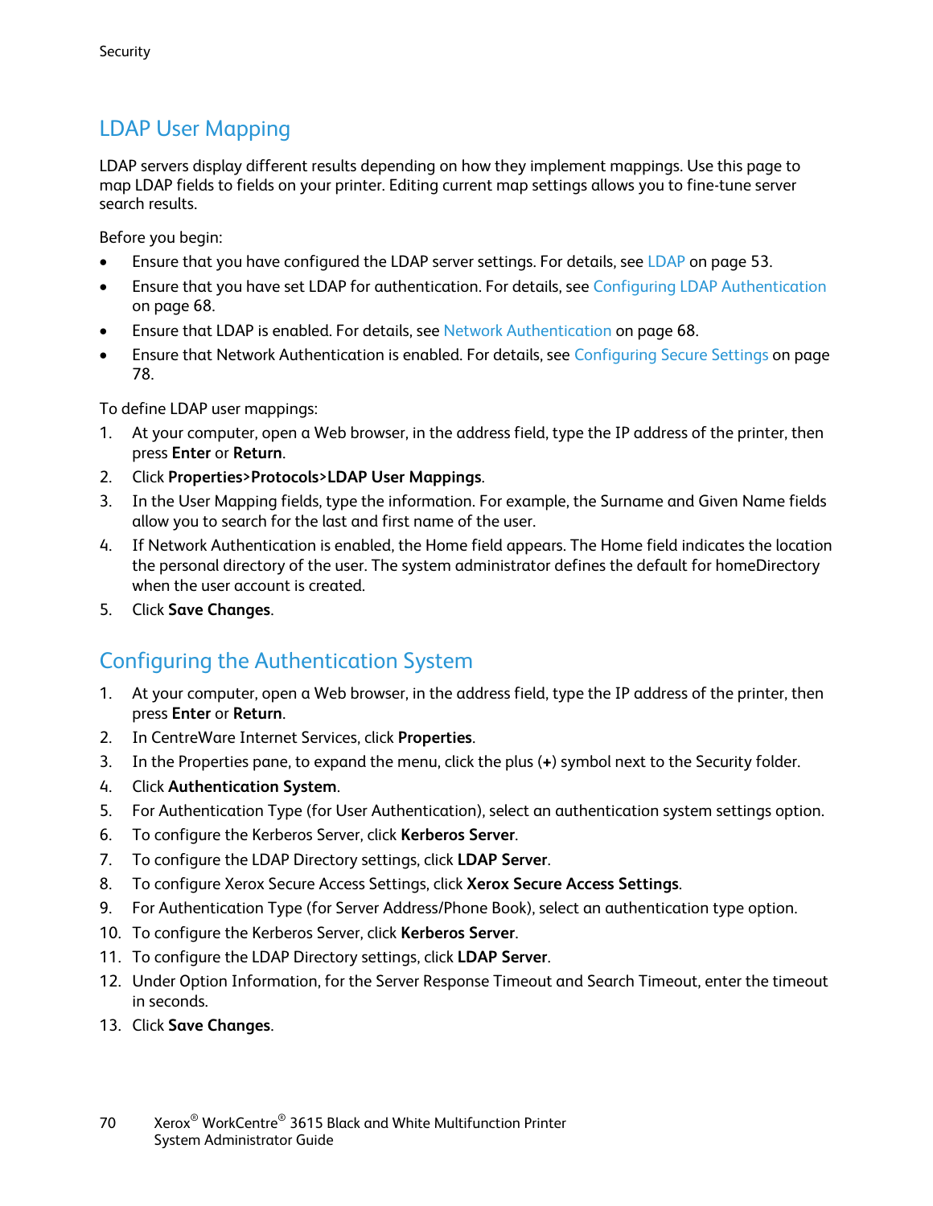## LDAP User Mapping

LDAP servers display different results depending on how they implement mappings. Use this page to map LDAP fields to fields on your printer. Editing current map settings allows you to fine-tune server search results.

Before you begin:

- Ensure that you have configured the LDAP server settings. For details, see LDAP on page 53.
- Ensure that you have set LDAP for authentication. For details, see Configuring LDAP Authentication on page 68.
- Ensure that LDAP is enabled. For details, see Network Authentication on page 68.
- Ensure that Network Authentication is enabled. For details, see Configuring Secure Settings on page 78.

To define LDAP user mappings:

1. At your computer, open a Web browser, in the address field, type the IP address of the printer, then press **Enter** or **Return**.
2. Click **Properties>Protocols>LDAP User Mappings**.
3. In the User Mapping fields, type the information. For example, the Surname and Given Name fields allow you to search for the last and first name of the user.
4. If Network Authentication is enabled, the Home field appears. The Home field indicates the location the personal directory of the user. The system administrator defines the default for homeDirectory when the user account is created.
5. Click **Save Changes**.

## Configuring the Authentication System

1. At your computer, open a Web browser, in the address field, type the IP address of the printer, then press **Enter** or **Return**.
2. In CentreWare Internet Services, click **Properties**.
3. In the Properties pane, to expand the menu, click the plus (**+**) symbol next to the Security folder.
4. Click **Authentication System**.
5. For Authentication Type (for User Authentication), select an authentication system settings option.
6. To configure the Kerberos Server, click **Kerberos Server**.
7. To configure the LDAP Directory settings, click **LDAP Server**.
8. To configure Xerox Secure Access Settings, click **Xerox Secure Access Settings**.
9. For Authentication Type (for Server Address/Phone Book), select an authentication type option.
10. To configure the Kerberos Server, click **Kerberos Server**.
11. To configure the LDAP Directory settings, click **LDAP Server**.
12. Under Option Information, for the Server Response Timeout and Search Timeout, enter the timeout in seconds.
13. Click **Save Changes**.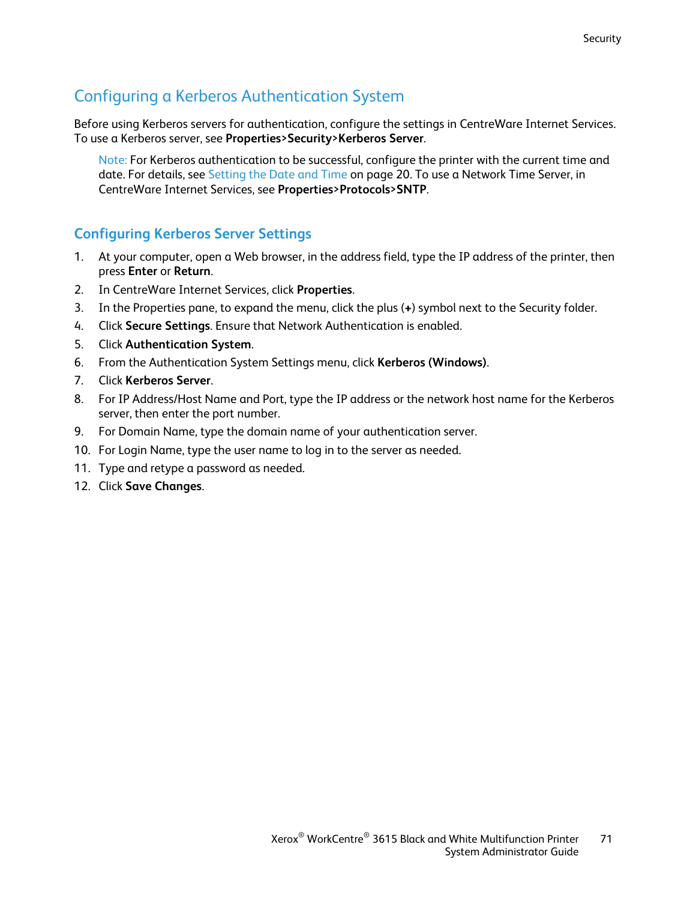## Configuring a Kerberos Authentication System

Before using Kerberos servers for authentication, configure the settings in CentreWare Internet Services. To use a Kerberos server, see **Properties**>**Security**>**Kerberos Server**.

> Note: For Kerberos authentication to be successful, configure the printer with the current time and date. For details, see Setting the Date and Time on page 20. To use a Network Time Server, in CentreWare Internet Services, see **Properties**>**Protocols**>**SNTP**.

### Configuring Kerberos Server Settings

1. At your computer, open a Web browser, in the address field, type the IP address of the printer, then press **Enter** or **Return**.
2. In CentreWare Internet Services, click **Properties**.
3. In the Properties pane, to expand the menu, click the plus (**+**) symbol next to the Security folder.
4. Click **Secure Settings**. Ensure that Network Authentication is enabled.
5. Click **Authentication System**.
6. From the Authentication System Settings menu, click **Kerberos (Windows)**.
7. Click **Kerberos Server**.
8. For IP Address/Host Name and Port, type the IP address or the network host name for the Kerberos server, then enter the port number.
9. For Domain Name, type the domain name of your authentication server.
10. For Login Name, type the user name to log in to the server as needed.
11. Type and retype a password as needed.
12. Click **Save Changes**.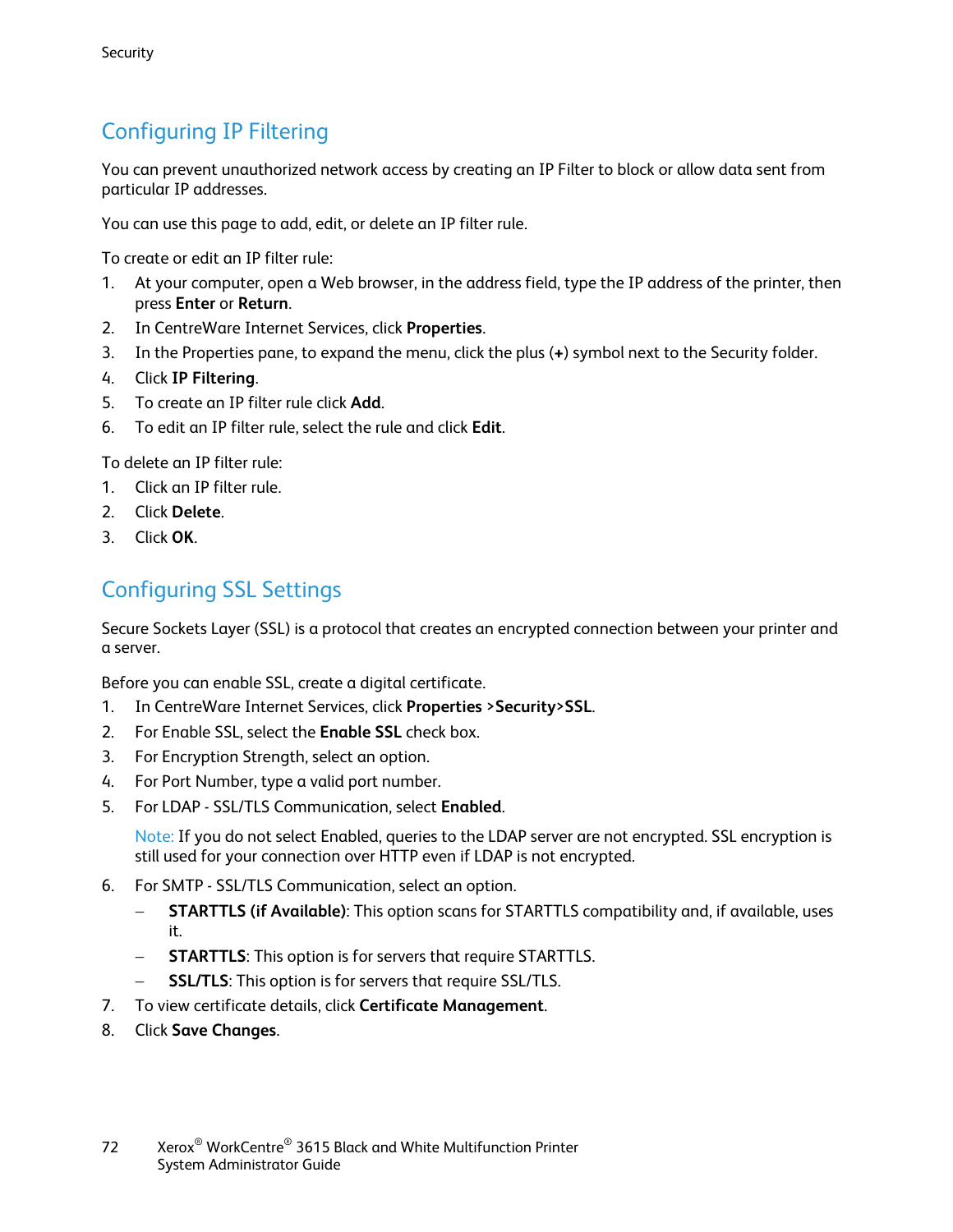## Configuring IP Filtering

You can prevent unauthorized network access by creating an IP Filter to block or allow data sent from particular IP addresses.

You can use this page to add, edit, or delete an IP filter rule.

To create or edit an IP filter rule:

1. At your computer, open a Web browser, in the address field, type the IP address of the printer, then press **Enter** or **Return**.
2. In CentreWare Internet Services, click **Properties**.
3. In the Properties pane, to expand the menu, click the plus (**+**) symbol next to the Security folder.
4. Click **IP Filtering**.
5. To create an IP filter rule click **Add**.
6. To edit an IP filter rule, select the rule and click **Edit**.

To delete an IP filter rule:

1. Click an IP filter rule.
2. Click **Delete**.
3. Click **OK**.

## Configuring SSL Settings

Secure Sockets Layer (SSL) is a protocol that creates an encrypted connection between your printer and a server.

Before you can enable SSL, create a digital certificate.

1. In CentreWare Internet Services, click **Properties** >**Security**>**SSL**.
2. For Enable SSL, select the **Enable SSL** check box.
3. For Encryption Strength, select an option.
4. For Port Number, type a valid port number.
5. For LDAP - SSL/TLS Communication, select **Enabled**.

   Note: If you do not select Enabled, queries to the LDAP server are not encrypted. SSL encryption is still used for your connection over HTTP even if LDAP is not encrypted.

6. For SMTP - SSL/TLS Communication, select an option.
   - **STARTTLS (if Available)**: This option scans for STARTTLS compatibility and, if available, uses it.
   - **STARTTLS**: This option is for servers that require STARTTLS.
   - **SSL/TLS**: This option is for servers that require SSL/TLS.
7. To view certificate details, click **Certificate Management**.
8. Click **Save Changes**.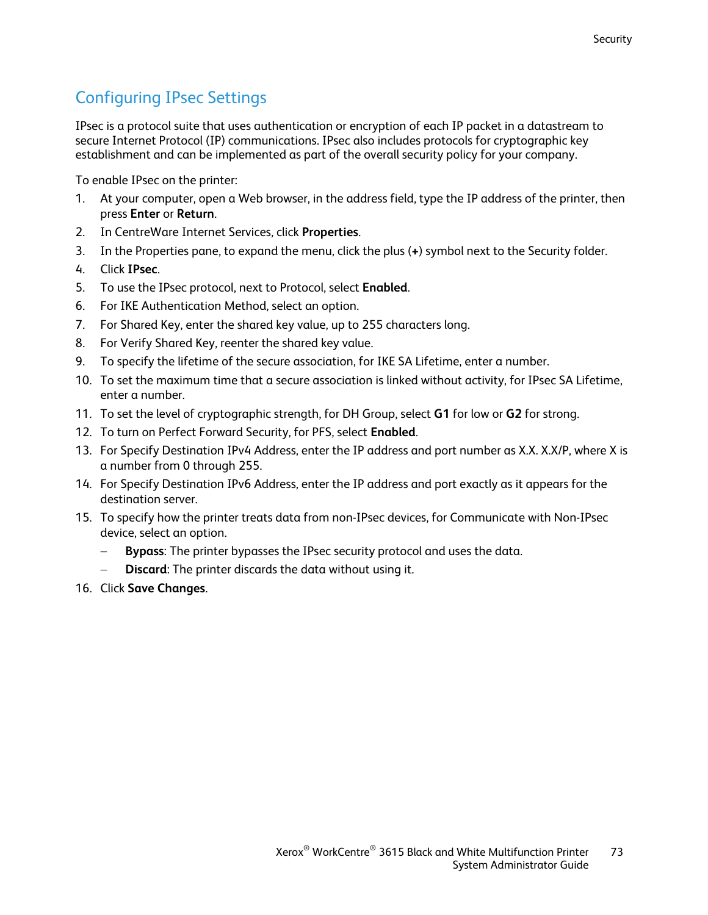## Configuring IPsec Settings

IPsec is a protocol suite that uses authentication or encryption of each IP packet in a datastream to secure Internet Protocol (IP) communications. IPsec also includes protocols for cryptographic key establishment and can be implemented as part of the overall security policy for your company.

To enable IPsec on the printer:

1. At your computer, open a Web browser, in the address field, type the IP address of the printer, then press **Enter** or **Return**.
2. In CentreWare Internet Services, click **Properties**.
3. In the Properties pane, to expand the menu, click the plus (**+**) symbol next to the Security folder.
4. Click **IPsec**.
5. To use the IPsec protocol, next to Protocol, select **Enabled**.
6. For IKE Authentication Method, select an option.
7. For Shared Key, enter the shared key value, up to 255 characters long.
8. For Verify Shared Key, reenter the shared key value.
9. To specify the lifetime of the secure association, for IKE SA Lifetime, enter a number.
10. To set the maximum time that a secure association is linked without activity, for IPsec SA Lifetime, enter a number.
11. To set the level of cryptographic strength, for DH Group, select **G1** for low or **G2** for strong.
12. To turn on Perfect Forward Security, for PFS, select **Enabled**.
13. For Specify Destination IPv4 Address, enter the IP address and port number as X.X. X.X/P, where X is a number from 0 through 255.
14. For Specify Destination IPv6 Address, enter the IP address and port exactly as it appears for the destination server.
15. To specify how the printer treats data from non-IPsec devices, for Communicate with Non-IPsec device, select an option.
    - **Bypass**: The printer bypasses the IPsec security protocol and uses the data.
    - **Discard**: The printer discards the data without using it.
16. Click **Save Changes**.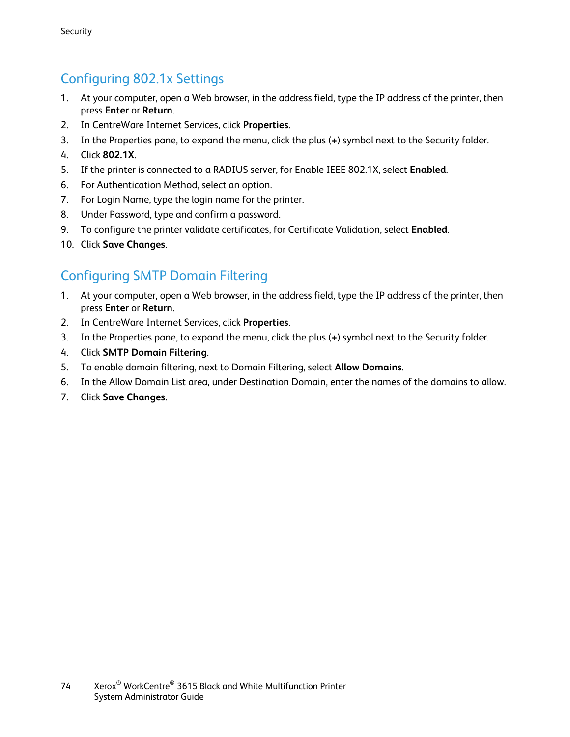## Configuring 802.1x Settings

1. At your computer, open a Web browser, in the address field, type the IP address of the printer, then press **Enter** or **Return**.
2. In CentreWare Internet Services, click **Properties**.
3. In the Properties pane, to expand the menu, click the plus (**+**) symbol next to the Security folder.
4. Click **802.1X**.
5. If the printer is connected to a RADIUS server, for Enable IEEE 802.1X, select **Enabled**.
6. For Authentication Method, select an option.
7. For Login Name, type the login name for the printer.
8. Under Password, type and confirm a password.
9. To configure the printer validate certificates, for Certificate Validation, select **Enabled**.
10. Click **Save Changes**.

## Configuring SMTP Domain Filtering

1. At your computer, open a Web browser, in the address field, type the IP address of the printer, then press **Enter** or **Return**.
2. In CentreWare Internet Services, click **Properties**.
3. In the Properties pane, to expand the menu, click the plus (**+**) symbol next to the Security folder.
4. Click **SMTP Domain Filtering**.
5. To enable domain filtering, next to Domain Filtering, select **Allow Domains**.
6. In the Allow Domain List area, under Destination Domain, enter the names of the domains to allow.
7. Click **Save Changes**.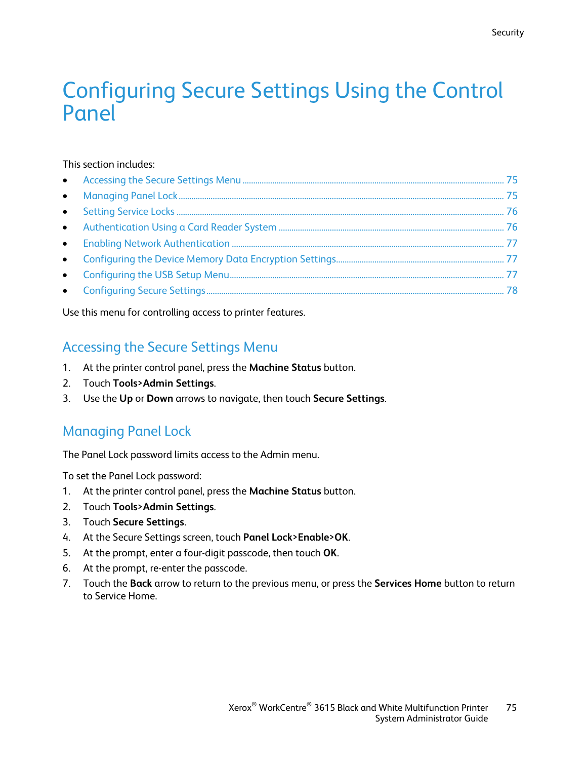# Configuring Secure Settings Using the Control Panel

This section includes:

- Accessing the Secure Settings Menu ........ 75
- Managing Panel Lock ........ 75
- Setting Service Locks ........ 76
- Authentication Using a Card Reader System ........ 76
- Enabling Network Authentication ........ 77
- Configuring the Device Memory Data Encryption Settings ........ 77
- Configuring the USB Setup Menu ........ 77
- Configuring Secure Settings ........ 78

Use this menu for controlling access to printer features.

## Accessing the Secure Settings Menu

1. At the printer control panel, press the **Machine Status** button.
2. Touch **Tools>Admin Settings**.
3. Use the **Up** or **Down** arrows to navigate, then touch **Secure Settings**.

## Managing Panel Lock

The Panel Lock password limits access to the Admin menu.

To set the Panel Lock password:

1. At the printer control panel, press the **Machine Status** button.
2. Touch **Tools>Admin Settings**.
3. Touch **Secure Settings**.
4. At the Secure Settings screen, touch **Panel Lock>Enable>OK**.
5. At the prompt, enter a four-digit passcode, then touch **OK**.
6. At the prompt, re-enter the passcode.
7. Touch the **Back** arrow to return to the previous menu, or press the **Services Home** button to return to Service Home.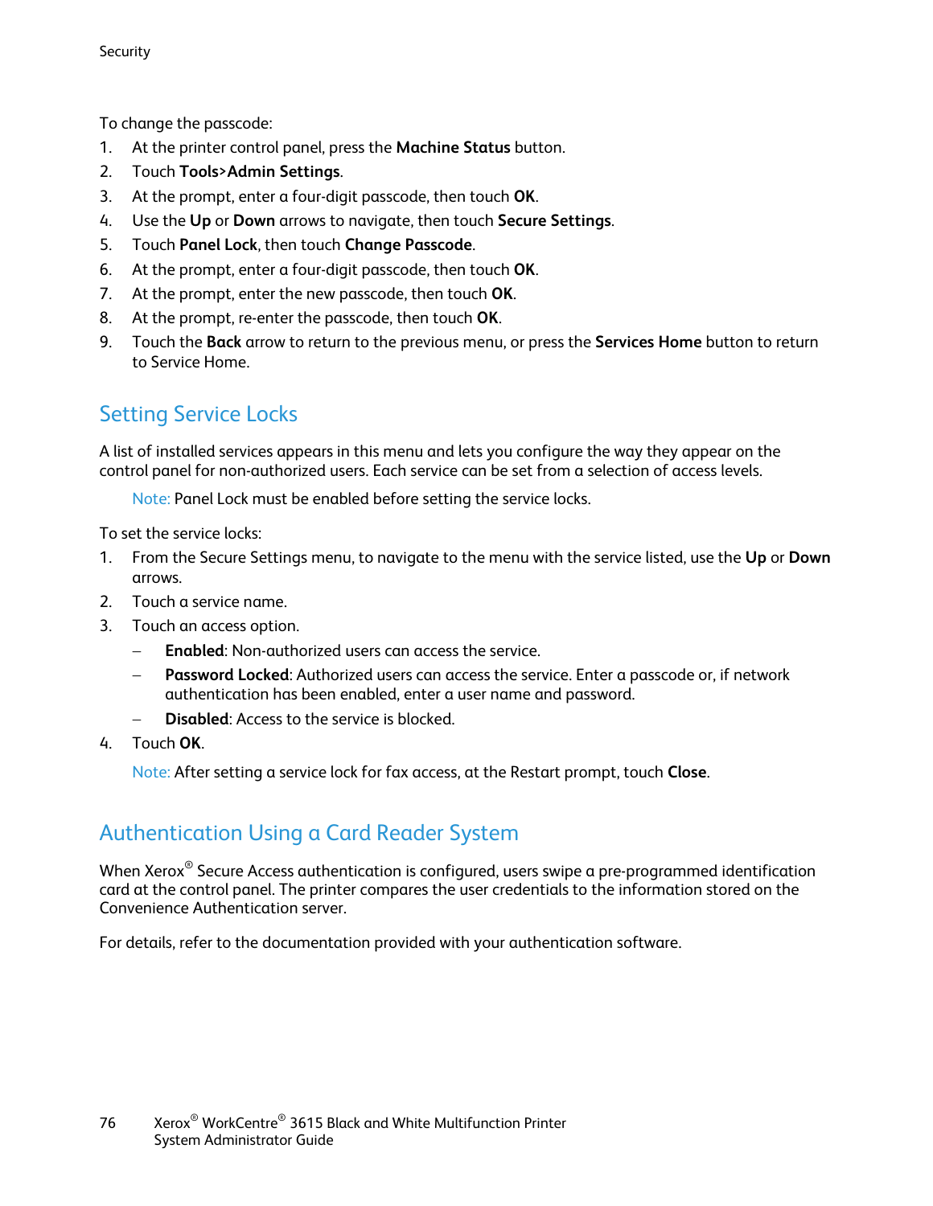To change the passcode:

1. At the printer control panel, press the **Machine Status** button.
2. Touch **Tools**>**Admin Settings**.
3. At the prompt, enter a four-digit passcode, then touch **OK**.
4. Use the **Up** or **Down** arrows to navigate, then touch **Secure Settings**.
5. Touch **Panel Lock**, then touch **Change Passcode**.
6. At the prompt, enter a four-digit passcode, then touch **OK**.
7. At the prompt, enter the new passcode, then touch **OK**.
8. At the prompt, re-enter the passcode, then touch **OK**.
9. Touch the **Back** arrow to return to the previous menu, or press the **Services Home** button to return to Service Home.

## Setting Service Locks

A list of installed services appears in this menu and lets you configure the way they appear on the control panel for non-authorized users. Each service can be set from a selection of access levels.

Note: Panel Lock must be enabled before setting the service locks.

To set the service locks:

1. From the Secure Settings menu, to navigate to the menu with the service listed, use the **Up** or **Down** arrows.
2. Touch a service name.
3. Touch an access option.
   - **Enabled**: Non-authorized users can access the service.
   - **Password Locked**: Authorized users can access the service. Enter a passcode or, if network authentication has been enabled, enter a user name and password.
   - **Disabled**: Access to the service is blocked.
4. Touch **OK**.

   Note: After setting a service lock for fax access, at the Restart prompt, touch **Close**.

## Authentication Using a Card Reader System

When Xerox® Secure Access authentication is configured, users swipe a pre-programmed identification card at the control panel. The printer compares the user credentials to the information stored on the Convenience Authentication server.

For details, refer to the documentation provided with your authentication software.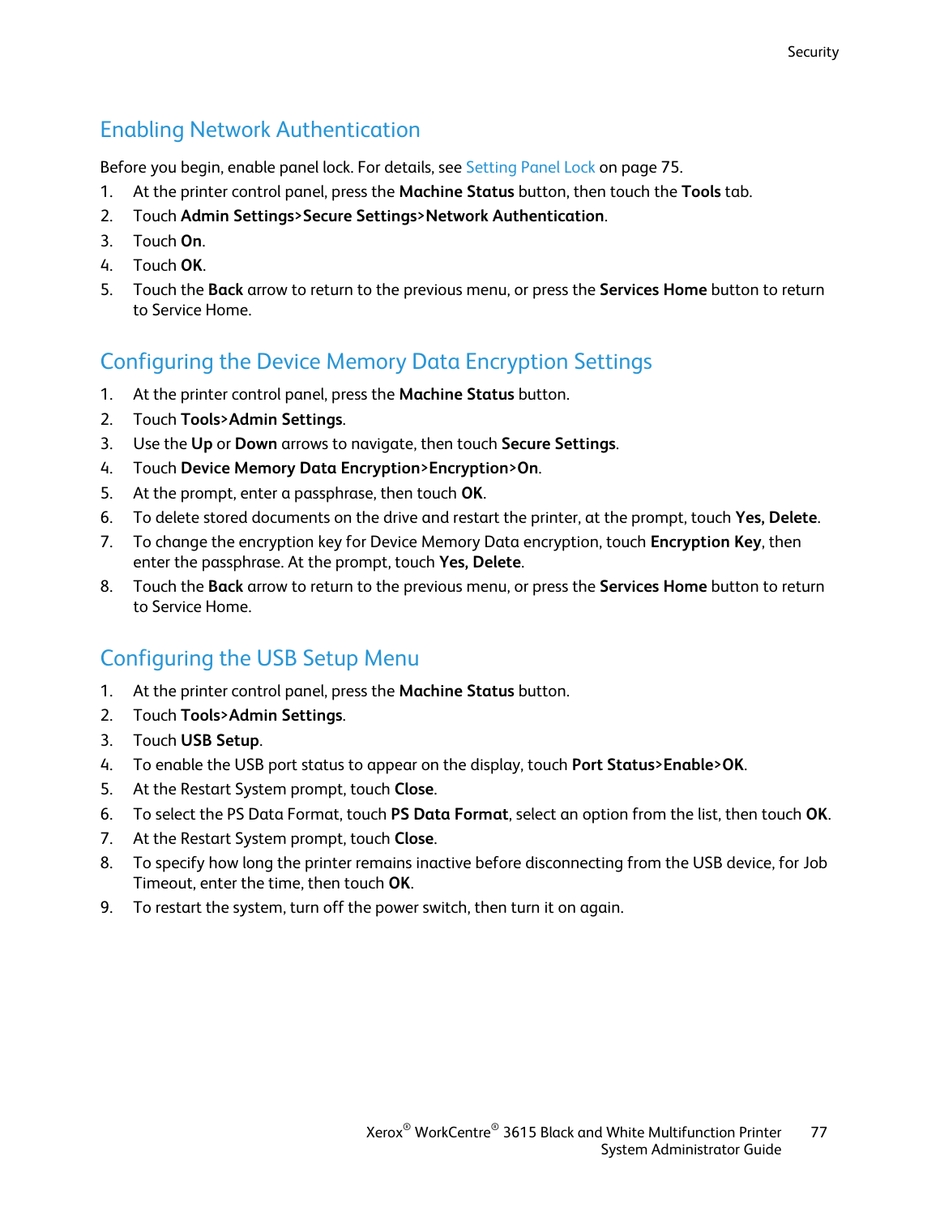## Enabling Network Authentication

Before you begin, enable panel lock. For details, see Setting Panel Lock on page 75.

1. At the printer control panel, press the **Machine Status** button, then touch the **Tools** tab.
2. Touch **Admin Settings>Secure Settings>Network Authentication**.
3. Touch **On**.
4. Touch **OK**.
5. Touch the **Back** arrow to return to the previous menu, or press the **Services Home** button to return to Service Home.

## Configuring the Device Memory Data Encryption Settings

1. At the printer control panel, press the **Machine Status** button.
2. Touch **Tools>Admin Settings**.
3. Use the **Up** or **Down** arrows to navigate, then touch **Secure Settings**.
4. Touch **Device Memory Data Encryption>Encryption>On**.
5. At the prompt, enter a passphrase, then touch **OK**.
6. To delete stored documents on the drive and restart the printer, at the prompt, touch **Yes, Delete**.
7. To change the encryption key for Device Memory Data encryption, touch **Encryption Key**, then enter the passphrase. At the prompt, touch **Yes, Delete**.
8. Touch the **Back** arrow to return to the previous menu, or press the **Services Home** button to return to Service Home.

## Configuring the USB Setup Menu

1. At the printer control panel, press the **Machine Status** button.
2. Touch **Tools>Admin Settings**.
3. Touch **USB Setup**.
4. To enable the USB port status to appear on the display, touch **Port Status>Enable>OK**.
5. At the Restart System prompt, touch **Close**.
6. To select the PS Data Format, touch **PS Data Format**, select an option from the list, then touch **OK**.
7. At the Restart System prompt, touch **Close**.
8. To specify how long the printer remains inactive before disconnecting from the USB device, for Job Timeout, enter the time, then touch **OK**.
9. To restart the system, turn off the power switch, then turn it on again.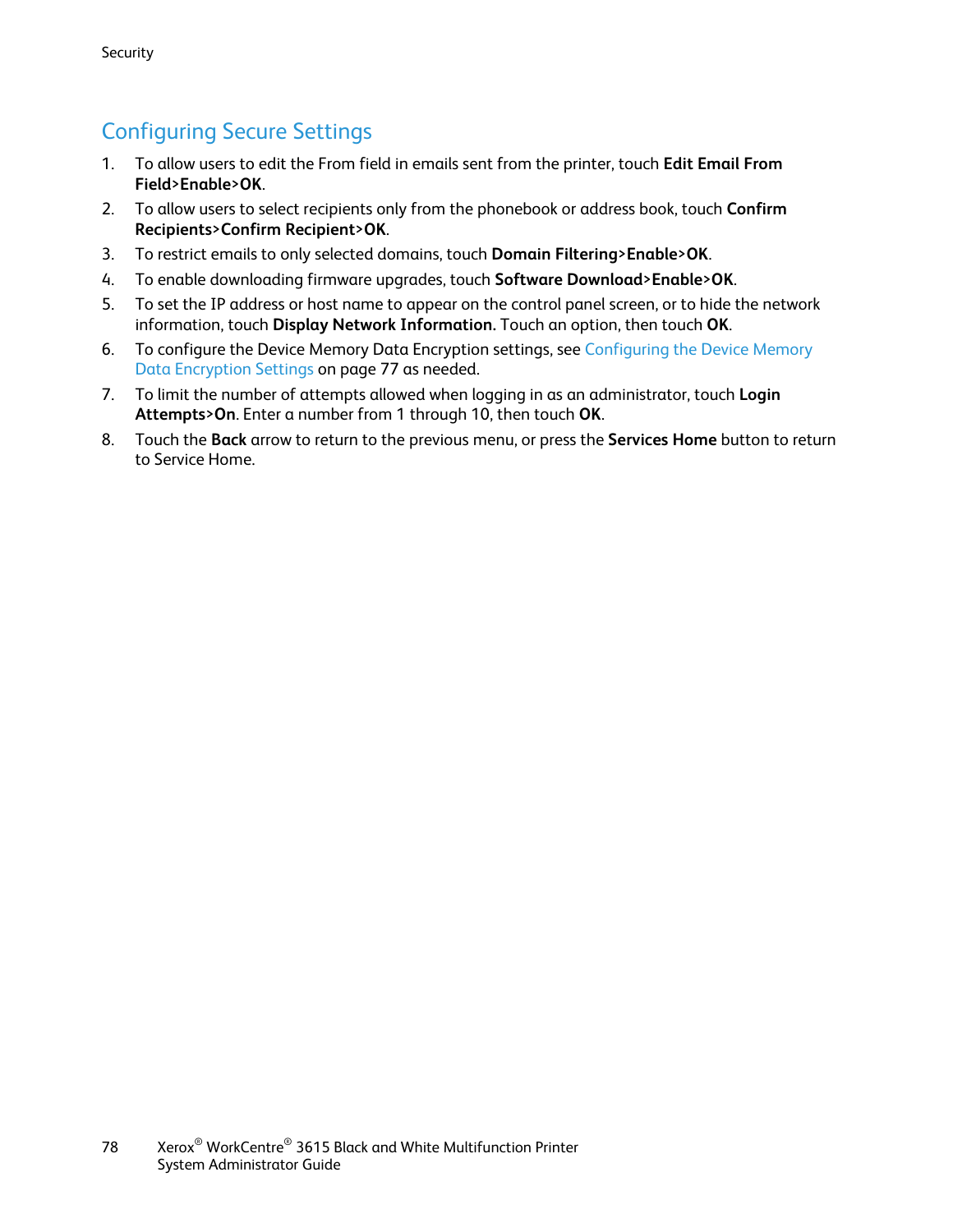## Configuring Secure Settings

1. To allow users to edit the From field in emails sent from the printer, touch **Edit Email From Field**>**Enable**>**OK**.
2. To allow users to select recipients only from the phonebook or address book, touch **Confirm Recipients**>**Confirm Recipient**>**OK**.
3. To restrict emails to only selected domains, touch **Domain Filtering**>**Enable**>**OK**.
4. To enable downloading firmware upgrades, touch **Software Download**>**Enable**>**OK**.
5. To set the IP address or host name to appear on the control panel screen, or to hide the network information, touch **Display Network Information.** Touch an option, then touch **OK**.
6. To configure the Device Memory Data Encryption settings, see Configuring the Device Memory Data Encryption Settings on page 77 as needed.
7. To limit the number of attempts allowed when logging in as an administrator, touch **Login Attempts**>**On**. Enter a number from 1 through 10, then touch **OK**.
8. Touch the **Back** arrow to return to the previous menu, or press the **Services Home** button to return to Service Home.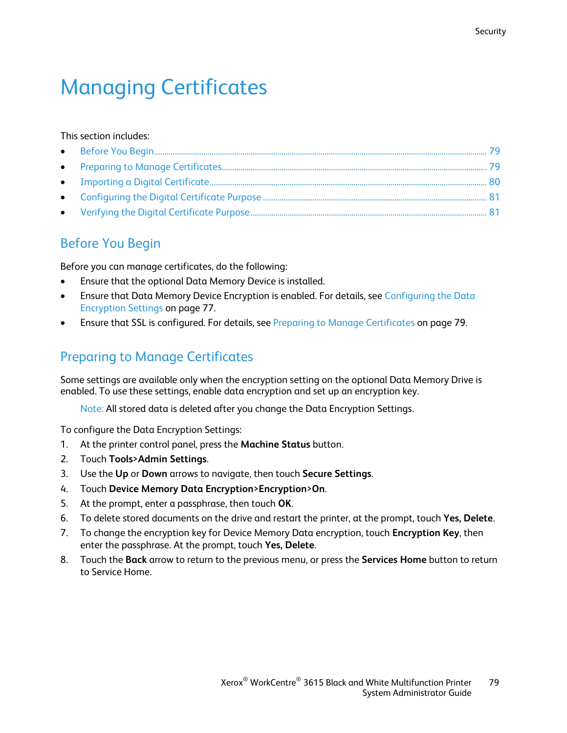# Managing Certificates

This section includes:

- Before You Begin ........ 79
- Preparing to Manage Certificates ........ 79
- Importing a Digital Certificate ........ 80
- Configuring the Digital Certificate Purpose ........ 81
- Verifying the Digital Certificate Purpose ........ 81

## Before You Begin

Before you can manage certificates, do the following:

- Ensure that the optional Data Memory Device is installed.
- Ensure that Data Memory Device Encryption is enabled. For details, see Configuring the Data Encryption Settings on page 77.
- Ensure that SSL is configured. For details, see Preparing to Manage Certificates on page 79.

## Preparing to Manage Certificates

Some settings are available only when the encryption setting on the optional Data Memory Drive is enabled. To use these settings, enable data encryption and set up an encryption key.

> Note: All stored data is deleted after you change the Data Encryption Settings.

To configure the Data Encryption Settings:

1. At the printer control panel, press the **Machine Status** button.
2. Touch **Tools>Admin Settings**.
3. Use the **Up** or **Down** arrows to navigate, then touch **Secure Settings**.
4. Touch **Device Memory Data Encryption>Encryption>On**.
5. At the prompt, enter a passphrase, then touch **OK**.
6. To delete stored documents on the drive and restart the printer, at the prompt, touch **Yes, Delete**.
7. To change the encryption key for Device Memory Data encryption, touch **Encryption Key**, then enter the passphrase. At the prompt, touch **Yes, Delete**.
8. Touch the **Back** arrow to return to the previous menu, or press the **Services Home** button to return to Service Home.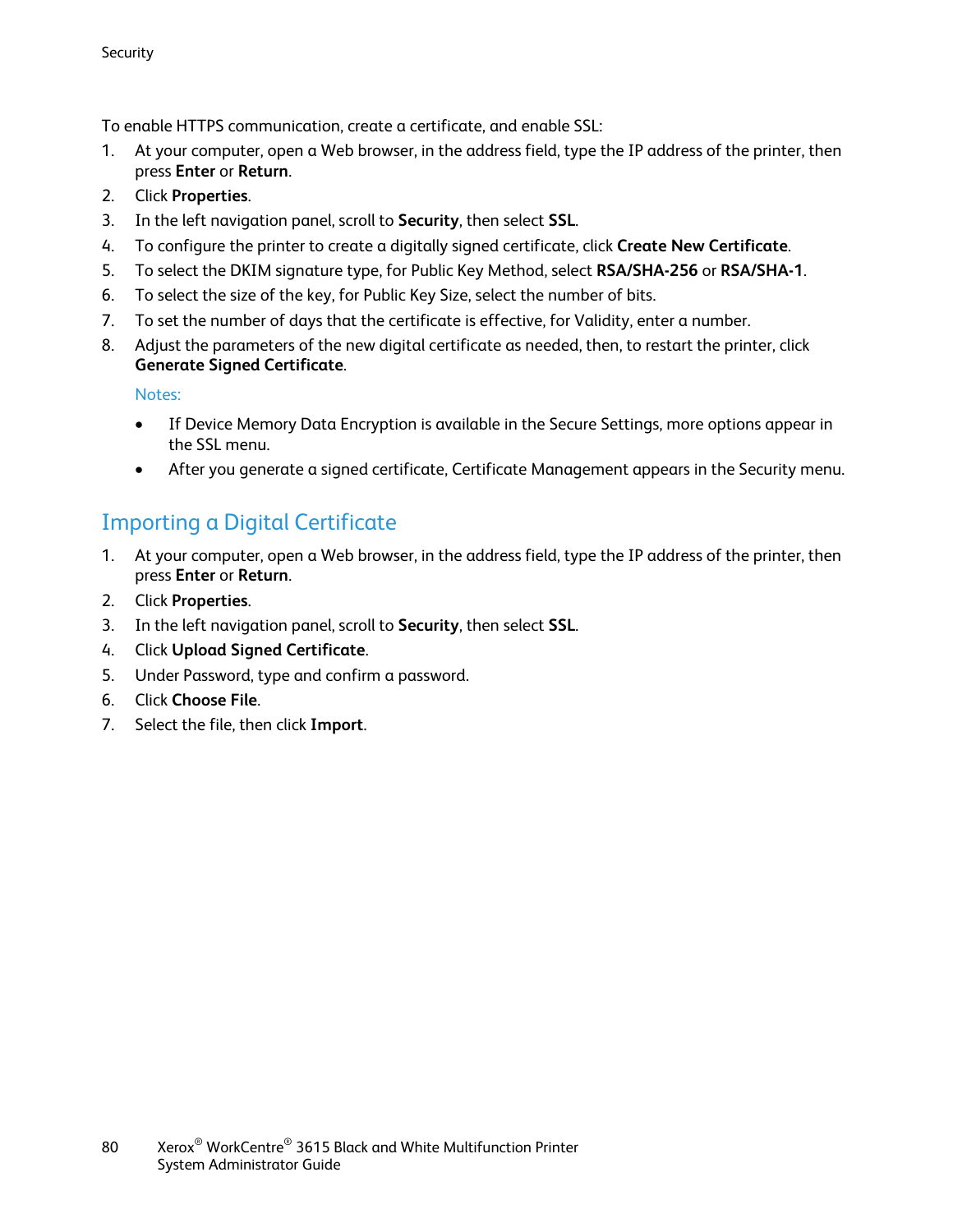To enable HTTPS communication, create a certificate, and enable SSL:

1. At your computer, open a Web browser, in the address field, type the IP address of the printer, then press **Enter** or **Return**.
2. Click **Properties**.
3. In the left navigation panel, scroll to **Security**, then select **SSL**.
4. To configure the printer to create a digitally signed certificate, click **Create New Certificate**.
5. To select the DKIM signature type, for Public Key Method, select **RSA/SHA-256** or **RSA/SHA-1**.
6. To select the size of the key, for Public Key Size, select the number of bits.
7. To set the number of days that the certificate is effective, for Validity, enter a number.
8. Adjust the parameters of the new digital certificate as needed, then, to restart the printer, click **Generate Signed Certificate**.

   Notes:

   - If Device Memory Data Encryption is available in the Secure Settings, more options appear in the SSL menu.
   - After you generate a signed certificate, Certificate Management appears in the Security menu.

## Importing a Digital Certificate

1. At your computer, open a Web browser, in the address field, type the IP address of the printer, then press **Enter** or **Return**.
2. Click **Properties**.
3. In the left navigation panel, scroll to **Security**, then select **SSL**.
4. Click **Upload Signed Certificate**.
5. Under Password, type and confirm a password.
6. Click **Choose File**.
7. Select the file, then click **Import**.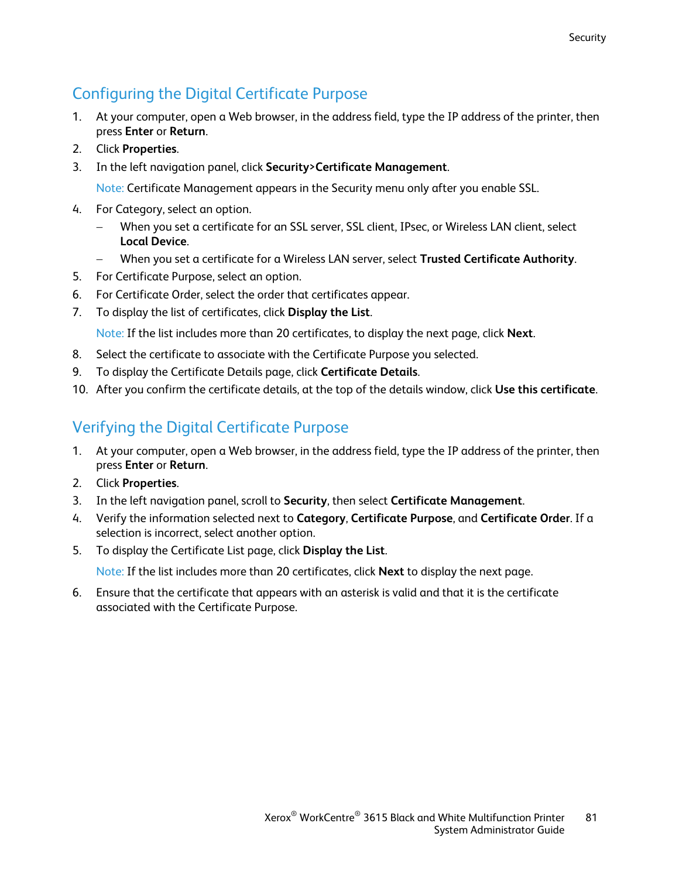## Configuring the Digital Certificate Purpose

1. At your computer, open a Web browser, in the address field, type the IP address of the printer, then press **Enter** or **Return**.
2. Click **Properties**.
3. In the left navigation panel, click **Security>Certificate Management**.

   Note: Certificate Management appears in the Security menu only after you enable SSL.

4. For Category, select an option.
   - When you set a certificate for an SSL server, SSL client, IPsec, or Wireless LAN client, select **Local Device**.
   - When you set a certificate for a Wireless LAN server, select **Trusted Certificate Authority**.
5. For Certificate Purpose, select an option.
6. For Certificate Order, select the order that certificates appear.
7. To display the list of certificates, click **Display the List**.

   Note: If the list includes more than 20 certificates, to display the next page, click **Next**.

8. Select the certificate to associate with the Certificate Purpose you selected.
9. To display the Certificate Details page, click **Certificate Details**.
10. After you confirm the certificate details, at the top of the details window, click **Use this certificate**.

## Verifying the Digital Certificate Purpose

1. At your computer, open a Web browser, in the address field, type the IP address of the printer, then press **Enter** or **Return**.
2. Click **Properties**.
3. In the left navigation panel, scroll to **Security**, then select **Certificate Management**.
4. Verify the information selected next to **Category**, **Certificate Purpose**, and **Certificate Order**. If a selection is incorrect, select another option.
5. To display the Certificate List page, click **Display the List**.

   Note: If the list includes more than 20 certificates, click **Next** to display the next page.

6. Ensure that the certificate that appears with an asterisk is valid and that it is the certificate associated with the Certificate Purpose.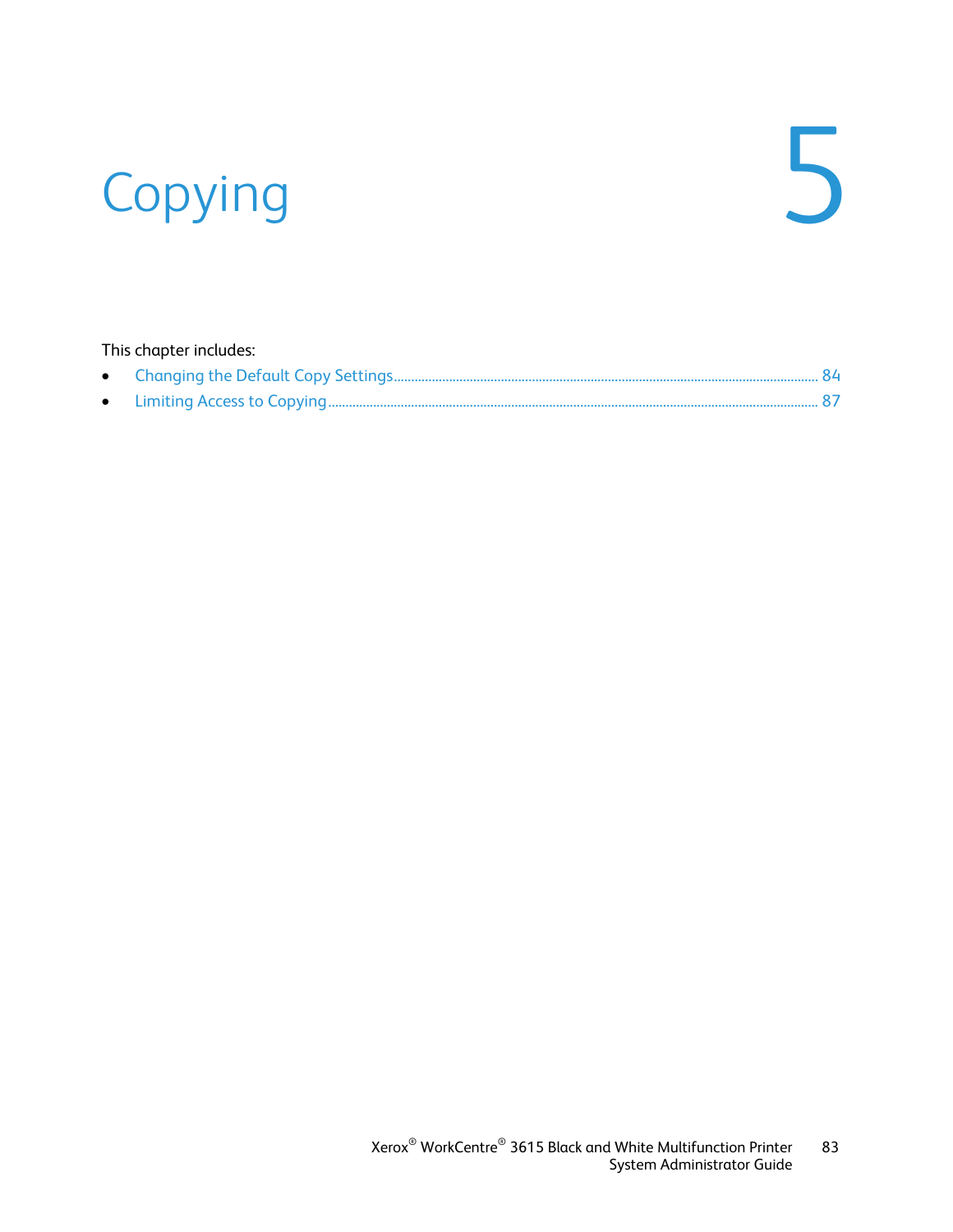# 5 Copying

This chapter includes:

- Changing the Default Copy Settings ........ 84
- Limiting Access to Copying ........ 87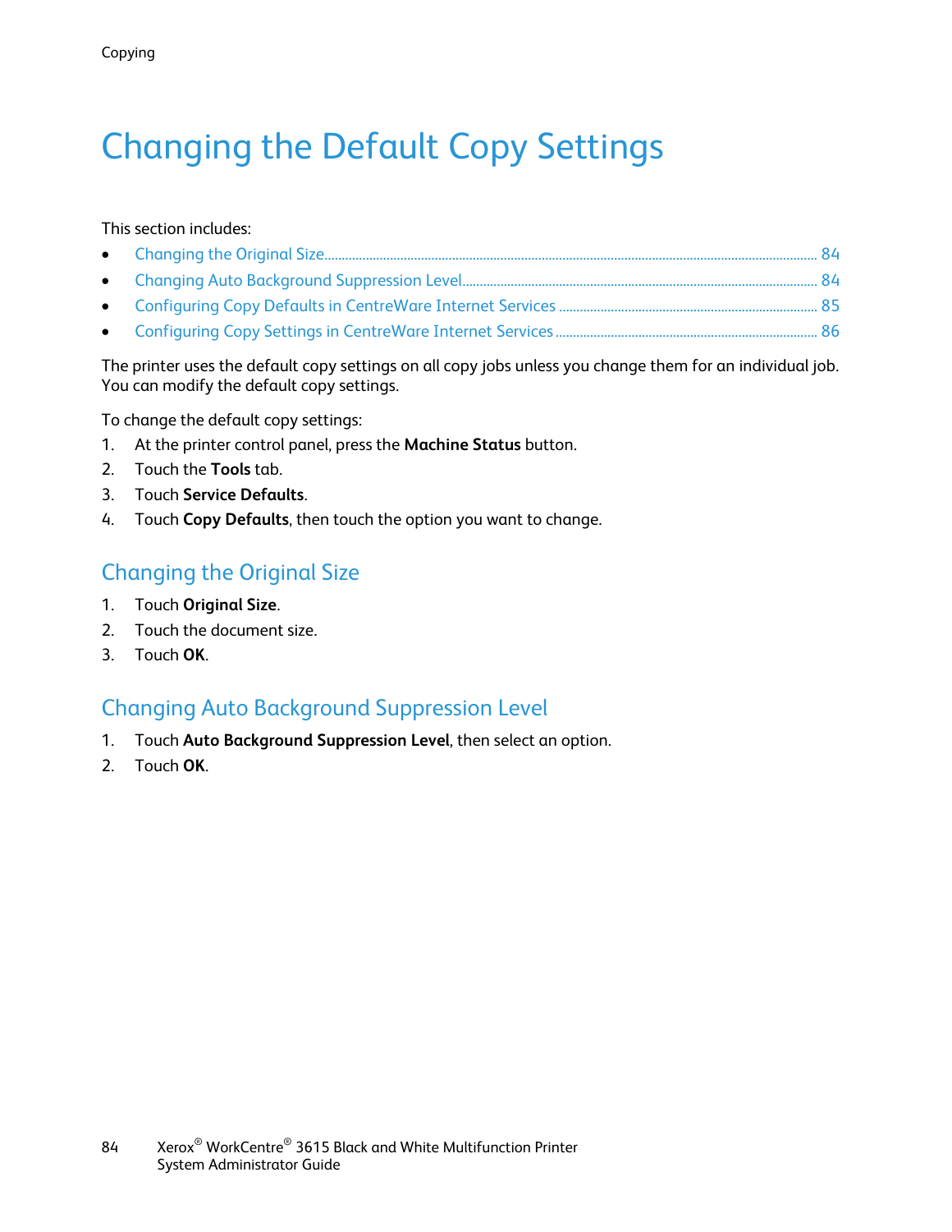# Changing the Default Copy Settings

This section includes:

- Changing the Original Size ........ 84
- Changing Auto Background Suppression Level ........ 84
- Configuring Copy Defaults in CentreWare Internet Services ........ 85
- Configuring Copy Settings in CentreWare Internet Services ........ 86

The printer uses the default copy settings on all copy jobs unless you change them for an individual job. You can modify the default copy settings.

To change the default copy settings:

1. At the printer control panel, press the **Machine Status** button.
2. Touch the **Tools** tab.
3. Touch **Service Defaults**.
4. Touch **Copy Defaults**, then touch the option you want to change.

## Changing the Original Size

1. Touch **Original Size**.
2. Touch the document size.
3. Touch **OK**.

## Changing Auto Background Suppression Level

1. Touch **Auto Background Suppression Level**, then select an option.
2. Touch **OK**.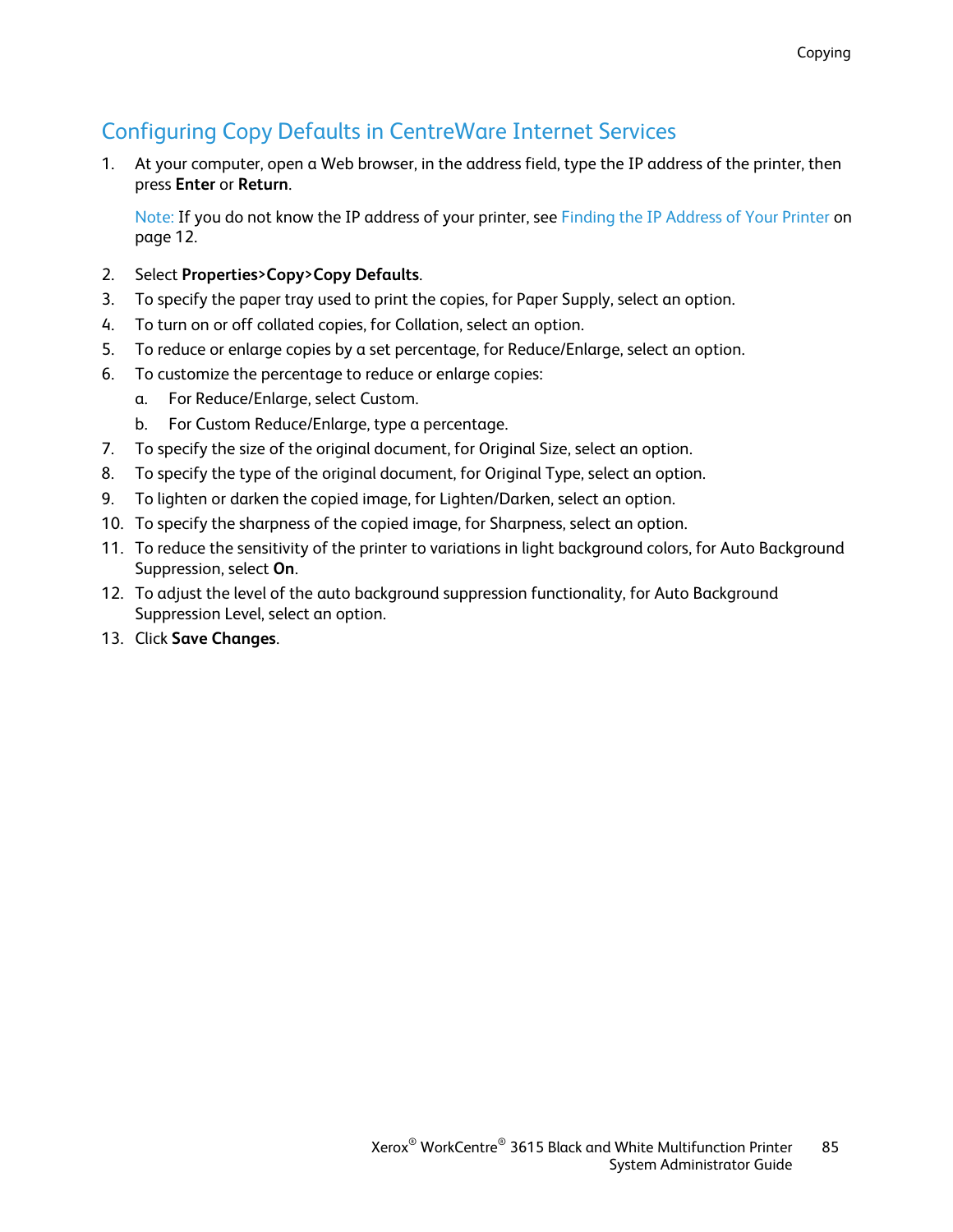## Configuring Copy Defaults in CentreWare Internet Services

1. At your computer, open a Web browser, in the address field, type the IP address of the printer, then press **Enter** or **Return**.

   Note: If you do not know the IP address of your printer, see Finding the IP Address of Your Printer on page 12.

2. Select **Properties>Copy>Copy Defaults**.
3. To specify the paper tray used to print the copies, for Paper Supply, select an option.
4. To turn on or off collated copies, for Collation, select an option.
5. To reduce or enlarge copies by a set percentage, for Reduce/Enlarge, select an option.
6. To customize the percentage to reduce or enlarge copies:
   a. For Reduce/Enlarge, select Custom.
   b. For Custom Reduce/Enlarge, type a percentage.
7. To specify the size of the original document, for Original Size, select an option.
8. To specify the type of the original document, for Original Type, select an option.
9. To lighten or darken the copied image, for Lighten/Darken, select an option.
10. To specify the sharpness of the copied image, for Sharpness, select an option.
11. To reduce the sensitivity of the printer to variations in light background colors, for Auto Background Suppression, select **On**.
12. To adjust the level of the auto background suppression functionality, for Auto Background Suppression Level, select an option.
13. Click **Save Changes**.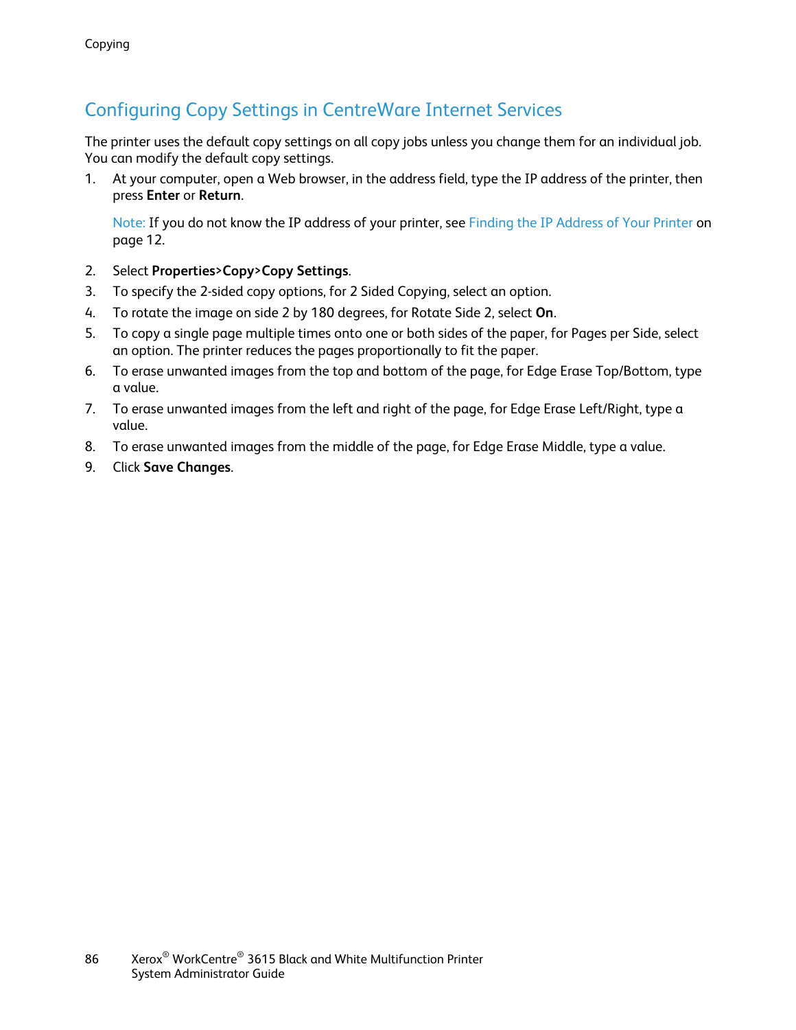## Configuring Copy Settings in CentreWare Internet Services

The printer uses the default copy settings on all copy jobs unless you change them for an individual job. You can modify the default copy settings.

1. At your computer, open a Web browser, in the address field, type the IP address of the printer, then press **Enter** or **Return**.

   Note: If you do not know the IP address of your printer, see Finding the IP Address of Your Printer on page 12.

2. Select **Properties**>**Copy**>**Copy Settings**.
3. To specify the 2-sided copy options, for 2 Sided Copying, select an option.
4. To rotate the image on side 2 by 180 degrees, for Rotate Side 2, select **On**.
5. To copy a single page multiple times onto one or both sides of the paper, for Pages per Side, select an option. The printer reduces the pages proportionally to fit the paper.
6. To erase unwanted images from the top and bottom of the page, for Edge Erase Top/Bottom, type a value.
7. To erase unwanted images from the left and right of the page, for Edge Erase Left/Right, type a value.
8. To erase unwanted images from the middle of the page, for Edge Erase Middle, type a value.
9. Click **Save Changes**.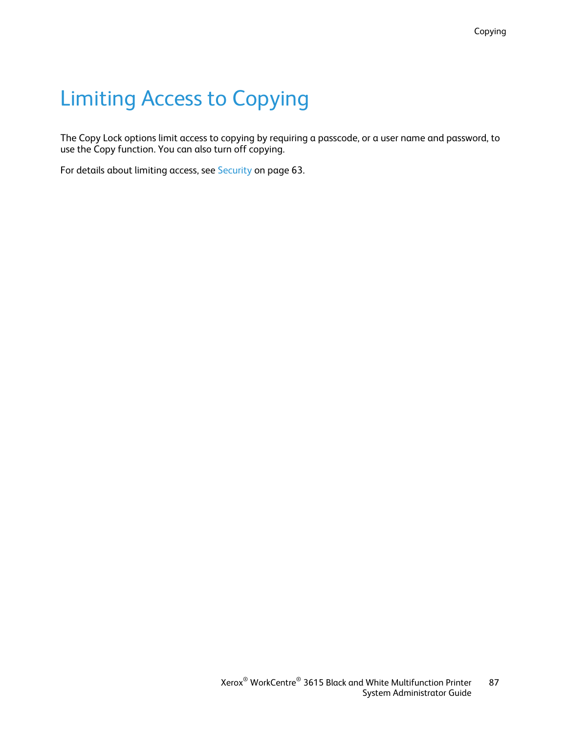# Limiting Access to Copying

The Copy Lock options limit access to copying by requiring a passcode, or a user name and password, to use the Copy function. You can also turn off copying.

For details about limiting access, see Security on page 63.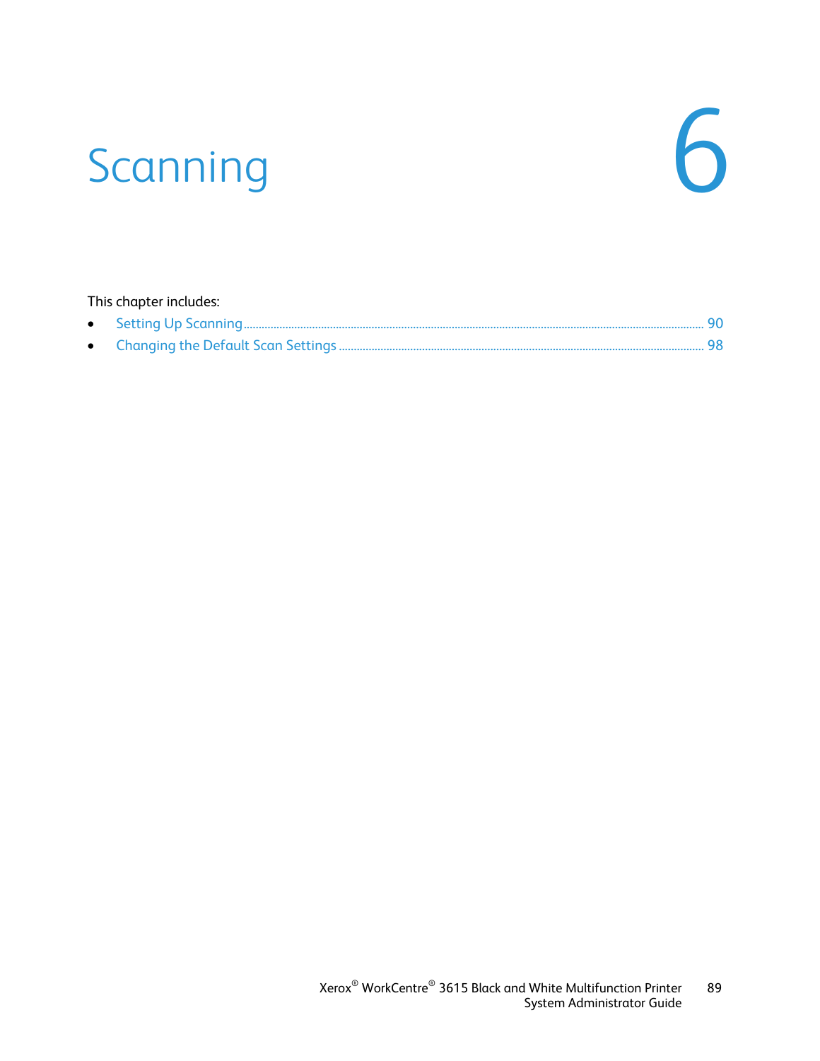# 6 Scanning

This chapter includes:

- Setting Up Scanning ........................................................................................................................................................ 90
- Changing the Default Scan Settings ........................................................................................................................ 98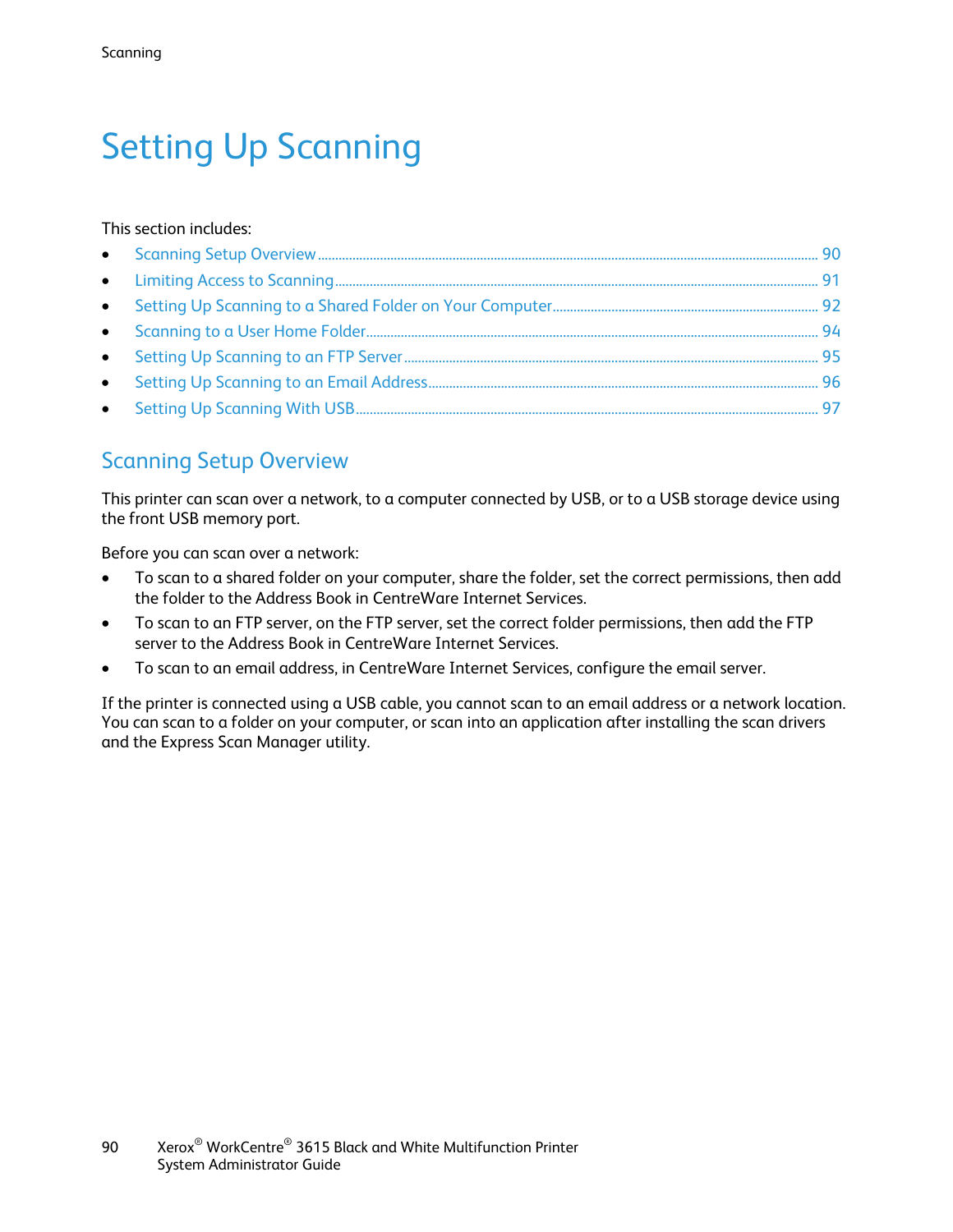# Setting Up Scanning

This section includes:

- Scanning Setup Overview ........ 90
- Limiting Access to Scanning ........ 91
- Setting Up Scanning to a Shared Folder on Your Computer ........ 92
- Scanning to a User Home Folder ........ 94
- Setting Up Scanning to an FTP Server ........ 95
- Setting Up Scanning to an Email Address ........ 96
- Setting Up Scanning With USB ........ 97

## Scanning Setup Overview

This printer can scan over a network, to a computer connected by USB, or to a USB storage device using the front USB memory port.

Before you can scan over a network:

- To scan to a shared folder on your computer, share the folder, set the correct permissions, then add the folder to the Address Book in CentreWare Internet Services.
- To scan to an FTP server, on the FTP server, set the correct folder permissions, then add the FTP server to the Address Book in CentreWare Internet Services.
- To scan to an email address, in CentreWare Internet Services, configure the email server.

If the printer is connected using a USB cable, you cannot scan to an email address or a network location. You can scan to a folder on your computer, or scan into an application after installing the scan drivers and the Express Scan Manager utility.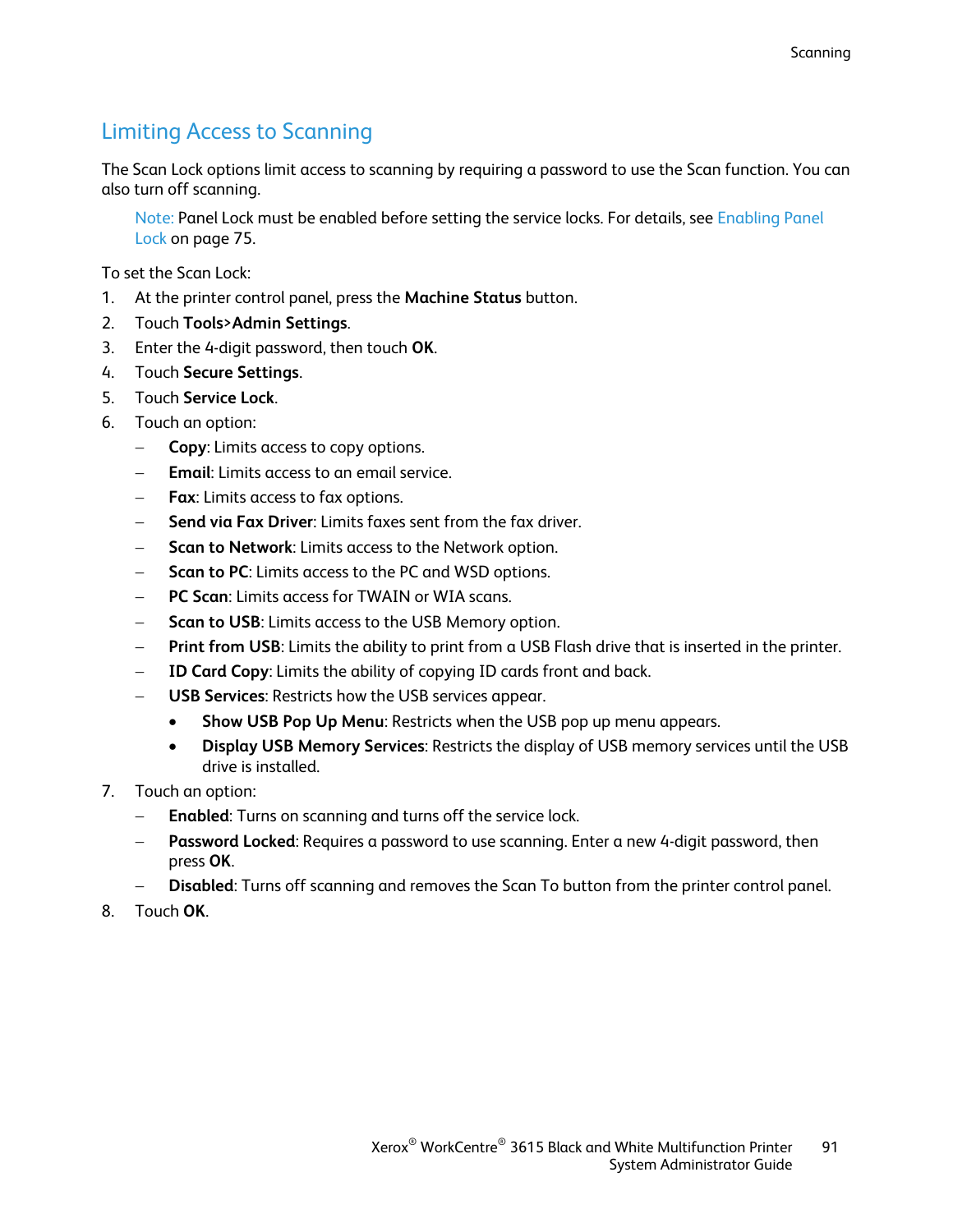## Limiting Access to Scanning

The Scan Lock options limit access to scanning by requiring a password to use the Scan function. You can also turn off scanning.

> Note: Panel Lock must be enabled before setting the service locks. For details, see Enabling Panel Lock on page 75.

To set the Scan Lock:

1. At the printer control panel, press the **Machine Status** button.
2. Touch **Tools>Admin Settings**.
3. Enter the 4-digit password, then touch **OK**.
4. Touch **Secure Settings**.
5. Touch **Service Lock**.
6. Touch an option:
   - **Copy**: Limits access to copy options.
   - **Email**: Limits access to an email service.
   - **Fax**: Limits access to fax options.
   - **Send via Fax Driver**: Limits faxes sent from the fax driver.
   - **Scan to Network**: Limits access to the Network option.
   - **Scan to PC**: Limits access to the PC and WSD options.
   - **PC Scan**: Limits access for TWAIN or WIA scans.
   - **Scan to USB**: Limits access to the USB Memory option.
   - **Print from USB**: Limits the ability to print from a USB Flash drive that is inserted in the printer.
   - **ID Card Copy**: Limits the ability of copying ID cards front and back.
   - **USB Services**: Restricts how the USB services appear.
     - **Show USB Pop Up Menu**: Restricts when the USB pop up menu appears.
     - **Display USB Memory Services**: Restricts the display of USB memory services until the USB drive is installed.
7. Touch an option:
   - **Enabled**: Turns on scanning and turns off the service lock.
   - **Password Locked**: Requires a password to use scanning. Enter a new 4-digit password, then press **OK**.
   - **Disabled**: Turns off scanning and removes the Scan To button from the printer control panel.
8. Touch **OK**.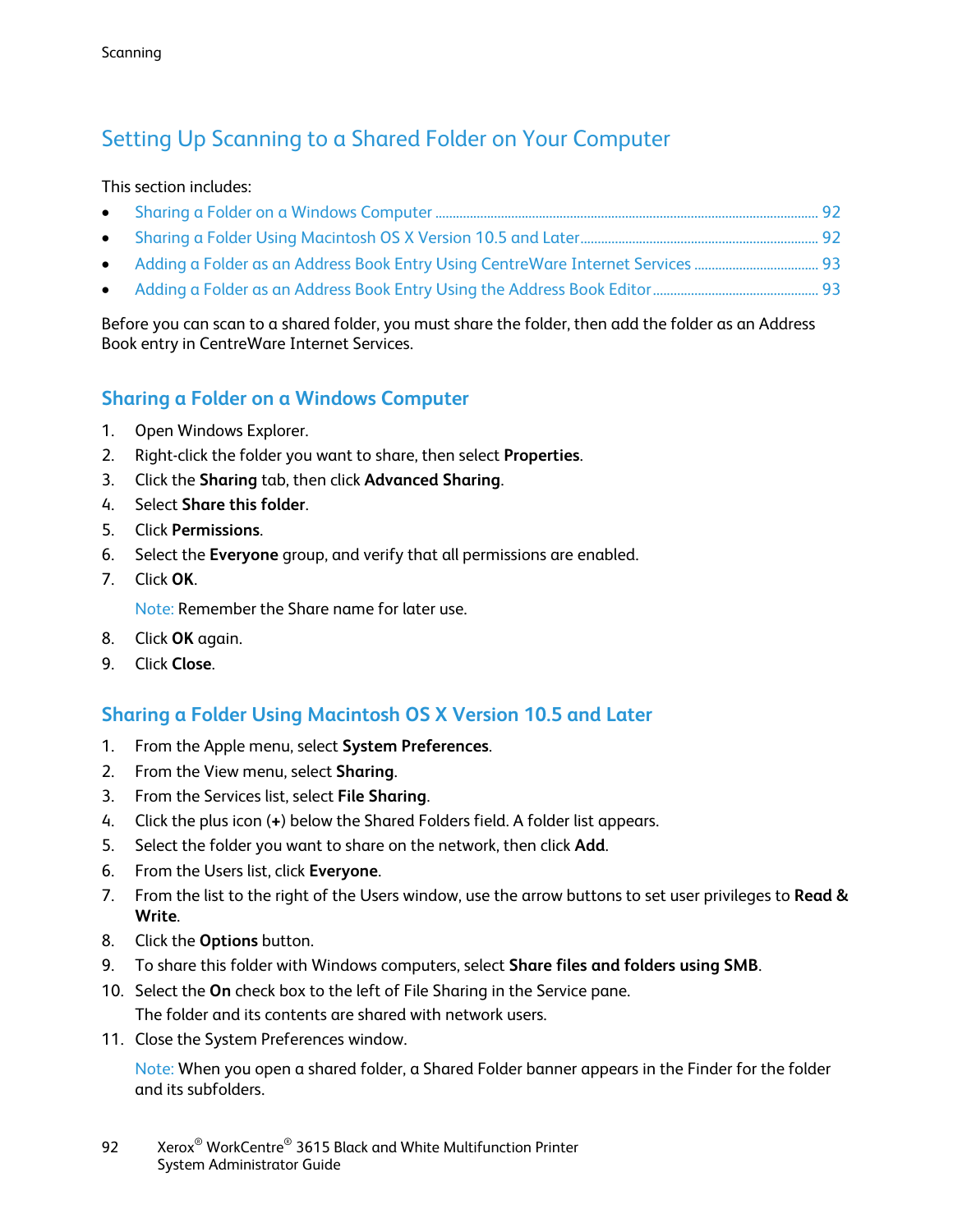## Setting Up Scanning to a Shared Folder on Your Computer

This section includes:

- Sharing a Folder on a Windows Computer ........ 92
- Sharing a Folder Using Macintosh OS X Version 10.5 and Later ........ 92
- Adding a Folder as an Address Book Entry Using CentreWare Internet Services ........ 93
- Adding a Folder as an Address Book Entry Using the Address Book Editor ........ 93

Before you can scan to a shared folder, you must share the folder, then add the folder as an Address Book entry in CentreWare Internet Services.

### Sharing a Folder on a Windows Computer

1. Open Windows Explorer.
2. Right-click the folder you want to share, then select **Properties**.
3. Click the **Sharing** tab, then click **Advanced Sharing**.
4. Select **Share this folder**.
5. Click **Permissions**.
6. Select the **Everyone** group, and verify that all permissions are enabled.
7. Click **OK**.

   Note: Remember the Share name for later use.

8. Click **OK** again.
9. Click **Close**.

### Sharing a Folder Using Macintosh OS X Version 10.5 and Later

1. From the Apple menu, select **System Preferences**.
2. From the View menu, select **Sharing**.
3. From the Services list, select **File Sharing**.
4. Click the plus icon (**+**) below the Shared Folders field. A folder list appears.
5. Select the folder you want to share on the network, then click **Add**.
6. From the Users list, click **Everyone**.
7. From the list to the right of the Users window, use the arrow buttons to set user privileges to **Read & Write**.
8. Click the **Options** button.
9. To share this folder with Windows computers, select **Share files and folders using SMB**.
10. Select the **On** check box to the left of File Sharing in the Service pane.

    The folder and its contents are shared with network users.

11. Close the System Preferences window.

    Note: When you open a shared folder, a Shared Folder banner appears in the Finder for the folder and its subfolders.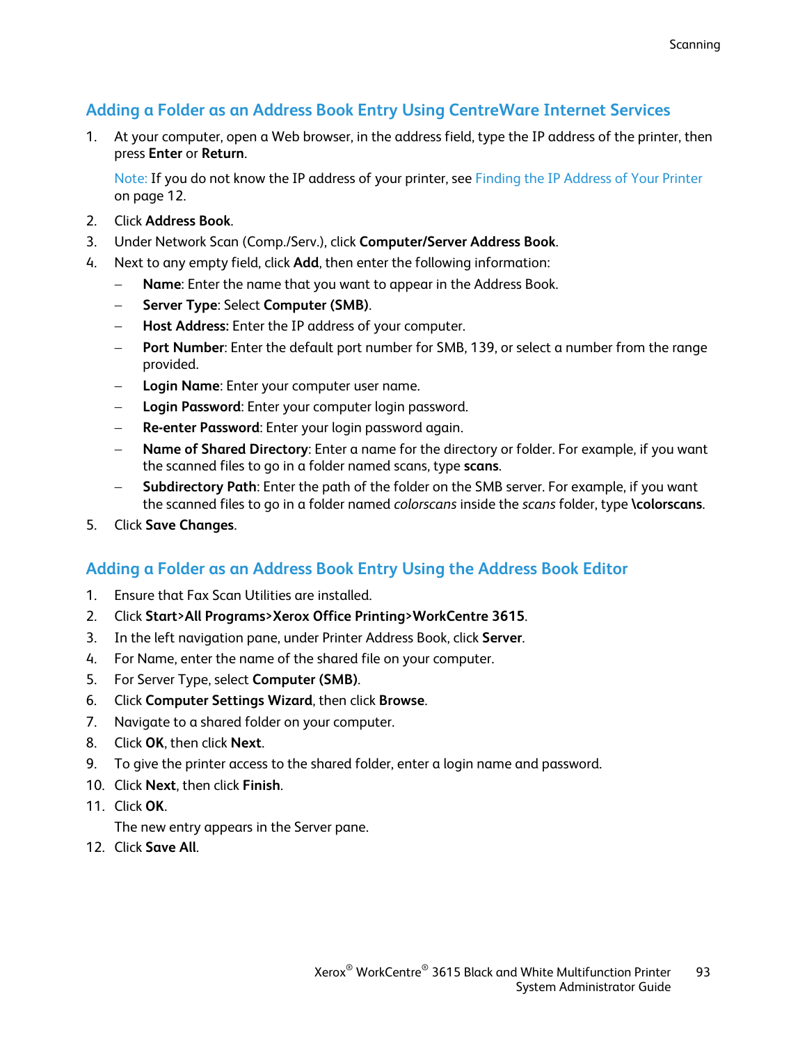## Adding a Folder as an Address Book Entry Using CentreWare Internet Services

1. At your computer, open a Web browser, in the address field, type the IP address of the printer, then press **Enter** or **Return**.

   Note: If you do not know the IP address of your printer, see Finding the IP Address of Your Printer on page 12.

2. Click **Address Book**.
3. Under Network Scan (Comp./Serv.), click **Computer/Server Address Book**.
4. Next to any empty field, click **Add**, then enter the following information:
   - **Name**: Enter the name that you want to appear in the Address Book.
   - **Server Type**: Select **Computer (SMB)**.
   - **Host Address:** Enter the IP address of your computer.
   - **Port Number**: Enter the default port number for SMB, 139, or select a number from the range provided.
   - **Login Name**: Enter your computer user name.
   - **Login Password**: Enter your computer login password.
   - **Re-enter Password**: Enter your login password again.
   - **Name of Shared Directory**: Enter a name for the directory or folder. For example, if you want the scanned files to go in a folder named scans, type **scans**.
   - **Subdirectory Path**: Enter the path of the folder on the SMB server. For example, if you want the scanned files to go in a folder named *colorscans* inside the *scans* folder, type **\colorscans**.
5. Click **Save Changes**.

## Adding a Folder as an Address Book Entry Using the Address Book Editor

1. Ensure that Fax Scan Utilities are installed.
2. Click **Start>All Programs>Xerox Office Printing>WorkCentre 3615**.
3. In the left navigation pane, under Printer Address Book, click **Server**.
4. For Name, enter the name of the shared file on your computer.
5. For Server Type, select **Computer (SMB)**.
6. Click **Computer Settings Wizard**, then click **Browse**.
7. Navigate to a shared folder on your computer.
8. Click **OK**, then click **Next**.
9. To give the printer access to the shared folder, enter a login name and password.
10. Click **Next**, then click **Finish**.
11. Click **OK**.

    The new entry appears in the Server pane.

12. Click **Save All**.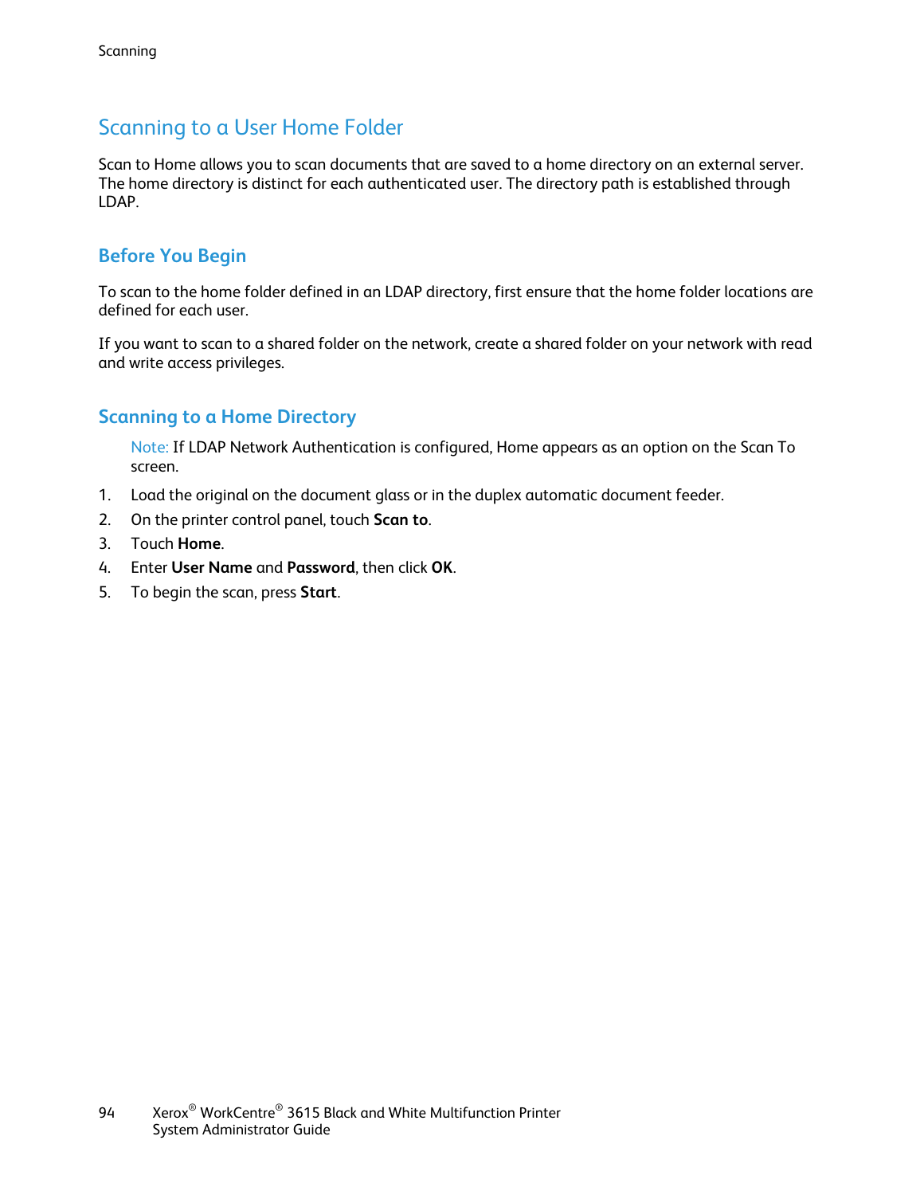## Scanning to a User Home Folder

Scan to Home allows you to scan documents that are saved to a home directory on an external server. The home directory is distinct for each authenticated user. The directory path is established through LDAP.

### Before You Begin

To scan to the home folder defined in an LDAP directory, first ensure that the home folder locations are defined for each user.

If you want to scan to a shared folder on the network, create a shared folder on your network with read and write access privileges.

### Scanning to a Home Directory

Note: If LDAP Network Authentication is configured, Home appears as an option on the Scan To screen.

1. Load the original on the document glass or in the duplex automatic document feeder.
2. On the printer control panel, touch **Scan to**.
3. Touch **Home**.
4. Enter **User Name** and **Password**, then click **OK**.
5. To begin the scan, press **Start**.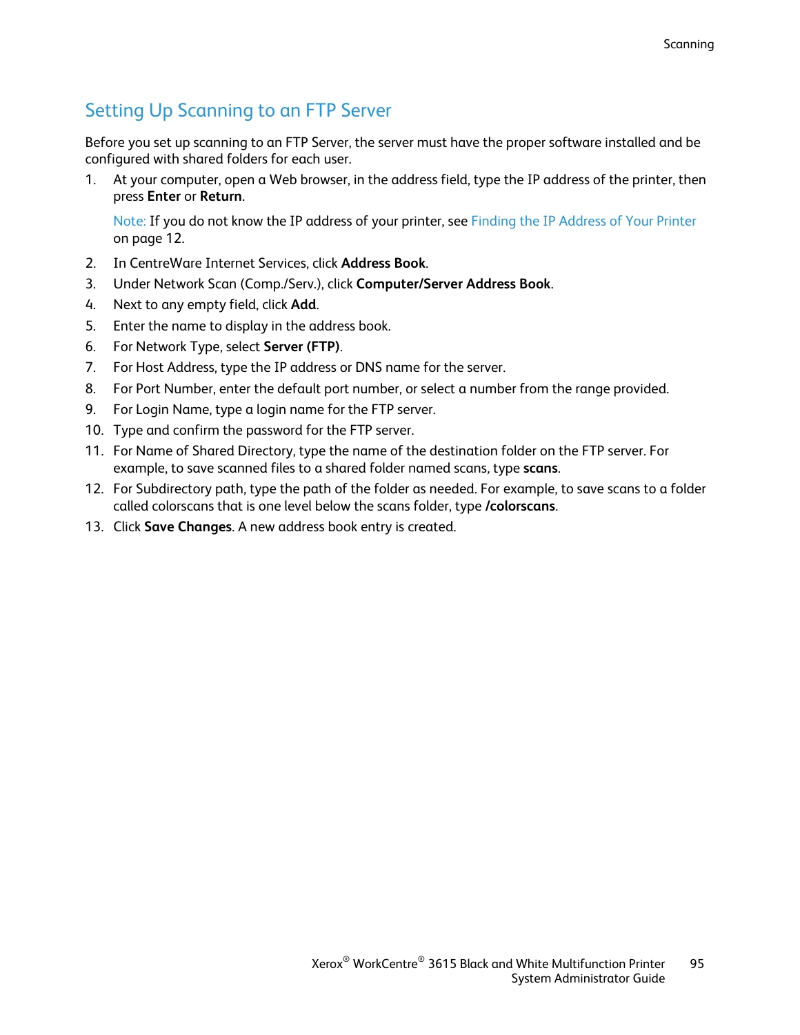## Setting Up Scanning to an FTP Server

Before you set up scanning to an FTP Server, the server must have the proper software installed and be configured with shared folders for each user.

1. At your computer, open a Web browser, in the address field, type the IP address of the printer, then press **Enter** or **Return**.

   Note: If you do not know the IP address of your printer, see Finding the IP Address of Your Printer on page 12.

2. In CentreWare Internet Services, click **Address Book**.
3. Under Network Scan (Comp./Serv.), click **Computer/Server Address Book**.
4. Next to any empty field, click **Add**.
5. Enter the name to display in the address book.
6. For Network Type, select **Server (FTP)**.
7. For Host Address, type the IP address or DNS name for the server.
8. For Port Number, enter the default port number, or select a number from the range provided.
9. For Login Name, type a login name for the FTP server.
10. Type and confirm the password for the FTP server.
11. For Name of Shared Directory, type the name of the destination folder on the FTP server. For example, to save scanned files to a shared folder named scans, type **scans**.
12. For Subdirectory path, type the path of the folder as needed. For example, to save scans to a folder called colorscans that is one level below the scans folder, type **/colorscans**.
13. Click **Save Changes**. A new address book entry is created.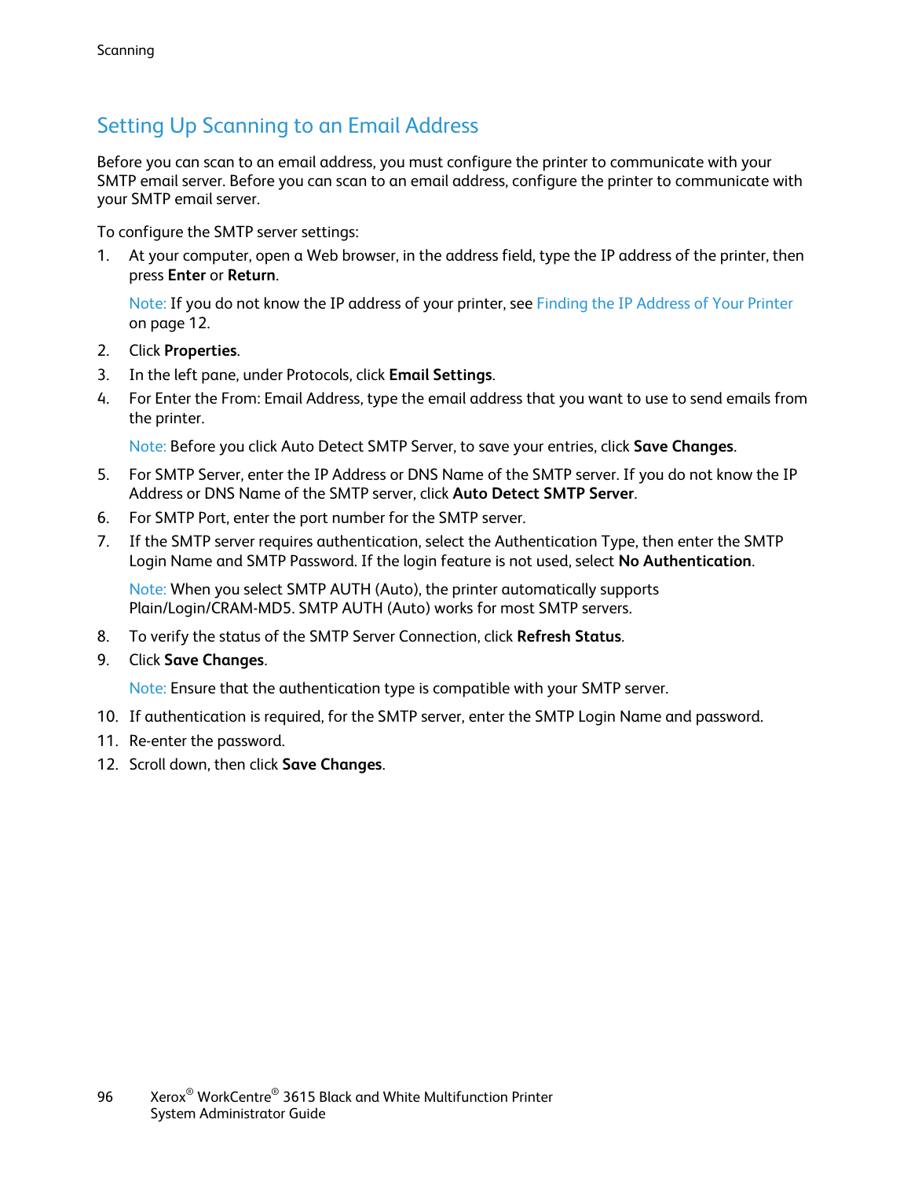## Setting Up Scanning to an Email Address

Before you can scan to an email address, you must configure the printer to communicate with your SMTP email server. Before you can scan to an email address, configure the printer to communicate with your SMTP email server.

To configure the SMTP server settings:

1. At your computer, open a Web browser, in the address field, type the IP address of the printer, then press **Enter** or **Return**.

   Note: If you do not know the IP address of your printer, see Finding the IP Address of Your Printer on page 12.

2. Click **Properties**.
3. In the left pane, under Protocols, click **Email Settings**.
4. For Enter the From: Email Address, type the email address that you want to use to send emails from the printer.

   Note: Before you click Auto Detect SMTP Server, to save your entries, click **Save Changes**.

5. For SMTP Server, enter the IP Address or DNS Name of the SMTP server. If you do not know the IP Address or DNS Name of the SMTP server, click **Auto Detect SMTP Server**.
6. For SMTP Port, enter the port number for the SMTP server.
7. If the SMTP server requires authentication, select the Authentication Type, then enter the SMTP Login Name and SMTP Password. If the login feature is not used, select **No Authentication**.

   Note: When you select SMTP AUTH (Auto), the printer automatically supports Plain/Login/CRAM-MD5. SMTP AUTH (Auto) works for most SMTP servers.

8. To verify the status of the SMTP Server Connection, click **Refresh Status**.
9. Click **Save Changes**.

   Note: Ensure that the authentication type is compatible with your SMTP server.

10. If authentication is required, for the SMTP server, enter the SMTP Login Name and password.
11. Re-enter the password.
12. Scroll down, then click **Save Changes**.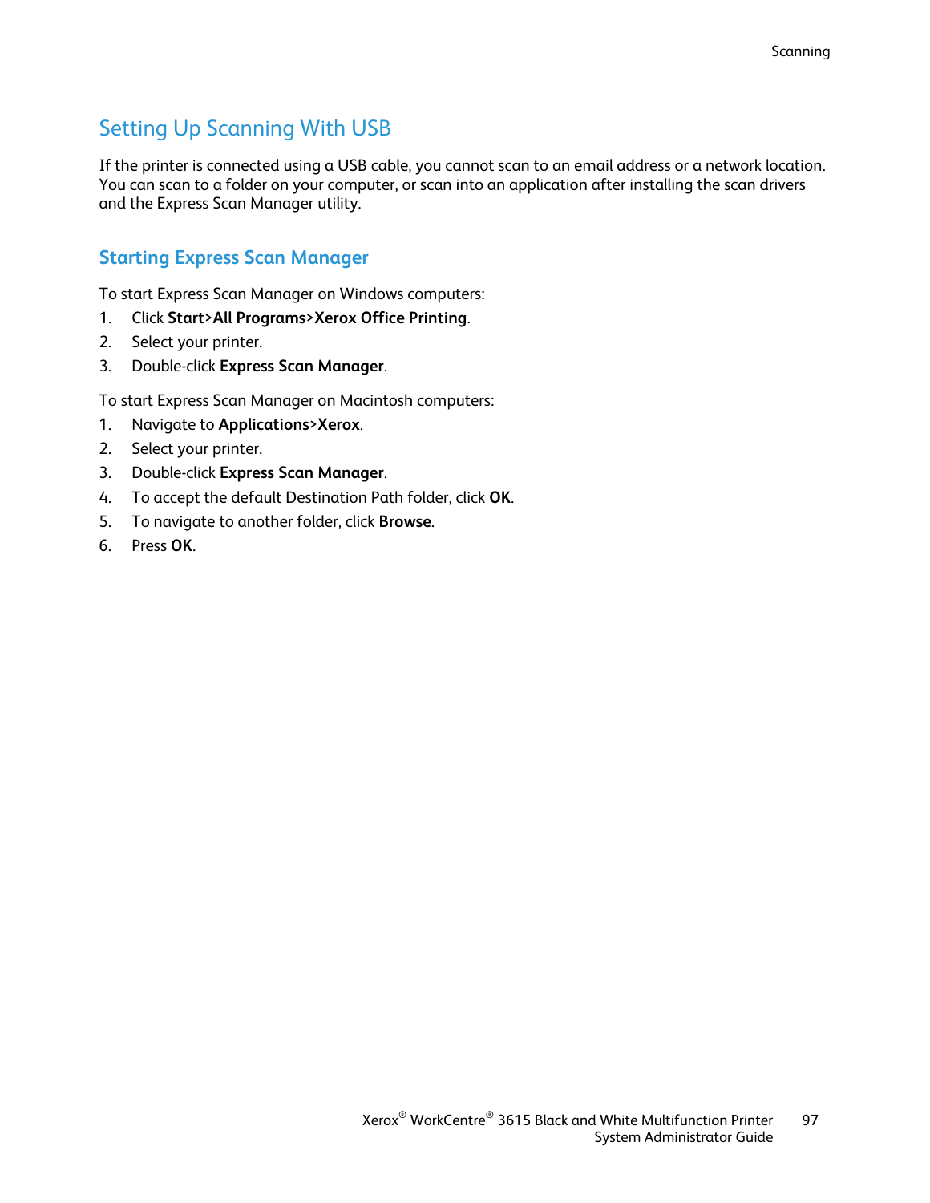## Setting Up Scanning With USB

If the printer is connected using a USB cable, you cannot scan to an email address or a network location. You can scan to a folder on your computer, or scan into an application after installing the scan drivers and the Express Scan Manager utility.

### Starting Express Scan Manager

To start Express Scan Manager on Windows computers:

1. Click **Start>All Programs>Xerox Office Printing**.
2. Select your printer.
3. Double-click **Express Scan Manager**.

To start Express Scan Manager on Macintosh computers:

1. Navigate to **Applications>Xerox**.
2. Select your printer.
3. Double-click **Express Scan Manager**.
4. To accept the default Destination Path folder, click **OK**.
5. To navigate to another folder, click **Browse**.
6. Press **OK**.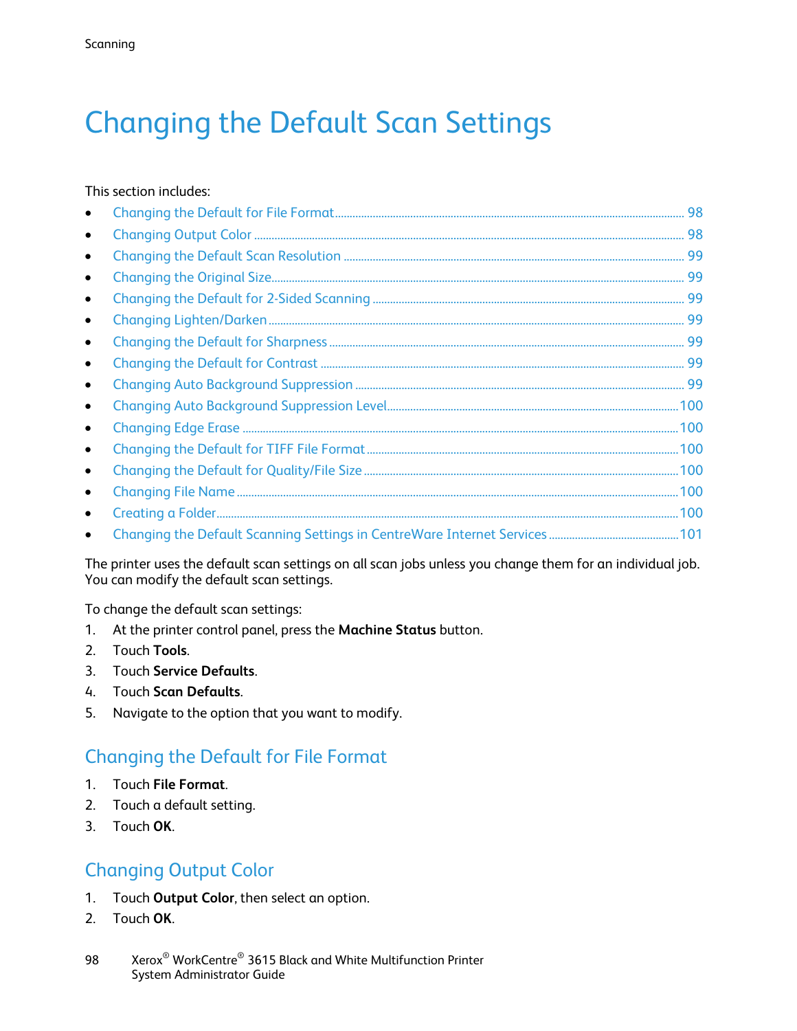# Changing the Default Scan Settings

This section includes:

- Changing the Default for File Format ........................................ 98
- Changing Output Color ........................................ 98
- Changing the Default Scan Resolution ........................................ 99
- Changing the Original Size ........................................ 99
- Changing the Default for 2-Sided Scanning ........................................ 99
- Changing Lighten/Darken ........................................ 99
- Changing the Default for Sharpness ........................................ 99
- Changing the Default for Contrast ........................................ 99
- Changing Auto Background Suppression ........................................ 99
- Changing Auto Background Suppression Level ........................................ 100
- Changing Edge Erase ........................................ 100
- Changing the Default for TIFF File Format ........................................ 100
- Changing the Default for Quality/File Size ........................................ 100
- Changing File Name ........................................ 100
- Creating a Folder ........................................ 100
- Changing the Default Scanning Settings in CentreWare Internet Services ........................................ 101

The printer uses the default scan settings on all scan jobs unless you change them for an individual job. You can modify the default scan settings.

To change the default scan settings:

1. At the printer control panel, press the **Machine Status** button.
2. Touch **Tools**.
3. Touch **Service Defaults**.
4. Touch **Scan Defaults**.
5. Navigate to the option that you want to modify.

## Changing the Default for File Format

1. Touch **File Format**.
2. Touch a default setting.
3. Touch **OK**.

## Changing Output Color

1. Touch **Output Color**, then select an option.
2. Touch **OK**.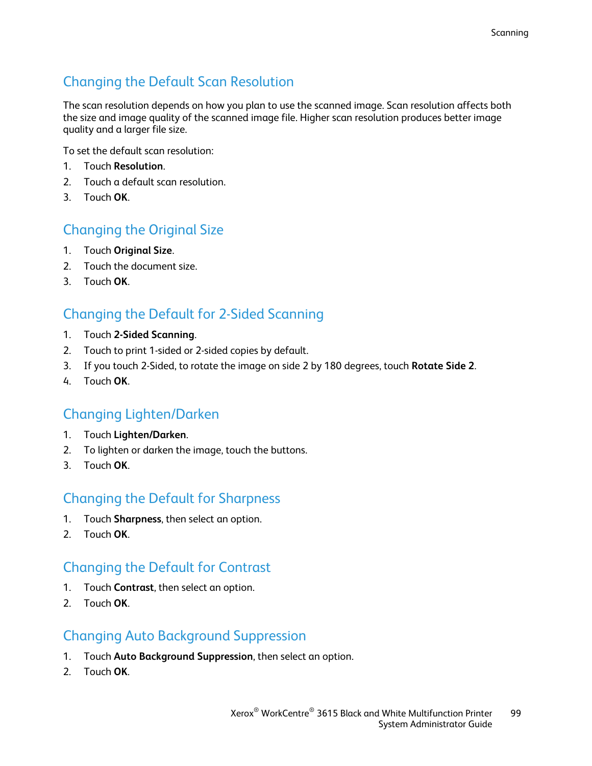## Changing the Default Scan Resolution

The scan resolution depends on how you plan to use the scanned image. Scan resolution affects both the size and image quality of the scanned image file. Higher scan resolution produces better image quality and a larger file size.

To set the default scan resolution:

1. Touch **Resolution**.
2. Touch a default scan resolution.
3. Touch **OK**.

## Changing the Original Size

1. Touch **Original Size**.
2. Touch the document size.
3. Touch **OK**.

## Changing the Default for 2-Sided Scanning

1. Touch **2-Sided Scanning**.
2. Touch to print 1-sided or 2-sided copies by default.
3. If you touch 2-Sided, to rotate the image on side 2 by 180 degrees, touch **Rotate Side 2**.
4. Touch **OK**.

## Changing Lighten/Darken

1. Touch **Lighten/Darken**.
2. To lighten or darken the image, touch the buttons.
3. Touch **OK**.

## Changing the Default for Sharpness

1. Touch **Sharpness**, then select an option.
2. Touch **OK**.

## Changing the Default for Contrast

1. Touch **Contrast**, then select an option.
2. Touch **OK**.

## Changing Auto Background Suppression

1. Touch **Auto Background Suppression**, then select an option.
2. Touch **OK**.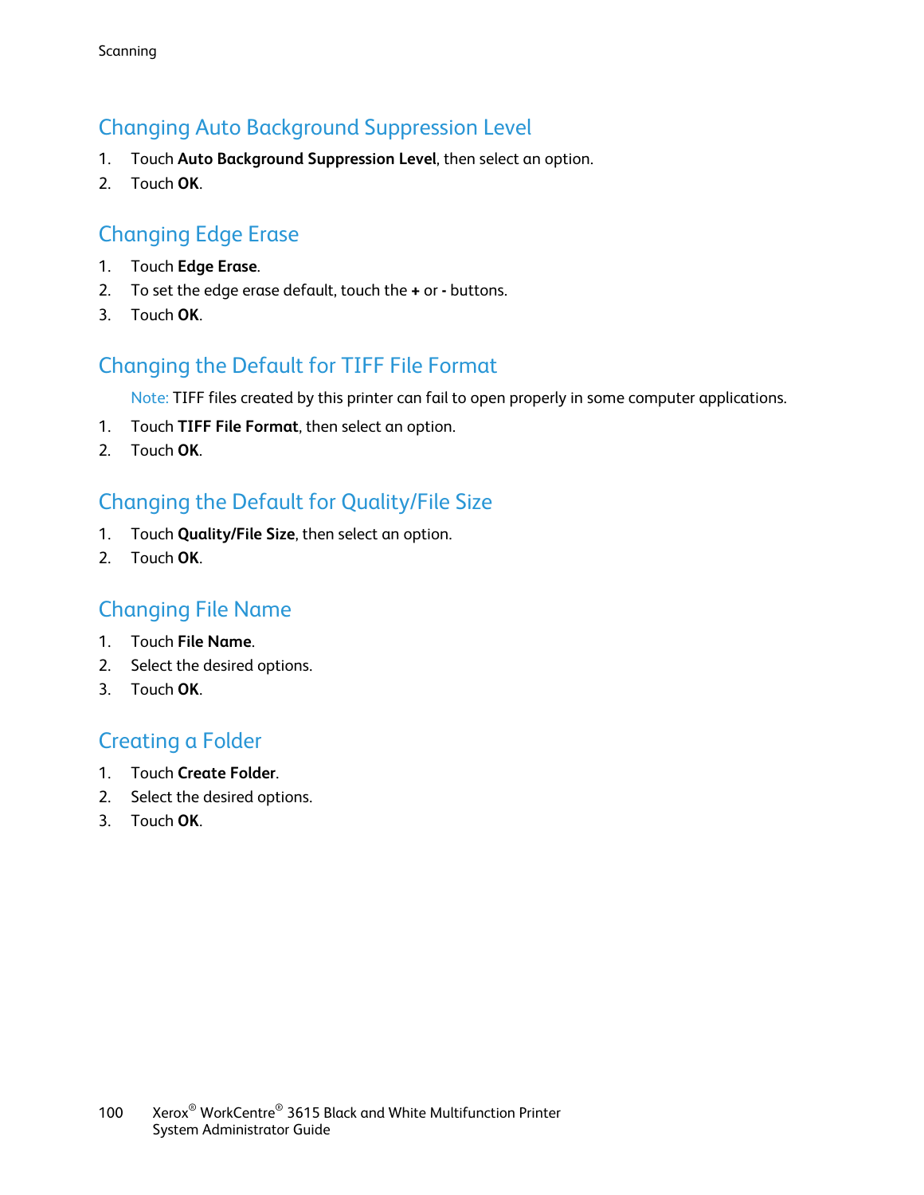## Changing Auto Background Suppression Level

1. Touch **Auto Background Suppression Level**, then select an option.
2. Touch **OK**.

## Changing Edge Erase

1. Touch **Edge Erase**.
2. To set the edge erase default, touch the **+** or **-** buttons.
3. Touch **OK**.

## Changing the Default for TIFF File Format

Note: TIFF files created by this printer can fail to open properly in some computer applications.

1. Touch **TIFF File Format**, then select an option.
2. Touch **OK**.

## Changing the Default for Quality/File Size

1. Touch **Quality/File Size**, then select an option.
2. Touch **OK**.

## Changing File Name

1. Touch **File Name**.
2. Select the desired options.
3. Touch **OK**.

## Creating a Folder

1. Touch **Create Folder**.
2. Select the desired options.
3. Touch **OK**.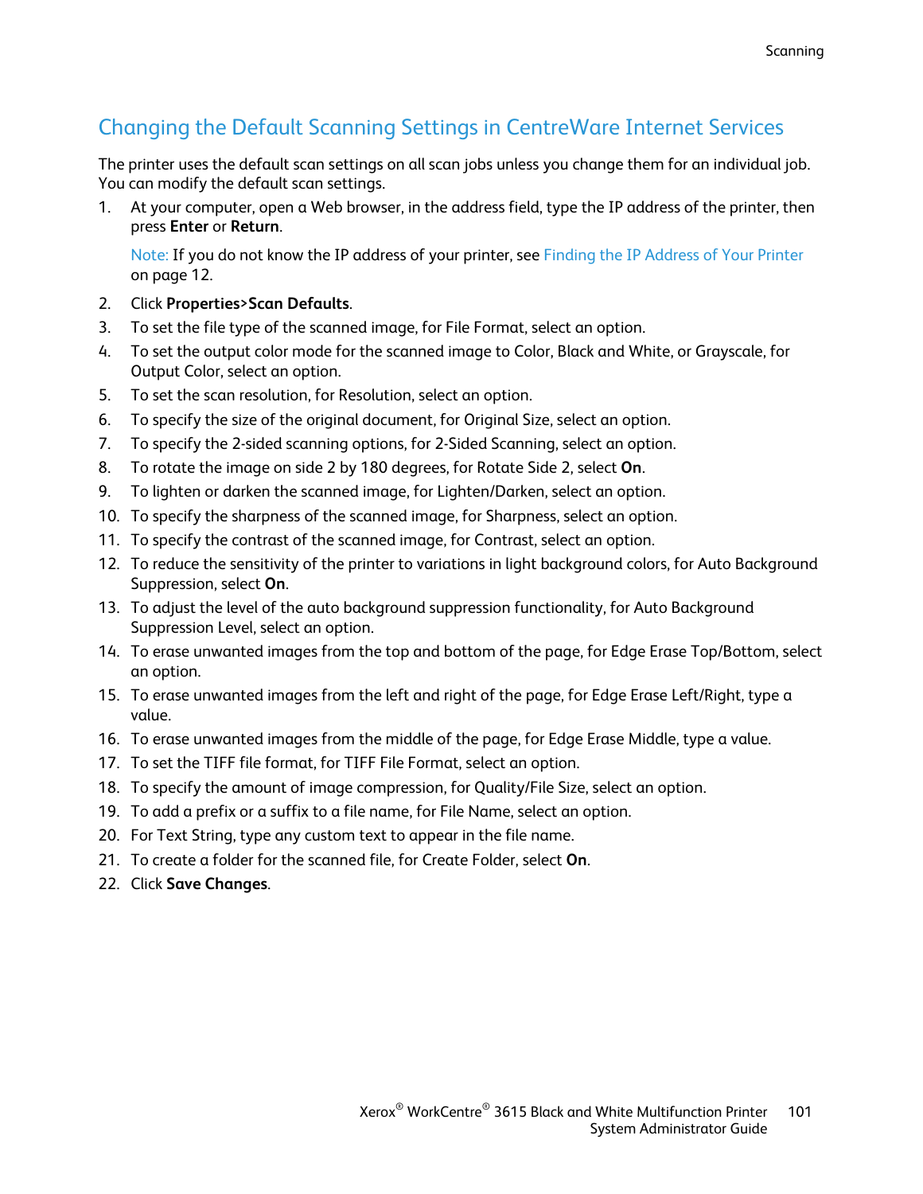## Changing the Default Scanning Settings in CentreWare Internet Services

The printer uses the default scan settings on all scan jobs unless you change them for an individual job. You can modify the default scan settings.

1. At your computer, open a Web browser, in the address field, type the IP address of the printer, then press **Enter** or **Return**.

   Note: If you do not know the IP address of your printer, see Finding the IP Address of Your Printer on page 12.

2. Click **Properties>Scan Defaults**.
3. To set the file type of the scanned image, for File Format, select an option.
4. To set the output color mode for the scanned image to Color, Black and White, or Grayscale, for Output Color, select an option.
5. To set the scan resolution, for Resolution, select an option.
6. To specify the size of the original document, for Original Size, select an option.
7. To specify the 2-sided scanning options, for 2-Sided Scanning, select an option.
8. To rotate the image on side 2 by 180 degrees, for Rotate Side 2, select **On**.
9. To lighten or darken the scanned image, for Lighten/Darken, select an option.
10. To specify the sharpness of the scanned image, for Sharpness, select an option.
11. To specify the contrast of the scanned image, for Contrast, select an option.
12. To reduce the sensitivity of the printer to variations in light background colors, for Auto Background Suppression, select **On**.
13. To adjust the level of the auto background suppression functionality, for Auto Background Suppression Level, select an option.
14. To erase unwanted images from the top and bottom of the page, for Edge Erase Top/Bottom, select an option.
15. To erase unwanted images from the left and right of the page, for Edge Erase Left/Right, type a value.
16. To erase unwanted images from the middle of the page, for Edge Erase Middle, type a value.
17. To set the TIFF file format, for TIFF File Format, select an option.
18. To specify the amount of image compression, for Quality/File Size, select an option.
19. To add a prefix or a suffix to a file name, for File Name, select an option.
20. For Text String, type any custom text to appear in the file name.
21. To create a folder for the scanned file, for Create Folder, select **On**.
22. Click **Save Changes**.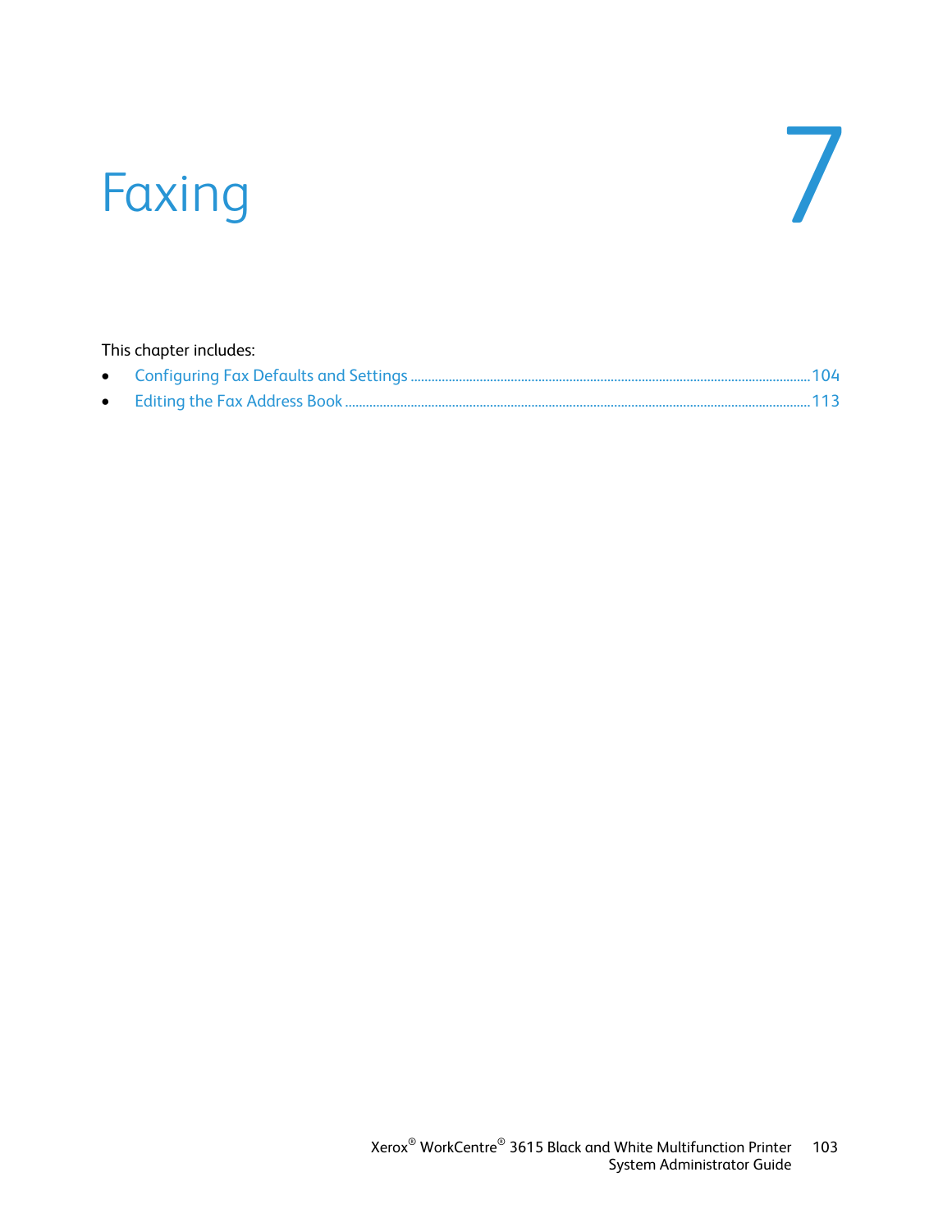# 7 Faxing

This chapter includes:

- Configuring Fax Defaults and Settings ........................................ 104
- Editing the Fax Address Book ........................................ 113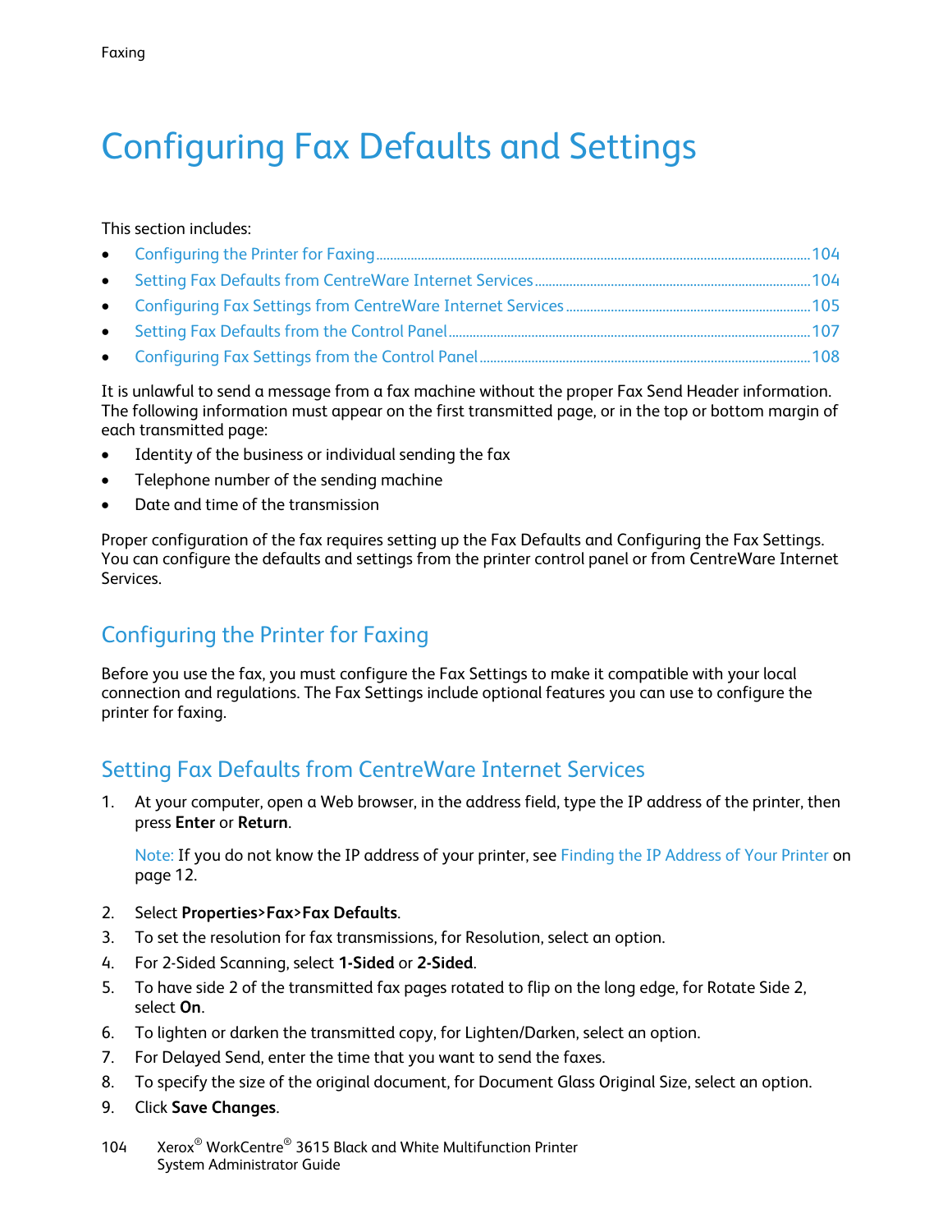# Configuring Fax Defaults and Settings

This section includes:

- Configuring the Printer for Faxing ........ 104
- Setting Fax Defaults from CentreWare Internet Services ........ 104
- Configuring Fax Settings from CentreWare Internet Services ........ 105
- Setting Fax Defaults from the Control Panel ........ 107
- Configuring Fax Settings from the Control Panel ........ 108

It is unlawful to send a message from a fax machine without the proper Fax Send Header information. The following information must appear on the first transmitted page, or in the top or bottom margin of each transmitted page:

- Identity of the business or individual sending the fax
- Telephone number of the sending machine
- Date and time of the transmission

Proper configuration of the fax requires setting up the Fax Defaults and Configuring the Fax Settings. You can configure the defaults and settings from the printer control panel or from CentreWare Internet Services.

## Configuring the Printer for Faxing

Before you use the fax, you must configure the Fax Settings to make it compatible with your local connection and regulations. The Fax Settings include optional features you can use to configure the printer for faxing.

## Setting Fax Defaults from CentreWare Internet Services

1. At your computer, open a Web browser, in the address field, type the IP address of the printer, then press **Enter** or **Return**.

   Note: If you do not know the IP address of your printer, see Finding the IP Address of Your Printer on page 12.

2. Select **Properties>Fax>Fax Defaults**.
3. To set the resolution for fax transmissions, for Resolution, select an option.
4. For 2-Sided Scanning, select **1-Sided** or **2-Sided**.
5. To have side 2 of the transmitted fax pages rotated to flip on the long edge, for Rotate Side 2, select **On**.
6. To lighten or darken the transmitted copy, for Lighten/Darken, select an option.
7. For Delayed Send, enter the time that you want to send the faxes.
8. To specify the size of the original document, for Document Glass Original Size, select an option.
9. Click **Save Changes**.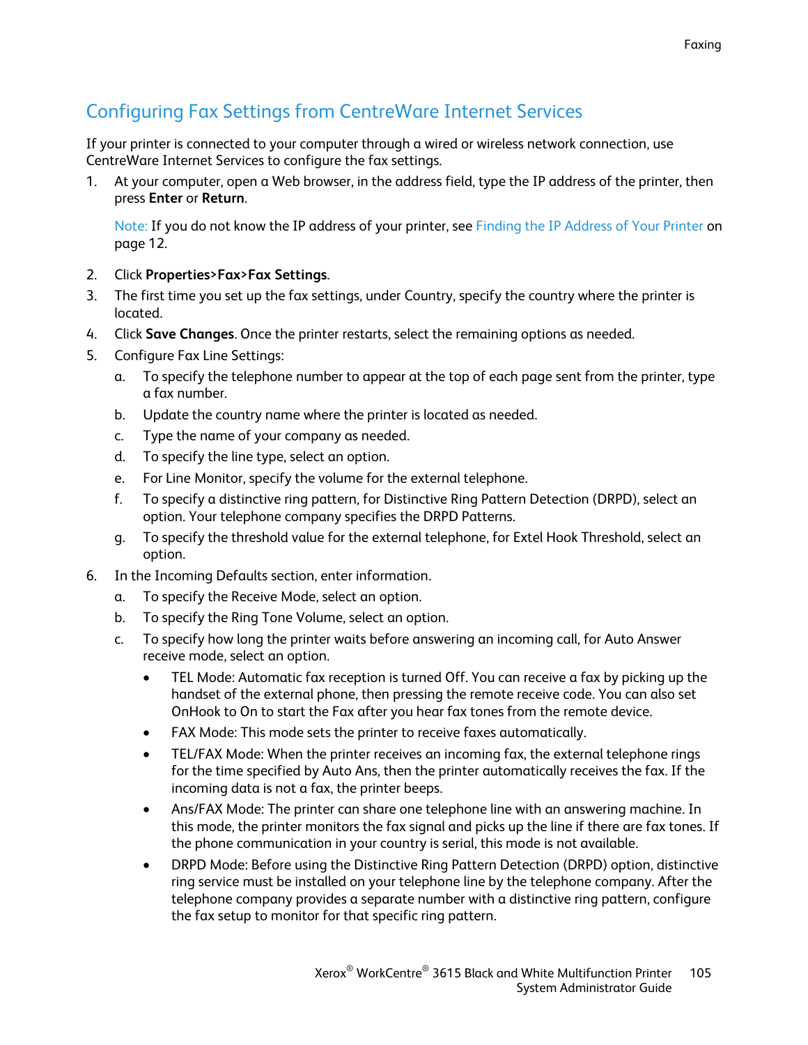## Configuring Fax Settings from CentreWare Internet Services

If your printer is connected to your computer through a wired or wireless network connection, use CentreWare Internet Services to configure the fax settings.

1. At your computer, open a Web browser, in the address field, type the IP address of the printer, then press **Enter** or **Return**.

   Note: If you do not know the IP address of your printer, see Finding the IP Address of Your Printer on page 12.

2. Click **Properties>Fax>Fax Settings**.
3. The first time you set up the fax settings, under Country, specify the country where the printer is located.
4. Click **Save Changes**. Once the printer restarts, select the remaining options as needed.
5. Configure Fax Line Settings:
   a. To specify the telephone number to appear at the top of each page sent from the printer, type a fax number.
   b. Update the country name where the printer is located as needed.
   c. Type the name of your company as needed.
   d. To specify the line type, select an option.
   e. For Line Monitor, specify the volume for the external telephone.
   f. To specify a distinctive ring pattern, for Distinctive Ring Pattern Detection (DRPD), select an option. Your telephone company specifies the DRPD Patterns.
   g. To specify the threshold value for the external telephone, for Extel Hook Threshold, select an option.
6. In the Incoming Defaults section, enter information.
   a. To specify the Receive Mode, select an option.
   b. To specify the Ring Tone Volume, select an option.
   c. To specify how long the printer waits before answering an incoming call, for Auto Answer receive mode, select an option.
      - TEL Mode: Automatic fax reception is turned Off. You can receive a fax by picking up the handset of the external phone, then pressing the remote receive code. You can also set OnHook to On to start the Fax after you hear fax tones from the remote device.
      - FAX Mode: This mode sets the printer to receive faxes automatically.
      - TEL/FAX Mode: When the printer receives an incoming fax, the external telephone rings for the time specified by Auto Ans, then the printer automatically receives the fax. If the incoming data is not a fax, the printer beeps.
      - Ans/FAX Mode: The printer can share one telephone line with an answering machine. In this mode, the printer monitors the fax signal and picks up the line if there are fax tones. If the phone communication in your country is serial, this mode is not available.
      - DRPD Mode: Before using the Distinctive Ring Pattern Detection (DRPD) option, distinctive ring service must be installed on your telephone line by the telephone company. After the telephone company provides a separate number with a distinctive ring pattern, configure the fax setup to monitor for that specific ring pattern.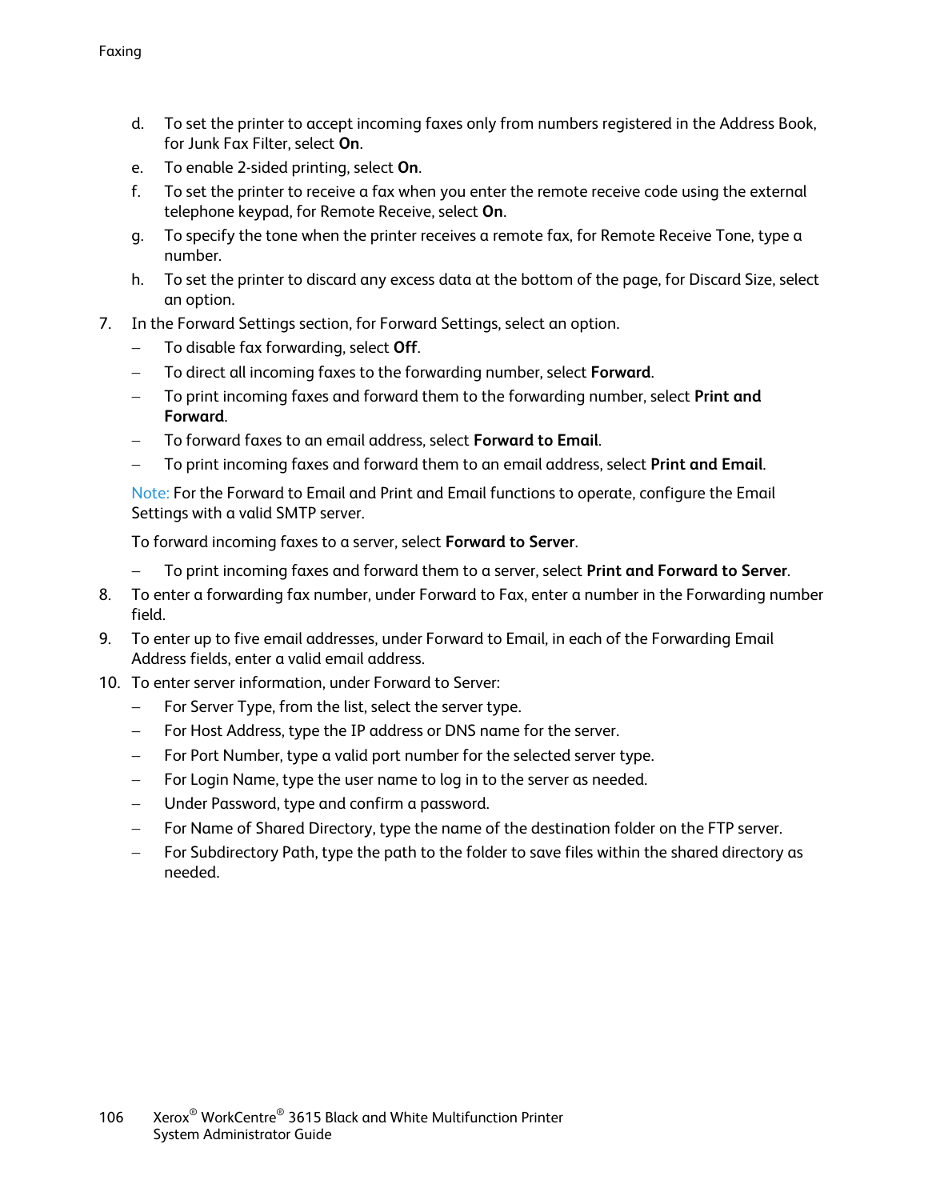d. To set the printer to accept incoming faxes only from numbers registered in the Address Book, for Junk Fax Filter, select **On**.
e. To enable 2-sided printing, select **On**.
f. To set the printer to receive a fax when you enter the remote receive code using the external telephone keypad, for Remote Receive, select **On**.
g. To specify the tone when the printer receives a remote fax, for Remote Receive Tone, type a number.
h. To set the printer to discard any excess data at the bottom of the page, for Discard Size, select an option.

7. In the Forward Settings section, for Forward Settings, select an option.
   - To disable fax forwarding, select **Off**.
   - To direct all incoming faxes to the forwarding number, select **Forward**.
   - To print incoming faxes and forward them to the forwarding number, select **Print and Forward**.
   - To forward faxes to an email address, select **Forward to Email**.
   - To print incoming faxes and forward them to an email address, select **Print and Email**.

   Note: For the Forward to Email and Print and Email functions to operate, configure the Email Settings with a valid SMTP server.

   To forward incoming faxes to a server, select **Forward to Server**.

   - To print incoming faxes and forward them to a server, select **Print and Forward to Server**.
8. To enter a forwarding fax number, under Forward to Fax, enter a number in the Forwarding number field.
9. To enter up to five email addresses, under Forward to Email, in each of the Forwarding Email Address fields, enter a valid email address.
10. To enter server information, under Forward to Server:
    - For Server Type, from the list, select the server type.
    - For Host Address, type the IP address or DNS name for the server.
    - For Port Number, type a valid port number for the selected server type.
    - For Login Name, type the user name to log in to the server as needed.
    - Under Password, type and confirm a password.
    - For Name of Shared Directory, type the name of the destination folder on the FTP server.
    - For Subdirectory Path, type the path to the folder to save files within the shared directory as needed.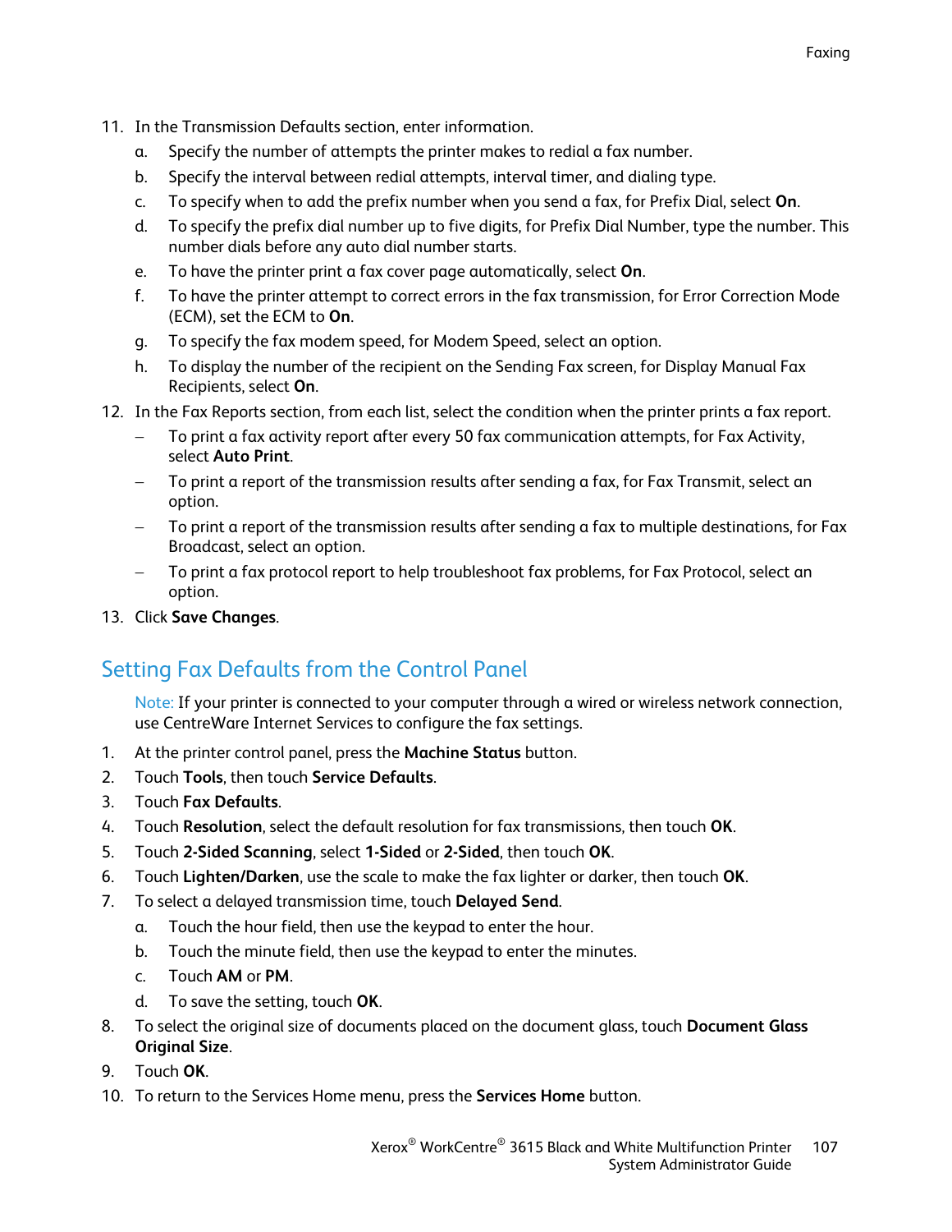11. In the Transmission Defaults section, enter information.
    a. Specify the number of attempts the printer makes to redial a fax number.
    b. Specify the interval between redial attempts, interval timer, and dialing type.
    c. To specify when to add the prefix number when you send a fax, for Prefix Dial, select **On**.
    d. To specify the prefix dial number up to five digits, for Prefix Dial Number, type the number. This number dials before any auto dial number starts.
    e. To have the printer print a fax cover page automatically, select **On**.
    f. To have the printer attempt to correct errors in the fax transmission, for Error Correction Mode (ECM), set the ECM to **On**.
    g. To specify the fax modem speed, for Modem Speed, select an option.
    h. To display the number of the recipient on the Sending Fax screen, for Display Manual Fax Recipients, select **On**.
12. In the Fax Reports section, from each list, select the condition when the printer prints a fax report.
    - To print a fax activity report after every 50 fax communication attempts, for Fax Activity, select **Auto Print**.
    - To print a report of the transmission results after sending a fax, for Fax Transmit, select an option.
    - To print a report of the transmission results after sending a fax to multiple destinations, for Fax Broadcast, select an option.
    - To print a fax protocol report to help troubleshoot fax problems, for Fax Protocol, select an option.
13. Click **Save Changes**.

## Setting Fax Defaults from the Control Panel

Note: If your printer is connected to your computer through a wired or wireless network connection, use CentreWare Internet Services to configure the fax settings.

1. At the printer control panel, press the **Machine Status** button.
2. Touch **Tools**, then touch **Service Defaults**.
3. Touch **Fax Defaults**.
4. Touch **Resolution**, select the default resolution for fax transmissions, then touch **OK**.
5. Touch **2-Sided Scanning**, select **1-Sided** or **2-Sided**, then touch **OK**.
6. Touch **Lighten/Darken**, use the scale to make the fax lighter or darker, then touch **OK**.
7. To select a delayed transmission time, touch **Delayed Send**.
    a. Touch the hour field, then use the keypad to enter the hour.
    b. Touch the minute field, then use the keypad to enter the minutes.
    c. Touch **AM** or **PM**.
    d. To save the setting, touch **OK**.
8. To select the original size of documents placed on the document glass, touch **Document Glass Original Size**.
9. Touch **OK**.
10. To return to the Services Home menu, press the **Services Home** button.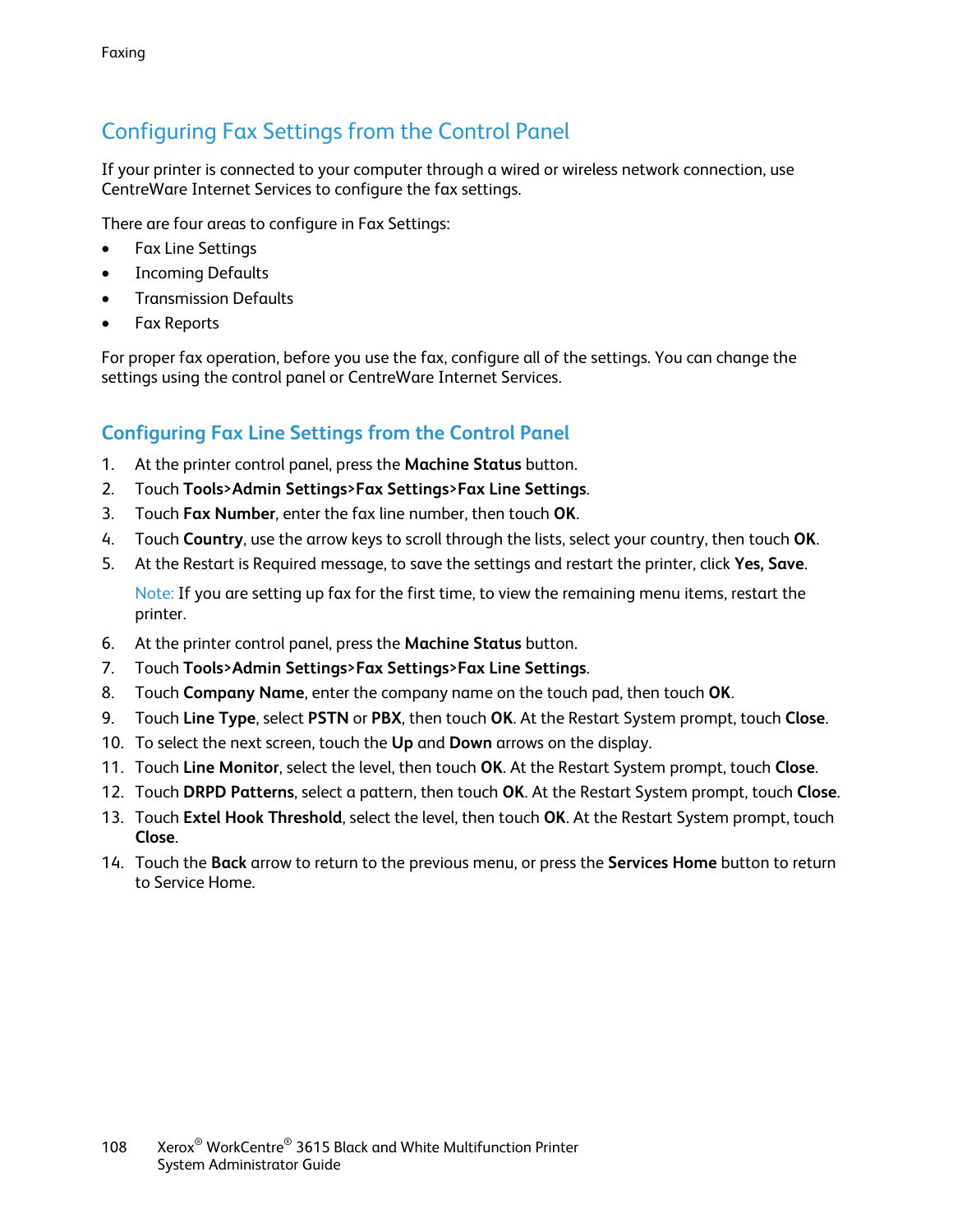## Configuring Fax Settings from the Control Panel

If your printer is connected to your computer through a wired or wireless network connection, use CentreWare Internet Services to configure the fax settings.

There are four areas to configure in Fax Settings:

- Fax Line Settings
- Incoming Defaults
- Transmission Defaults
- Fax Reports

For proper fax operation, before you use the fax, configure all of the settings. You can change the settings using the control panel or CentreWare Internet Services.

### Configuring Fax Line Settings from the Control Panel

1. At the printer control panel, press the **Machine Status** button.
2. Touch **Tools**>**Admin Settings**>**Fax Settings**>**Fax Line Settings**.
3. Touch **Fax Number**, enter the fax line number, then touch **OK**.
4. Touch **Country**, use the arrow keys to scroll through the lists, select your country, then touch **OK**.
5. At the Restart is Required message, to save the settings and restart the printer, click **Yes, Save**.

   Note: If you are setting up fax for the first time, to view the remaining menu items, restart the printer.

6. At the printer control panel, press the **Machine Status** button.
7. Touch **Tools**>**Admin Settings**>**Fax Settings**>**Fax Line Settings**.
8. Touch **Company Name**, enter the company name on the touch pad, then touch **OK**.
9. Touch **Line Type**, select **PSTN** or **PBX**, then touch **OK**. At the Restart System prompt, touch **Close**.
10. To select the next screen, touch the **Up** and **Down** arrows on the display.
11. Touch **Line Monitor**, select the level, then touch **OK**. At the Restart System prompt, touch **Close**.
12. Touch **DRPD Patterns**, select a pattern, then touch **OK**. At the Restart System prompt, touch **Close**.
13. Touch **Extel Hook Threshold**, select the level, then touch **OK**. At the Restart System prompt, touch **Close**.
14. Touch the **Back** arrow to return to the previous menu, or press the **Services Home** button to return to Service Home.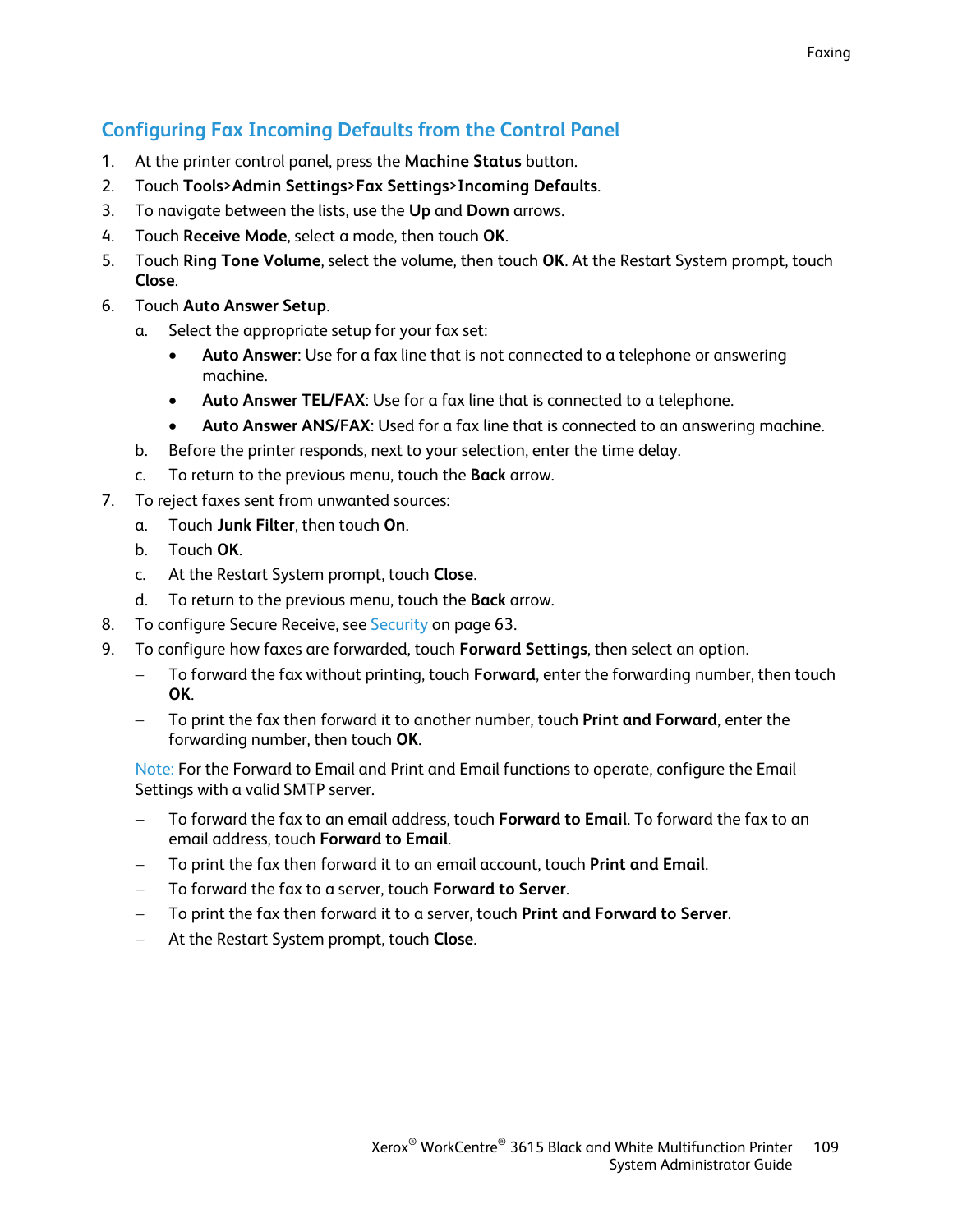## Configuring Fax Incoming Defaults from the Control Panel

1. At the printer control panel, press the **Machine Status** button.
2. Touch **Tools**>**Admin Settings**>**Fax Settings**>**Incoming Defaults**.
3. To navigate between the lists, use the **Up** and **Down** arrows.
4. Touch **Receive Mode**, select a mode, then touch **OK**.
5. Touch **Ring Tone Volume**, select the volume, then touch **OK**. At the Restart System prompt, touch **Close**.
6. Touch **Auto Answer Setup**.
   a. Select the appropriate setup for your fax set:
      - **Auto Answer**: Use for a fax line that is not connected to a telephone or answering machine.
      - **Auto Answer TEL/FAX**: Use for a fax line that is connected to a telephone.
      - **Auto Answer ANS/FAX**: Used for a fax line that is connected to an answering machine.

   b. Before the printer responds, next to your selection, enter the time delay.

   c. To return to the previous menu, touch the **Back** arrow.
7. To reject faxes sent from unwanted sources:
   a. Touch **Junk Filter**, then touch **On**.

   b. Touch **OK**.

   c. At the Restart System prompt, touch **Close**.

   d. To return to the previous menu, touch the **Back** arrow.
8. To configure Secure Receive, see Security on page 63.
9. To configure how faxes are forwarded, touch **Forward Settings**, then select an option.
   - To forward the fax without printing, touch **Forward**, enter the forwarding number, then touch **OK**.
   - To print the fax then forward it to another number, touch **Print and Forward**, enter the forwarding number, then touch **OK**.

   Note: For the Forward to Email and Print and Email functions to operate, configure the Email Settings with a valid SMTP server.

   - To forward the fax to an email address, touch **Forward to Email**. To forward the fax to an email address, touch **Forward to Email**.
   - To print the fax then forward it to an email account, touch **Print and Email**.
   - To forward the fax to a server, touch **Forward to Server**.
   - To print the fax then forward it to a server, touch **Print and Forward to Server**.
   - At the Restart System prompt, touch **Close**.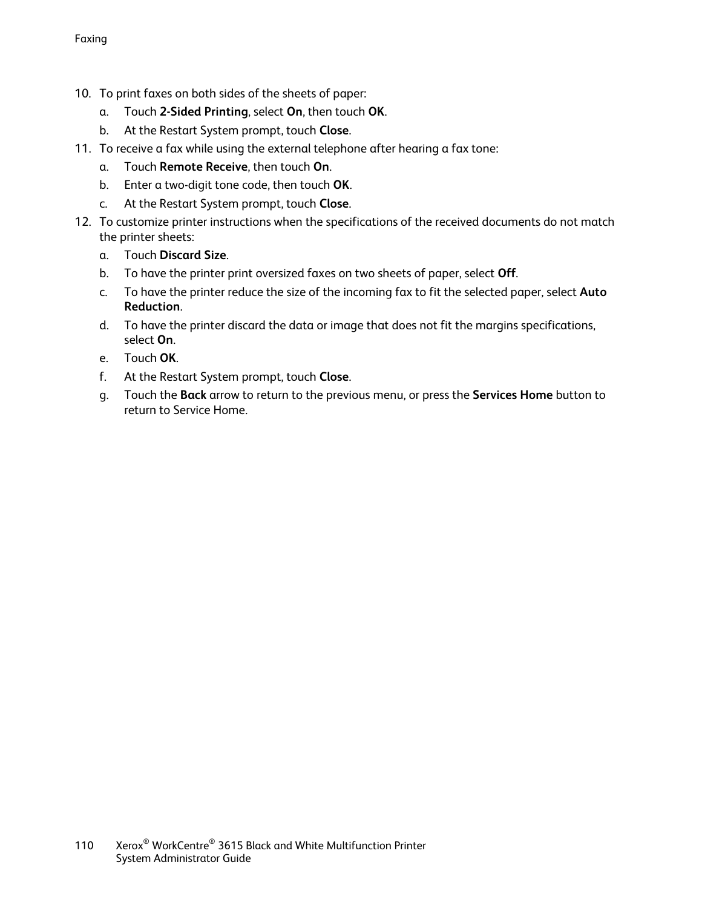10. To print faxes on both sides of the sheets of paper:
    a. Touch **2-Sided Printing**, select **On**, then touch **OK**.
    b. At the Restart System prompt, touch **Close**.
11. To receive a fax while using the external telephone after hearing a fax tone:
    a. Touch **Remote Receive**, then touch **On**.
    b. Enter a two-digit tone code, then touch **OK**.
    c. At the Restart System prompt, touch **Close**.
12. To customize printer instructions when the specifications of the received documents do not match the printer sheets:
    a. Touch **Discard Size**.
    b. To have the printer print oversized faxes on two sheets of paper, select **Off**.
    c. To have the printer reduce the size of the incoming fax to fit the selected paper, select **Auto Reduction**.
    d. To have the printer discard the data or image that does not fit the margins specifications, select **On**.
    e. Touch **OK**.
    f. At the Restart System prompt, touch **Close**.
    g. Touch the **Back** arrow to return to the previous menu, or press the **Services Home** button to return to Service Home.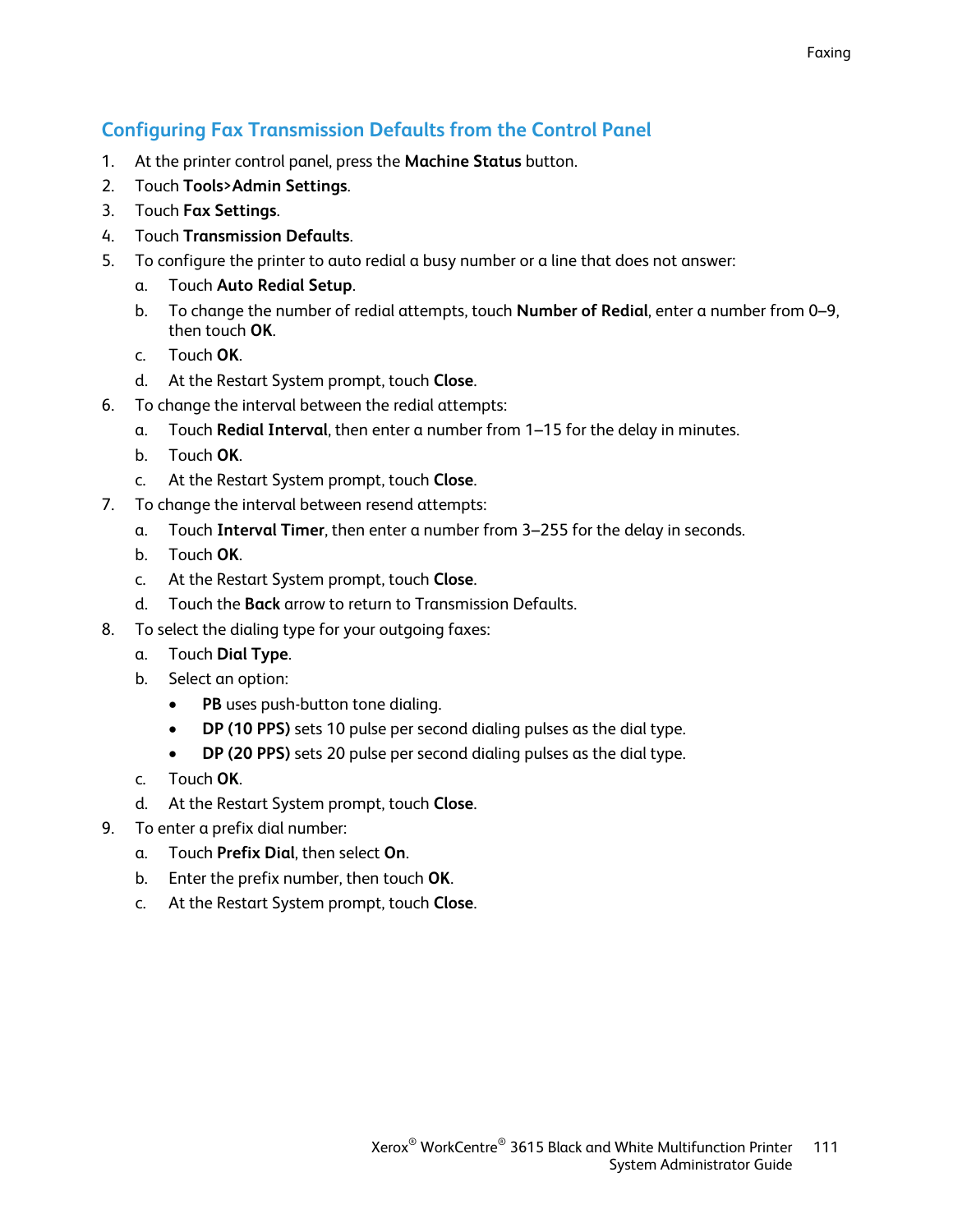## Configuring Fax Transmission Defaults from the Control Panel

1. At the printer control panel, press the **Machine Status** button.
2. Touch **Tools**>**Admin Settings**.
3. Touch **Fax Settings**.
4. Touch **Transmission Defaults**.
5. To configure the printer to auto redial a busy number or a line that does not answer:
   a. Touch **Auto Redial Setup**.
   b. To change the number of redial attempts, touch **Number of Redial**, enter a number from 0–9, then touch **OK**.
   c. Touch **OK**.
   d. At the Restart System prompt, touch **Close**.
6. To change the interval between the redial attempts:
   a. Touch **Redial Interval**, then enter a number from 1–15 for the delay in minutes.
   b. Touch **OK**.
   c. At the Restart System prompt, touch **Close**.
7. To change the interval between resend attempts:
   a. Touch **Interval Timer**, then enter a number from 3–255 for the delay in seconds.
   b. Touch **OK**.
   c. At the Restart System prompt, touch **Close**.
   d. Touch the **Back** arrow to return to Transmission Defaults.
8. To select the dialing type for your outgoing faxes:
   a. Touch **Dial Type**.
   b. Select an option:
      - **PB** uses push-button tone dialing.
      - **DP (10 PPS)** sets 10 pulse per second dialing pulses as the dial type.
      - **DP (20 PPS)** sets 20 pulse per second dialing pulses as the dial type.
   c. Touch **OK**.
   d. At the Restart System prompt, touch **Close**.
9. To enter a prefix dial number:
   a. Touch **Prefix Dial**, then select **On**.
   b. Enter the prefix number, then touch **OK**.
   c. At the Restart System prompt, touch **Close**.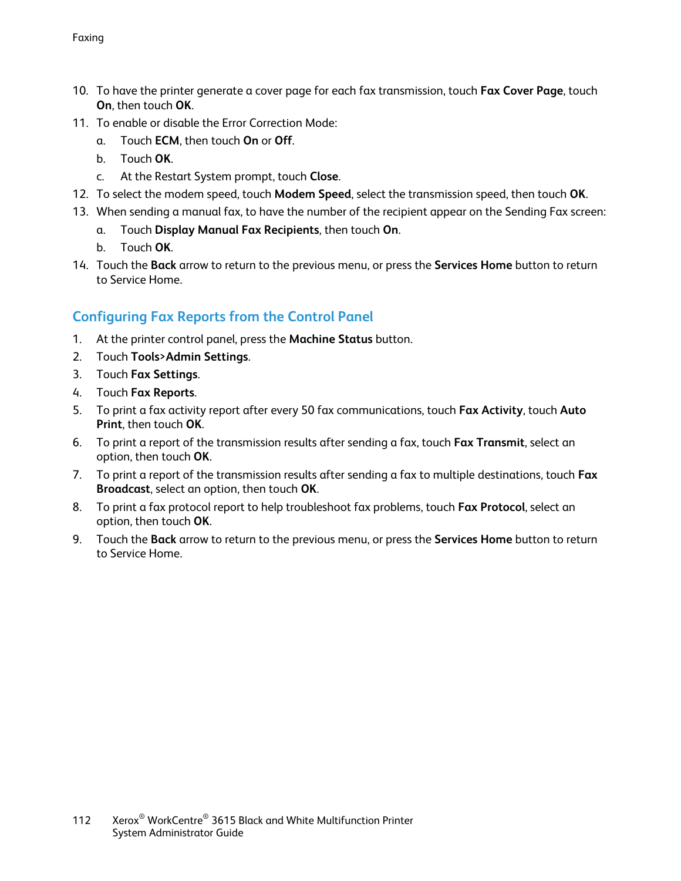10. To have the printer generate a cover page for each fax transmission, touch **Fax Cover Page**, touch **On**, then touch **OK**.
11. To enable or disable the Error Correction Mode:
    a. Touch **ECM**, then touch **On** or **Off**.
    b. Touch **OK**.
    c. At the Restart System prompt, touch **Close**.
12. To select the modem speed, touch **Modem Speed**, select the transmission speed, then touch **OK**.
13. When sending a manual fax, to have the number of the recipient appear on the Sending Fax screen:
    a. Touch **Display Manual Fax Recipients**, then touch **On**.
    b. Touch **OK**.
14. Touch the **Back** arrow to return to the previous menu, or press the **Services Home** button to return to Service Home.

## Configuring Fax Reports from the Control Panel

1. At the printer control panel, press the **Machine Status** button.
2. Touch **Tools>Admin Settings**.
3. Touch **Fax Settings**.
4. Touch **Fax Reports**.
5. To print a fax activity report after every 50 fax communications, touch **Fax Activity**, touch **Auto Print**, then touch **OK**.
6. To print a report of the transmission results after sending a fax, touch **Fax Transmit**, select an option, then touch **OK**.
7. To print a report of the transmission results after sending a fax to multiple destinations, touch **Fax Broadcast**, select an option, then touch **OK**.
8. To print a fax protocol report to help troubleshoot fax problems, touch **Fax Protocol**, select an option, then touch **OK**.
9. Touch the **Back** arrow to return to the previous menu, or press the **Services Home** button to return to Service Home.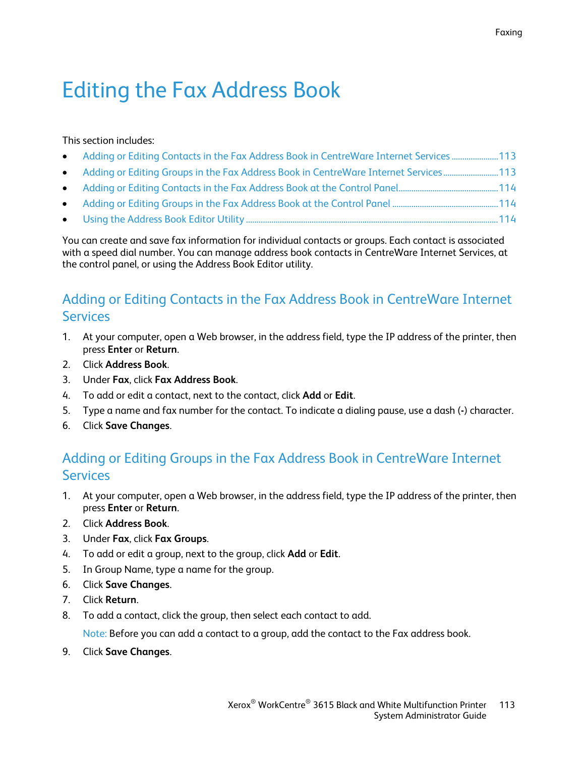# Editing the Fax Address Book

This section includes:

- Adding or Editing Contacts in the Fax Address Book in CentreWare Internet Services ...................... 113
- Adding or Editing Groups in the Fax Address Book in CentreWare Internet Services .......................... 113
- Adding or Editing Contacts in the Fax Address Book at the Control Panel............................................. 114
- Adding or Editing Groups in the Fax Address Book at the Control Panel ................................................ 114
- Using the Address Book Editor Utility .................................................................................................................. 114

You can create and save fax information for individual contacts or groups. Each contact is associated with a speed dial number. You can manage address book contacts in CentreWare Internet Services, at the control panel, or using the Address Book Editor utility.

## Adding or Editing Contacts in the Fax Address Book in CentreWare Internet Services

1. At your computer, open a Web browser, in the address field, type the IP address of the printer, then press **Enter** or **Return**.
2. Click **Address Book**.
3. Under **Fax**, click **Fax Address Book**.
4. To add or edit a contact, next to the contact, click **Add** or **Edit**.
5. Type a name and fax number for the contact. To indicate a dialing pause, use a dash (**-**) character.
6. Click **Save Changes**.

## Adding or Editing Groups in the Fax Address Book in CentreWare Internet Services

1. At your computer, open a Web browser, in the address field, type the IP address of the printer, then press **Enter** or **Return**.
2. Click **Address Book**.
3. Under **Fax**, click **Fax Groups**.
4. To add or edit a group, next to the group, click **Add** or **Edit**.
5. In Group Name, type a name for the group.
6. Click **Save Changes**.
7. Click **Return**.
8. To add a contact, click the group, then select each contact to add.

   Note: Before you can add a contact to a group, add the contact to the Fax address book.

9. Click **Save Changes**.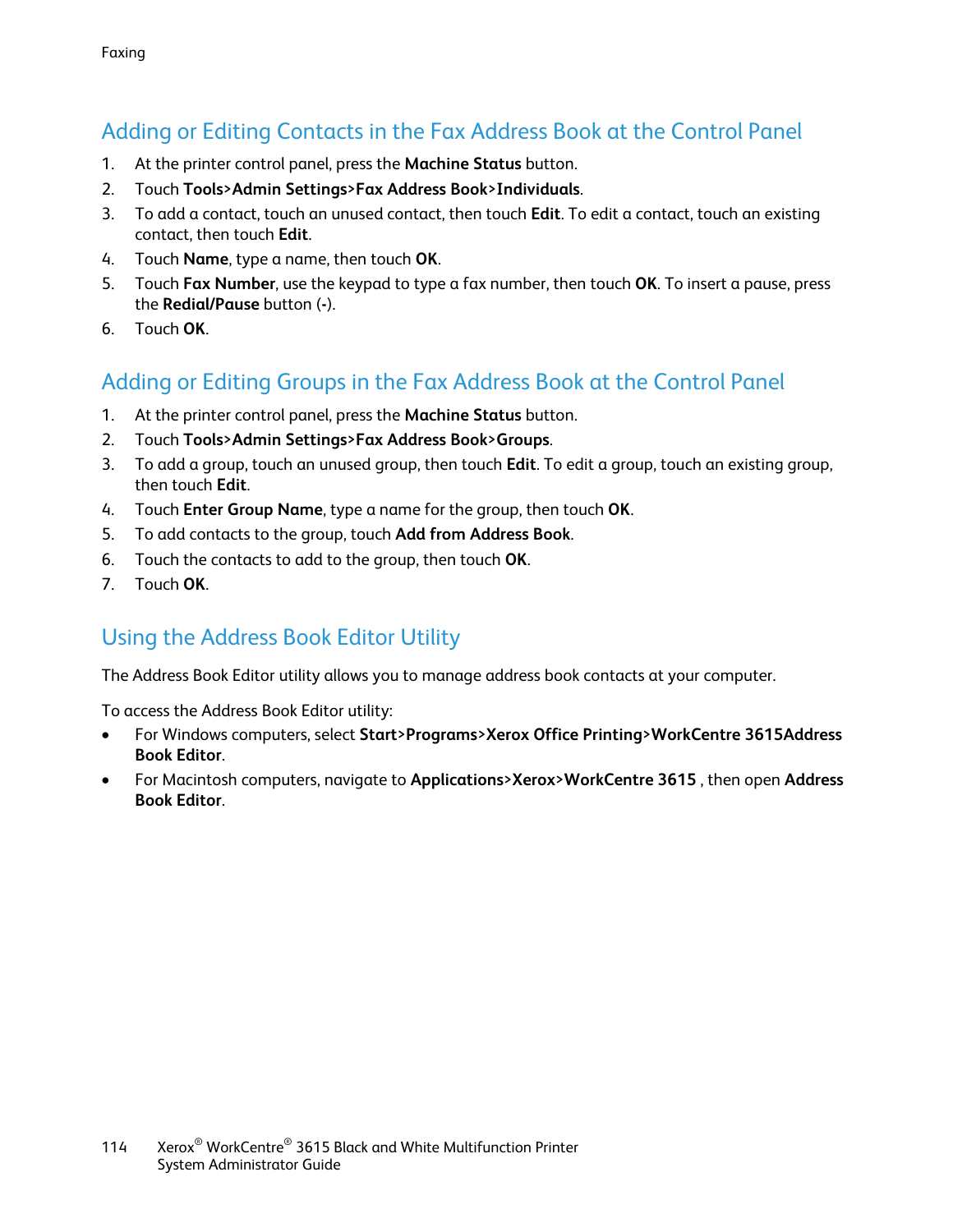## Adding or Editing Contacts in the Fax Address Book at the Control Panel

1. At the printer control panel, press the **Machine Status** button.
2. Touch **Tools>Admin Settings>Fax Address Book>Individuals**.
3. To add a contact, touch an unused contact, then touch **Edit**. To edit a contact, touch an existing contact, then touch **Edit**.
4. Touch **Name**, type a name, then touch **OK**.
5. Touch **Fax Number**, use the keypad to type a fax number, then touch **OK**. To insert a pause, press the **Redial/Pause** button (**-**).
6. Touch **OK**.

## Adding or Editing Groups in the Fax Address Book at the Control Panel

1. At the printer control panel, press the **Machine Status** button.
2. Touch **Tools>Admin Settings>Fax Address Book>Groups**.
3. To add a group, touch an unused group, then touch **Edit**. To edit a group, touch an existing group, then touch **Edit**.
4. Touch **Enter Group Name**, type a name for the group, then touch **OK**.
5. To add contacts to the group, touch **Add from Address Book**.
6. Touch the contacts to add to the group, then touch **OK**.
7. Touch **OK**.

## Using the Address Book Editor Utility

The Address Book Editor utility allows you to manage address book contacts at your computer.

To access the Address Book Editor utility:

- For Windows computers, select **Start>Programs>Xerox Office Printing>WorkCentre 3615Address Book Editor**.
- For Macintosh computers, navigate to **Applications>Xerox>WorkCentre 3615** , then open **Address Book Editor**.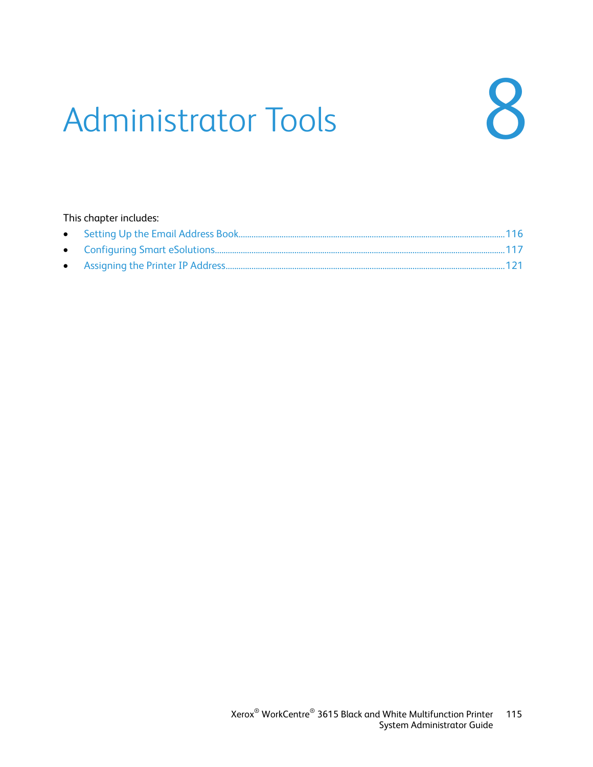# 8 Administrator Tools

This chapter includes:

- Setting Up the Email Address Book ... 116
- Configuring Smart eSolutions ... 117
- Assigning the Printer IP Address ... 121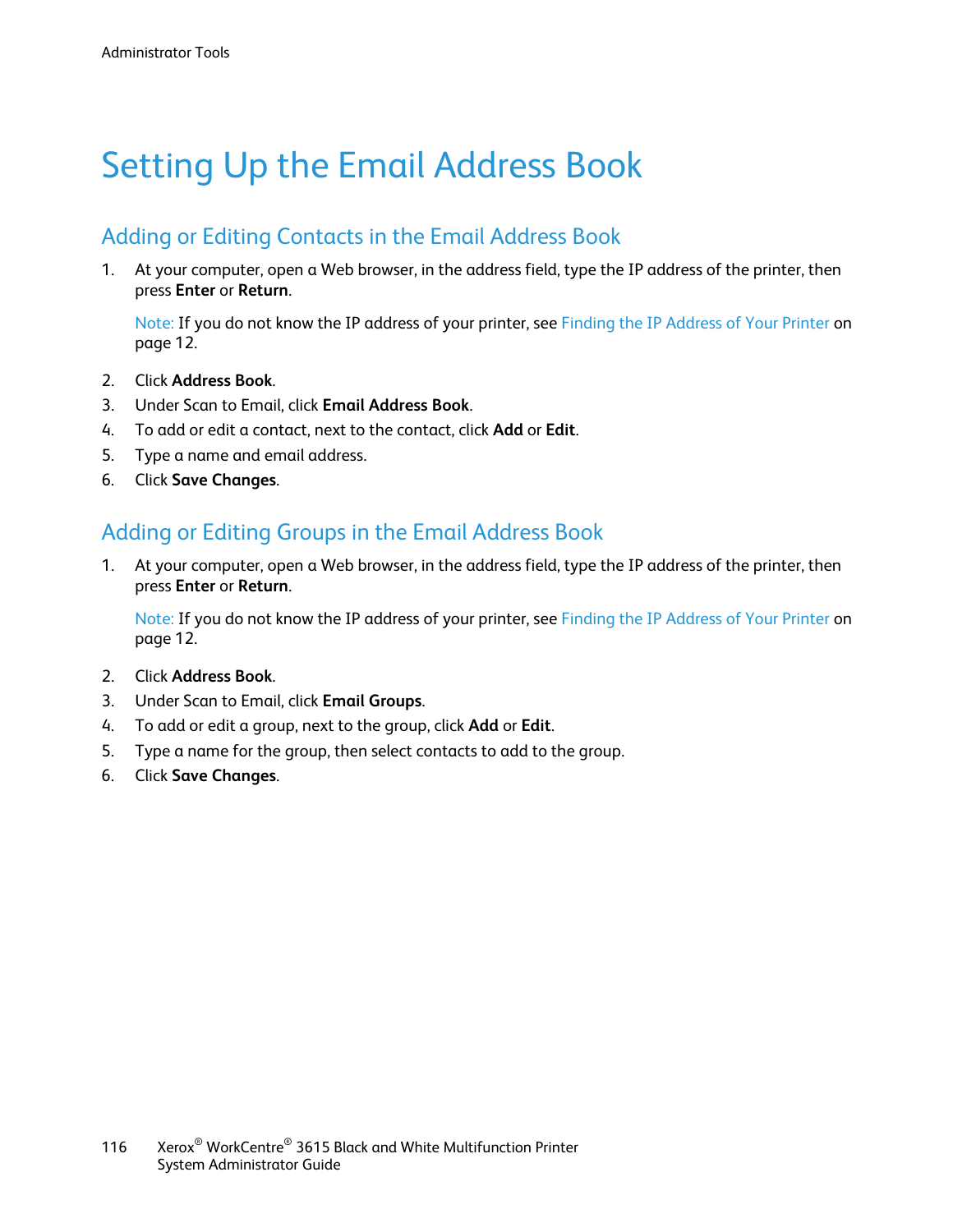# Setting Up the Email Address Book

## Adding or Editing Contacts in the Email Address Book

1. At your computer, open a Web browser, in the address field, type the IP address of the printer, then press **Enter** or **Return**.

   Note: If you do not know the IP address of your printer, see Finding the IP Address of Your Printer on page 12.

2. Click **Address Book**.
3. Under Scan to Email, click **Email Address Book**.
4. To add or edit a contact, next to the contact, click **Add** or **Edit**.
5. Type a name and email address.
6. Click **Save Changes**.

## Adding or Editing Groups in the Email Address Book

1. At your computer, open a Web browser, in the address field, type the IP address of the printer, then press **Enter** or **Return**.

   Note: If you do not know the IP address of your printer, see Finding the IP Address of Your Printer on page 12.

2. Click **Address Book**.
3. Under Scan to Email, click **Email Groups**.
4. To add or edit a group, next to the group, click **Add** or **Edit**.
5. Type a name for the group, then select contacts to add to the group.
6. Click **Save Changes**.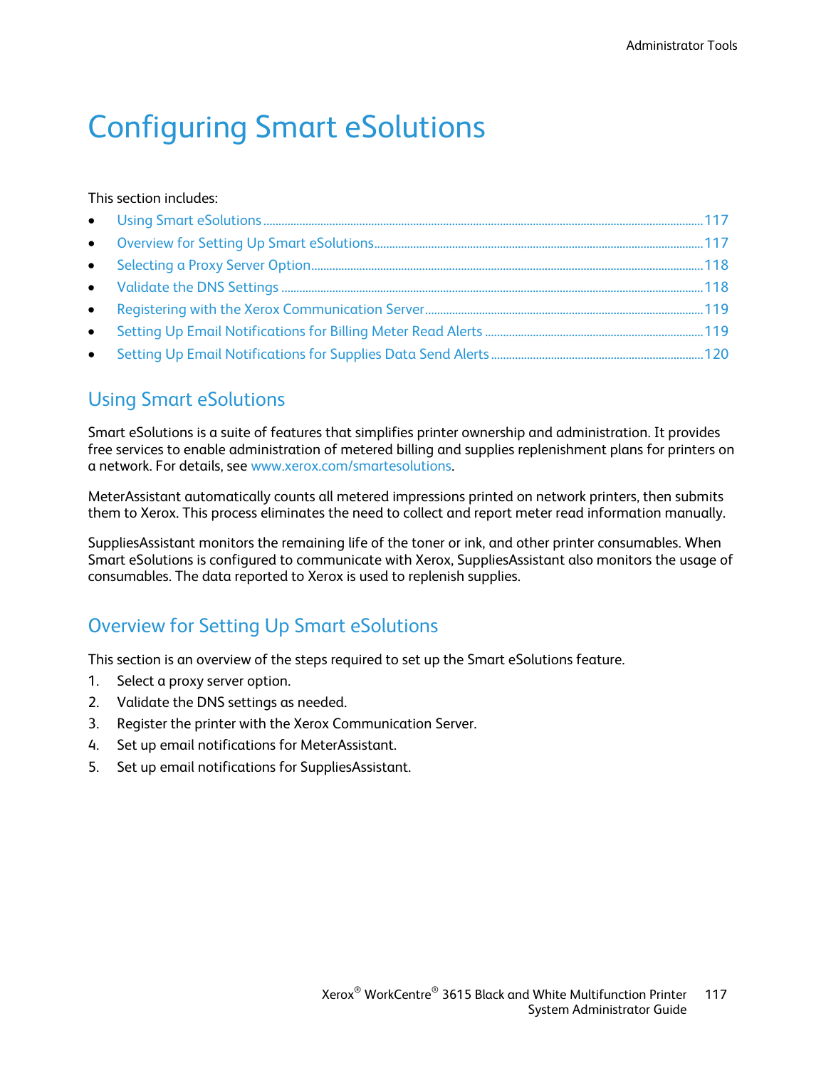# Configuring Smart eSolutions

This section includes:

- Using Smart eSolutions ........ 117
- Overview for Setting Up Smart eSolutions ........ 117
- Selecting a Proxy Server Option ........ 118
- Validate the DNS Settings ........ 118
- Registering with the Xerox Communication Server ........ 119
- Setting Up Email Notifications for Billing Meter Read Alerts ........ 119
- Setting Up Email Notifications for Supplies Data Send Alerts ........ 120

## Using Smart eSolutions

Smart eSolutions is a suite of features that simplifies printer ownership and administration. It provides free services to enable administration of metered billing and supplies replenishment plans for printers on a network. For details, see www.xerox.com/smartesolutions.

MeterAssistant automatically counts all metered impressions printed on network printers, then submits them to Xerox. This process eliminates the need to collect and report meter read information manually.

SuppliesAssistant monitors the remaining life of the toner or ink, and other printer consumables. When Smart eSolutions is configured to communicate with Xerox, SuppliesAssistant also monitors the usage of consumables. The data reported to Xerox is used to replenish supplies.

## Overview for Setting Up Smart eSolutions

This section is an overview of the steps required to set up the Smart eSolutions feature.

1. Select a proxy server option.
2. Validate the DNS settings as needed.
3. Register the printer with the Xerox Communication Server.
4. Set up email notifications for MeterAssistant.
5. Set up email notifications for SuppliesAssistant.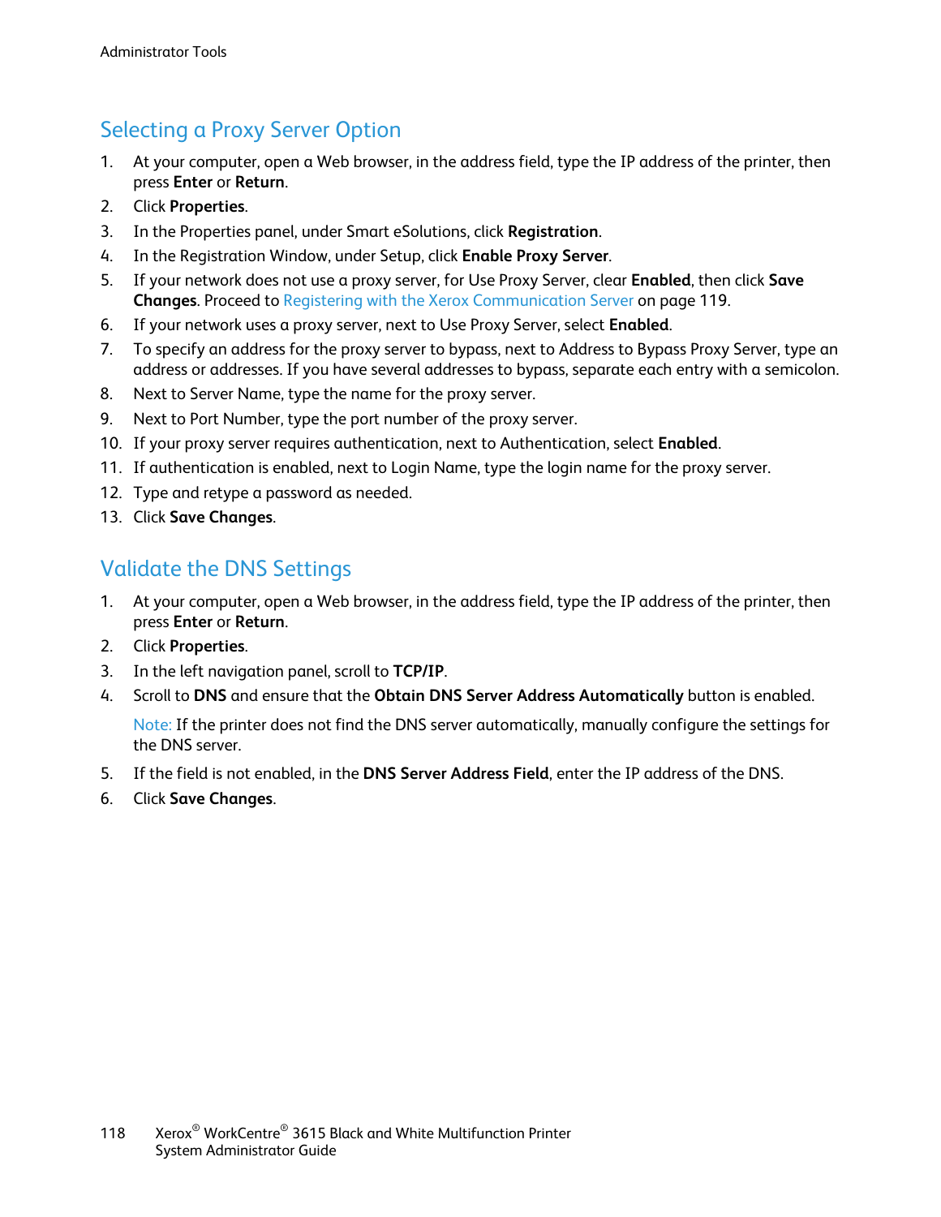## Selecting a Proxy Server Option

1. At your computer, open a Web browser, in the address field, type the IP address of the printer, then press **Enter** or **Return**.
2. Click **Properties**.
3. In the Properties panel, under Smart eSolutions, click **Registration**.
4. In the Registration Window, under Setup, click **Enable Proxy Server**.
5. If your network does not use a proxy server, for Use Proxy Server, clear **Enabled**, then click **Save Changes**. Proceed to Registering with the Xerox Communication Server on page 119.
6. If your network uses a proxy server, next to Use Proxy Server, select **Enabled**.
7. To specify an address for the proxy server to bypass, next to Address to Bypass Proxy Server, type an address or addresses. If you have several addresses to bypass, separate each entry with a semicolon.
8. Next to Server Name, type the name for the proxy server.
9. Next to Port Number, type the port number of the proxy server.
10. If your proxy server requires authentication, next to Authentication, select **Enabled**.
11. If authentication is enabled, next to Login Name, type the login name for the proxy server.
12. Type and retype a password as needed.
13. Click **Save Changes**.

## Validate the DNS Settings

1. At your computer, open a Web browser, in the address field, type the IP address of the printer, then press **Enter** or **Return**.
2. Click **Properties**.
3. In the left navigation panel, scroll to **TCP/IP**.
4. Scroll to **DNS** and ensure that the **Obtain DNS Server Address Automatically** button is enabled.

   Note: If the printer does not find the DNS server automatically, manually configure the settings for the DNS server.

5. If the field is not enabled, in the **DNS Server Address Field**, enter the IP address of the DNS.
6. Click **Save Changes**.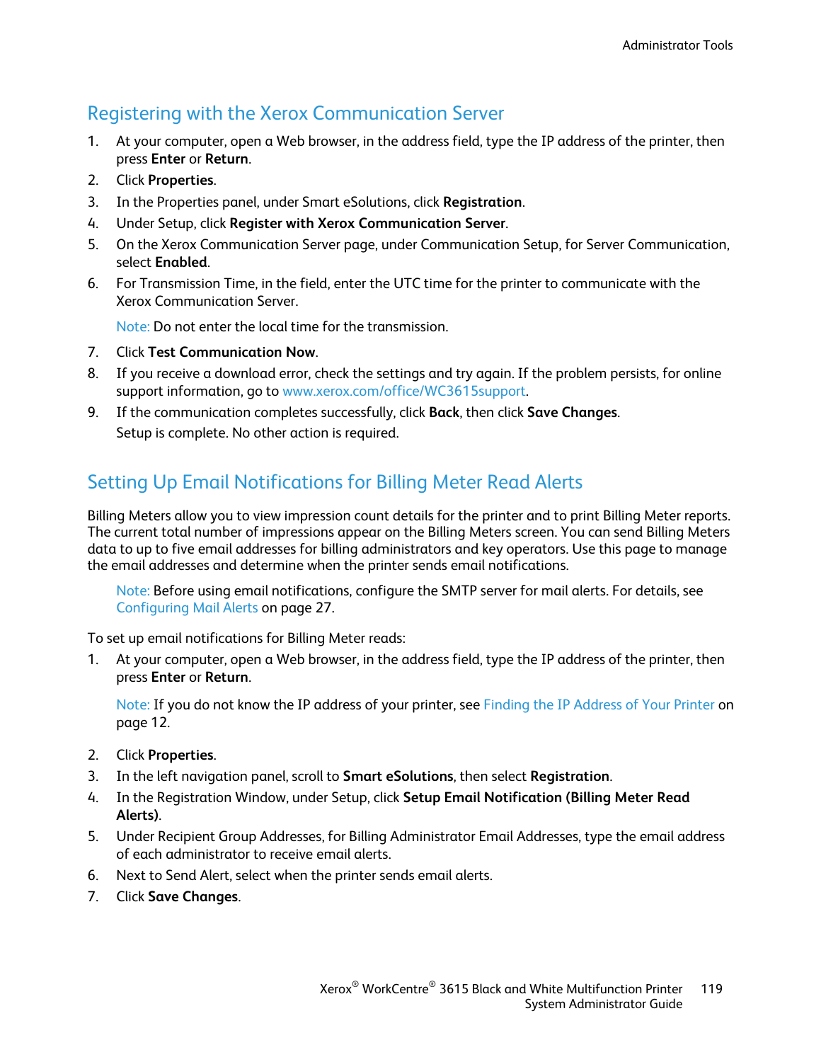## Registering with the Xerox Communication Server

1. At your computer, open a Web browser, in the address field, type the IP address of the printer, then press **Enter** or **Return**.
2. Click **Properties**.
3. In the Properties panel, under Smart eSolutions, click **Registration**.
4. Under Setup, click **Register with Xerox Communication Server**.
5. On the Xerox Communication Server page, under Communication Setup, for Server Communication, select **Enabled**.
6. For Transmission Time, in the field, enter the UTC time for the printer to communicate with the Xerox Communication Server.

   Note: Do not enter the local time for the transmission.

7. Click **Test Communication Now**.
8. If you receive a download error, check the settings and try again. If the problem persists, for online support information, go to www.xerox.com/office/WC3615support.
9. If the communication completes successfully, click **Back**, then click **Save Changes**.

   Setup is complete. No other action is required.

## Setting Up Email Notifications for Billing Meter Read Alerts

Billing Meters allow you to view impression count details for the printer and to print Billing Meter reports. The current total number of impressions appear on the Billing Meters screen. You can send Billing Meters data to up to five email addresses for billing administrators and key operators. Use this page to manage the email addresses and determine when the printer sends email notifications.

> Note: Before using email notifications, configure the SMTP server for mail alerts. For details, see Configuring Mail Alerts on page 27.

To set up email notifications for Billing Meter reads:

1. At your computer, open a Web browser, in the address field, type the IP address of the printer, then press **Enter** or **Return**.

   Note: If you do not know the IP address of your printer, see Finding the IP Address of Your Printer on page 12.

2. Click **Properties**.
3. In the left navigation panel, scroll to **Smart eSolutions**, then select **Registration**.
4. In the Registration Window, under Setup, click **Setup Email Notification (Billing Meter Read Alerts)**.
5. Under Recipient Group Addresses, for Billing Administrator Email Addresses, type the email address of each administrator to receive email alerts.
6. Next to Send Alert, select when the printer sends email alerts.
7. Click **Save Changes**.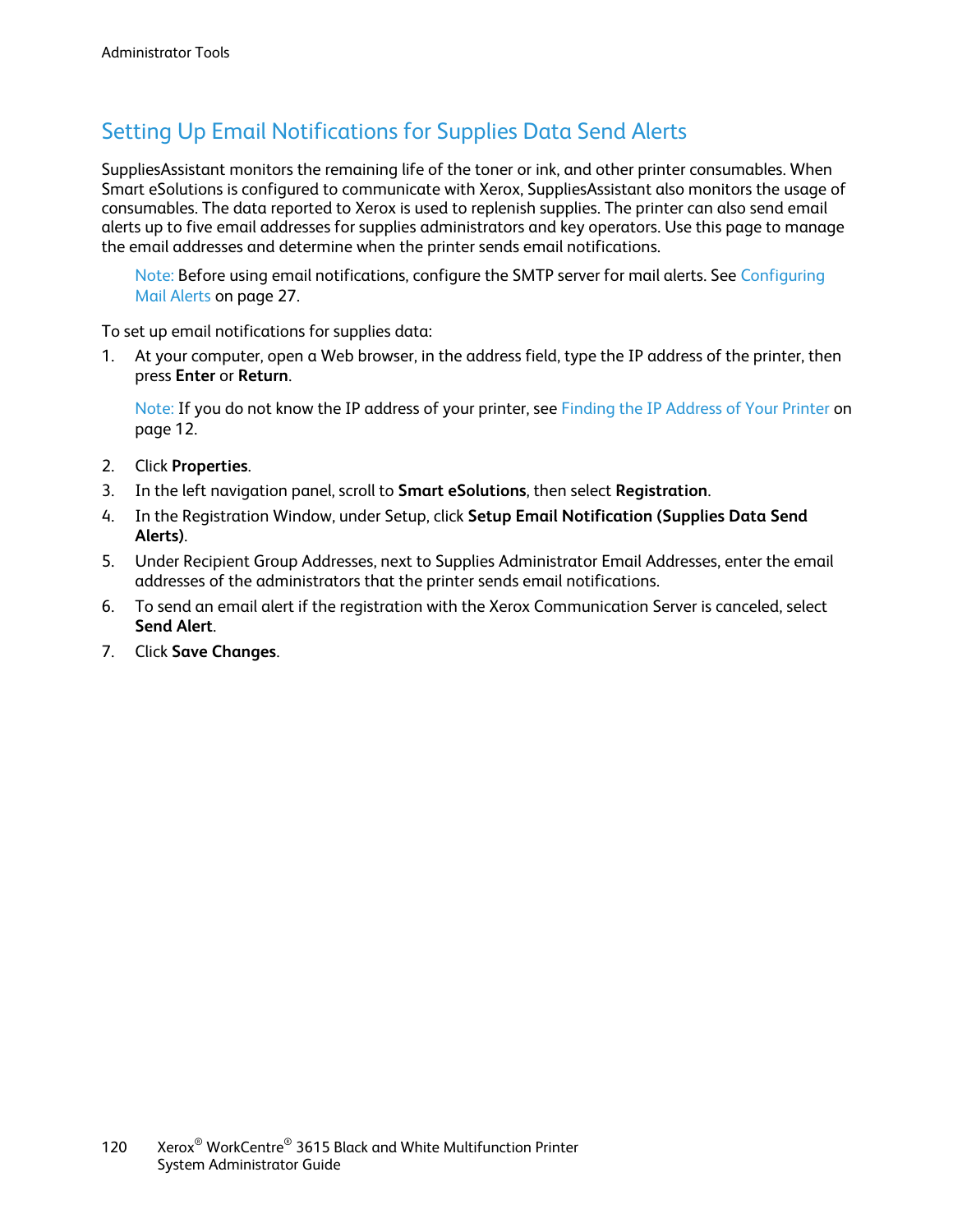## Setting Up Email Notifications for Supplies Data Send Alerts

SuppliesAssistant monitors the remaining life of the toner or ink, and other printer consumables. When Smart eSolutions is configured to communicate with Xerox, SuppliesAssistant also monitors the usage of consumables. The data reported to Xerox is used to replenish supplies. The printer can also send email alerts up to five email addresses for supplies administrators and key operators. Use this page to manage the email addresses and determine when the printer sends email notifications.

> Note: Before using email notifications, configure the SMTP server for mail alerts. See Configuring Mail Alerts on page 27.

To set up email notifications for supplies data:

1. At your computer, open a Web browser, in the address field, type the IP address of the printer, then press **Enter** or **Return**.

   > Note: If you do not know the IP address of your printer, see Finding the IP Address of Your Printer on page 12.

2. Click **Properties**.
3. In the left navigation panel, scroll to **Smart eSolutions**, then select **Registration**.
4. In the Registration Window, under Setup, click **Setup Email Notification (Supplies Data Send Alerts)**.
5. Under Recipient Group Addresses, next to Supplies Administrator Email Addresses, enter the email addresses of the administrators that the printer sends email notifications.
6. To send an email alert if the registration with the Xerox Communication Server is canceled, select **Send Alert**.
7. Click **Save Changes**.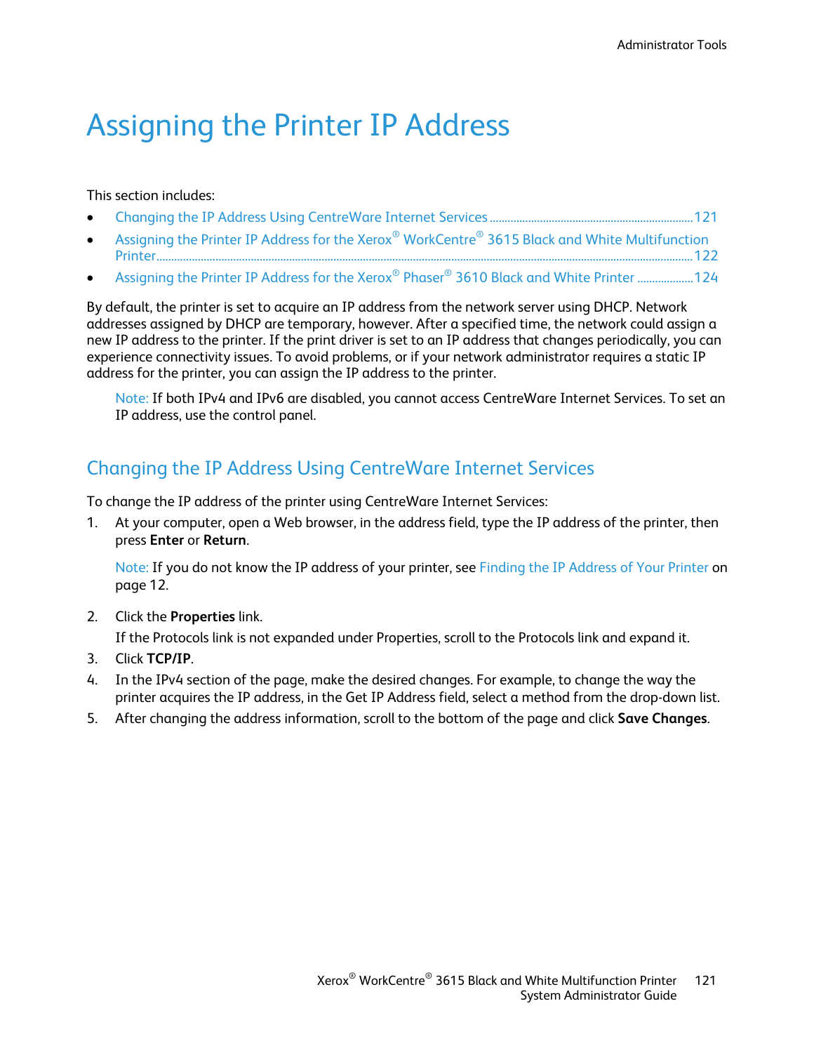# Assigning the Printer IP Address

This section includes:

- Changing the IP Address Using CentreWare Internet Services ........................................................................ 121
- Assigning the Printer IP Address for the Xerox® WorkCentre® 3615 Black and White Multifunction Printer ............................................................................................................................................................................ 122
- Assigning the Printer IP Address for the Xerox® Phaser® 3610 Black and White Printer .................... 124

By default, the printer is set to acquire an IP address from the network server using DHCP. Network addresses assigned by DHCP are temporary, however. After a specified time, the network could assign a new IP address to the printer. If the print driver is set to an IP address that changes periodically, you can experience connectivity issues. To avoid problems, or if your network administrator requires a static IP address for the printer, you can assign the IP address to the printer.

> Note: If both IPv4 and IPv6 are disabled, you cannot access CentreWare Internet Services. To set an IP address, use the control panel.

## Changing the IP Address Using CentreWare Internet Services

To change the IP address of the printer using CentreWare Internet Services:

1. At your computer, open a Web browser, in the address field, type the IP address of the printer, then press **Enter** or **Return**.

   Note: If you do not know the IP address of your printer, see Finding the IP Address of Your Printer on page 12.

2. Click the **Properties** link.

   If the Protocols link is not expanded under Properties, scroll to the Protocols link and expand it.

3. Click **TCP/IP**.
4. In the IPv4 section of the page, make the desired changes. For example, to change the way the printer acquires the IP address, in the Get IP Address field, select a method from the drop-down list.
5. After changing the address information, scroll to the bottom of the page and click **Save Changes**.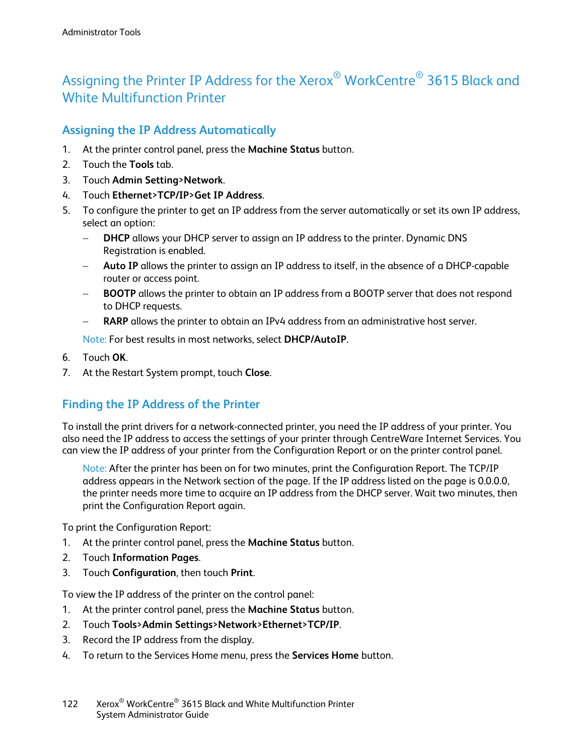# Assigning the Printer IP Address for the Xerox® WorkCentre® 3615 Black and White Multifunction Printer

## Assigning the IP Address Automatically

1. At the printer control panel, press the **Machine Status** button.
2. Touch the **Tools** tab.
3. Touch **Admin Setting>Network**.
4. Touch **Ethernet>TCP/IP>Get IP Address**.
5. To configure the printer to get an IP address from the server automatically or set its own IP address, select an option:
   - **DHCP** allows your DHCP server to assign an IP address to the printer. Dynamic DNS Registration is enabled.
   - **Auto IP** allows the printer to assign an IP address to itself, in the absence of a DHCP-capable router or access point.
   - **BOOTP** allows the printer to obtain an IP address from a BOOTP server that does not respond to DHCP requests.
   - **RARP** allows the printer to obtain an IPv4 address from an administrative host server.

   Note: For best results in most networks, select **DHCP/AutoIP**.
6. Touch **OK**.
7. At the Restart System prompt, touch **Close**.

## Finding the IP Address of the Printer

To install the print drivers for a network-connected printer, you need the IP address of your printer. You also need the IP address to access the settings of your printer through CentreWare Internet Services. You can view the IP address of your printer from the Configuration Report or on the printer control panel.

> Note: After the printer has been on for two minutes, print the Configuration Report. The TCP/IP address appears in the Network section of the page. If the IP address listed on the page is 0.0.0.0, the printer needs more time to acquire an IP address from the DHCP server. Wait two minutes, then print the Configuration Report again.

To print the Configuration Report:

1. At the printer control panel, press the **Machine Status** button.
2. Touch **Information Pages**.
3. Touch **Configuration**, then touch **Print**.

To view the IP address of the printer on the control panel:

1. At the printer control panel, press the **Machine Status** button.
2. Touch **Tools>Admin Settings>Network>Ethernet>TCP/IP**.
3. Record the IP address from the display.
4. To return to the Services Home menu, press the **Services Home** button.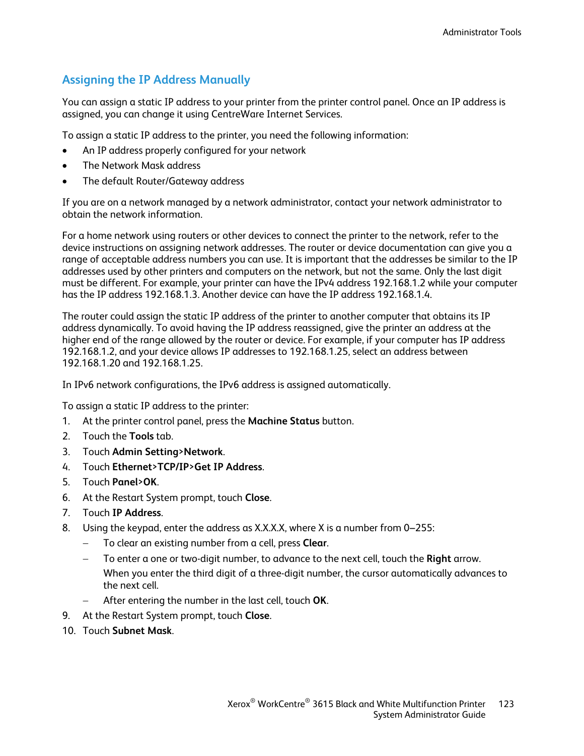## Assigning the IP Address Manually

You can assign a static IP address to your printer from the printer control panel. Once an IP address is assigned, you can change it using CentreWare Internet Services.

To assign a static IP address to the printer, you need the following information:

- An IP address properly configured for your network
- The Network Mask address
- The default Router/Gateway address

If you are on a network managed by a network administrator, contact your network administrator to obtain the network information.

For a home network using routers or other devices to connect the printer to the network, refer to the device instructions on assigning network addresses. The router or device documentation can give you a range of acceptable address numbers you can use. It is important that the addresses be similar to the IP addresses used by other printers and computers on the network, but not the same. Only the last digit must be different. For example, your printer can have the IPv4 address 192.168.1.2 while your computer has the IP address 192.168.1.3. Another device can have the IP address 192.168.1.4.

The router could assign the static IP address of the printer to another computer that obtains its IP address dynamically. To avoid having the IP address reassigned, give the printer an address at the higher end of the range allowed by the router or device. For example, if your computer has IP address 192.168.1.2, and your device allows IP addresses to 192.168.1.25, select an address between 192.168.1.20 and 192.168.1.25.

In IPv6 network configurations, the IPv6 address is assigned automatically.

To assign a static IP address to the printer:

1. At the printer control panel, press the **Machine Status** button.
2. Touch the **Tools** tab.
3. Touch **Admin Setting>Network**.
4. Touch **Ethernet>TCP/IP>Get IP Address**.
5. Touch **Panel>OK**.
6. At the Restart System prompt, touch **Close**.
7. Touch **IP Address**.
8. Using the keypad, enter the address as X.X.X.X, where X is a number from 0–255:
   - To clear an existing number from a cell, press **Clear**.
   - To enter a one or two-digit number, to advance to the next cell, touch the **Right** arrow.
     When you enter the third digit of a three-digit number, the cursor automatically advances to the next cell.
   - After entering the number in the last cell, touch **OK**.
9. At the Restart System prompt, touch **Close**.
10. Touch **Subnet Mask**.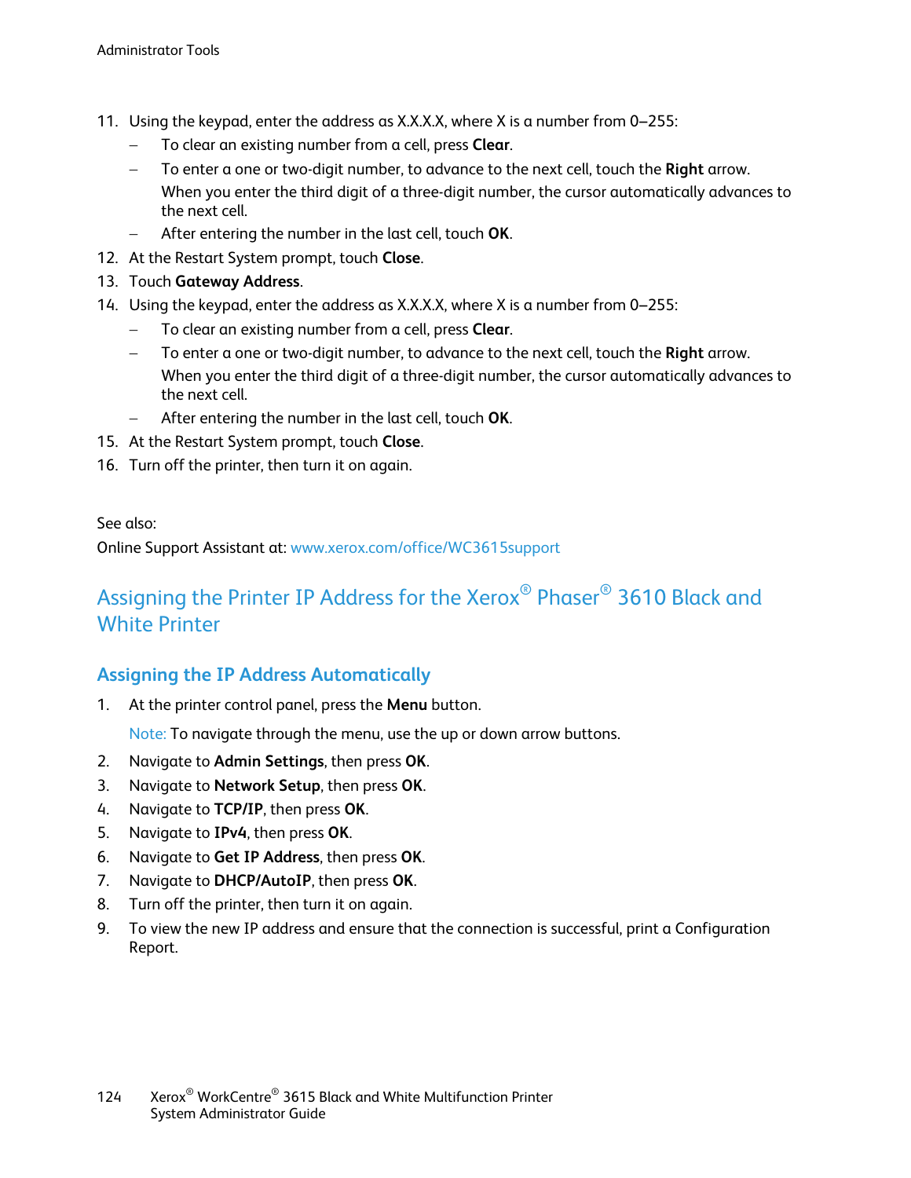11. Using the keypad, enter the address as X.X.X.X, where X is a number from 0–255:
    - To clear an existing number from a cell, press **Clear**.
    - To enter a one or two-digit number, to advance to the next cell, touch the **Right** arrow.
      When you enter the third digit of a three-digit number, the cursor automatically advances to the next cell.
    - After entering the number in the last cell, touch **OK**.
12. At the Restart System prompt, touch **Close**.
13. Touch **Gateway Address**.
14. Using the keypad, enter the address as X.X.X.X, where X is a number from 0–255:
    - To clear an existing number from a cell, press **Clear**.
    - To enter a one or two-digit number, to advance to the next cell, touch the **Right** arrow.
      When you enter the third digit of a three-digit number, the cursor automatically advances to the next cell.
    - After entering the number in the last cell, touch **OK**.
15. At the Restart System prompt, touch **Close**.
16. Turn off the printer, then turn it on again.

See also:
Online Support Assistant at: www.xerox.com/office/WC3615support

## Assigning the Printer IP Address for the Xerox® Phaser® 3610 Black and White Printer

### Assigning the IP Address Automatically

1. At the printer control panel, press the **Menu** button.

   Note: To navigate through the menu, use the up or down arrow buttons.
2. Navigate to **Admin Settings**, then press **OK**.
3. Navigate to **Network Setup**, then press **OK**.
4. Navigate to **TCP/IP**, then press **OK**.
5. Navigate to **IPv4**, then press **OK**.
6. Navigate to **Get IP Address**, then press **OK**.
7. Navigate to **DHCP/AutoIP**, then press **OK**.
8. Turn off the printer, then turn it on again.
9. To view the new IP address and ensure that the connection is successful, print a Configuration Report.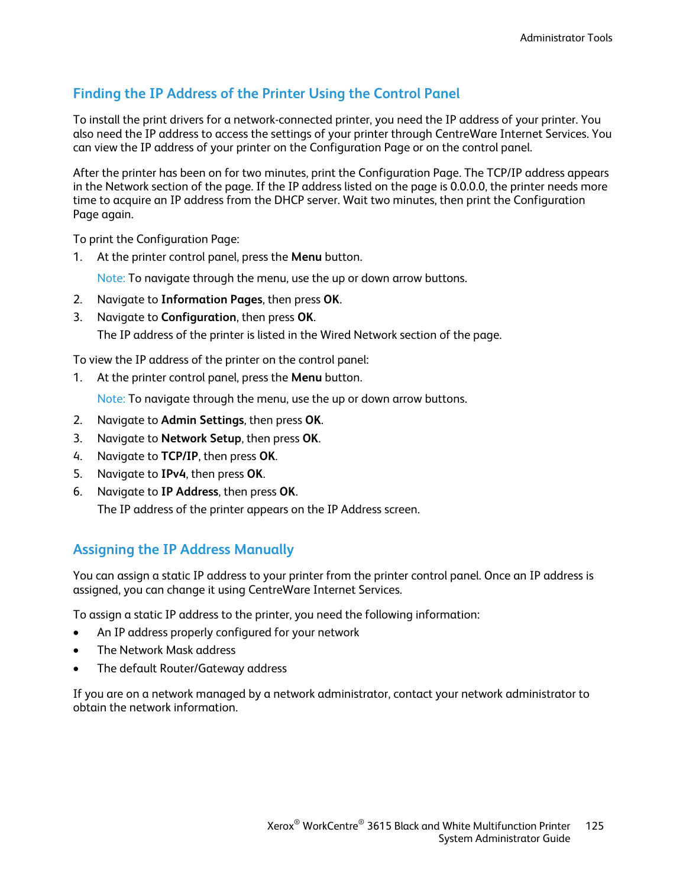## Finding the IP Address of the Printer Using the Control Panel

To install the print drivers for a network-connected printer, you need the IP address of your printer. You also need the IP address to access the settings of your printer through CentreWare Internet Services. You can view the IP address of your printer on the Configuration Page or on the control panel.

After the printer has been on for two minutes, print the Configuration Page. The TCP/IP address appears in the Network section of the page. If the IP address listed on the page is 0.0.0.0, the printer needs more time to acquire an IP address from the DHCP server. Wait two minutes, then print the Configuration Page again.

To print the Configuration Page:

1. At the printer control panel, press the **Menu** button.

   Note: To navigate through the menu, use the up or down arrow buttons.

2. Navigate to **Information Pages**, then press **OK**.
3. Navigate to **Configuration**, then press **OK**.

   The IP address of the printer is listed in the Wired Network section of the page.

To view the IP address of the printer on the control panel:

1. At the printer control panel, press the **Menu** button.

   Note: To navigate through the menu, use the up or down arrow buttons.

2. Navigate to **Admin Settings**, then press **OK**.
3. Navigate to **Network Setup**, then press **OK**.
4. Navigate to **TCP/IP**, then press **OK**.
5. Navigate to **IPv4**, then press **OK**.
6. Navigate to **IP Address**, then press **OK**.

   The IP address of the printer appears on the IP Address screen.

## Assigning the IP Address Manually

You can assign a static IP address to your printer from the printer control panel. Once an IP address is assigned, you can change it using CentreWare Internet Services.

To assign a static IP address to the printer, you need the following information:

- An IP address properly configured for your network
- The Network Mask address
- The default Router/Gateway address

If you are on a network managed by a network administrator, contact your network administrator to obtain the network information.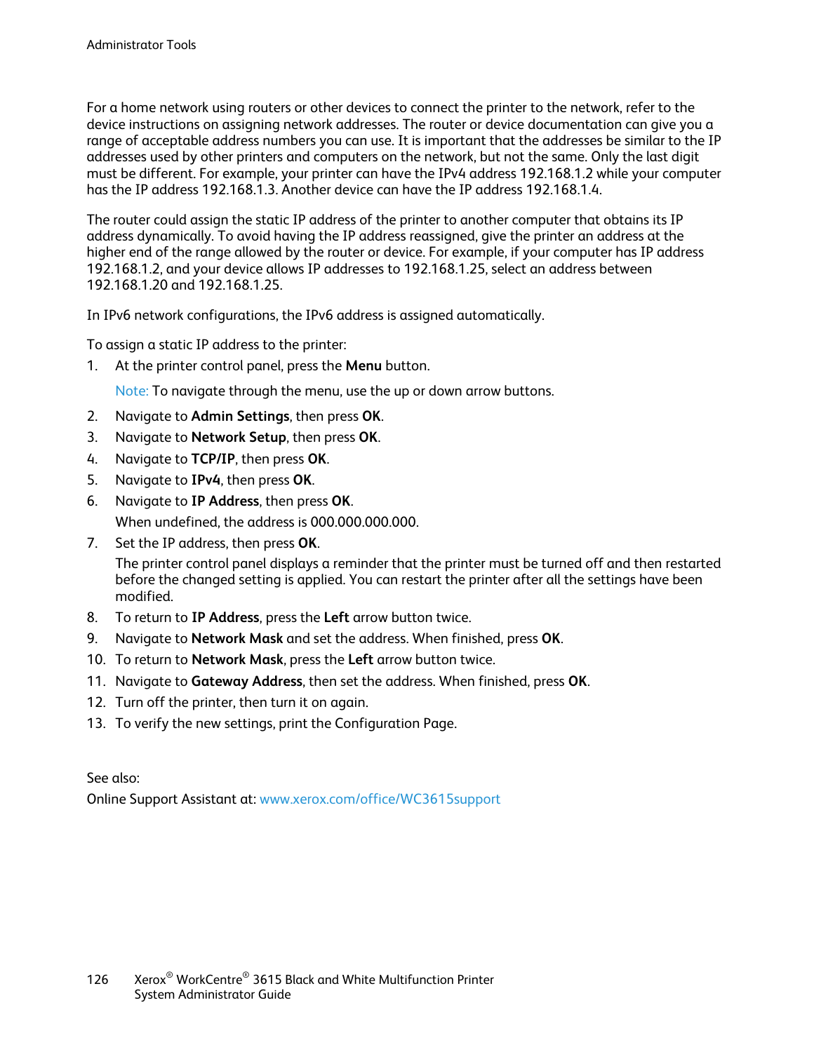For a home network using routers or other devices to connect the printer to the network, refer to the device instructions on assigning network addresses. The router or device documentation can give you a range of acceptable address numbers you can use. It is important that the addresses be similar to the IP addresses used by other printers and computers on the network, but not the same. Only the last digit must be different. For example, your printer can have the IPv4 address 192.168.1.2 while your computer has the IP address 192.168.1.3. Another device can have the IP address 192.168.1.4.

The router could assign the static IP address of the printer to another computer that obtains its IP address dynamically. To avoid having the IP address reassigned, give the printer an address at the higher end of the range allowed by the router or device. For example, if your computer has IP address 192.168.1.2, and your device allows IP addresses to 192.168.1.25, select an address between 192.168.1.20 and 192.168.1.25.

In IPv6 network configurations, the IPv6 address is assigned automatically.

To assign a static IP address to the printer:

1. At the printer control panel, press the **Menu** button.

   Note: To navigate through the menu, use the up or down arrow buttons.

2. Navigate to **Admin Settings**, then press **OK**.
3. Navigate to **Network Setup**, then press **OK**.
4. Navigate to **TCP/IP**, then press **OK**.
5. Navigate to **IPv4**, then press **OK**.
6. Navigate to **IP Address**, then press **OK**.

   When undefined, the address is 000.000.000.000.

7. Set the IP address, then press **OK**.

   The printer control panel displays a reminder that the printer must be turned off and then restarted before the changed setting is applied. You can restart the printer after all the settings have been modified.

8. To return to **IP Address**, press the **Left** arrow button twice.
9. Navigate to **Network Mask** and set the address. When finished, press **OK**.
10. To return to **Network Mask**, press the **Left** arrow button twice.
11. Navigate to **Gateway Address**, then set the address. When finished, press **OK**.
12. Turn off the printer, then turn it on again.
13. To verify the new settings, print the Configuration Page.

See also:

Online Support Assistant at: www.xerox.com/office/WC3615support